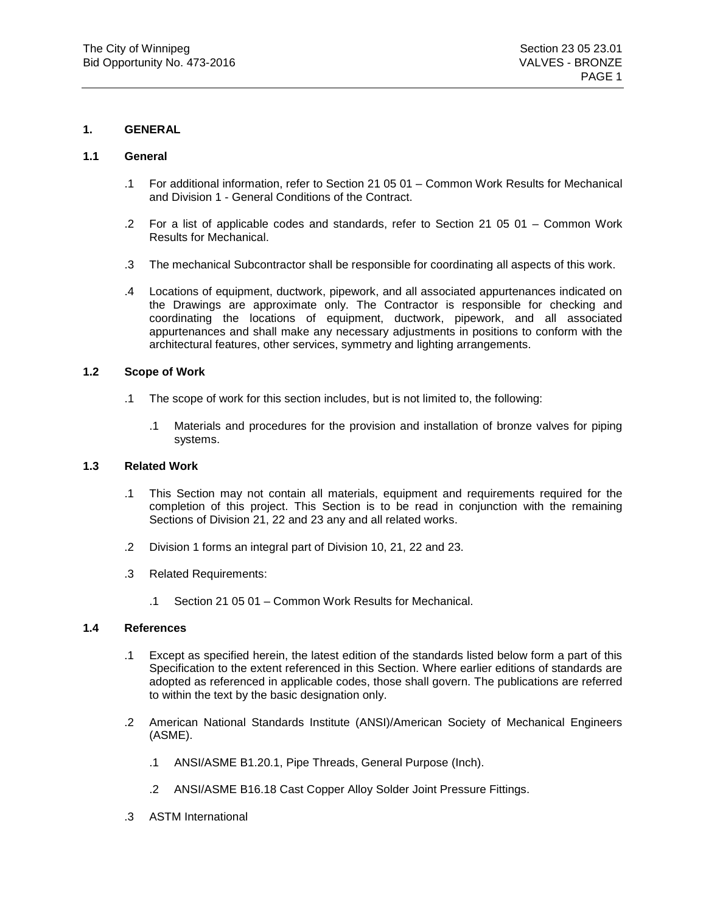# 1. GENERAL

## 1.1 General

.1 For additional information, refer to Section 21 05 01 – Common Work Results for Mechanical and Division 1 - General Conditions of the Contract.

.2 For a list of applicable codes and standards, refer to Section 21 05 01 – Common Work Results for Mechanical.

.3 The mechanical Subcontractor shall be responsible for coordinating all aspects of this work.

.4 Locations of equipment, ductwork, pipework, and all associated appurtenances indicated on the Drawings are approximate only. The Contractor is responsible for checking and coordinating the locations of equipment, ductwork, pipework, and all associated appurtenances and shall make any necessary adjustments in positions to conform with the architectural features, other services, symmetry and lighting arrangements.

## 1.2 Scope of Work

.1 The scope of work for this section includes, but is not limited to, the following:

- .1 Materials and procedures for the provision and installation of bronze valves for piping systems.

## 1.3 Related Work

.1 This Section may not contain all materials, equipment and requirements required for the completion of this project. This Section is to be read in conjunction with the remaining Sections of Division 21, 22 and 23 any and all related works.

.2 Division 1 forms an integral part of Division 10, 21, 22 and 23.

.3 Related Requirements:

- .1 Section 21 05 01 – Common Work Results for Mechanical.

## 1.4 References

.1 Except as specified herein, the latest edition of the standards listed below form a part of this Specification to the extent referenced in this Section. Where earlier editions of standards are adopted as referenced in applicable codes, those shall govern. The publications are referred to within the text by the basic designation only.

.2 American National Standards Institute (ANSI)/American Society of Mechanical Engineers (ASME).

- .1 ANSI/ASME B1.20.1, Pipe Threads, General Purpose (Inch).
- .2 ANSI/ASME B16.18 Cast Copper Alloy Solder Joint Pressure Fittings.

.3 ASTM International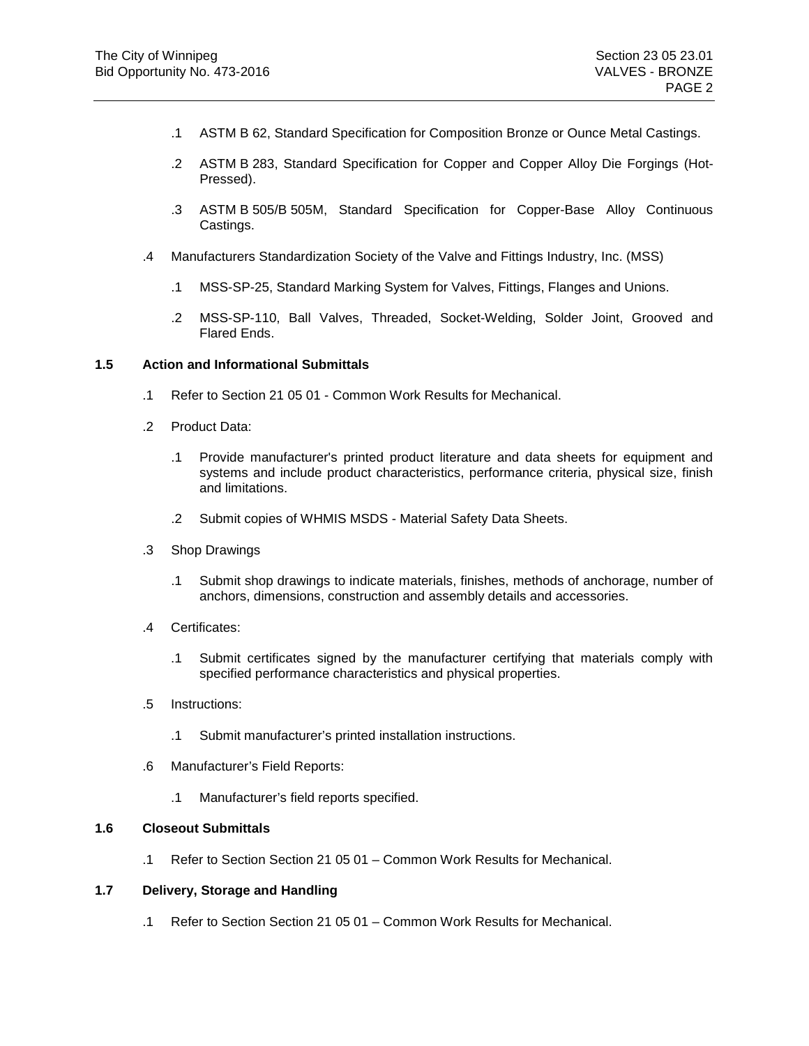- .1 ASTM B 62, Standard Specification for Composition Bronze or Ounce Metal Castings.
- .2 ASTM B 283, Standard Specification for Copper and Copper Alloy Die Forgings (Hot-Pressed).
- .3 ASTM B 505/B 505M, Standard Specification for Copper-Base Alloy Continuous Castings.

.4 Manufacturers Standardization Society of the Valve and Fittings Industry, Inc. (MSS)

- .1 MSS-SP-25, Standard Marking System for Valves, Fittings, Flanges and Unions.
- .2 MSS-SP-110, Ball Valves, Threaded, Socket-Welding, Solder Joint, Grooved and Flared Ends.

### 1.5 Action and Informational Submittals

.1 Refer to Section 21 05 01 - Common Work Results for Mechanical.

.2 Product Data:

- .1 Provide manufacturer's printed product literature and data sheets for equipment and systems and include product characteristics, performance criteria, physical size, finish and limitations.
- .2 Submit copies of WHMIS MSDS - Material Safety Data Sheets.

.3 Shop Drawings

- .1 Submit shop drawings to indicate materials, finishes, methods of anchorage, number of anchors, dimensions, construction and assembly details and accessories.

.4 Certificates:

- .1 Submit certificates signed by the manufacturer certifying that materials comply with specified performance characteristics and physical properties.

.5 Instructions:

- .1 Submit manufacturer's printed installation instructions.

.6 Manufacturer's Field Reports:

- .1 Manufacturer's field reports specified.

### 1.6 Closeout Submittals

.1 Refer to Section Section 21 05 01 – Common Work Results for Mechanical.

### 1.7 Delivery, Storage and Handling

.1 Refer to Section Section 21 05 01 – Common Work Results for Mechanical.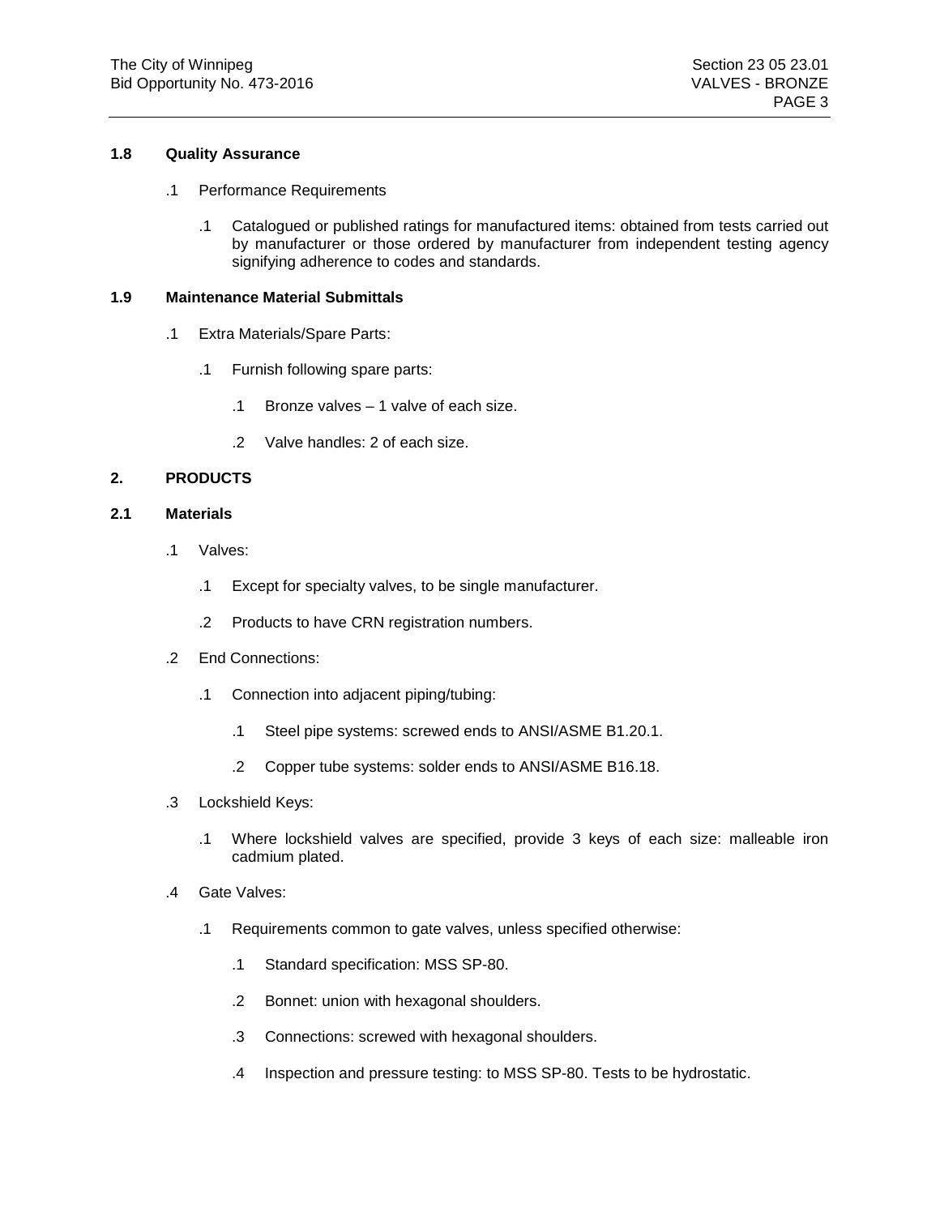### 1.8 Quality Assurance

.1 Performance Requirements

.1 Catalogued or published ratings for manufactured items: obtained from tests carried out by manufacturer or those ordered by manufacturer from independent testing agency signifying adherence to codes and standards.

### 1.9 Maintenance Material Submittals

.1 Extra Materials/Spare Parts:

.1 Furnish following spare parts:

.1 Bronze valves – 1 valve of each size.

.2 Valve handles: 2 of each size.

## 2. PRODUCTS

### 2.1 Materials

.1 Valves:

.1 Except for specialty valves, to be single manufacturer.

.2 Products to have CRN registration numbers.

.2 End Connections:

.1 Connection into adjacent piping/tubing:

.1 Steel pipe systems: screwed ends to ANSI/ASME B1.20.1.

.2 Copper tube systems: solder ends to ANSI/ASME B16.18.

.3 Lockshield Keys:

.1 Where lockshield valves are specified, provide 3 keys of each size: malleable iron cadmium plated.

.4 Gate Valves:

.1 Requirements common to gate valves, unless specified otherwise:

.1 Standard specification: MSS SP-80.

.2 Bonnet: union with hexagonal shoulders.

.3 Connections: screwed with hexagonal shoulders.

.4 Inspection and pressure testing: to MSS SP-80. Tests to be hydrostatic.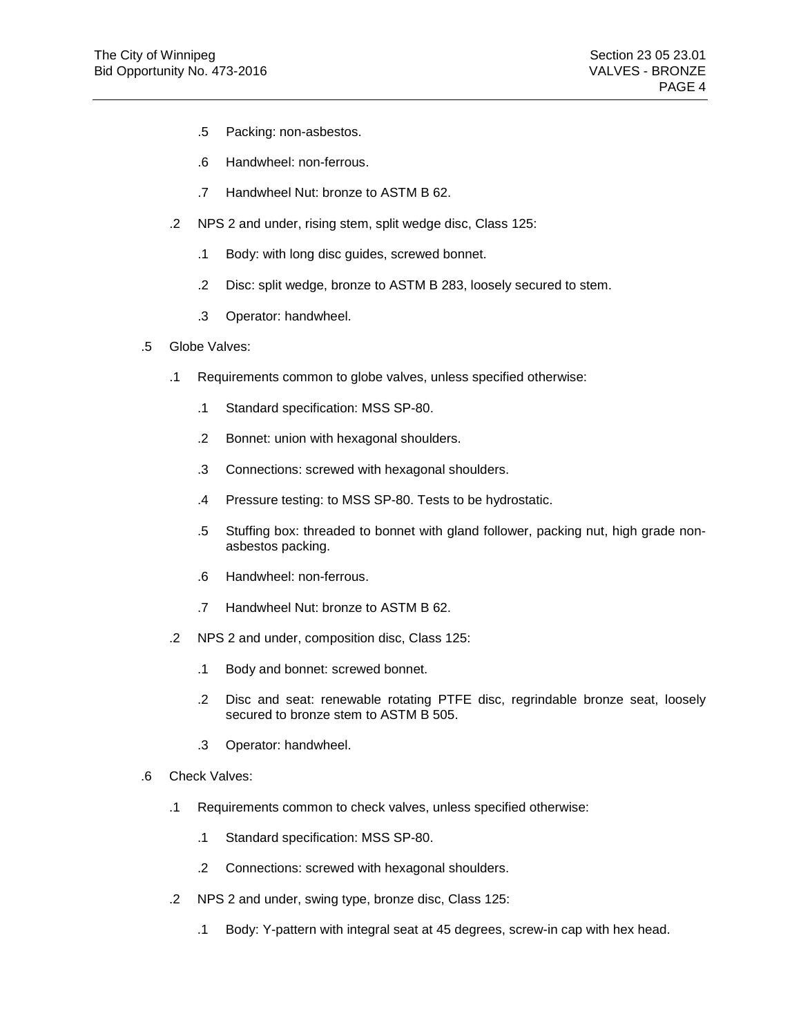.5 Packing: non-asbestos.

.6 Handwheel: non-ferrous.

.7 Handwheel Nut: bronze to ASTM B 62.

.2 NPS 2 and under, rising stem, split wedge disc, Class 125:

.1 Body: with long disc guides, screwed bonnet.

.2 Disc: split wedge, bronze to ASTM B 283, loosely secured to stem.

.3 Operator: handwheel.

.5 Globe Valves:

.1 Requirements common to globe valves, unless specified otherwise:

.1 Standard specification: MSS SP-80.

.2 Bonnet: union with hexagonal shoulders.

.3 Connections: screwed with hexagonal shoulders.

.4 Pressure testing: to MSS SP-80. Tests to be hydrostatic.

.5 Stuffing box: threaded to bonnet with gland follower, packing nut, high grade non-asbestos packing.

.6 Handwheel: non-ferrous.

.7 Handwheel Nut: bronze to ASTM B 62.

.2 NPS 2 and under, composition disc, Class 125:

.1 Body and bonnet: screwed bonnet.

.2 Disc and seat: renewable rotating PTFE disc, regrindable bronze seat, loosely secured to bronze stem to ASTM B 505.

.3 Operator: handwheel.

.6 Check Valves:

.1 Requirements common to check valves, unless specified otherwise:

.1 Standard specification: MSS SP-80.

.2 Connections: screwed with hexagonal shoulders.

.2 NPS 2 and under, swing type, bronze disc, Class 125:

.1 Body: Y-pattern with integral seat at 45 degrees, screw-in cap with hex head.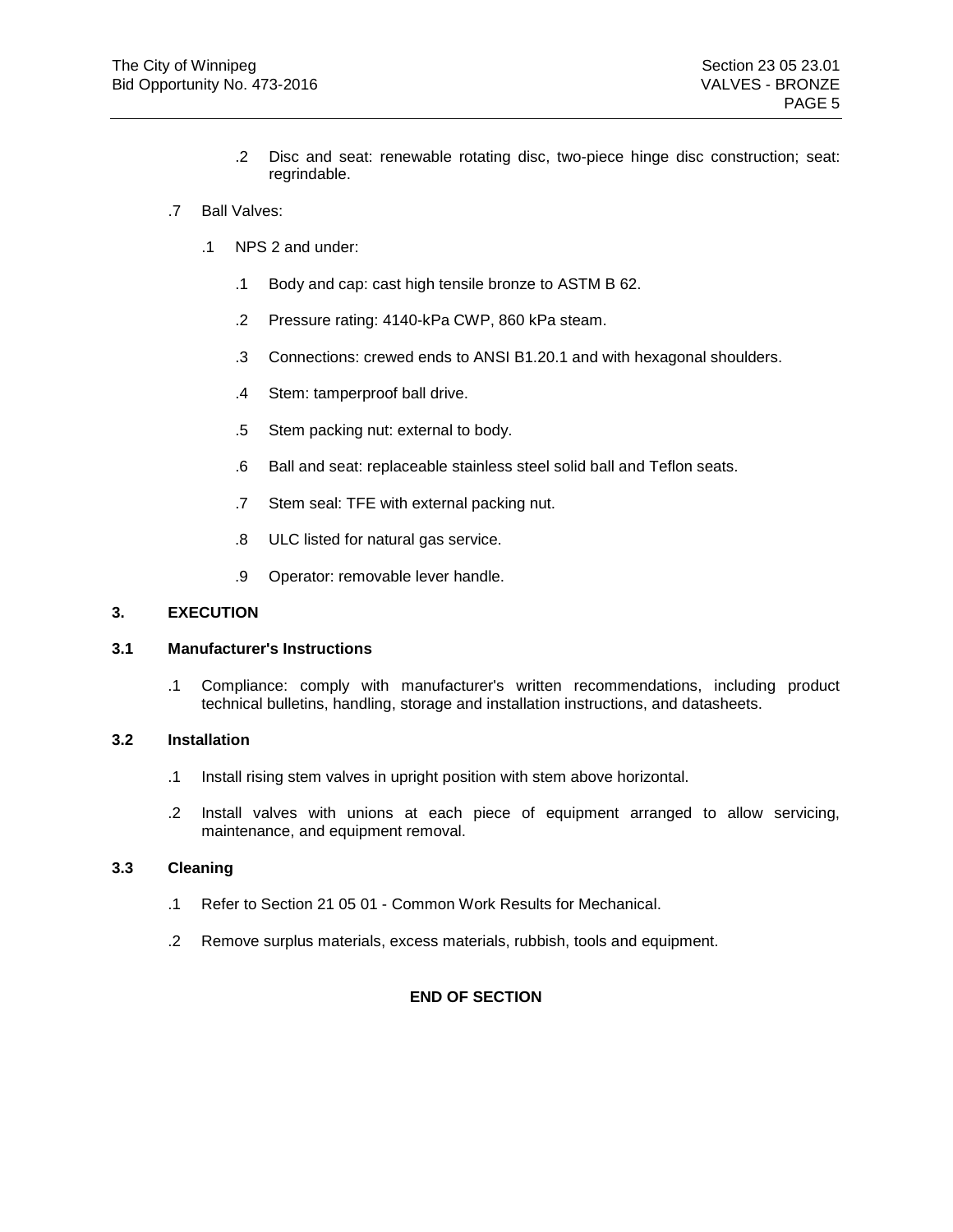.2 Disc and seat: renewable rotating disc, two-piece hinge disc construction; seat: regrindable.

.7 Ball Valves:

.1 NPS 2 and under:

.1 Body and cap: cast high tensile bronze to ASTM B 62.

.2 Pressure rating: 4140-kPa CWP, 860 kPa steam.

.3 Connections: crewed ends to ANSI B1.20.1 and with hexagonal shoulders.

.4 Stem: tamperproof ball drive.

.5 Stem packing nut: external to body.

.6 Ball and seat: replaceable stainless steel solid ball and Teflon seats.

.7 Stem seal: TFE with external packing nut.

.8 ULC listed for natural gas service.

.9 Operator: removable lever handle.

## 3. EXECUTION

### 3.1 Manufacturer's Instructions

.1 Compliance: comply with manufacturer's written recommendations, including product technical bulletins, handling, storage and installation instructions, and datasheets.

### 3.2 Installation

.1 Install rising stem valves in upright position with stem above horizontal.

.2 Install valves with unions at each piece of equipment arranged to allow servicing, maintenance, and equipment removal.

### 3.3 Cleaning

.1 Refer to Section 21 05 01 - Common Work Results for Mechanical.

.2 Remove surplus materials, excess materials, rubbish, tools and equipment.

**END OF SECTION**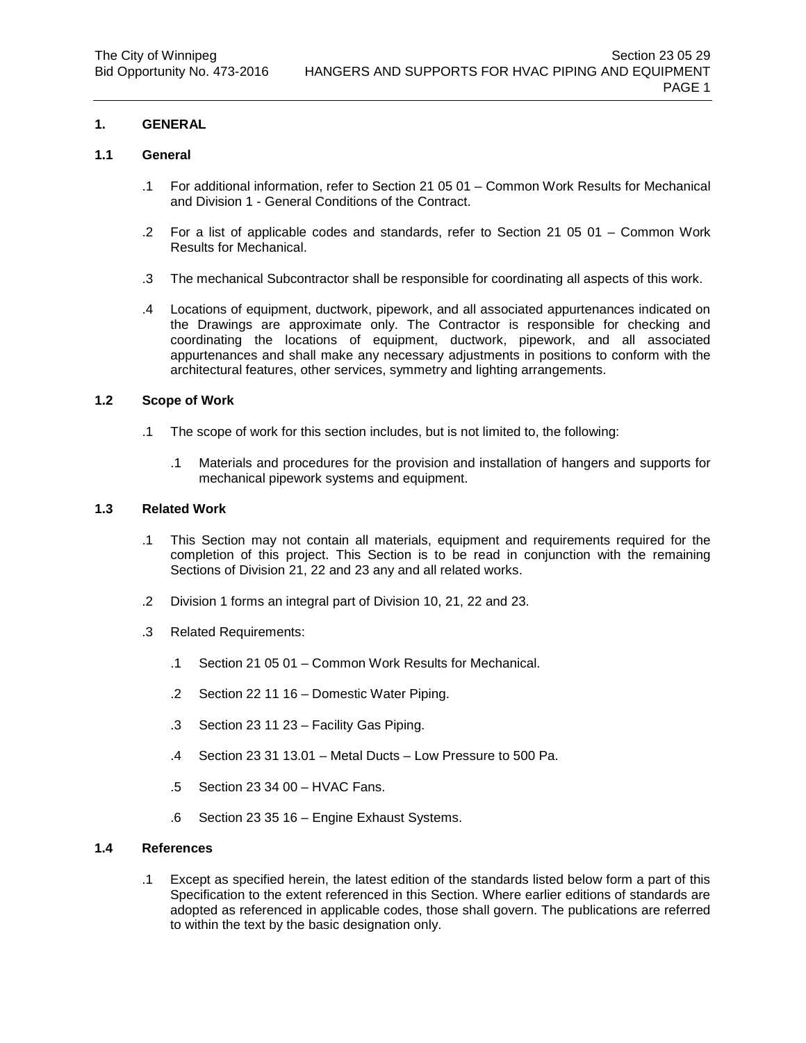## 1. GENERAL

### 1.1 General

.1 For additional information, refer to Section 21 05 01 – Common Work Results for Mechanical and Division 1 - General Conditions of the Contract.

.2 For a list of applicable codes and standards, refer to Section 21 05 01 – Common Work Results for Mechanical.

.3 The mechanical Subcontractor shall be responsible for coordinating all aspects of this work.

.4 Locations of equipment, ductwork, pipework, and all associated appurtenances indicated on the Drawings are approximate only. The Contractor is responsible for checking and coordinating the locations of equipment, ductwork, pipework, and all associated appurtenances and shall make any necessary adjustments in positions to conform with the architectural features, other services, symmetry and lighting arrangements.

### 1.2 Scope of Work

.1 The scope of work for this section includes, but is not limited to, the following:

- .1 Materials and procedures for the provision and installation of hangers and supports for mechanical pipework systems and equipment.

### 1.3 Related Work

.1 This Section may not contain all materials, equipment and requirements required for the completion of this project. This Section is to be read in conjunction with the remaining Sections of Division 21, 22 and 23 any and all related works.

.2 Division 1 forms an integral part of Division 10, 21, 22 and 23.

.3 Related Requirements:

- .1 Section 21 05 01 – Common Work Results for Mechanical.
- .2 Section 22 11 16 – Domestic Water Piping.
- .3 Section 23 11 23 – Facility Gas Piping.
- .4 Section 23 31 13.01 – Metal Ducts – Low Pressure to 500 Pa.
- .5 Section 23 34 00 – HVAC Fans.
- .6 Section 23 35 16 – Engine Exhaust Systems.

### 1.4 References

.1 Except as specified herein, the latest edition of the standards listed below form a part of this Specification to the extent referenced in this Section. Where earlier editions of standards are adopted as referenced in applicable codes, those shall govern. The publications are referred to within the text by the basic designation only.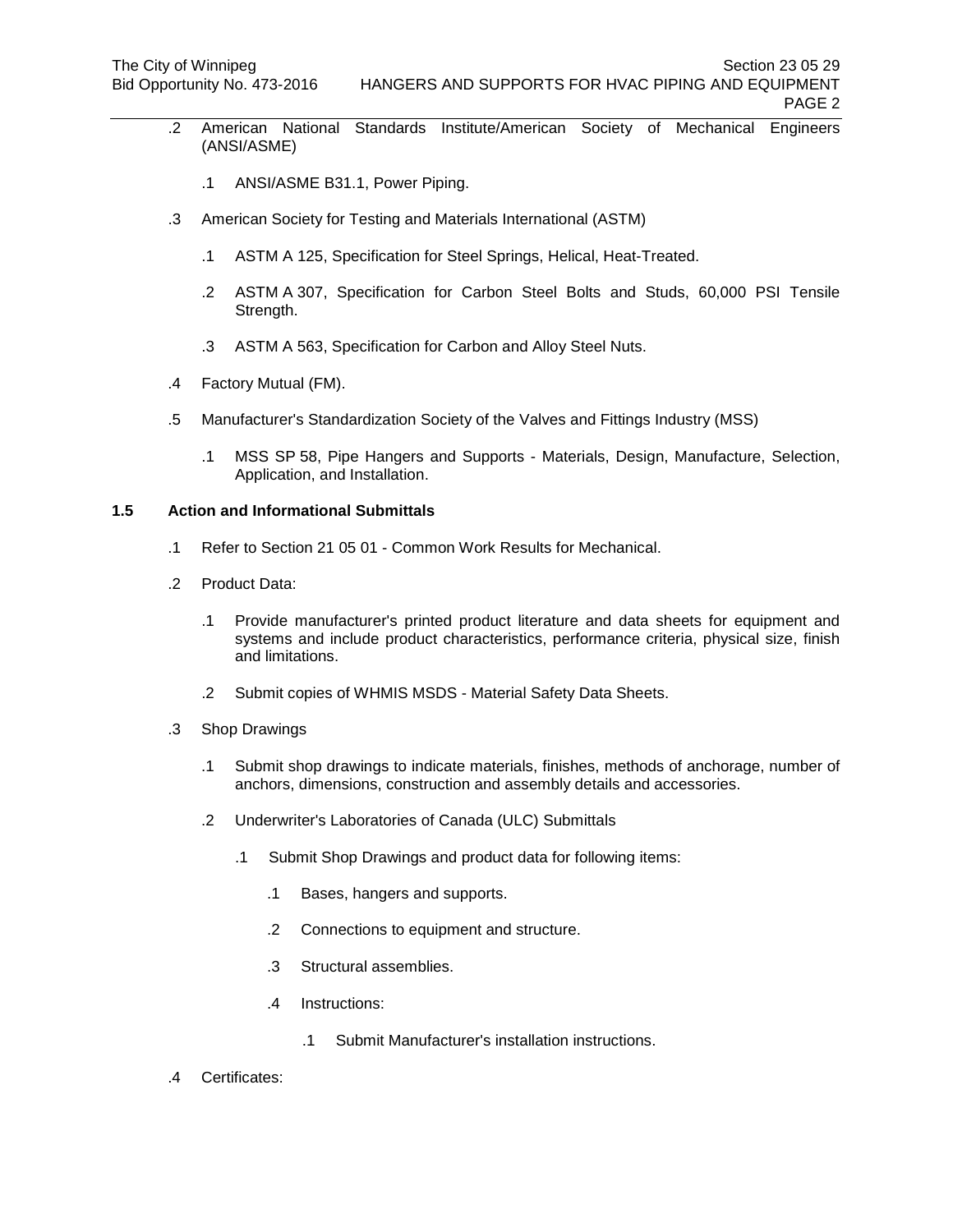.2 American National Standards Institute/American Society of Mechanical Engineers (ANSI/ASME)

  .1 ANSI/ASME B31.1, Power Piping.

.3 American Society for Testing and Materials International (ASTM)

  .1 ASTM A 125, Specification for Steel Springs, Helical, Heat-Treated.

  .2 ASTM A 307, Specification for Carbon Steel Bolts and Studs, 60,000 PSI Tensile Strength.

  .3 ASTM A 563, Specification for Carbon and Alloy Steel Nuts.

.4 Factory Mutual (FM).

.5 Manufacturer's Standardization Society of the Valves and Fittings Industry (MSS)

  .1 MSS SP 58, Pipe Hangers and Supports - Materials, Design, Manufacture, Selection, Application, and Installation.

## 1.5 Action and Informational Submittals

.1 Refer to Section 21 05 01 - Common Work Results for Mechanical.

.2 Product Data:

  .1 Provide manufacturer's printed product literature and data sheets for equipment and systems and include product characteristics, performance criteria, physical size, finish and limitations.

  .2 Submit copies of WHMIS MSDS - Material Safety Data Sheets.

.3 Shop Drawings

  .1 Submit shop drawings to indicate materials, finishes, methods of anchorage, number of anchors, dimensions, construction and assembly details and accessories.

  .2 Underwriter's Laboratories of Canada (ULC) Submittals

    .1 Submit Shop Drawings and product data for following items:

      .1 Bases, hangers and supports.

      .2 Connections to equipment and structure.

      .3 Structural assemblies.

      .4 Instructions:

        .1 Submit Manufacturer's installation instructions.

.4 Certificates: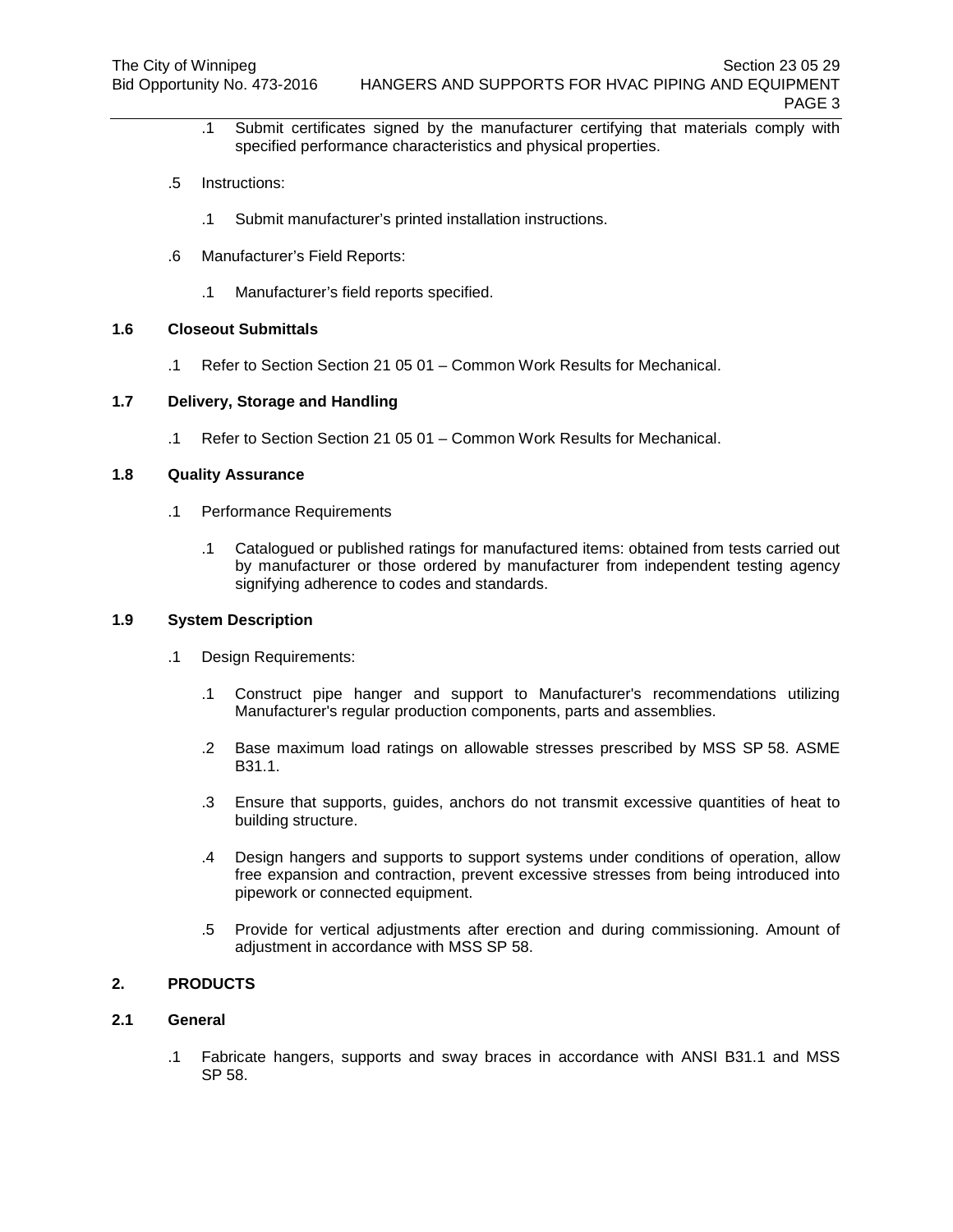.1 Submit certificates signed by the manufacturer certifying that materials comply with specified performance characteristics and physical properties.

.5 Instructions:

.1 Submit manufacturer's printed installation instructions.

.6 Manufacturer's Field Reports:

.1 Manufacturer's field reports specified.

### 1.6 Closeout Submittals

.1 Refer to Section Section 21 05 01 – Common Work Results for Mechanical.

### 1.7 Delivery, Storage and Handling

.1 Refer to Section Section 21 05 01 – Common Work Results for Mechanical.

### 1.8 Quality Assurance

.1 Performance Requirements

.1 Catalogued or published ratings for manufactured items: obtained from tests carried out by manufacturer or those ordered by manufacturer from independent testing agency signifying adherence to codes and standards.

### 1.9 System Description

.1 Design Requirements:

.1 Construct pipe hanger and support to Manufacturer's recommendations utilizing Manufacturer's regular production components, parts and assemblies.

.2 Base maximum load ratings on allowable stresses prescribed by MSS SP 58. ASME B31.1.

.3 Ensure that supports, guides, anchors do not transmit excessive quantities of heat to building structure.

.4 Design hangers and supports to support systems under conditions of operation, allow free expansion and contraction, prevent excessive stresses from being introduced into pipework or connected equipment.

.5 Provide for vertical adjustments after erection and during commissioning. Amount of adjustment in accordance with MSS SP 58.

## 2. PRODUCTS

### 2.1 General

.1 Fabricate hangers, supports and sway braces in accordance with ANSI B31.1 and MSS SP 58.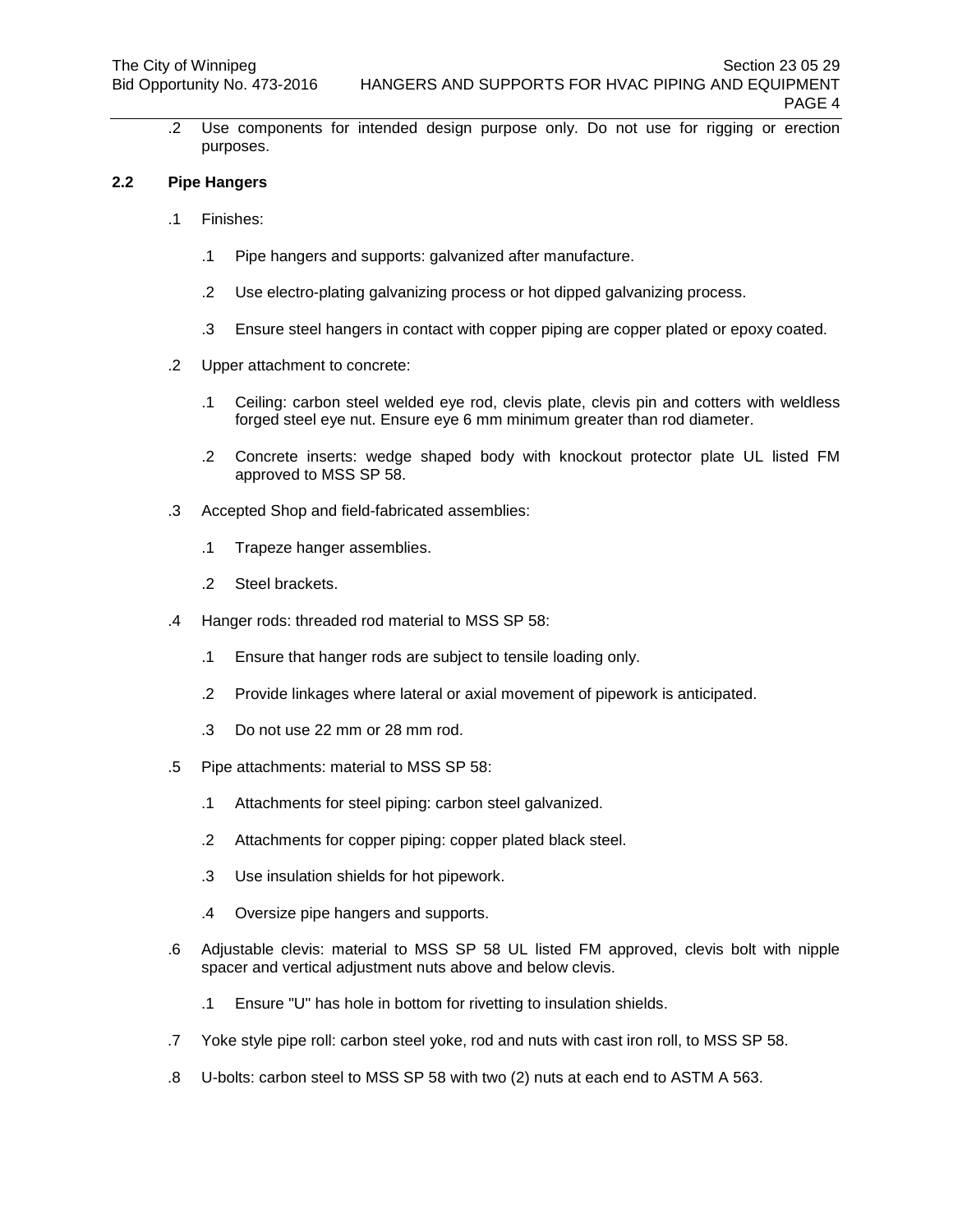.2 Use components for intended design purpose only. Do not use for rigging or erection purposes.

**2.2 Pipe Hangers**

.1 Finishes:

.1 Pipe hangers and supports: galvanized after manufacture.

.2 Use electro-plating galvanizing process or hot dipped galvanizing process.

.3 Ensure steel hangers in contact with copper piping are copper plated or epoxy coated.

.2 Upper attachment to concrete:

.1 Ceiling: carbon steel welded eye rod, clevis plate, clevis pin and cotters with weldless forged steel eye nut. Ensure eye 6 mm minimum greater than rod diameter.

.2 Concrete inserts: wedge shaped body with knockout protector plate UL listed FM approved to MSS SP 58.

.3 Accepted Shop and field-fabricated assemblies:

.1 Trapeze hanger assemblies.

.2 Steel brackets.

.4 Hanger rods: threaded rod material to MSS SP 58:

.1 Ensure that hanger rods are subject to tensile loading only.

.2 Provide linkages where lateral or axial movement of pipework is anticipated.

.3 Do not use 22 mm or 28 mm rod.

.5 Pipe attachments: material to MSS SP 58:

.1 Attachments for steel piping: carbon steel galvanized.

.2 Attachments for copper piping: copper plated black steel.

.3 Use insulation shields for hot pipework.

.4 Oversize pipe hangers and supports.

.6 Adjustable clevis: material to MSS SP 58 UL listed FM approved, clevis bolt with nipple spacer and vertical adjustment nuts above and below clevis.

.1 Ensure "U" has hole in bottom for rivetting to insulation shields.

.7 Yoke style pipe roll: carbon steel yoke, rod and nuts with cast iron roll, to MSS SP 58.

.8 U-bolts: carbon steel to MSS SP 58 with two (2) nuts at each end to ASTM A 563.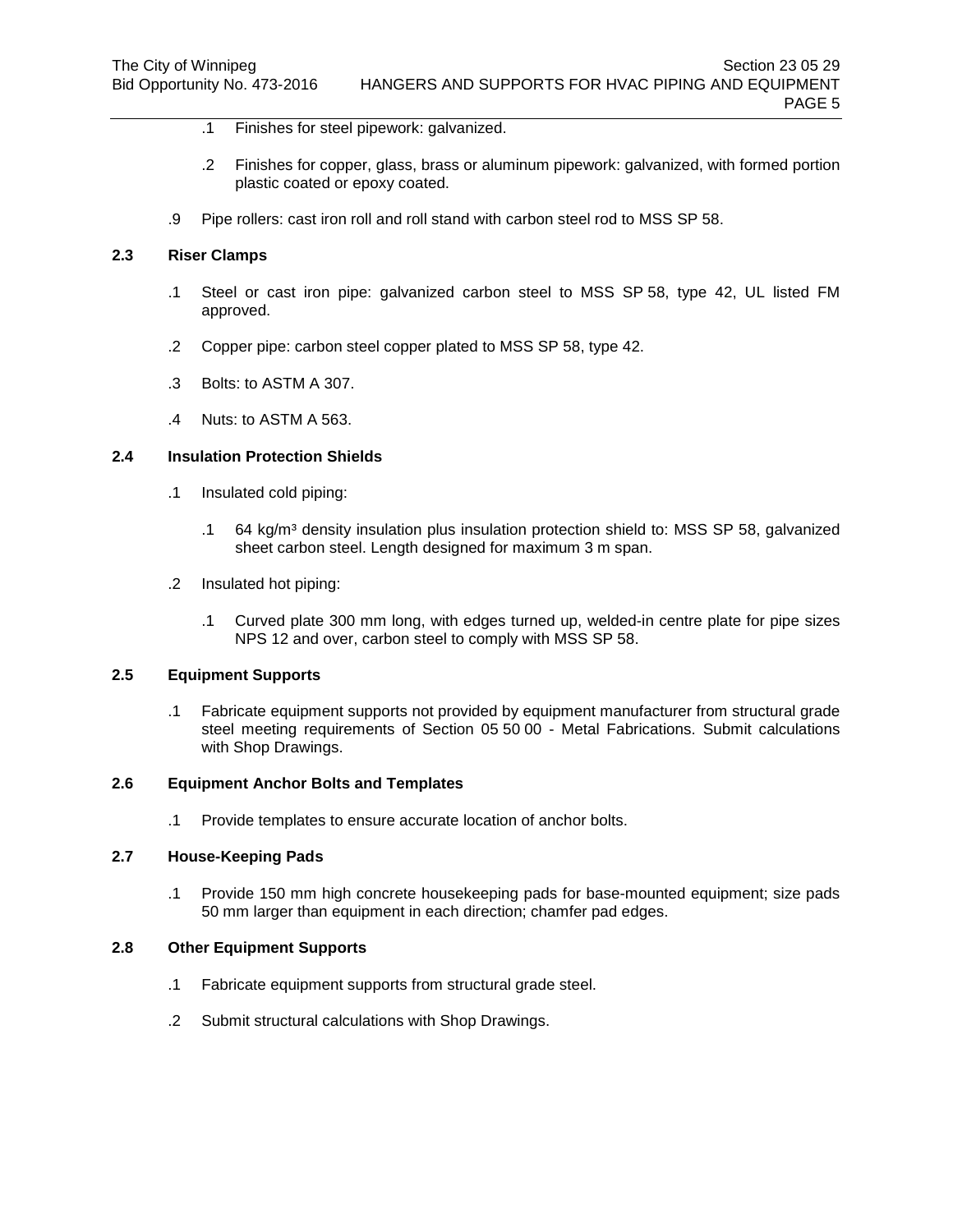.1 Finishes for steel pipework: galvanized.

.2 Finishes for copper, glass, brass or aluminum pipework: galvanized, with formed portion plastic coated or epoxy coated.

.9 Pipe rollers: cast iron roll and roll stand with carbon steel rod to MSS SP 58.

## 2.3 Riser Clamps

.1 Steel or cast iron pipe: galvanized carbon steel to MSS SP 58, type 42, UL listed FM approved.

.2 Copper pipe: carbon steel copper plated to MSS SP 58, type 42.

.3 Bolts: to ASTM A 307.

.4 Nuts: to ASTM A 563.

## 2.4 Insulation Protection Shields

.1 Insulated cold piping:

.1 64 kg/m³ density insulation plus insulation protection shield to: MSS SP 58, galvanized sheet carbon steel. Length designed for maximum 3 m span.

.2 Insulated hot piping:

.1 Curved plate 300 mm long, with edges turned up, welded-in centre plate for pipe sizes NPS 12 and over, carbon steel to comply with MSS SP 58.

## 2.5 Equipment Supports

.1 Fabricate equipment supports not provided by equipment manufacturer from structural grade steel meeting requirements of Section 05 50 00 - Metal Fabrications. Submit calculations with Shop Drawings.

## 2.6 Equipment Anchor Bolts and Templates

.1 Provide templates to ensure accurate location of anchor bolts.

## 2.7 House-Keeping Pads

.1 Provide 150 mm high concrete housekeeping pads for base-mounted equipment; size pads 50 mm larger than equipment in each direction; chamfer pad edges.

## 2.8 Other Equipment Supports

.1 Fabricate equipment supports from structural grade steel.

.2 Submit structural calculations with Shop Drawings.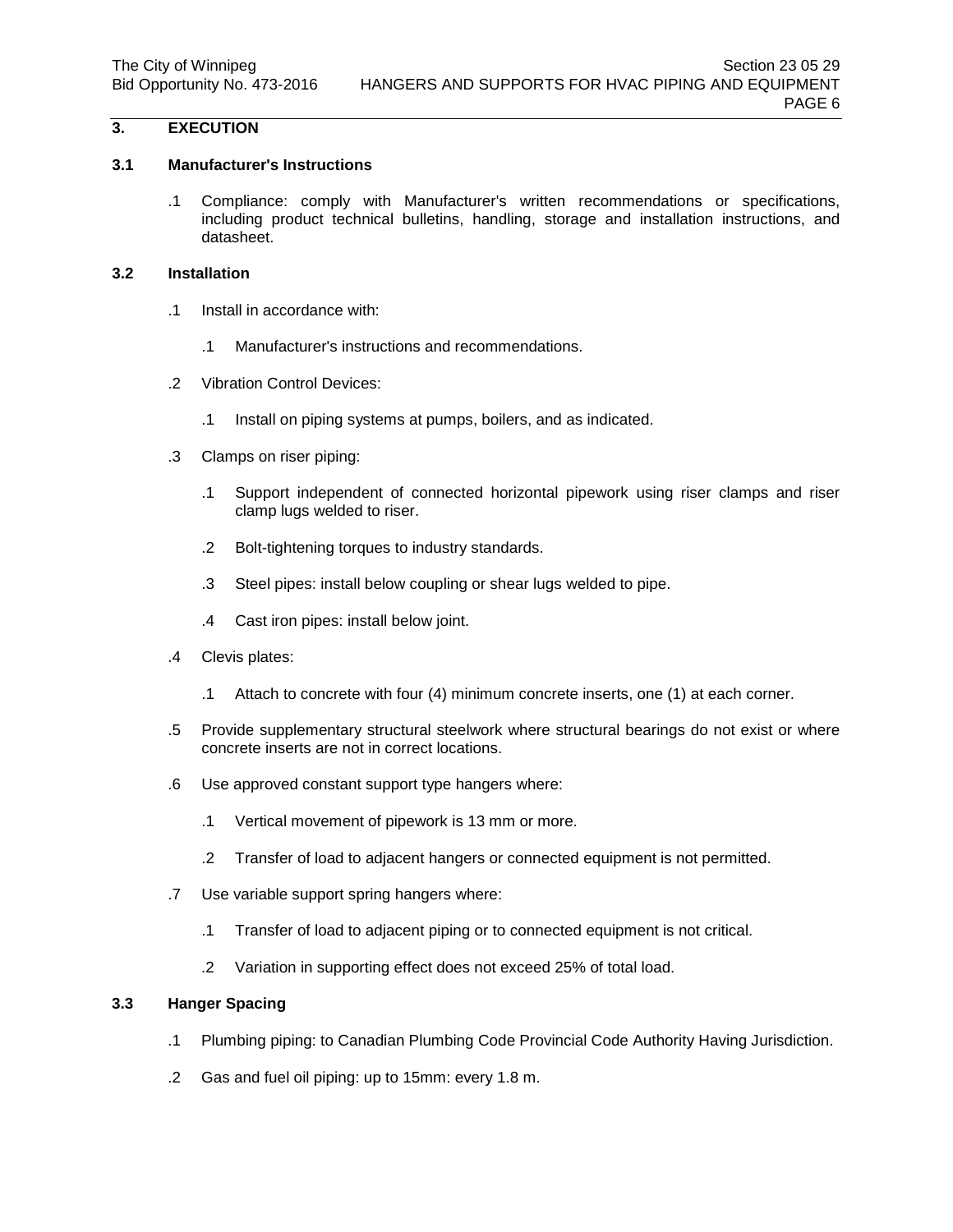## 3. EXECUTION

### 3.1 Manufacturer's Instructions

.1 Compliance: comply with Manufacturer's written recommendations or specifications, including product technical bulletins, handling, storage and installation instructions, and datasheet.

### 3.2 Installation

.1 Install in accordance with:

  .1 Manufacturer's instructions and recommendations.

.2 Vibration Control Devices:

  .1 Install on piping systems at pumps, boilers, and as indicated.

.3 Clamps on riser piping:

  .1 Support independent of connected horizontal pipework using riser clamps and riser clamp lugs welded to riser.

  .2 Bolt-tightening torques to industry standards.

  .3 Steel pipes: install below coupling or shear lugs welded to pipe.

  .4 Cast iron pipes: install below joint.

.4 Clevis plates:

  .1 Attach to concrete with four (4) minimum concrete inserts, one (1) at each corner.

.5 Provide supplementary structural steelwork where structural bearings do not exist or where concrete inserts are not in correct locations.

.6 Use approved constant support type hangers where:

  .1 Vertical movement of pipework is 13 mm or more.

  .2 Transfer of load to adjacent hangers or connected equipment is not permitted.

.7 Use variable support spring hangers where:

  .1 Transfer of load to adjacent piping or to connected equipment is not critical.

  .2 Variation in supporting effect does not exceed 25% of total load.

### 3.3 Hanger Spacing

.1 Plumbing piping: to Canadian Plumbing Code Provincial Code Authority Having Jurisdiction.

.2 Gas and fuel oil piping: up to 15mm: every 1.8 m.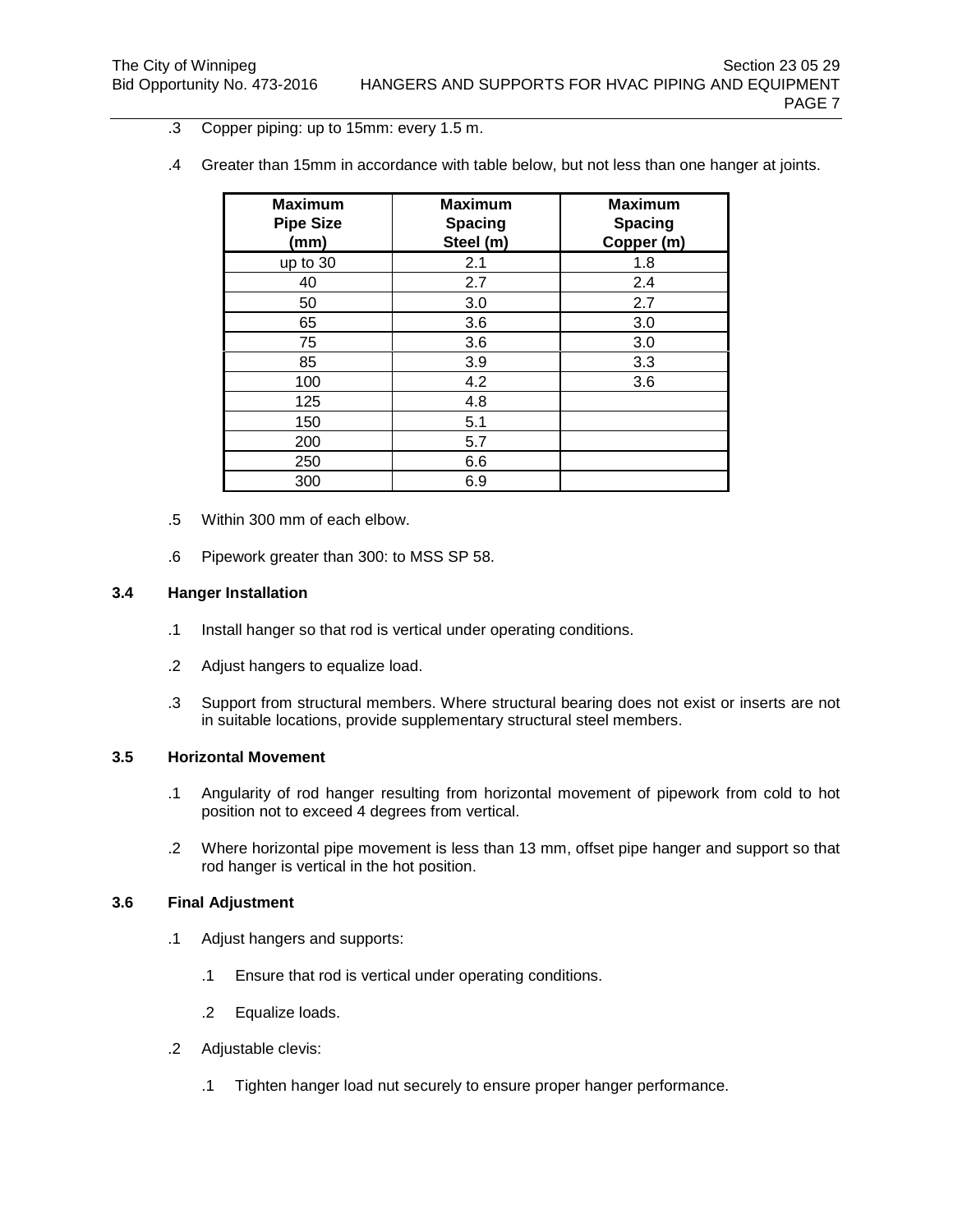.3 Copper piping: up to 15mm: every 1.5 m.

.4 Greater than 15mm in accordance with table below, but not less than one hanger at joints.

| Maximum Pipe Size (mm) | Maximum Spacing Steel (m) | Maximum Spacing Copper (m) |
|---|---|---|
| up to 30 | 2.1 | 1.8 |
| 40 | 2.7 | 2.4 |
| 50 | 3.0 | 2.7 |
| 65 | 3.6 | 3.0 |
| 75 | 3.6 | 3.0 |
| 85 | 3.9 | 3.3 |
| 100 | 4.2 | 3.6 |
| 125 | 4.8 | |
| 150 | 5.1 | |
| 200 | 5.7 | |
| 250 | 6.6 | |
| 300 | 6.9 | |

.5 Within 300 mm of each elbow.

.6 Pipework greater than 300: to MSS SP 58.

### 3.4 Hanger Installation

.1 Install hanger so that rod is vertical under operating conditions.

.2 Adjust hangers to equalize load.

.3 Support from structural members. Where structural bearing does not exist or inserts are not in suitable locations, provide supplementary structural steel members.

### 3.5 Horizontal Movement

.1 Angularity of rod hanger resulting from horizontal movement of pipework from cold to hot position not to exceed 4 degrees from vertical.

.2 Where horizontal pipe movement is less than 13 mm, offset pipe hanger and support so that rod hanger is vertical in the hot position.

### 3.6 Final Adjustment

.1 Adjust hangers and supports:

  .1 Ensure that rod is vertical under operating conditions.

  .2 Equalize loads.

.2 Adjustable clevis:

  .1 Tighten hanger load nut securely to ensure proper hanger performance.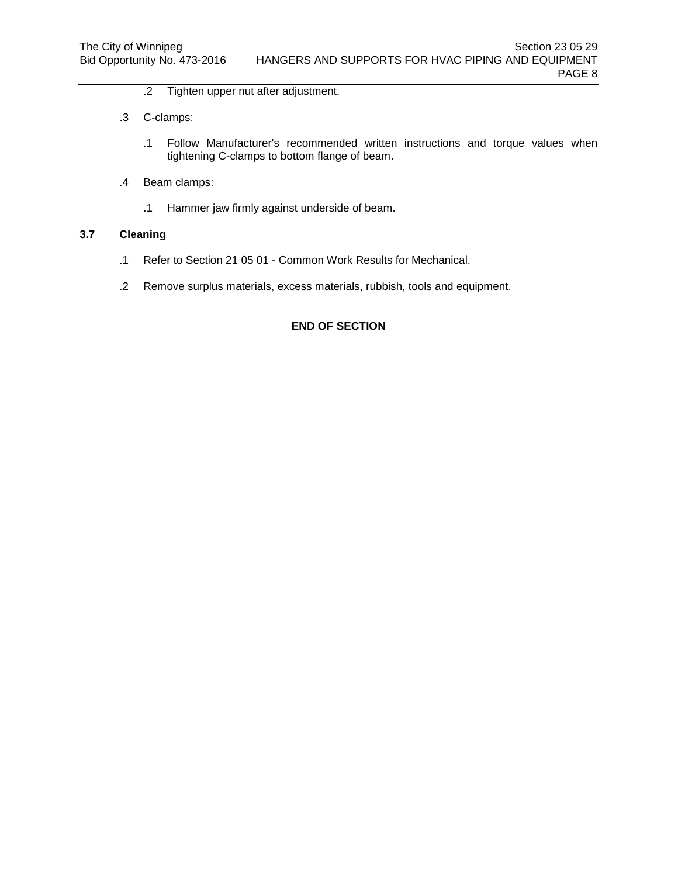.2 Tighten upper nut after adjustment.

  .3 C-clamps:

    .1 Follow Manufacturer's recommended written instructions and torque values when tightening C-clamps to bottom flange of beam.

  .4 Beam clamps:

    .1 Hammer jaw firmly against underside of beam.

## 3.7 Cleaning

  .1 Refer to Section 21 05 01 - Common Work Results for Mechanical.

  .2 Remove surplus materials, excess materials, rubbish, tools and equipment.

**END OF SECTION**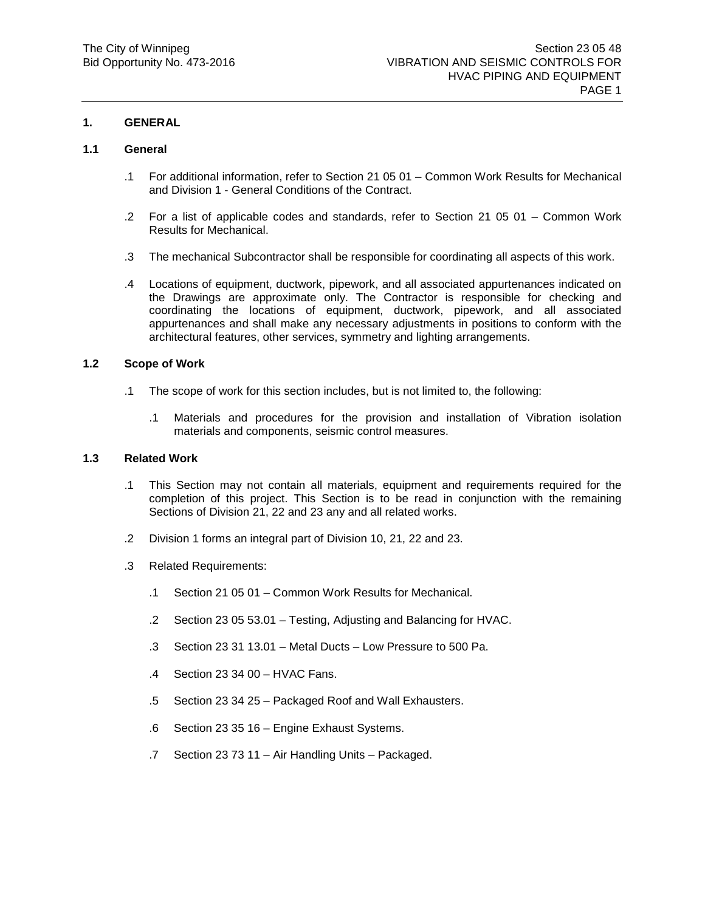## 1. GENERAL

### 1.1 General

.1 For additional information, refer to Section 21 05 01 – Common Work Results for Mechanical and Division 1 - General Conditions of the Contract.

.2 For a list of applicable codes and standards, refer to Section 21 05 01 – Common Work Results for Mechanical.

.3 The mechanical Subcontractor shall be responsible for coordinating all aspects of this work.

.4 Locations of equipment, ductwork, pipework, and all associated appurtenances indicated on the Drawings are approximate only. The Contractor is responsible for checking and coordinating the locations of equipment, ductwork, pipework, and all associated appurtenances and shall make any necessary adjustments in positions to conform with the architectural features, other services, symmetry and lighting arrangements.

### 1.2 Scope of Work

.1 The scope of work for this section includes, but is not limited to, the following:

- .1 Materials and procedures for the provision and installation of Vibration isolation materials and components, seismic control measures.

### 1.3 Related Work

.1 This Section may not contain all materials, equipment and requirements required for the completion of this project. This Section is to be read in conjunction with the remaining Sections of Division 21, 22 and 23 any and all related works.

.2 Division 1 forms an integral part of Division 10, 21, 22 and 23.

.3 Related Requirements:

- .1 Section 21 05 01 – Common Work Results for Mechanical.
- .2 Section 23 05 53.01 – Testing, Adjusting and Balancing for HVAC.
- .3 Section 23 31 13.01 – Metal Ducts – Low Pressure to 500 Pa.
- .4 Section 23 34 00 – HVAC Fans.
- .5 Section 23 34 25 – Packaged Roof and Wall Exhausters.
- .6 Section 23 35 16 – Engine Exhaust Systems.
- .7 Section 23 73 11 – Air Handling Units – Packaged.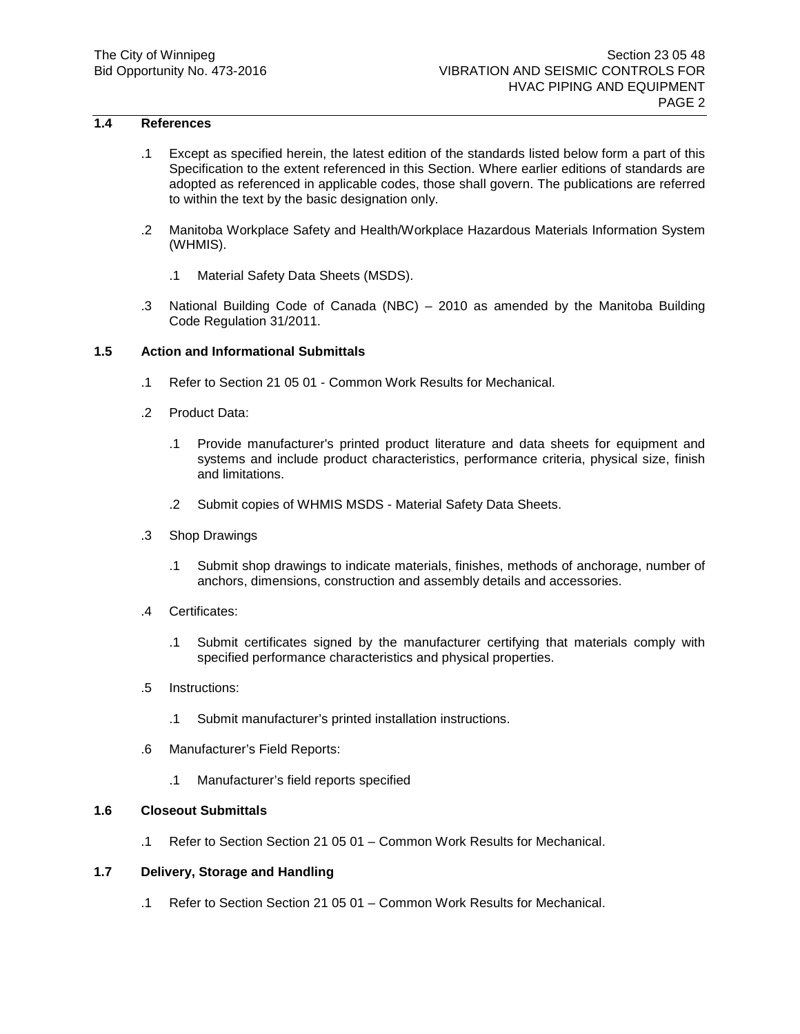## 1.4 References

.1 Except as specified herein, the latest edition of the standards listed below form a part of this Specification to the extent referenced in this Section. Where earlier editions of standards are adopted as referenced in applicable codes, those shall govern. The publications are referred to within the text by the basic designation only.

.2 Manitoba Workplace Safety and Health/Workplace Hazardous Materials Information System (WHMIS).

  .1 Material Safety Data Sheets (MSDS).

.3 National Building Code of Canada (NBC) – 2010 as amended by the Manitoba Building Code Regulation 31/2011.

## 1.5 Action and Informational Submittals

.1 Refer to Section 21 05 01 - Common Work Results for Mechanical.

.2 Product Data:

  .1 Provide manufacturer's printed product literature and data sheets for equipment and systems and include product characteristics, performance criteria, physical size, finish and limitations.

  .2 Submit copies of WHMIS MSDS - Material Safety Data Sheets.

.3 Shop Drawings

  .1 Submit shop drawings to indicate materials, finishes, methods of anchorage, number of anchors, dimensions, construction and assembly details and accessories.

.4 Certificates:

  .1 Submit certificates signed by the manufacturer certifying that materials comply with specified performance characteristics and physical properties.

.5 Instructions:

  .1 Submit manufacturer's printed installation instructions.

.6 Manufacturer's Field Reports:

  .1 Manufacturer's field reports specified

## 1.6 Closeout Submittals

.1 Refer to Section Section 21 05 01 – Common Work Results for Mechanical.

## 1.7 Delivery, Storage and Handling

.1 Refer to Section Section 21 05 01 – Common Work Results for Mechanical.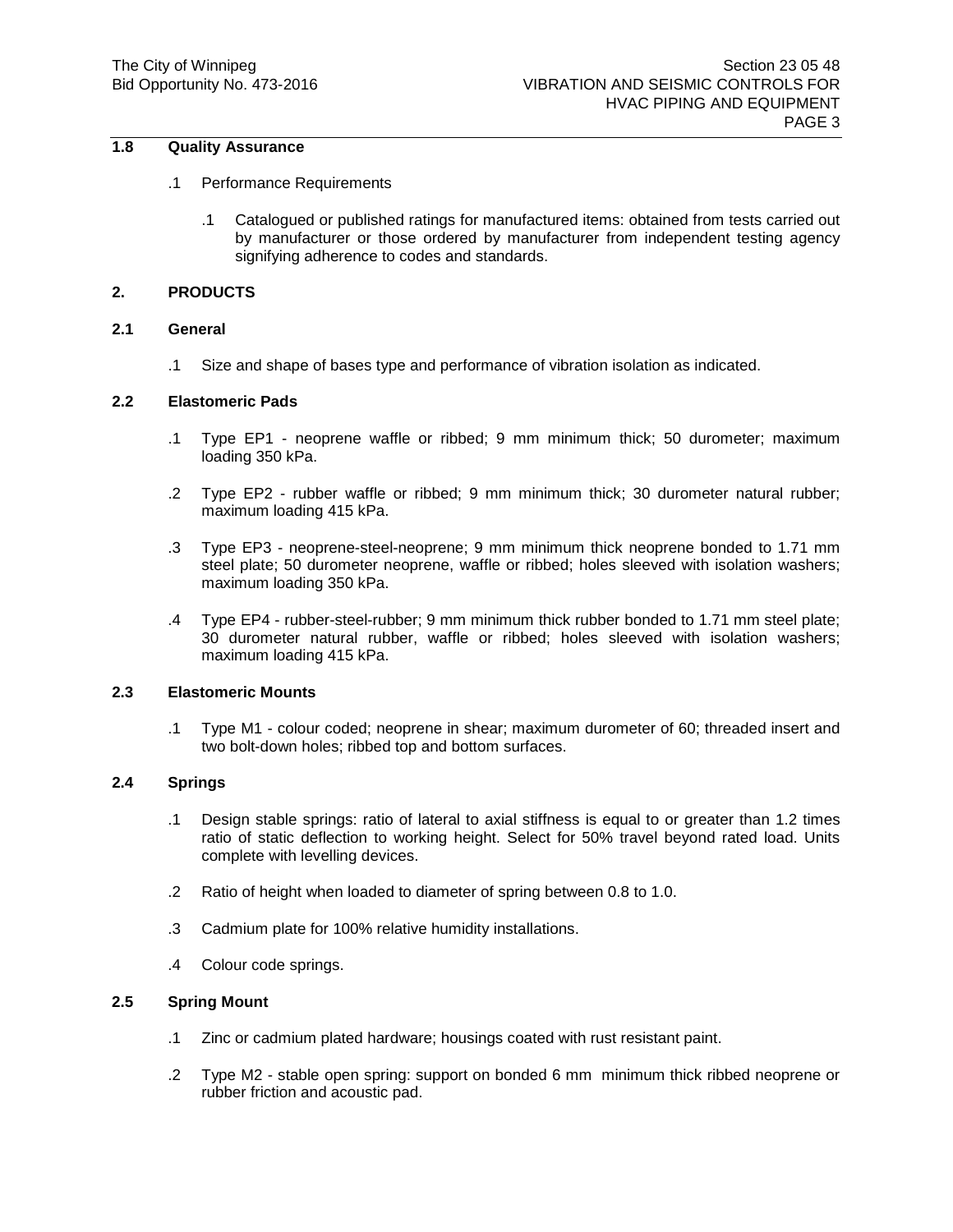## 1.8 Quality Assurance

.1 Performance Requirements

.1 Catalogued or published ratings for manufactured items: obtained from tests carried out by manufacturer or those ordered by manufacturer from independent testing agency signifying adherence to codes and standards.

# 2. PRODUCTS

## 2.1 General

.1 Size and shape of bases type and performance of vibration isolation as indicated.

## 2.2 Elastomeric Pads

.1 Type EP1 - neoprene waffle or ribbed; 9 mm minimum thick; 50 durometer; maximum loading 350 kPa.

.2 Type EP2 - rubber waffle or ribbed; 9 mm minimum thick; 30 durometer natural rubber; maximum loading 415 kPa.

.3 Type EP3 - neoprene-steel-neoprene; 9 mm minimum thick neoprene bonded to 1.71 mm steel plate; 50 durometer neoprene, waffle or ribbed; holes sleeved with isolation washers; maximum loading 350 kPa.

.4 Type EP4 - rubber-steel-rubber; 9 mm minimum thick rubber bonded to 1.71 mm steel plate; 30 durometer natural rubber, waffle or ribbed; holes sleeved with isolation washers; maximum loading 415 kPa.

## 2.3 Elastomeric Mounts

.1 Type M1 - colour coded; neoprene in shear; maximum durometer of 60; threaded insert and two bolt-down holes; ribbed top and bottom surfaces.

## 2.4 Springs

.1 Design stable springs: ratio of lateral to axial stiffness is equal to or greater than 1.2 times ratio of static deflection to working height. Select for 50% travel beyond rated load. Units complete with levelling devices.

.2 Ratio of height when loaded to diameter of spring between 0.8 to 1.0.

.3 Cadmium plate for 100% relative humidity installations.

.4 Colour code springs.

## 2.5 Spring Mount

.1 Zinc or cadmium plated hardware; housings coated with rust resistant paint.

.2 Type M2 - stable open spring: support on bonded 6 mm minimum thick ribbed neoprene or rubber friction and acoustic pad.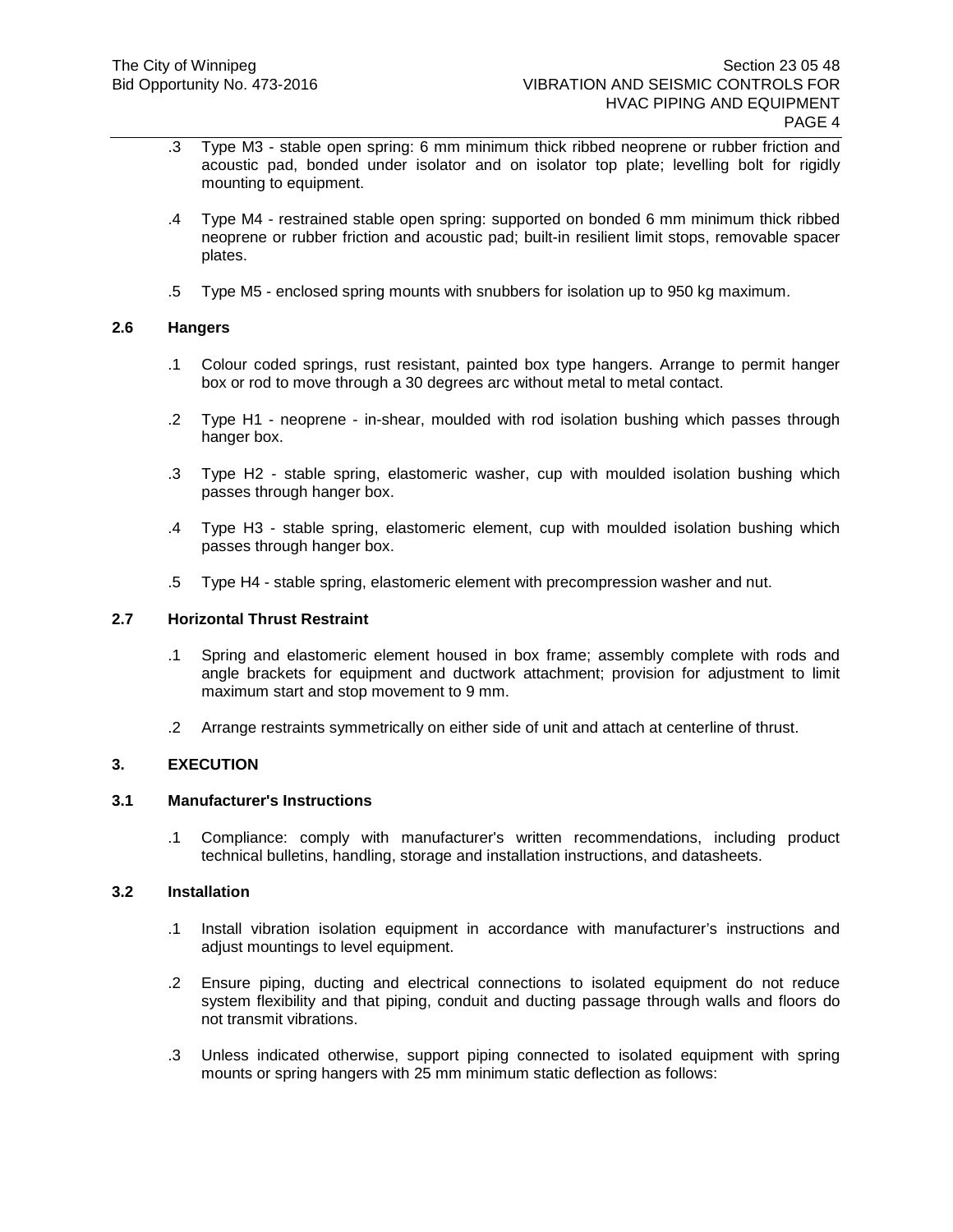.3 Type M3 - stable open spring: 6 mm minimum thick ribbed neoprene or rubber friction and acoustic pad, bonded under isolator and on isolator top plate; levelling bolt for rigidly mounting to equipment.

.4 Type M4 - restrained stable open spring: supported on bonded 6 mm minimum thick ribbed neoprene or rubber friction and acoustic pad; built-in resilient limit stops, removable spacer plates.

.5 Type M5 - enclosed spring mounts with snubbers for isolation up to 950 kg maximum.

### 2.6 Hangers

.1 Colour coded springs, rust resistant, painted box type hangers. Arrange to permit hanger box or rod to move through a 30 degrees arc without metal to metal contact.

.2 Type H1 - neoprene - in-shear, moulded with rod isolation bushing which passes through hanger box.

.3 Type H2 - stable spring, elastomeric washer, cup with moulded isolation bushing which passes through hanger box.

.4 Type H3 - stable spring, elastomeric element, cup with moulded isolation bushing which passes through hanger box.

.5 Type H4 - stable spring, elastomeric element with precompression washer and nut.

### 2.7 Horizontal Thrust Restraint

.1 Spring and elastomeric element housed in box frame; assembly complete with rods and angle brackets for equipment and ductwork attachment; provision for adjustment to limit maximum start and stop movement to 9 mm.

.2 Arrange restraints symmetrically on either side of unit and attach at centerline of thrust.

## 3. EXECUTION

### 3.1 Manufacturer's Instructions

.1 Compliance: comply with manufacturer's written recommendations, including product technical bulletins, handling, storage and installation instructions, and datasheets.

### 3.2 Installation

.1 Install vibration isolation equipment in accordance with manufacturer's instructions and adjust mountings to level equipment.

.2 Ensure piping, ducting and electrical connections to isolated equipment do not reduce system flexibility and that piping, conduit and ducting passage through walls and floors do not transmit vibrations.

.3 Unless indicated otherwise, support piping connected to isolated equipment with spring mounts or spring hangers with 25 mm minimum static deflection as follows: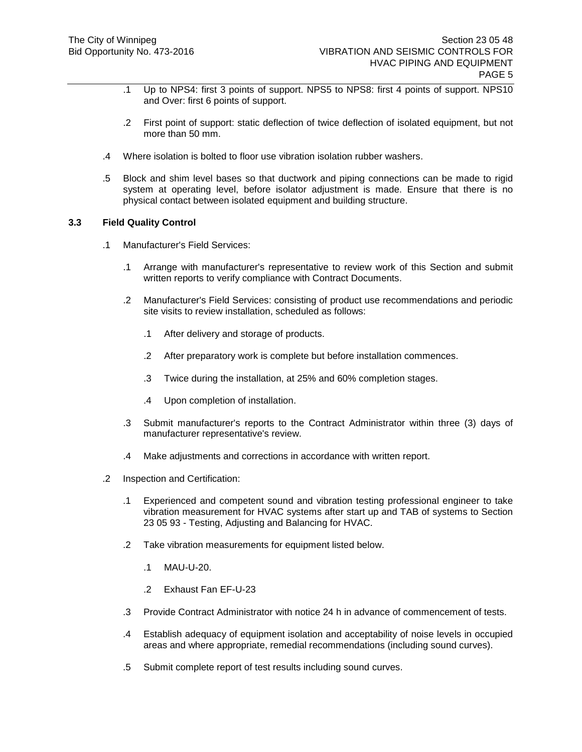.1 Up to NPS4: first 3 points of support. NPS5 to NPS8: first 4 points of support. NPS10 and Over: first 6 points of support.

.2 First point of support: static deflection of twice deflection of isolated equipment, but not more than 50 mm.

.4 Where isolation is bolted to floor use vibration isolation rubber washers.

.5 Block and shim level bases so that ductwork and piping connections can be made to rigid system at operating level, before isolator adjustment is made. Ensure that there is no physical contact between isolated equipment and building structure.

**3.3 Field Quality Control**

.1 Manufacturer's Field Services:

.1 Arrange with manufacturer's representative to review work of this Section and submit written reports to verify compliance with Contract Documents.

.2 Manufacturer's Field Services: consisting of product use recommendations and periodic site visits to review installation, scheduled as follows:

.1 After delivery and storage of products.

.2 After preparatory work is complete but before installation commences.

.3 Twice during the installation, at 25% and 60% completion stages.

.4 Upon completion of installation.

.3 Submit manufacturer's reports to the Contract Administrator within three (3) days of manufacturer representative's review.

.4 Make adjustments and corrections in accordance with written report.

.2 Inspection and Certification:

.1 Experienced and competent sound and vibration testing professional engineer to take vibration measurement for HVAC systems after start up and TAB of systems to Section 23 05 93 - Testing, Adjusting and Balancing for HVAC.

.2 Take vibration measurements for equipment listed below.

.1 MAU-U-20.

.2 Exhaust Fan EF-U-23

.3 Provide Contract Administrator with notice 24 h in advance of commencement of tests.

.4 Establish adequacy of equipment isolation and acceptability of noise levels in occupied areas and where appropriate, remedial recommendations (including sound curves).

.5 Submit complete report of test results including sound curves.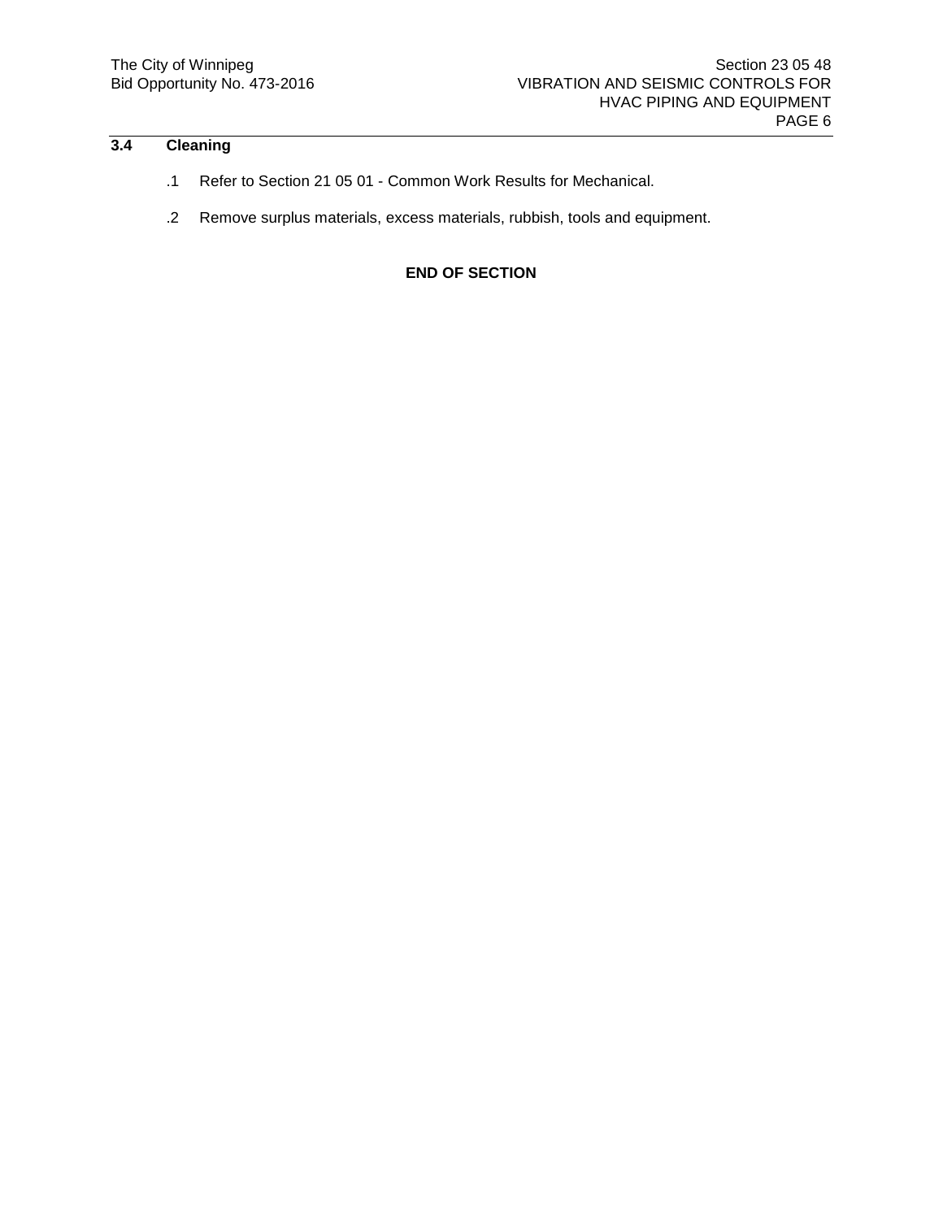## 3.4 Cleaning

.1 Refer to Section 21 05 01 - Common Work Results for Mechanical.

.2 Remove surplus materials, excess materials, rubbish, tools and equipment.

**END OF SECTION**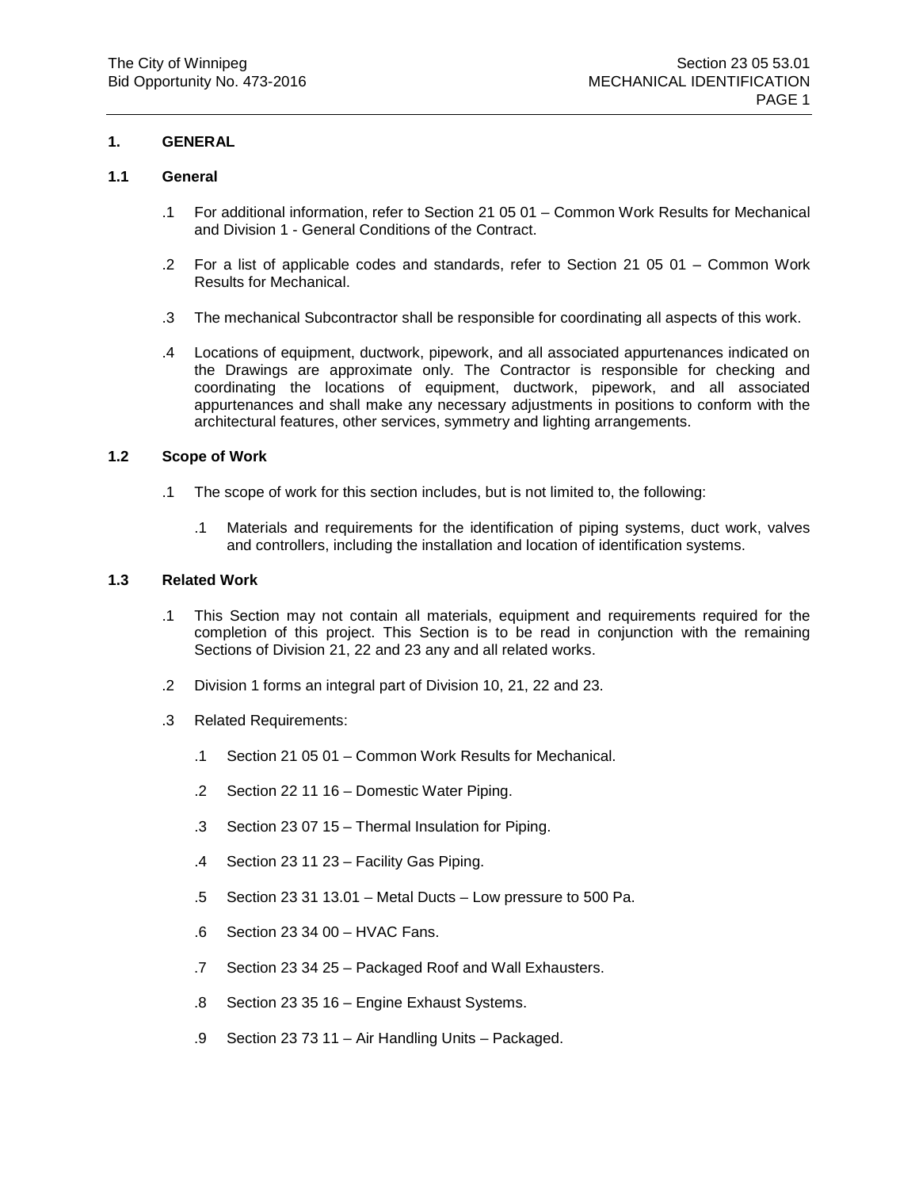## 1. GENERAL

### 1.1 General

.1 For additional information, refer to Section 21 05 01 – Common Work Results for Mechanical and Division 1 - General Conditions of the Contract.

.2 For a list of applicable codes and standards, refer to Section 21 05 01 – Common Work Results for Mechanical.

.3 The mechanical Subcontractor shall be responsible for coordinating all aspects of this work.

.4 Locations of equipment, ductwork, pipework, and all associated appurtenances indicated on the Drawings are approximate only. The Contractor is responsible for checking and coordinating the locations of equipment, ductwork, pipework, and all associated appurtenances and shall make any necessary adjustments in positions to conform with the architectural features, other services, symmetry and lighting arrangements.

### 1.2 Scope of Work

.1 The scope of work for this section includes, but is not limited to, the following:

- .1 Materials and requirements for the identification of piping systems, duct work, valves and controllers, including the installation and location of identification systems.

### 1.3 Related Work

.1 This Section may not contain all materials, equipment and requirements required for the completion of this project. This Section is to be read in conjunction with the remaining Sections of Division 21, 22 and 23 any and all related works.

.2 Division 1 forms an integral part of Division 10, 21, 22 and 23.

.3 Related Requirements:

- .1 Section 21 05 01 – Common Work Results for Mechanical.
- .2 Section 22 11 16 – Domestic Water Piping.
- .3 Section 23 07 15 – Thermal Insulation for Piping.
- .4 Section 23 11 23 – Facility Gas Piping.
- .5 Section 23 31 13.01 – Metal Ducts – Low pressure to 500 Pa.
- .6 Section 23 34 00 – HVAC Fans.
- .7 Section 23 34 25 – Packaged Roof and Wall Exhausters.
- .8 Section 23 35 16 – Engine Exhaust Systems.
- .9 Section 23 73 11 – Air Handling Units – Packaged.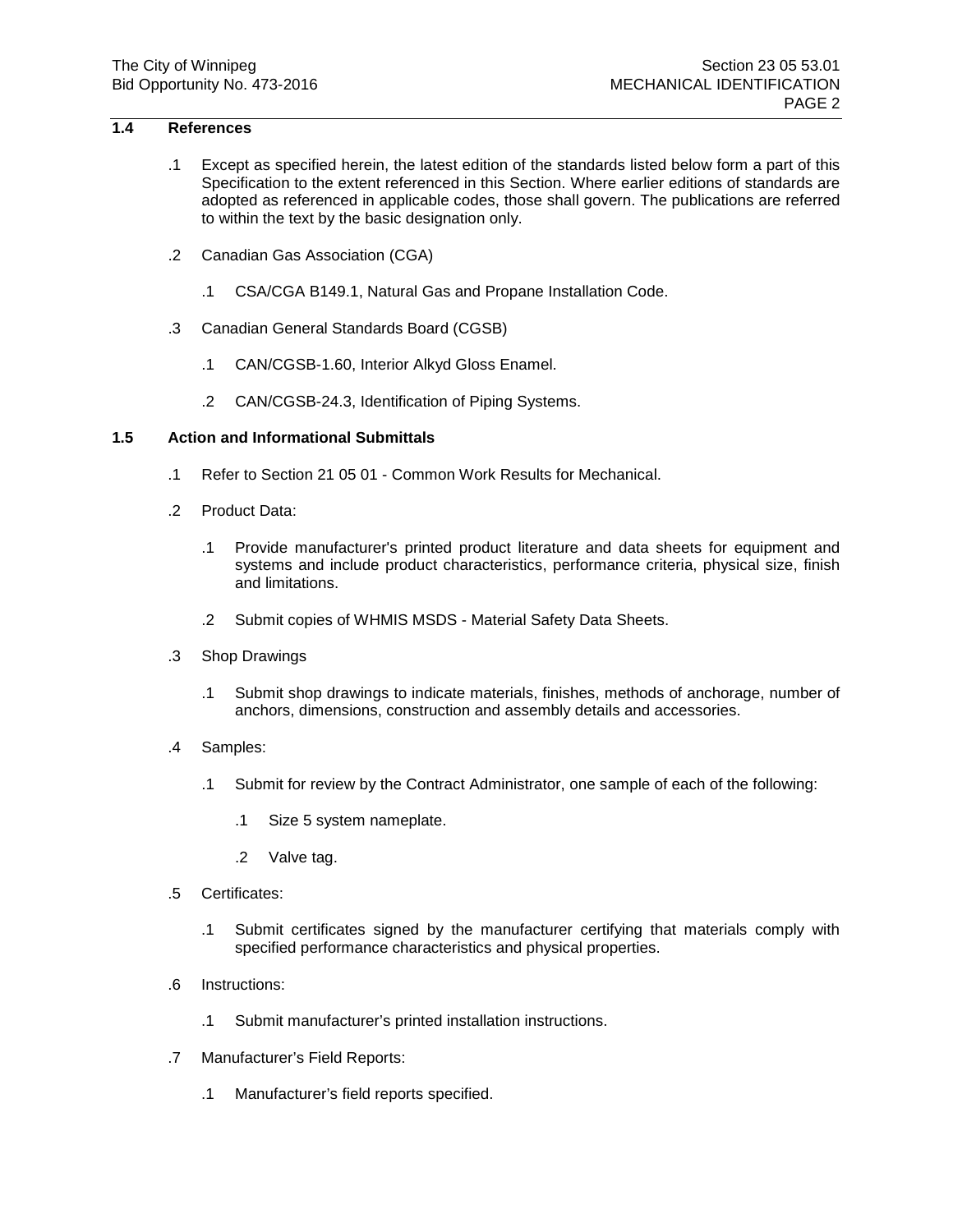## 1.4 References

.1 Except as specified herein, the latest edition of the standards listed below form a part of this Specification to the extent referenced in this Section. Where earlier editions of standards are adopted as referenced in applicable codes, those shall govern. The publications are referred to within the text by the basic designation only.

.2 Canadian Gas Association (CGA)

- .1 CSA/CGA B149.1, Natural Gas and Propane Installation Code.

.3 Canadian General Standards Board (CGSB)

- .1 CAN/CGSB-1.60, Interior Alkyd Gloss Enamel.
- .2 CAN/CGSB-24.3, Identification of Piping Systems.

## 1.5 Action and Informational Submittals

.1 Refer to Section 21 05 01 - Common Work Results for Mechanical.

.2 Product Data:

- .1 Provide manufacturer's printed product literature and data sheets for equipment and systems and include product characteristics, performance criteria, physical size, finish and limitations.
- .2 Submit copies of WHMIS MSDS - Material Safety Data Sheets.

.3 Shop Drawings

- .1 Submit shop drawings to indicate materials, finishes, methods of anchorage, number of anchors, dimensions, construction and assembly details and accessories.

.4 Samples:

- .1 Submit for review by the Contract Administrator, one sample of each of the following:
  - .1 Size 5 system nameplate.
  - .2 Valve tag.

.5 Certificates:

- .1 Submit certificates signed by the manufacturer certifying that materials comply with specified performance characteristics and physical properties.

.6 Instructions:

- .1 Submit manufacturer's printed installation instructions.

.7 Manufacturer's Field Reports:

- .1 Manufacturer's field reports specified.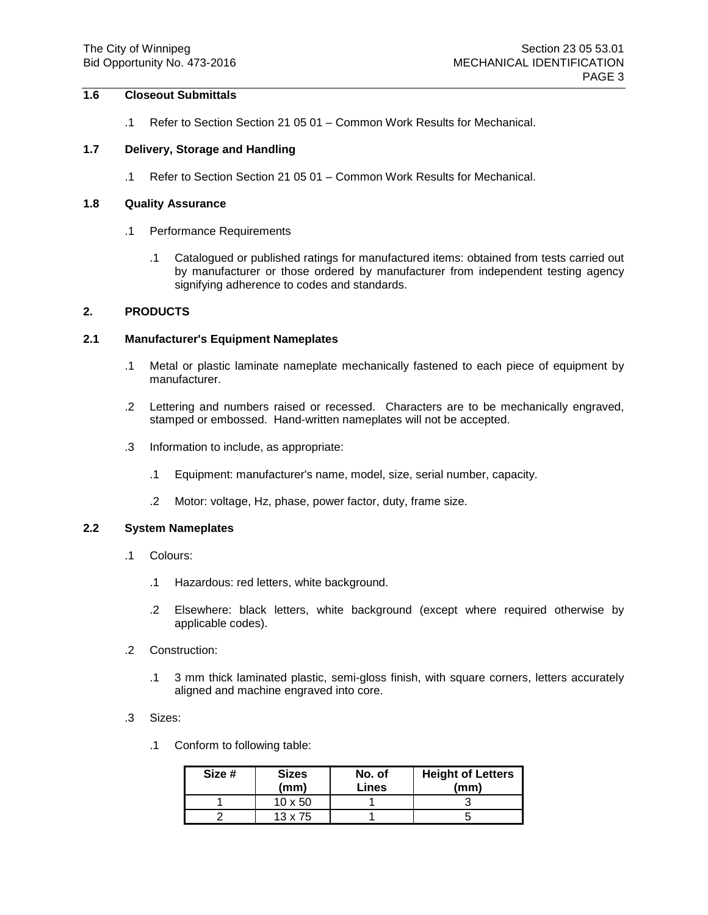### 1.6 Closeout Submittals

.1 Refer to Section Section 21 05 01 – Common Work Results for Mechanical.

### 1.7 Delivery, Storage and Handling

.1 Refer to Section Section 21 05 01 – Common Work Results for Mechanical.

### 1.8 Quality Assurance

.1 Performance Requirements

.1 Catalogued or published ratings for manufactured items: obtained from tests carried out by manufacturer or those ordered by manufacturer from independent testing agency signifying adherence to codes and standards.

## 2. PRODUCTS

### 2.1 Manufacturer's Equipment Nameplates

.1 Metal or plastic laminate nameplate mechanically fastened to each piece of equipment by manufacturer.

.2 Lettering and numbers raised or recessed. Characters are to be mechanically engraved, stamped or embossed. Hand-written nameplates will not be accepted.

.3 Information to include, as appropriate:

.1 Equipment: manufacturer's name, model, size, serial number, capacity.

.2 Motor: voltage, Hz, phase, power factor, duty, frame size.

### 2.2 System Nameplates

.1 Colours:

.1 Hazardous: red letters, white background.

.2 Elsewhere: black letters, white background (except where required otherwise by applicable codes).

.2 Construction:

.1 3 mm thick laminated plastic, semi-gloss finish, with square corners, letters accurately aligned and machine engraved into core.

.3 Sizes:

.1 Conform to following table:

| Size # | Sizes (mm) | No. of Lines | Height of Letters (mm) |
|---|---|---|---|
| 1 | 10 x 50 | 1 | 3 |
| 2 | 13 x 75 | 1 | 5 |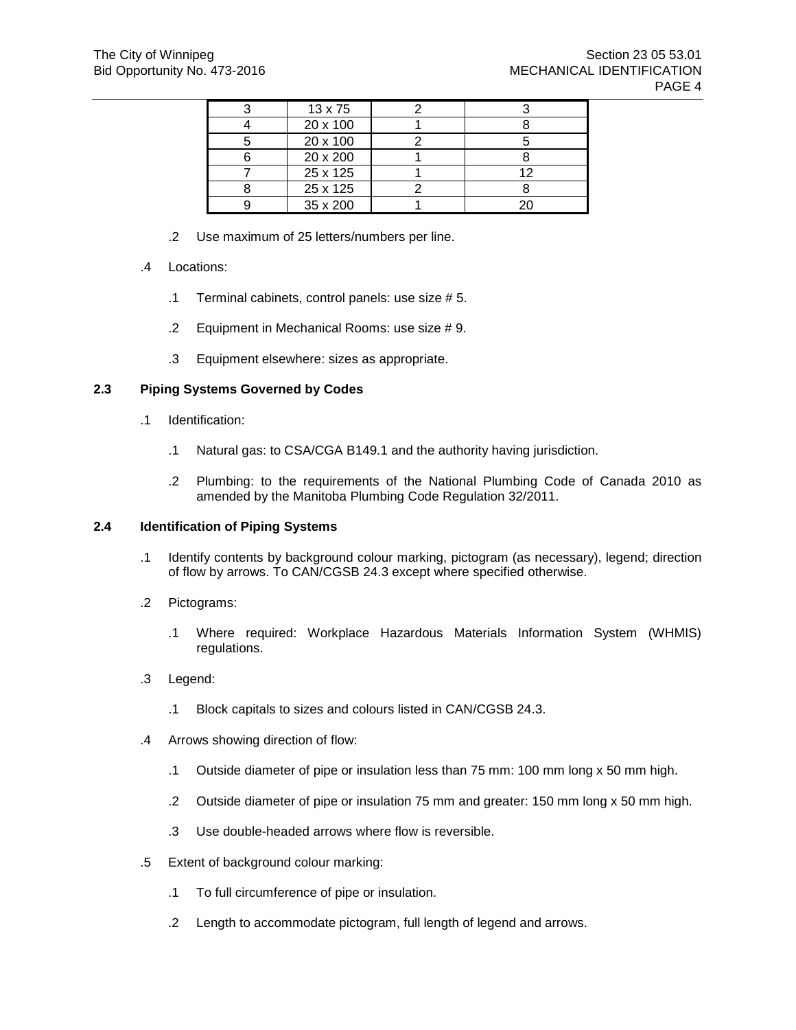| 3 | 13 x 75 | 2 | 3 |
|---|---|---|---|
| 4 | 20 x 100 | 1 | 8 |
| 5 | 20 x 100 | 2 | 5 |
| 6 | 20 x 200 | 1 | 8 |
| 7 | 25 x 125 | 1 | 12 |
| 8 | 25 x 125 | 2 | 8 |
| 9 | 35 x 200 | 1 | 20 |

.2 Use maximum of 25 letters/numbers per line.

.4 Locations:

.1 Terminal cabinets, control panels: use size # 5.

.2 Equipment in Mechanical Rooms: use size # 9.

.3 Equipment elsewhere: sizes as appropriate.

### 2.3 Piping Systems Governed by Codes

.1 Identification:

.1 Natural gas: to CSA/CGA B149.1 and the authority having jurisdiction.

.2 Plumbing: to the requirements of the National Plumbing Code of Canada 2010 as amended by the Manitoba Plumbing Code Regulation 32/2011.

### 2.4 Identification of Piping Systems

.1 Identify contents by background colour marking, pictogram (as necessary), legend; direction of flow by arrows. To CAN/CGSB 24.3 except where specified otherwise.

.2 Pictograms:

.1 Where required: Workplace Hazardous Materials Information System (WHMIS) regulations.

.3 Legend:

.1 Block capitals to sizes and colours listed in CAN/CGSB 24.3.

.4 Arrows showing direction of flow:

.1 Outside diameter of pipe or insulation less than 75 mm: 100 mm long x 50 mm high.

.2 Outside diameter of pipe or insulation 75 mm and greater: 150 mm long x 50 mm high.

.3 Use double-headed arrows where flow is reversible.

.5 Extent of background colour marking:

.1 To full circumference of pipe or insulation.

.2 Length to accommodate pictogram, full length of legend and arrows.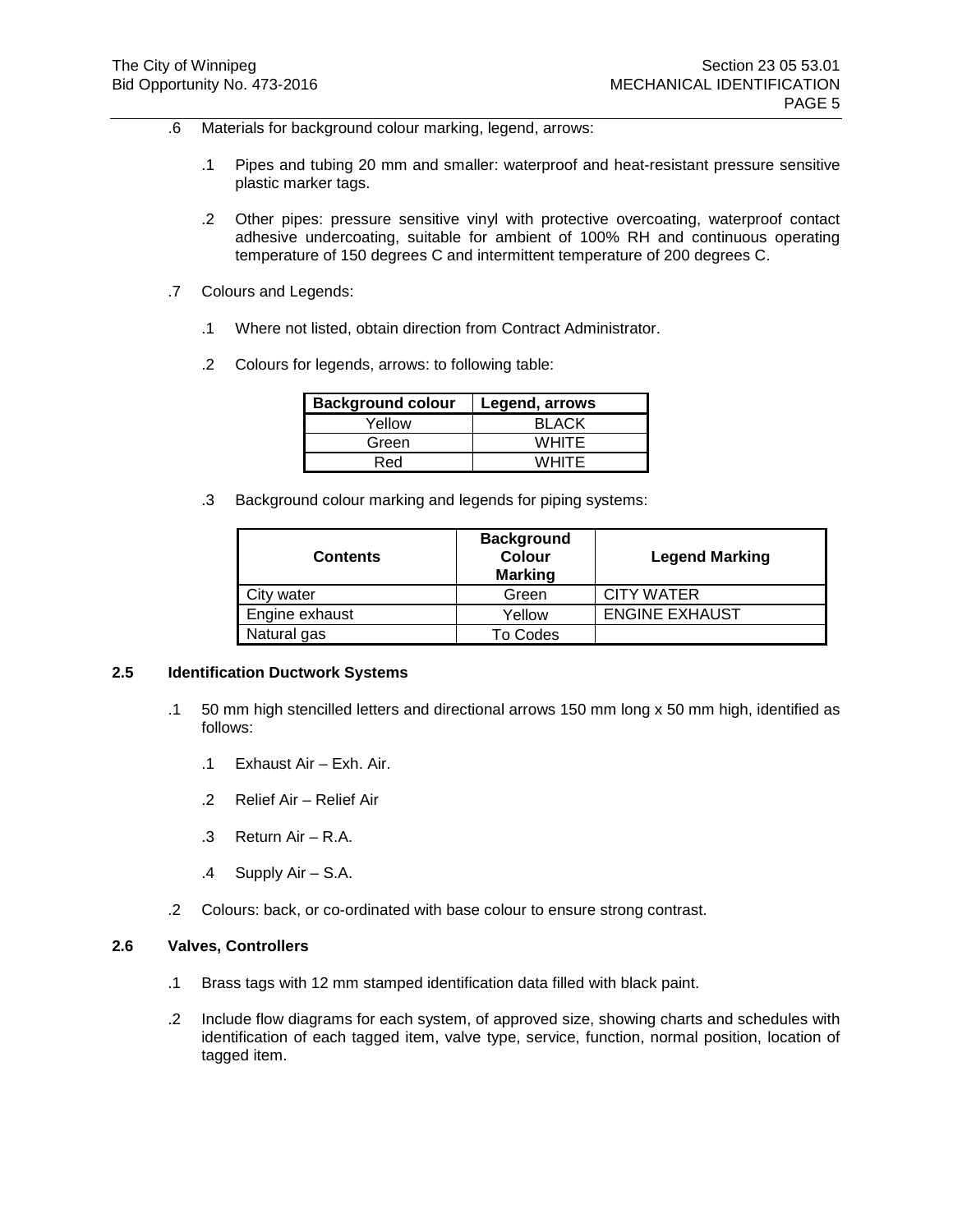.6 Materials for background colour marking, legend, arrows:

.1 Pipes and tubing 20 mm and smaller: waterproof and heat-resistant pressure sensitive plastic marker tags.

.2 Other pipes: pressure sensitive vinyl with protective overcoating, waterproof contact adhesive undercoating, suitable for ambient of 100% RH and continuous operating temperature of 150 degrees C and intermittent temperature of 200 degrees C.

.7 Colours and Legends:

.1 Where not listed, obtain direction from Contract Administrator.

.2 Colours for legends, arrows: to following table:

| Background colour | Legend, arrows |
|---|---|
| Yellow | BLACK |
| Green | WHITE |
| Red | WHITE |

.3 Background colour marking and legends for piping systems:

| Contents | Background Colour Marking | Legend Marking |
|---|---|---|
| City water | Green | CITY WATER |
| Engine exhaust | Yellow | ENGINE EXHAUST |
| Natural gas | To Codes | |

## 2.5 Identification Ductwork Systems

.1 50 mm high stencilled letters and directional arrows 150 mm long x 50 mm high, identified as follows:

.1 Exhaust Air – Exh. Air.

.2 Relief Air – Relief Air

.3 Return Air – R.A.

.4 Supply Air – S.A.

.2 Colours: back, or co-ordinated with base colour to ensure strong contrast.

## 2.6 Valves, Controllers

.1 Brass tags with 12 mm stamped identification data filled with black paint.

.2 Include flow diagrams for each system, of approved size, showing charts and schedules with identification of each tagged item, valve type, service, function, normal position, location of tagged item.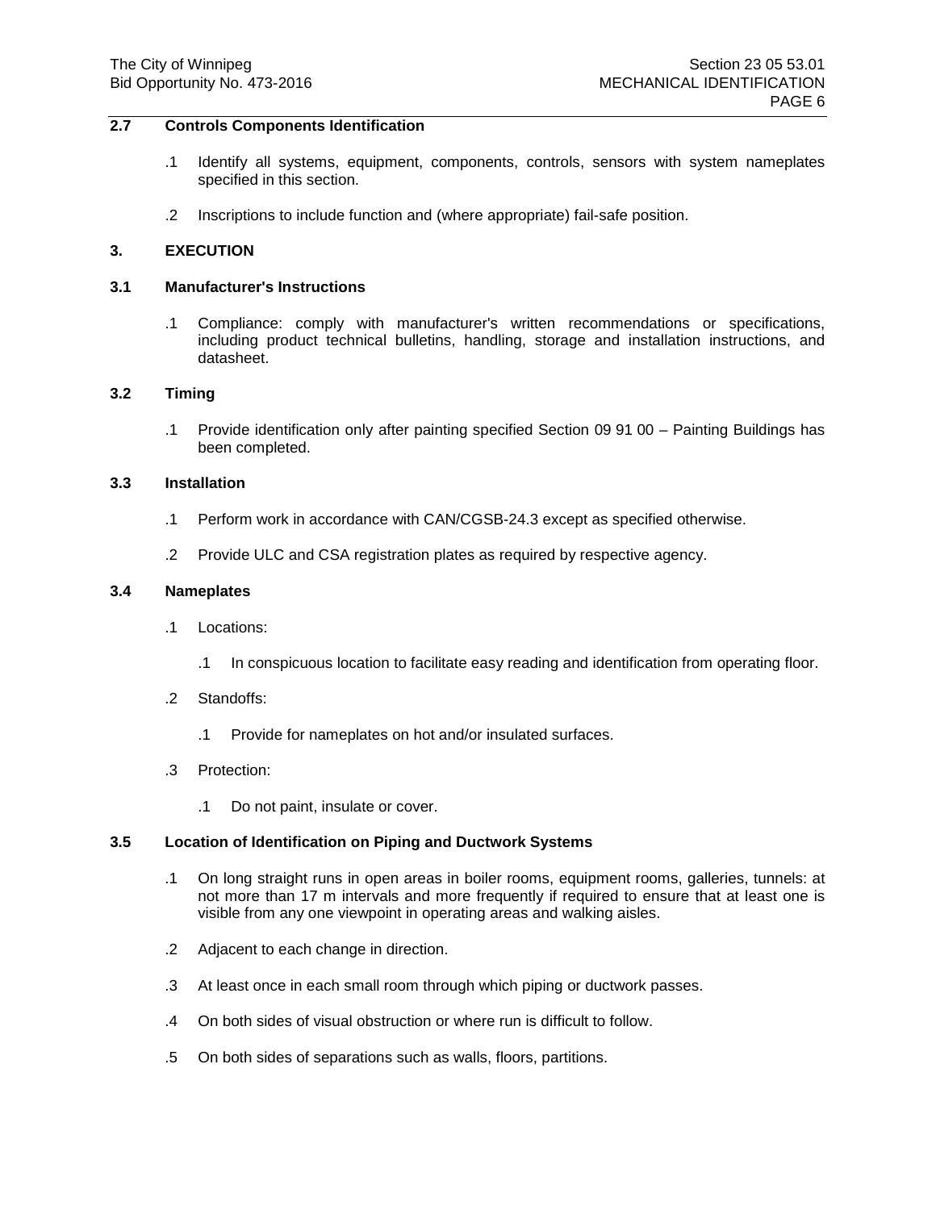### 2.7 Controls Components Identification

.1 Identify all systems, equipment, components, controls, sensors with system nameplates specified in this section.

.2 Inscriptions to include function and (where appropriate) fail-safe position.

## 3. EXECUTION

### 3.1 Manufacturer's Instructions

.1 Compliance: comply with manufacturer's written recommendations or specifications, including product technical bulletins, handling, storage and installation instructions, and datasheet.

### 3.2 Timing

.1 Provide identification only after painting specified Section 09 91 00 – Painting Buildings has been completed.

### 3.3 Installation

.1 Perform work in accordance with CAN/CGSB-24.3 except as specified otherwise.

.2 Provide ULC and CSA registration plates as required by respective agency.

### 3.4 Nameplates

.1 Locations:

  .1 In conspicuous location to facilitate easy reading and identification from operating floor.

.2 Standoffs:

  .1 Provide for nameplates on hot and/or insulated surfaces.

.3 Protection:

  .1 Do not paint, insulate or cover.

### 3.5 Location of Identification on Piping and Ductwork Systems

.1 On long straight runs in open areas in boiler rooms, equipment rooms, galleries, tunnels: at not more than 17 m intervals and more frequently if required to ensure that at least one is visible from any one viewpoint in operating areas and walking aisles.

.2 Adjacent to each change in direction.

.3 At least once in each small room through which piping or ductwork passes.

.4 On both sides of visual obstruction or where run is difficult to follow.

.5 On both sides of separations such as walls, floors, partitions.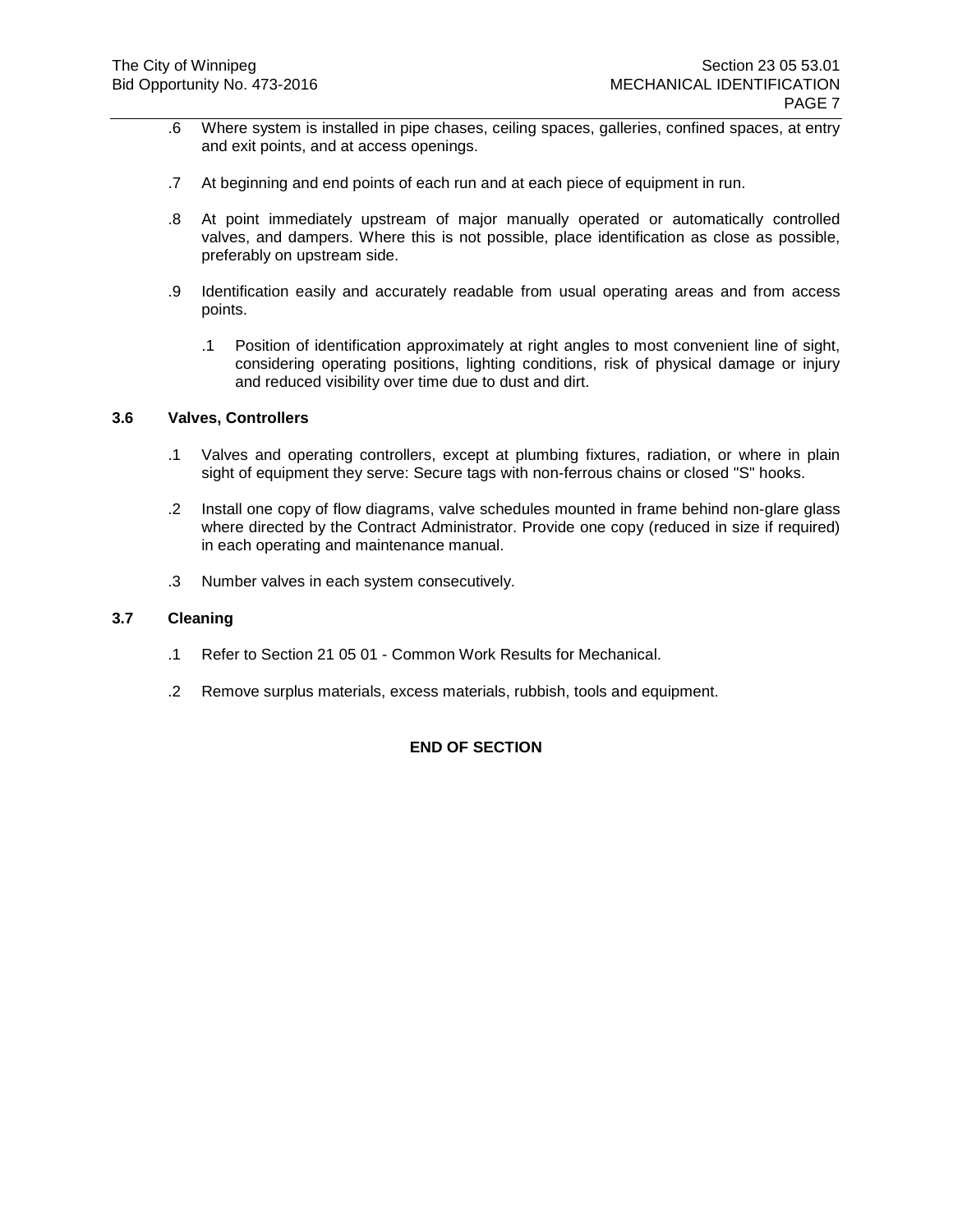.6 Where system is installed in pipe chases, ceiling spaces, galleries, confined spaces, at entry and exit points, and at access openings.

.7 At beginning and end points of each run and at each piece of equipment in run.

.8 At point immediately upstream of major manually operated or automatically controlled valves, and dampers. Where this is not possible, place identification as close as possible, preferably on upstream side.

.9 Identification easily and accurately readable from usual operating areas and from access points.

   .1 Position of identification approximately at right angles to most convenient line of sight, considering operating positions, lighting conditions, risk of physical damage or injury and reduced visibility over time due to dust and dirt.

### 3.6 Valves, Controllers

.1 Valves and operating controllers, except at plumbing fixtures, radiation, or where in plain sight of equipment they serve: Secure tags with non-ferrous chains or closed "S" hooks.

.2 Install one copy of flow diagrams, valve schedules mounted in frame behind non-glare glass where directed by the Contract Administrator. Provide one copy (reduced in size if required) in each operating and maintenance manual.

.3 Number valves in each system consecutively.

### 3.7 Cleaning

.1 Refer to Section 21 05 01 - Common Work Results for Mechanical.

.2 Remove surplus materials, excess materials, rubbish, tools and equipment.

**END OF SECTION**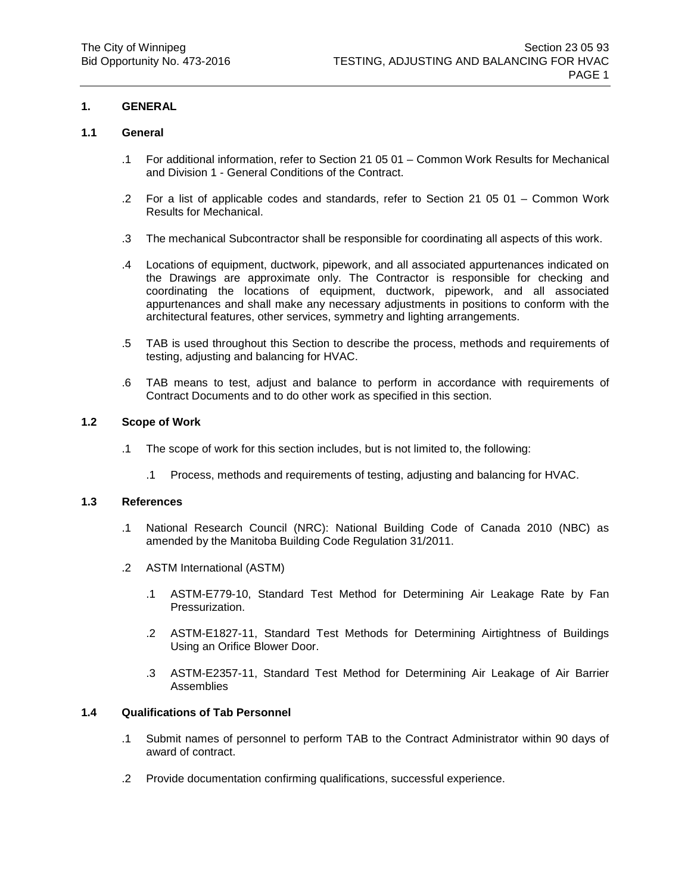## 1. GENERAL

### 1.1 General

.1 For additional information, refer to Section 21 05 01 – Common Work Results for Mechanical and Division 1 - General Conditions of the Contract.

.2 For a list of applicable codes and standards, refer to Section 21 05 01 – Common Work Results for Mechanical.

.3 The mechanical Subcontractor shall be responsible for coordinating all aspects of this work.

.4 Locations of equipment, ductwork, pipework, and all associated appurtenances indicated on the Drawings are approximate only. The Contractor is responsible for checking and coordinating the locations of equipment, ductwork, pipework, and all associated appurtenances and shall make any necessary adjustments in positions to conform with the architectural features, other services, symmetry and lighting arrangements.

.5 TAB is used throughout this Section to describe the process, methods and requirements of testing, adjusting and balancing for HVAC.

.6 TAB means to test, adjust and balance to perform in accordance with requirements of Contract Documents and to do other work as specified in this section.

### 1.2 Scope of Work

.1 The scope of work for this section includes, but is not limited to, the following:

  .1 Process, methods and requirements of testing, adjusting and balancing for HVAC.

### 1.3 References

.1 National Research Council (NRC): National Building Code of Canada 2010 (NBC) as amended by the Manitoba Building Code Regulation 31/2011.

.2 ASTM International (ASTM)

  .1 ASTM-E779-10, Standard Test Method for Determining Air Leakage Rate by Fan Pressurization.

  .2 ASTM-E1827-11, Standard Test Methods for Determining Airtightness of Buildings Using an Orifice Blower Door.

  .3 ASTM-E2357-11, Standard Test Method for Determining Air Leakage of Air Barrier Assemblies

### 1.4 Qualifications of Tab Personnel

.1 Submit names of personnel to perform TAB to the Contract Administrator within 90 days of award of contract.

.2 Provide documentation confirming qualifications, successful experience.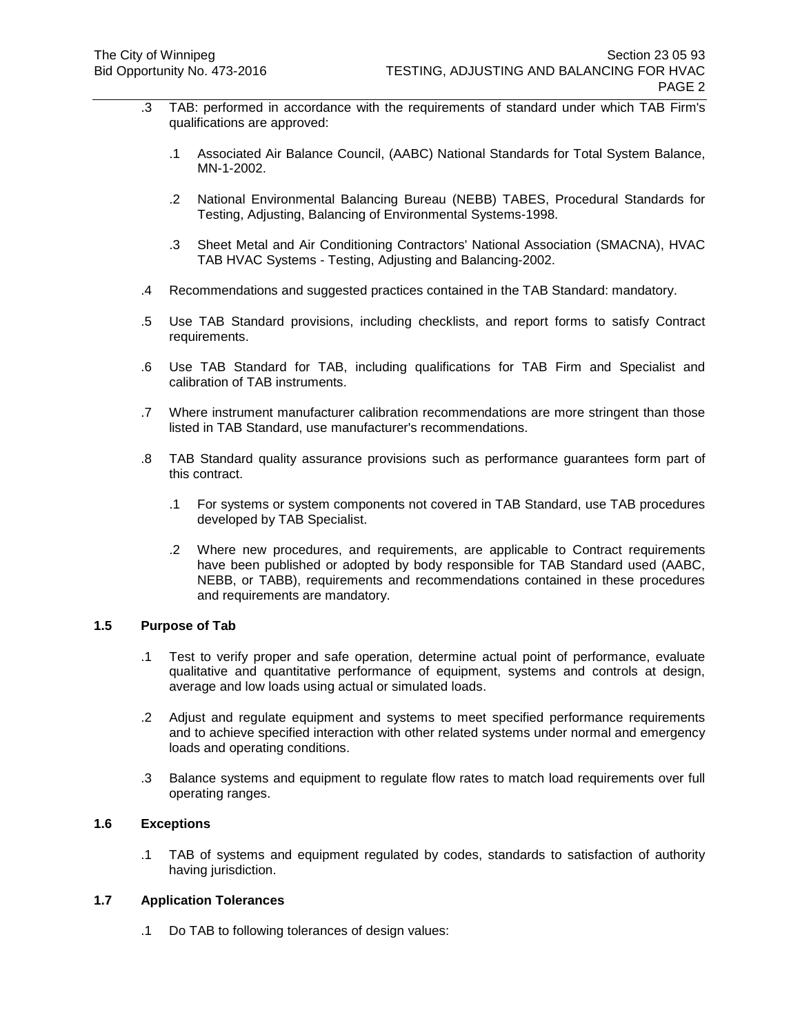.3 TAB: performed in accordance with the requirements of standard under which TAB Firm's qualifications are approved:

  .1 Associated Air Balance Council, (AABC) National Standards for Total System Balance, MN-1-2002.

  .2 National Environmental Balancing Bureau (NEBB) TABES, Procedural Standards for Testing, Adjusting, Balancing of Environmental Systems-1998.

  .3 Sheet Metal and Air Conditioning Contractors' National Association (SMACNA), HVAC TAB HVAC Systems - Testing, Adjusting and Balancing-2002.

.4 Recommendations and suggested practices contained in the TAB Standard: mandatory.

.5 Use TAB Standard provisions, including checklists, and report forms to satisfy Contract requirements.

.6 Use TAB Standard for TAB, including qualifications for TAB Firm and Specialist and calibration of TAB instruments.

.7 Where instrument manufacturer calibration recommendations are more stringent than those listed in TAB Standard, use manufacturer's recommendations.

.8 TAB Standard quality assurance provisions such as performance guarantees form part of this contract.

  .1 For systems or system components not covered in TAB Standard, use TAB procedures developed by TAB Specialist.

  .2 Where new procedures, and requirements, are applicable to Contract requirements have been published or adopted by body responsible for TAB Standard used (AABC, NEBB, or TABB), requirements and recommendations contained in these procedures and requirements are mandatory.

### 1.5 Purpose of Tab

.1 Test to verify proper and safe operation, determine actual point of performance, evaluate qualitative and quantitative performance of equipment, systems and controls at design, average and low loads using actual or simulated loads.

.2 Adjust and regulate equipment and systems to meet specified performance requirements and to achieve specified interaction with other related systems under normal and emergency loads and operating conditions.

.3 Balance systems and equipment to regulate flow rates to match load requirements over full operating ranges.

### 1.6 Exceptions

.1 TAB of systems and equipment regulated by codes, standards to satisfaction of authority having jurisdiction.

### 1.7 Application Tolerances

.1 Do TAB to following tolerances of design values: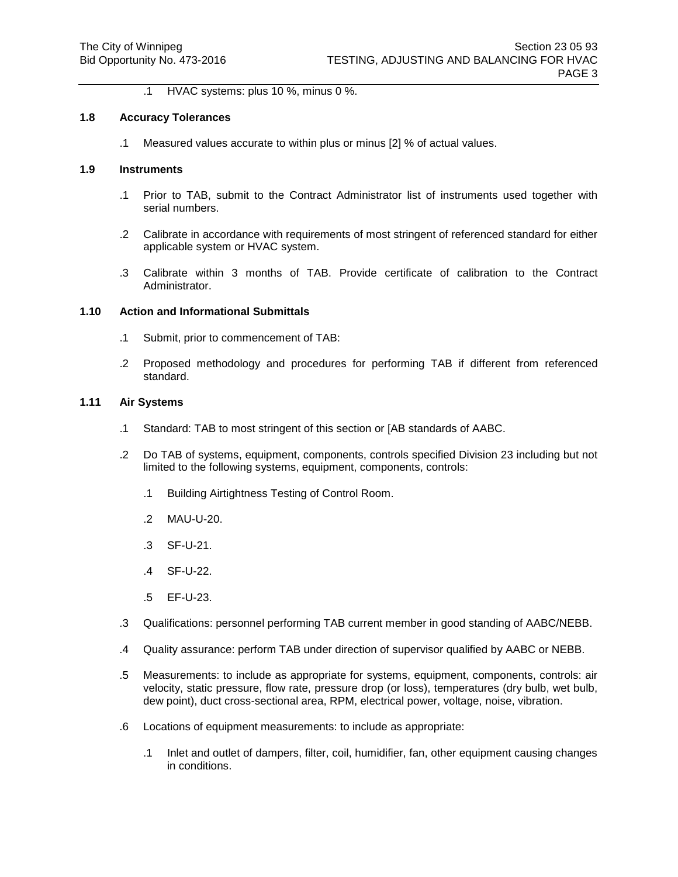.1 HVAC systems: plus 10 %, minus 0 %.

### 1.8 Accuracy Tolerances

.1 Measured values accurate to within plus or minus [2] % of actual values.

### 1.9 Instruments

.1 Prior to TAB, submit to the Contract Administrator list of instruments used together with serial numbers.

.2 Calibrate in accordance with requirements of most stringent of referenced standard for either applicable system or HVAC system.

.3 Calibrate within 3 months of TAB. Provide certificate of calibration to the Contract Administrator.

### 1.10 Action and Informational Submittals

.1 Submit, prior to commencement of TAB:

.2 Proposed methodology and procedures for performing TAB if different from referenced standard.

### 1.11 Air Systems

.1 Standard: TAB to most stringent of this section or [AB standards of AABC.

.2 Do TAB of systems, equipment, components, controls specified Division 23 including but not limited to the following systems, equipment, components, controls:

- .1 Building Airtightness Testing of Control Room.
- .2 MAU-U-20.
- .3 SF-U-21.
- .4 SF-U-22.
- .5 EF-U-23.

.3 Qualifications: personnel performing TAB current member in good standing of AABC/NEBB.

.4 Quality assurance: perform TAB under direction of supervisor qualified by AABC or NEBB.

.5 Measurements: to include as appropriate for systems, equipment, components, controls: air velocity, static pressure, flow rate, pressure drop (or loss), temperatures (dry bulb, wet bulb, dew point), duct cross-sectional area, RPM, electrical power, voltage, noise, vibration.

.6 Locations of equipment measurements: to include as appropriate:

- .1 Inlet and outlet of dampers, filter, coil, humidifier, fan, other equipment causing changes in conditions.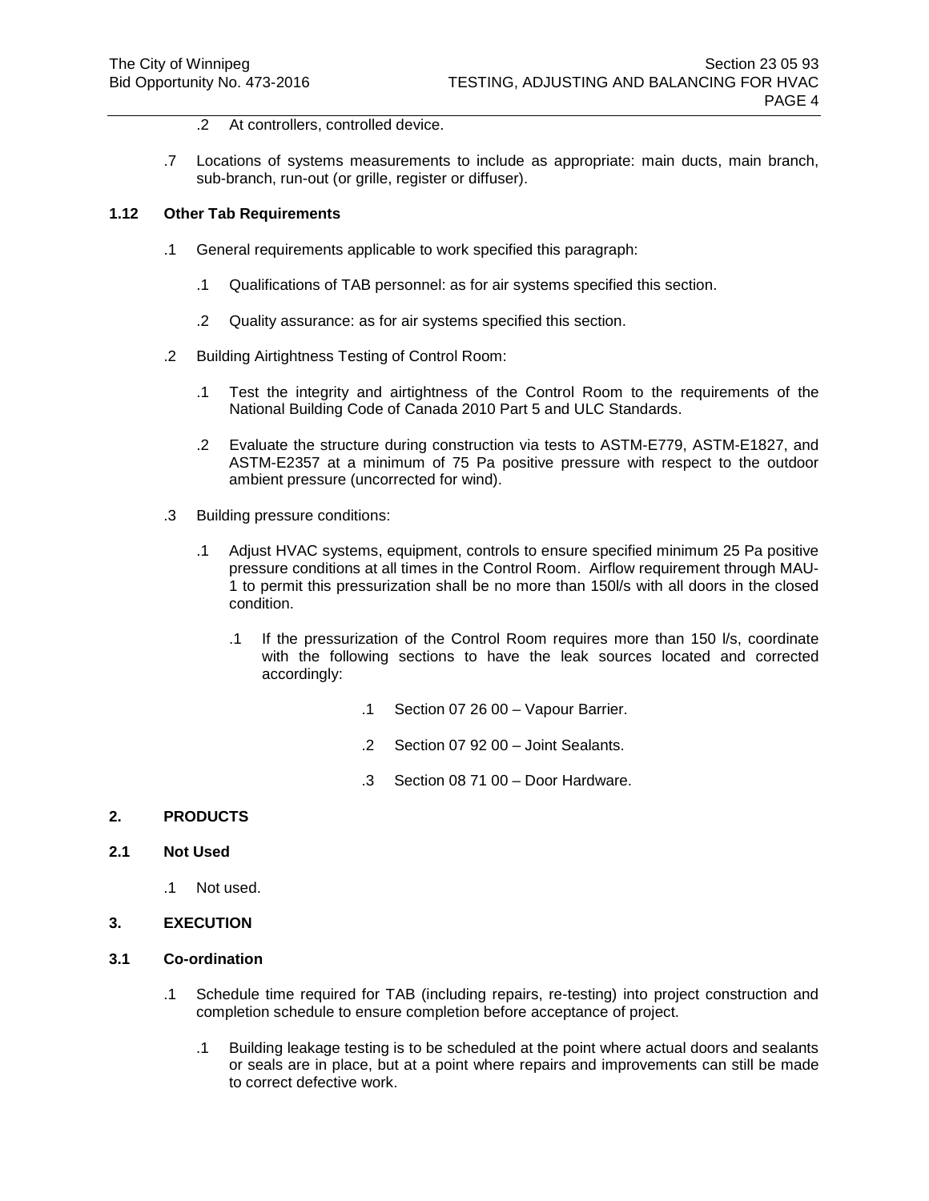.2 At controllers, controlled device.

.7 Locations of systems measurements to include as appropriate: main ducts, main branch, sub-branch, run-out (or grille, register or diffuser).

**1.12 Other Tab Requirements**

.1 General requirements applicable to work specified this paragraph:

.1 Qualifications of TAB personnel: as for air systems specified this section.

.2 Quality assurance: as for air systems specified this section.

.2 Building Airtightness Testing of Control Room:

.1 Test the integrity and airtightness of the Control Room to the requirements of the National Building Code of Canada 2010 Part 5 and ULC Standards.

.2 Evaluate the structure during construction via tests to ASTM-E779, ASTM-E1827, and ASTM-E2357 at a minimum of 75 Pa positive pressure with respect to the outdoor ambient pressure (uncorrected for wind).

.3 Building pressure conditions:

.1 Adjust HVAC systems, equipment, controls to ensure specified minimum 25 Pa positive pressure conditions at all times in the Control Room. Airflow requirement through MAU-1 to permit this pressurization shall be no more than 150l/s with all doors in the closed condition.

.1 If the pressurization of the Control Room requires more than 150 l/s, coordinate with the following sections to have the leak sources located and corrected accordingly:

.1 Section 07 26 00 – Vapour Barrier.

.2 Section 07 92 00 – Joint Sealants.

.3 Section 08 71 00 – Door Hardware.

**2. PRODUCTS**

**2.1 Not Used**

.1 Not used.

**3. EXECUTION**

**3.1 Co-ordination**

.1 Schedule time required for TAB (including repairs, re-testing) into project construction and completion schedule to ensure completion before acceptance of project.

.1 Building leakage testing is to be scheduled at the point where actual doors and sealants or seals are in place, but at a point where repairs and improvements can still be made to correct defective work.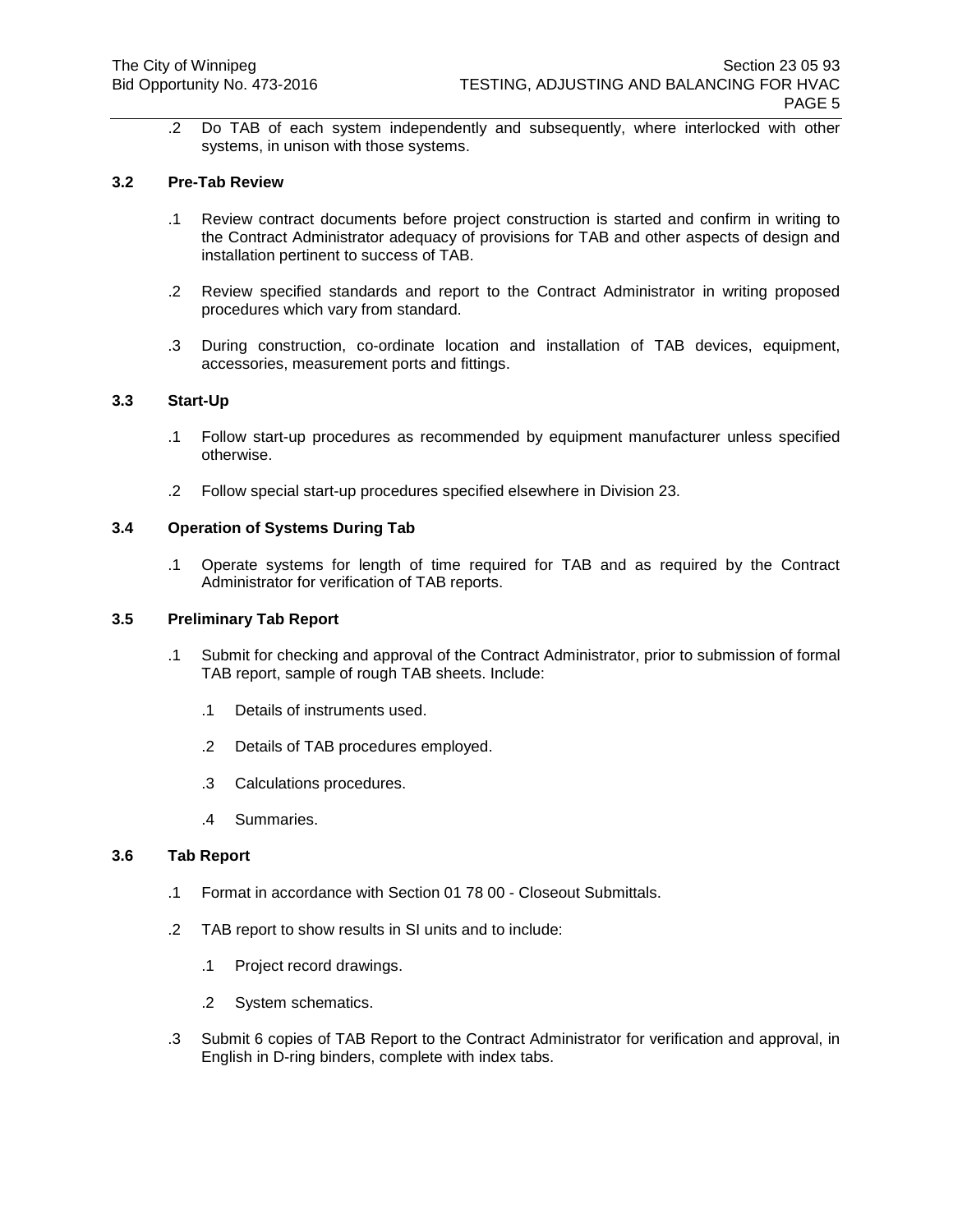.2 Do TAB of each system independently and subsequently, where interlocked with other systems, in unison with those systems.

### 3.2 Pre-Tab Review

.1 Review contract documents before project construction is started and confirm in writing to the Contract Administrator adequacy of provisions for TAB and other aspects of design and installation pertinent to success of TAB.

.2 Review specified standards and report to the Contract Administrator in writing proposed procedures which vary from standard.

.3 During construction, co-ordinate location and installation of TAB devices, equipment, accessories, measurement ports and fittings.

### 3.3 Start-Up

.1 Follow start-up procedures as recommended by equipment manufacturer unless specified otherwise.

.2 Follow special start-up procedures specified elsewhere in Division 23.

### 3.4 Operation of Systems During Tab

.1 Operate systems for length of time required for TAB and as required by the Contract Administrator for verification of TAB reports.

### 3.5 Preliminary Tab Report

.1 Submit for checking and approval of the Contract Administrator, prior to submission of formal TAB report, sample of rough TAB sheets. Include:

   .1 Details of instruments used.

   .2 Details of TAB procedures employed.

   .3 Calculations procedures.

   .4 Summaries.

### 3.6 Tab Report

.1 Format in accordance with Section 01 78 00 - Closeout Submittals.

.2 TAB report to show results in SI units and to include:

   .1 Project record drawings.

   .2 System schematics.

.3 Submit 6 copies of TAB Report to the Contract Administrator for verification and approval, in English in D-ring binders, complete with index tabs.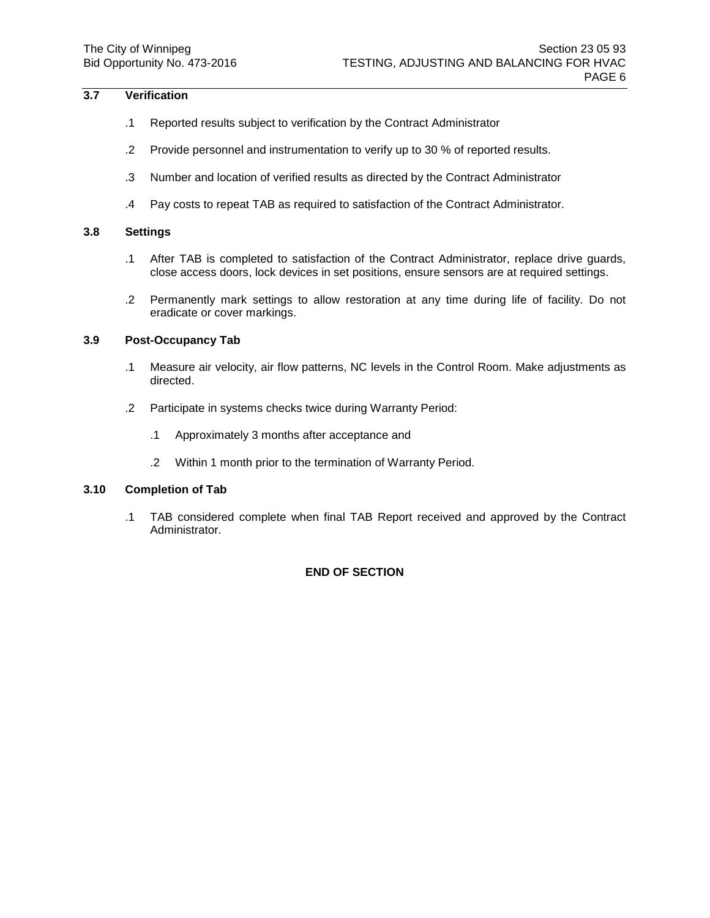## 3.7 Verification

.1 Reported results subject to verification by the Contract Administrator

.2 Provide personnel and instrumentation to verify up to 30 % of reported results.

.3 Number and location of verified results as directed by the Contract Administrator

.4 Pay costs to repeat TAB as required to satisfaction of the Contract Administrator.

## 3.8 Settings

.1 After TAB is completed to satisfaction of the Contract Administrator, replace drive guards, close access doors, lock devices in set positions, ensure sensors are at required settings.

.2 Permanently mark settings to allow restoration at any time during life of facility. Do not eradicate or cover markings.

## 3.9 Post-Occupancy Tab

.1 Measure air velocity, air flow patterns, NC levels in the Control Room. Make adjustments as directed.

.2 Participate in systems checks twice during Warranty Period:

  .1 Approximately 3 months after acceptance and

  .2 Within 1 month prior to the termination of Warranty Period.

## 3.10 Completion of Tab

.1 TAB considered complete when final TAB Report received and approved by the Contract Administrator.

**END OF SECTION**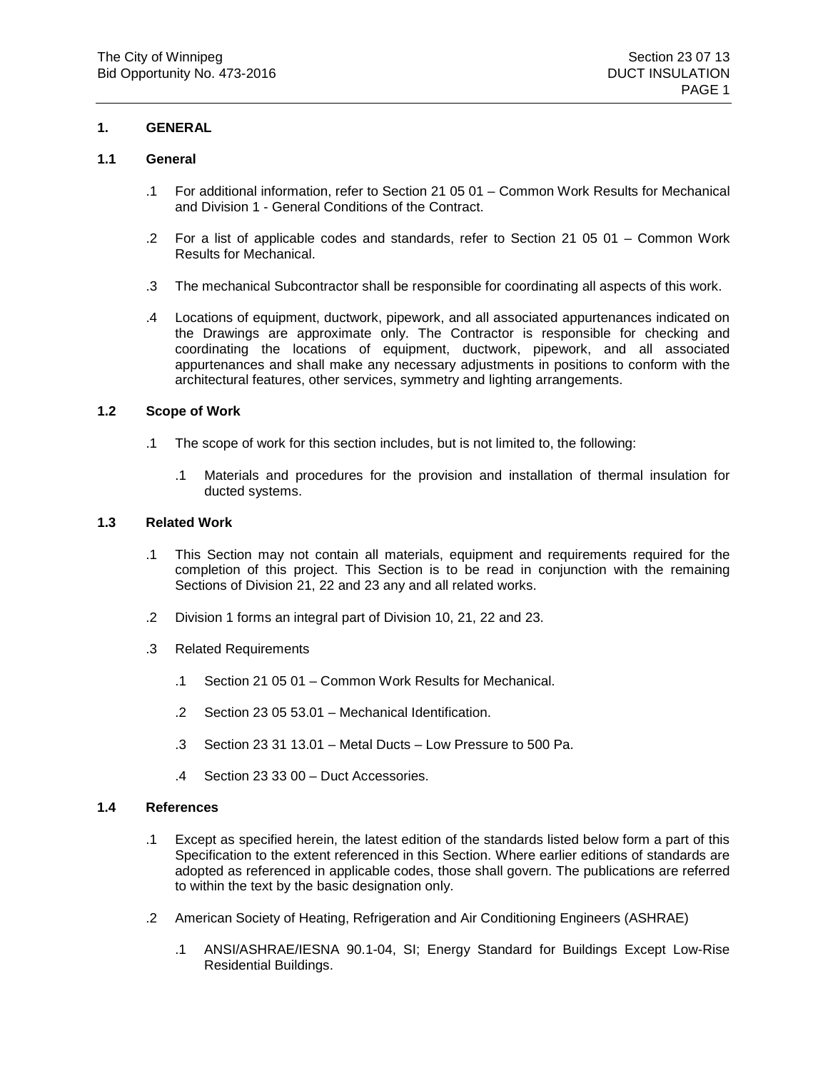## 1. GENERAL

### 1.1 General

.1 For additional information, refer to Section 21 05 01 – Common Work Results for Mechanical and Division 1 - General Conditions of the Contract.

.2 For a list of applicable codes and standards, refer to Section 21 05 01 – Common Work Results for Mechanical.

.3 The mechanical Subcontractor shall be responsible for coordinating all aspects of this work.

.4 Locations of equipment, ductwork, pipework, and all associated appurtenances indicated on the Drawings are approximate only. The Contractor is responsible for checking and coordinating the locations of equipment, ductwork, pipework, and all associated appurtenances and shall make any necessary adjustments in positions to conform with the architectural features, other services, symmetry and lighting arrangements.

### 1.2 Scope of Work

.1 The scope of work for this section includes, but is not limited to, the following:

  .1 Materials and procedures for the provision and installation of thermal insulation for ducted systems.

### 1.3 Related Work

.1 This Section may not contain all materials, equipment and requirements required for the completion of this project. This Section is to be read in conjunction with the remaining Sections of Division 21, 22 and 23 any and all related works.

.2 Division 1 forms an integral part of Division 10, 21, 22 and 23.

.3 Related Requirements

  .1 Section 21 05 01 – Common Work Results for Mechanical.

  .2 Section 23 05 53.01 – Mechanical Identification.

  .3 Section 23 31 13.01 – Metal Ducts – Low Pressure to 500 Pa.

  .4 Section 23 33 00 – Duct Accessories.

### 1.4 References

.1 Except as specified herein, the latest edition of the standards listed below form a part of this Specification to the extent referenced in this Section. Where earlier editions of standards are adopted as referenced in applicable codes, those shall govern. The publications are referred to within the text by the basic designation only.

.2 American Society of Heating, Refrigeration and Air Conditioning Engineers (ASHRAE)

  .1 ANSI/ASHRAE/IESNA 90.1-04, SI; Energy Standard for Buildings Except Low-Rise Residential Buildings.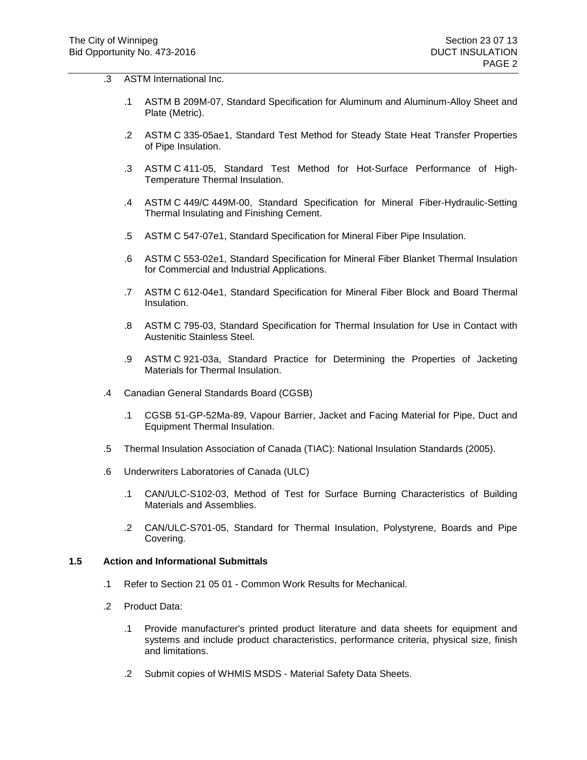.3 ASTM International Inc.

   .1 ASTM B 209M-07, Standard Specification for Aluminum and Aluminum-Alloy Sheet and Plate (Metric).

   .2 ASTM C 335-05ae1, Standard Test Method for Steady State Heat Transfer Properties of Pipe Insulation.

   .3 ASTM C 411-05, Standard Test Method for Hot-Surface Performance of High-Temperature Thermal Insulation.

   .4 ASTM C 449/C 449M-00, Standard Specification for Mineral Fiber-Hydraulic-Setting Thermal Insulating and Finishing Cement.

   .5 ASTM C 547-07e1, Standard Specification for Mineral Fiber Pipe Insulation.

   .6 ASTM C 553-02e1, Standard Specification for Mineral Fiber Blanket Thermal Insulation for Commercial and Industrial Applications.

   .7 ASTM C 612-04e1, Standard Specification for Mineral Fiber Block and Board Thermal Insulation.

   .8 ASTM C 795-03, Standard Specification for Thermal Insulation for Use in Contact with Austenitic Stainless Steel.

   .9 ASTM C 921-03a, Standard Practice for Determining the Properties of Jacketing Materials for Thermal Insulation.

.4 Canadian General Standards Board (CGSB)

   .1 CGSB 51-GP-52Ma-89, Vapour Barrier, Jacket and Facing Material for Pipe, Duct and Equipment Thermal Insulation.

.5 Thermal Insulation Association of Canada (TIAC): National Insulation Standards (2005).

.6 Underwriters Laboratories of Canada (ULC)

   .1 CAN/ULC-S102-03, Method of Test for Surface Burning Characteristics of Building Materials and Assemblies.

   .2 CAN/ULC-S701-05, Standard for Thermal Insulation, Polystyrene, Boards and Pipe Covering.

### 1.5 Action and Informational Submittals

.1 Refer to Section 21 05 01 - Common Work Results for Mechanical.

.2 Product Data:

   .1 Provide manufacturer's printed product literature and data sheets for equipment and systems and include product characteristics, performance criteria, physical size, finish and limitations.

   .2 Submit copies of WHMIS MSDS - Material Safety Data Sheets.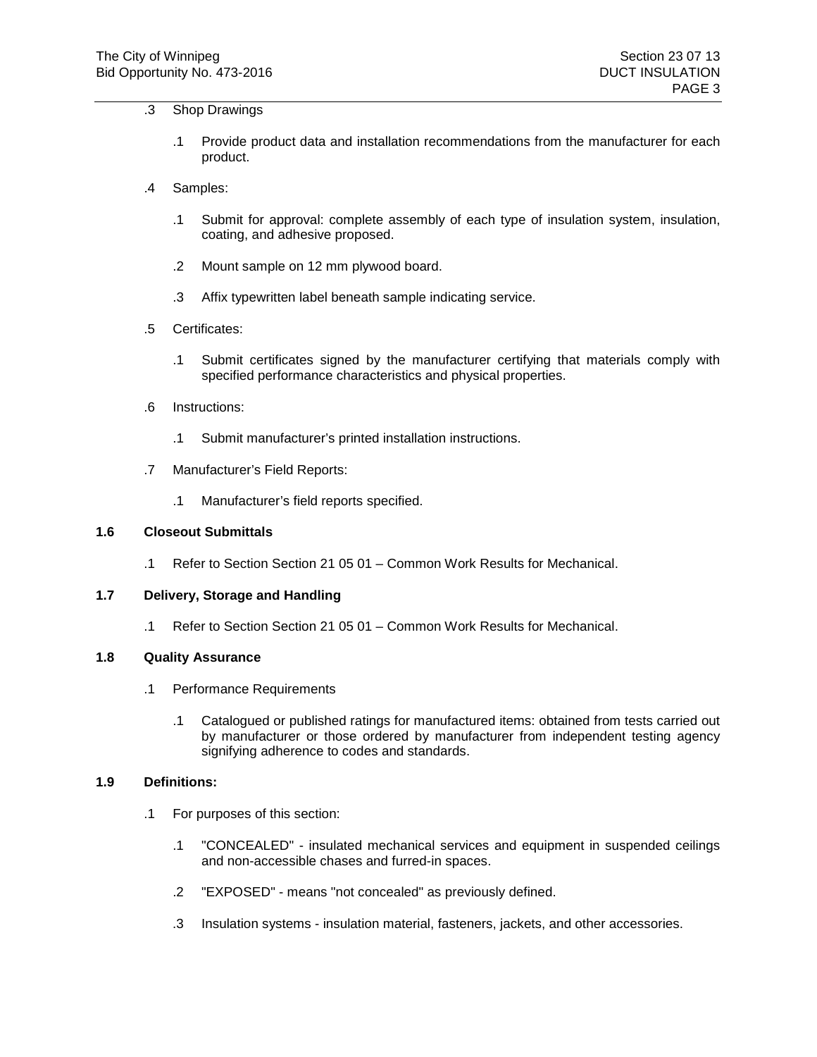.3 Shop Drawings

.1 Provide product data and installation recommendations from the manufacturer for each product.

.4 Samples:

.1 Submit for approval: complete assembly of each type of insulation system, insulation, coating, and adhesive proposed.

.2 Mount sample on 12 mm plywood board.

.3 Affix typewritten label beneath sample indicating service.

.5 Certificates:

.1 Submit certificates signed by the manufacturer certifying that materials comply with specified performance characteristics and physical properties.

.6 Instructions:

.1 Submit manufacturer's printed installation instructions.

.7 Manufacturer's Field Reports:

.1 Manufacturer's field reports specified.

## 1.6 Closeout Submittals

.1 Refer to Section Section 21 05 01 – Common Work Results for Mechanical.

## 1.7 Delivery, Storage and Handling

.1 Refer to Section Section 21 05 01 – Common Work Results for Mechanical.

## 1.8 Quality Assurance

.1 Performance Requirements

.1 Catalogued or published ratings for manufactured items: obtained from tests carried out by manufacturer or those ordered by manufacturer from independent testing agency signifying adherence to codes and standards.

## 1.9 Definitions:

.1 For purposes of this section:

.1 "CONCEALED" - insulated mechanical services and equipment in suspended ceilings and non-accessible chases and furred-in spaces.

.2 "EXPOSED" - means "not concealed" as previously defined.

.3 Insulation systems - insulation material, fasteners, jackets, and other accessories.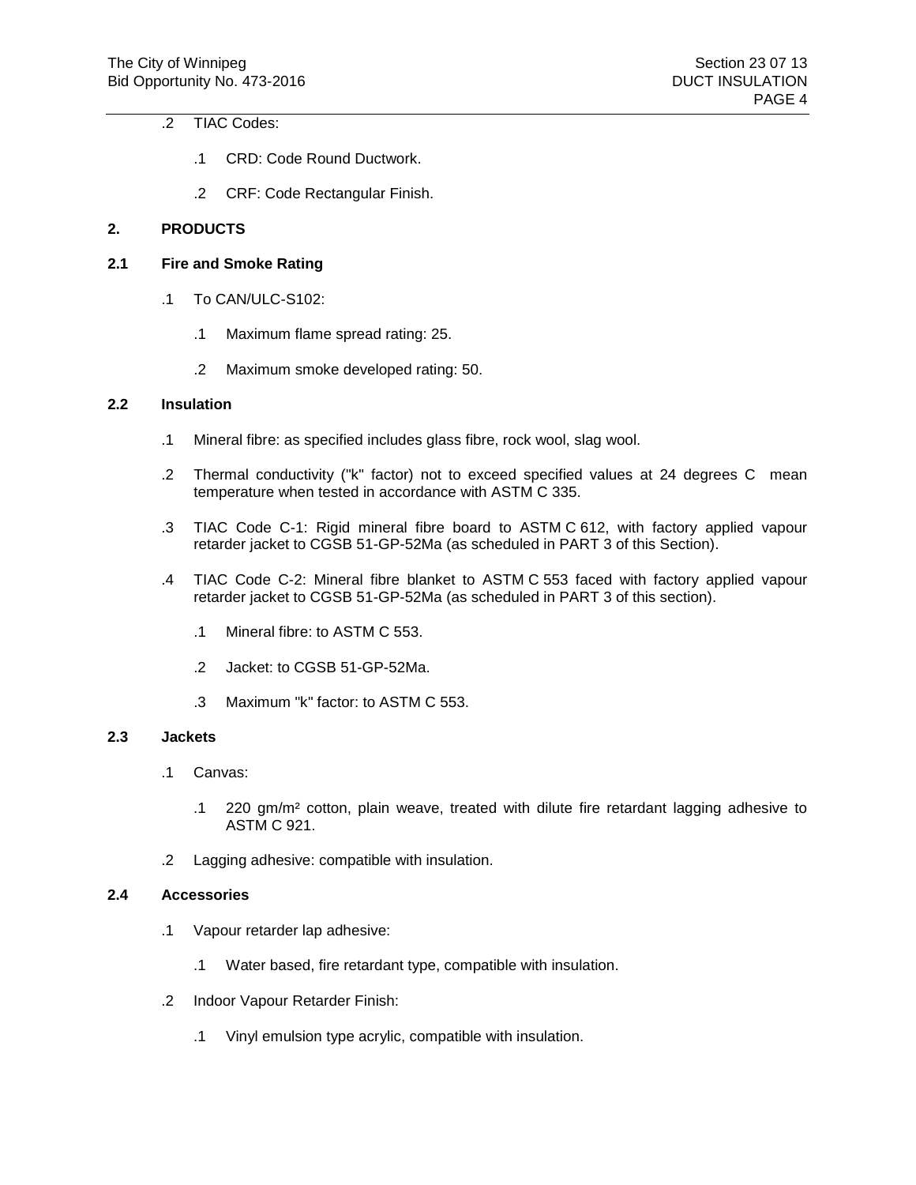.2 TIAC Codes:

.1 CRD: Code Round Ductwork.

.2 CRF: Code Rectangular Finish.

## 2. PRODUCTS

### 2.1 Fire and Smoke Rating

.1 To CAN/ULC-S102:

.1 Maximum flame spread rating: 25.

.2 Maximum smoke developed rating: 50.

### 2.2 Insulation

.1 Mineral fibre: as specified includes glass fibre, rock wool, slag wool.

.2 Thermal conductivity ("k" factor) not to exceed specified values at 24 degrees C mean temperature when tested in accordance with ASTM C 335.

.3 TIAC Code C-1: Rigid mineral fibre board to ASTM C 612, with factory applied vapour retarder jacket to CGSB 51-GP-52Ma (as scheduled in PART 3 of this Section).

.4 TIAC Code C-2: Mineral fibre blanket to ASTM C 553 faced with factory applied vapour retarder jacket to CGSB 51-GP-52Ma (as scheduled in PART 3 of this section).

.1 Mineral fibre: to ASTM C 553.

.2 Jacket: to CGSB 51-GP-52Ma.

.3 Maximum "k" factor: to ASTM C 553.

### 2.3 Jackets

.1 Canvas:

.1 220 gm/m² cotton, plain weave, treated with dilute fire retardant lagging adhesive to ASTM C 921.

.2 Lagging adhesive: compatible with insulation.

### 2.4 Accessories

.1 Vapour retarder lap adhesive:

.1 Water based, fire retardant type, compatible with insulation.

.2 Indoor Vapour Retarder Finish:

.1 Vinyl emulsion type acrylic, compatible with insulation.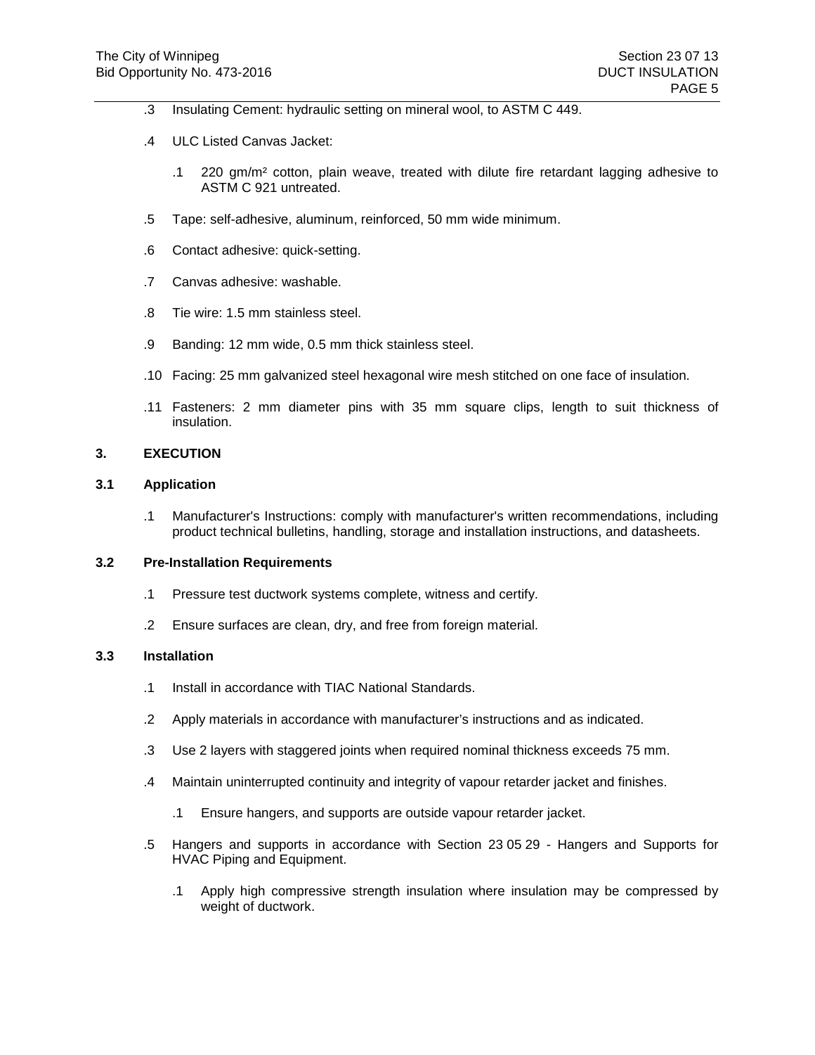.3 Insulating Cement: hydraulic setting on mineral wool, to ASTM C 449.

.4 ULC Listed Canvas Jacket:

  .1 220 gm/m² cotton, plain weave, treated with dilute fire retardant lagging adhesive to ASTM C 921 untreated.

.5 Tape: self-adhesive, aluminum, reinforced, 50 mm wide minimum.

.6 Contact adhesive: quick-setting.

.7 Canvas adhesive: washable.

.8 Tie wire: 1.5 mm stainless steel.

.9 Banding: 12 mm wide, 0.5 mm thick stainless steel.

.10 Facing: 25 mm galvanized steel hexagonal wire mesh stitched on one face of insulation.

.11 Fasteners: 2 mm diameter pins with 35 mm square clips, length to suit thickness of insulation.

## 3. EXECUTION

### 3.1 Application

.1 Manufacturer's Instructions: comply with manufacturer's written recommendations, including product technical bulletins, handling, storage and installation instructions, and datasheets.

### 3.2 Pre-Installation Requirements

.1 Pressure test ductwork systems complete, witness and certify.

.2 Ensure surfaces are clean, dry, and free from foreign material.

### 3.3 Installation

.1 Install in accordance with TIAC National Standards.

.2 Apply materials in accordance with manufacturer's instructions and as indicated.

.3 Use 2 layers with staggered joints when required nominal thickness exceeds 75 mm.

.4 Maintain uninterrupted continuity and integrity of vapour retarder jacket and finishes.

  .1 Ensure hangers, and supports are outside vapour retarder jacket.

.5 Hangers and supports in accordance with Section 23 05 29 - Hangers and Supports for HVAC Piping and Equipment.

  .1 Apply high compressive strength insulation where insulation may be compressed by weight of ductwork.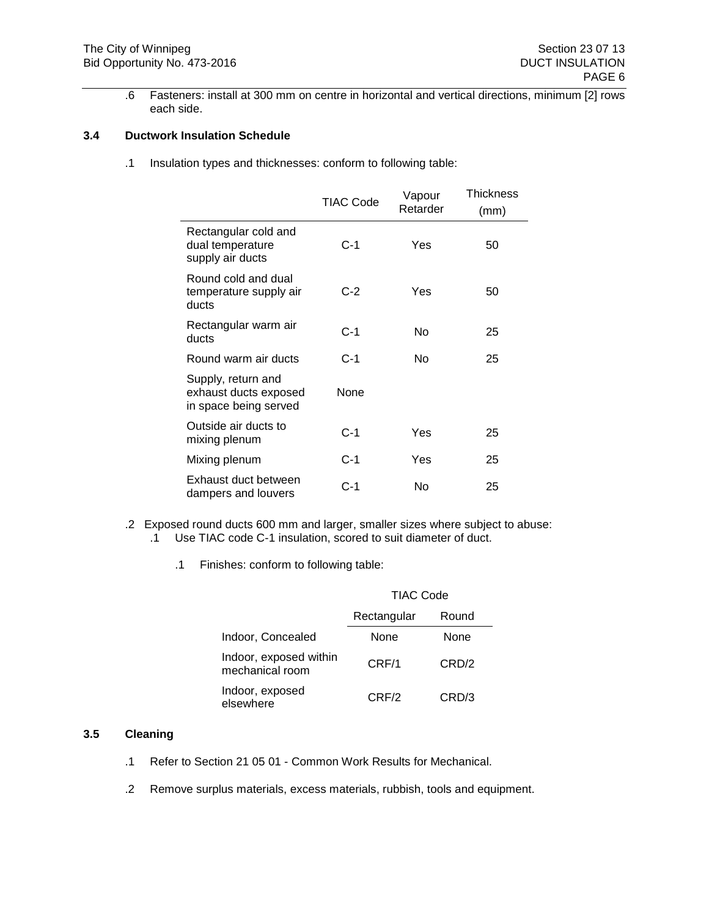.6 Fasteners: install at 300 mm on centre in horizontal and vertical directions, minimum [2] rows each side.

### 3.4 Ductwork Insulation Schedule

.1 Insulation types and thicknesses: conform to following table:

| | TIAC Code | Vapour Retarder | Thickness (mm) |
|---|---|---|---|
| Rectangular cold and dual temperature supply air ducts | C-1 | Yes | 50 |
| Round cold and dual temperature supply air ducts | C-2 | Yes | 50 |
| Rectangular warm air ducts | C-1 | No | 25 |
| Round warm air ducts | C-1 | No | 25 |
| Supply, return and exhaust ducts exposed in space being served | None | | |
| Outside air ducts to mixing plenum | C-1 | Yes | 25 |
| Mixing plenum | C-1 | Yes | 25 |
| Exhaust duct between dampers and louvers | C-1 | No | 25 |

.2 Exposed round ducts 600 mm and larger, smaller sizes where subject to abuse:
  - .1 Use TIAC code C-1 insulation, scored to suit diameter of duct.
    - .1 Finishes: conform to following table:

| | TIAC Code | |
|---|---|---|
| | Rectangular | Round |
| Indoor, Concealed | None | None |
| Indoor, exposed within mechanical room | CRF/1 | CRD/2 |
| Indoor, exposed elsewhere | CRF/2 | CRD/3 |

### 3.5 Cleaning

.1 Refer to Section 21 05 01 - Common Work Results for Mechanical.

.2 Remove surplus materials, excess materials, rubbish, tools and equipment.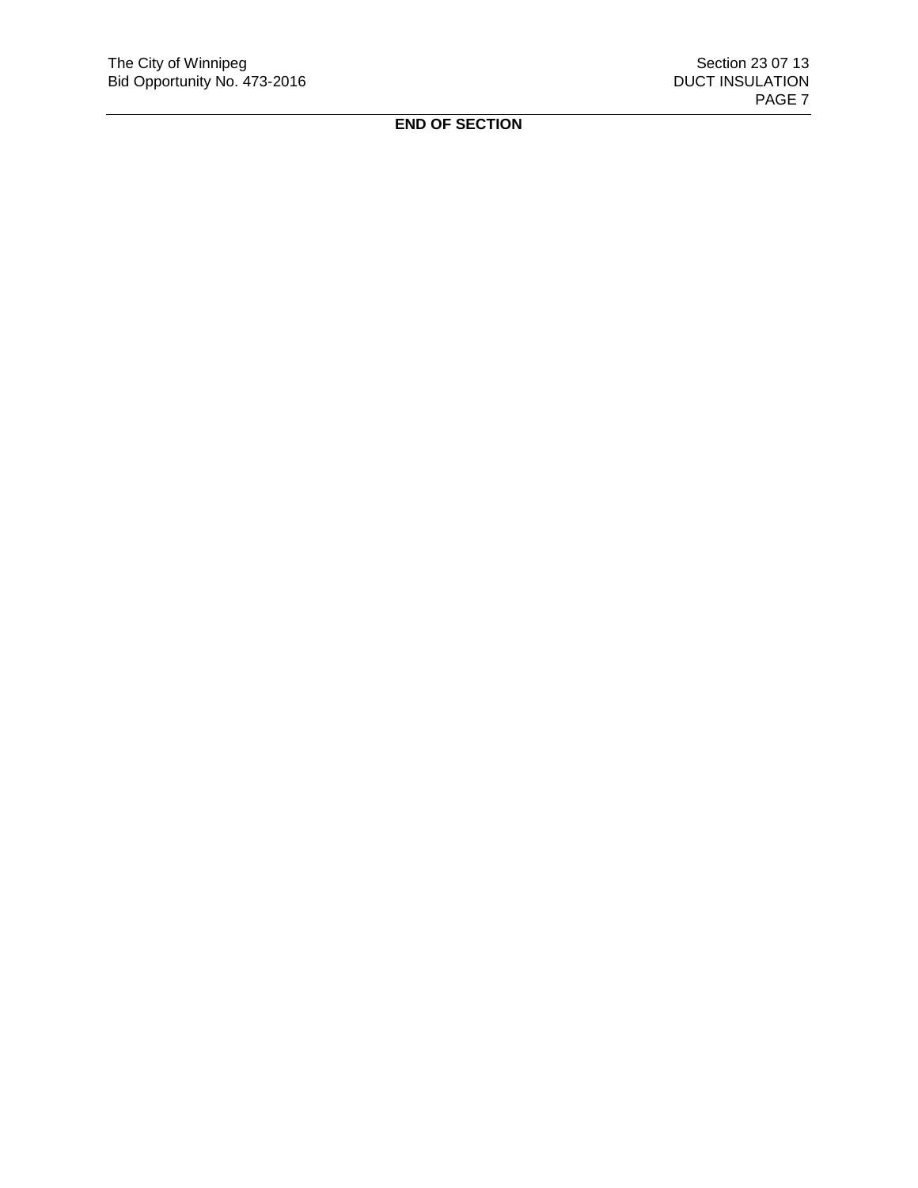**END OF SECTION**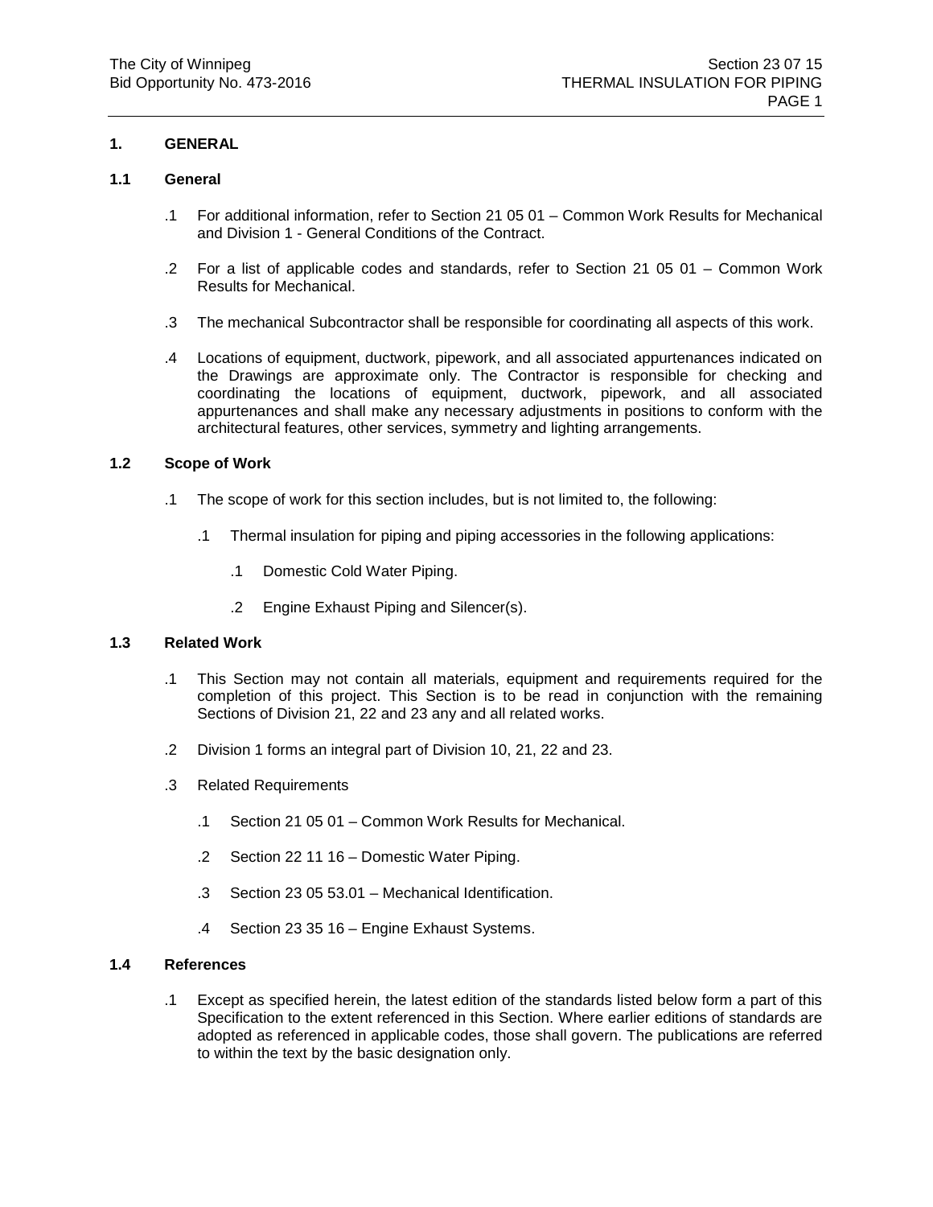## 1. GENERAL

### 1.1 General

.1 For additional information, refer to Section 21 05 01 – Common Work Results for Mechanical and Division 1 - General Conditions of the Contract.

.2 For a list of applicable codes and standards, refer to Section 21 05 01 – Common Work Results for Mechanical.

.3 The mechanical Subcontractor shall be responsible for coordinating all aspects of this work.

.4 Locations of equipment, ductwork, pipework, and all associated appurtenances indicated on the Drawings are approximate only. The Contractor is responsible for checking and coordinating the locations of equipment, ductwork, pipework, and all associated appurtenances and shall make any necessary adjustments in positions to conform with the architectural features, other services, symmetry and lighting arrangements.

### 1.2 Scope of Work

.1 The scope of work for this section includes, but is not limited to, the following:

- .1 Thermal insulation for piping and piping accessories in the following applications:
  - .1 Domestic Cold Water Piping.
  - .2 Engine Exhaust Piping and Silencer(s).

### 1.3 Related Work

.1 This Section may not contain all materials, equipment and requirements required for the completion of this project. This Section is to be read in conjunction with the remaining Sections of Division 21, 22 and 23 any and all related works.

.2 Division 1 forms an integral part of Division 10, 21, 22 and 23.

.3 Related Requirements

- .1 Section 21 05 01 – Common Work Results for Mechanical.
- .2 Section 22 11 16 – Domestic Water Piping.
- .3 Section 23 05 53.01 – Mechanical Identification.
- .4 Section 23 35 16 – Engine Exhaust Systems.

### 1.4 References

.1 Except as specified herein, the latest edition of the standards listed below form a part of this Specification to the extent referenced in this Section. Where earlier editions of standards are adopted as referenced in applicable codes, those shall govern. The publications are referred to within the text by the basic designation only.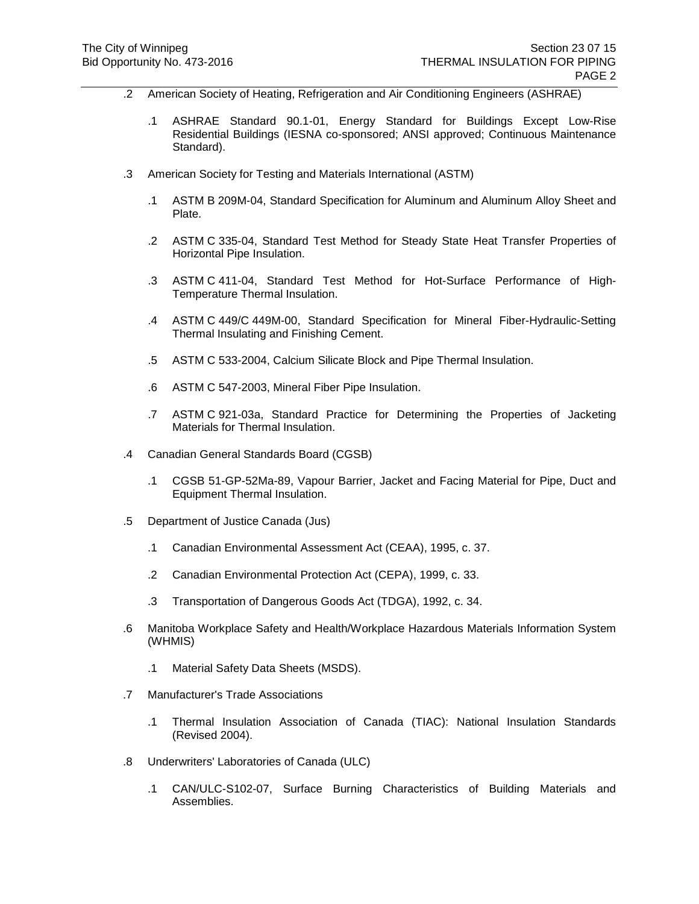.2 American Society of Heating, Refrigeration and Air Conditioning Engineers (ASHRAE)

  .1 ASHRAE Standard 90.1-01, Energy Standard for Buildings Except Low-Rise Residential Buildings (IESNA co-sponsored; ANSI approved; Continuous Maintenance Standard).

.3 American Society for Testing and Materials International (ASTM)

  .1 ASTM B 209M-04, Standard Specification for Aluminum and Aluminum Alloy Sheet and Plate.

  .2 ASTM C 335-04, Standard Test Method for Steady State Heat Transfer Properties of Horizontal Pipe Insulation.

  .3 ASTM C 411-04, Standard Test Method for Hot-Surface Performance of High-Temperature Thermal Insulation.

  .4 ASTM C 449/C 449M-00, Standard Specification for Mineral Fiber-Hydraulic-Setting Thermal Insulating and Finishing Cement.

  .5 ASTM C 533-2004, Calcium Silicate Block and Pipe Thermal Insulation.

  .6 ASTM C 547-2003, Mineral Fiber Pipe Insulation.

  .7 ASTM C 921-03a, Standard Practice for Determining the Properties of Jacketing Materials for Thermal Insulation.

.4 Canadian General Standards Board (CGSB)

  .1 CGSB 51-GP-52Ma-89, Vapour Barrier, Jacket and Facing Material for Pipe, Duct and Equipment Thermal Insulation.

.5 Department of Justice Canada (Jus)

  .1 Canadian Environmental Assessment Act (CEAA), 1995, c. 37.

  .2 Canadian Environmental Protection Act (CEPA), 1999, c. 33.

  .3 Transportation of Dangerous Goods Act (TDGA), 1992, c. 34.

.6 Manitoba Workplace Safety and Health/Workplace Hazardous Materials Information System (WHMIS)

  .1 Material Safety Data Sheets (MSDS).

.7 Manufacturer's Trade Associations

  .1 Thermal Insulation Association of Canada (TIAC): National Insulation Standards (Revised 2004).

.8 Underwriters' Laboratories of Canada (ULC)

  .1 CAN/ULC-S102-07, Surface Burning Characteristics of Building Materials and Assemblies.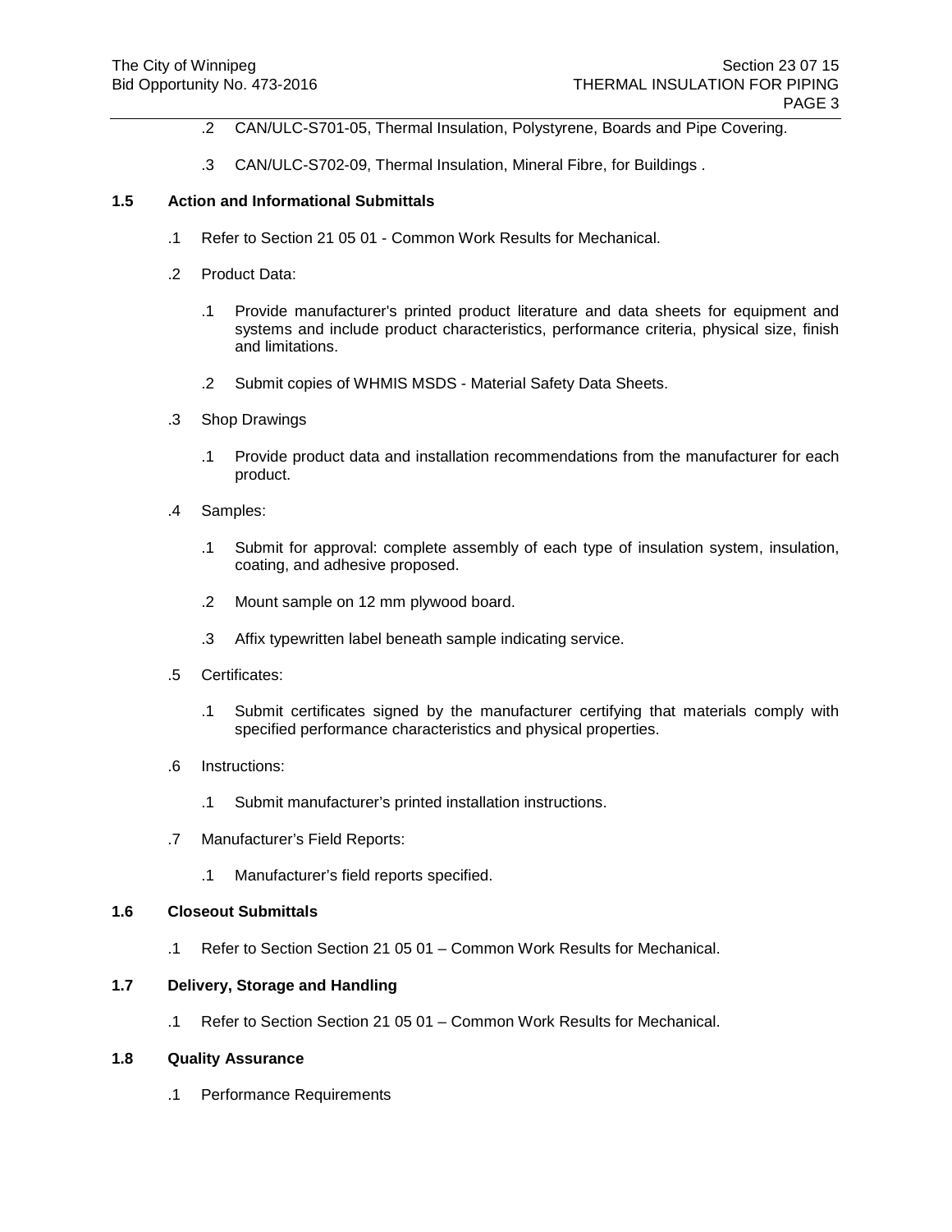.2 CAN/ULC-S701-05, Thermal Insulation, Polystyrene, Boards and Pipe Covering.

.3 CAN/ULC-S702-09, Thermal Insulation, Mineral Fibre, for Buildings .

**1.5 Action and Informational Submittals**

.1 Refer to Section 21 05 01 - Common Work Results for Mechanical.

.2 Product Data:

.1 Provide manufacturer's printed product literature and data sheets for equipment and systems and include product characteristics, performance criteria, physical size, finish and limitations.

.2 Submit copies of WHMIS MSDS - Material Safety Data Sheets.

.3 Shop Drawings

.1 Provide product data and installation recommendations from the manufacturer for each product.

.4 Samples:

.1 Submit for approval: complete assembly of each type of insulation system, insulation, coating, and adhesive proposed.

.2 Mount sample on 12 mm plywood board.

.3 Affix typewritten label beneath sample indicating service.

.5 Certificates:

.1 Submit certificates signed by the manufacturer certifying that materials comply with specified performance characteristics and physical properties.

.6 Instructions:

.1 Submit manufacturer's printed installation instructions.

.7 Manufacturer's Field Reports:

.1 Manufacturer's field reports specified.

**1.6 Closeout Submittals**

.1 Refer to Section Section 21 05 01 – Common Work Results for Mechanical.

**1.7 Delivery, Storage and Handling**

.1 Refer to Section Section 21 05 01 – Common Work Results for Mechanical.

**1.8 Quality Assurance**

.1 Performance Requirements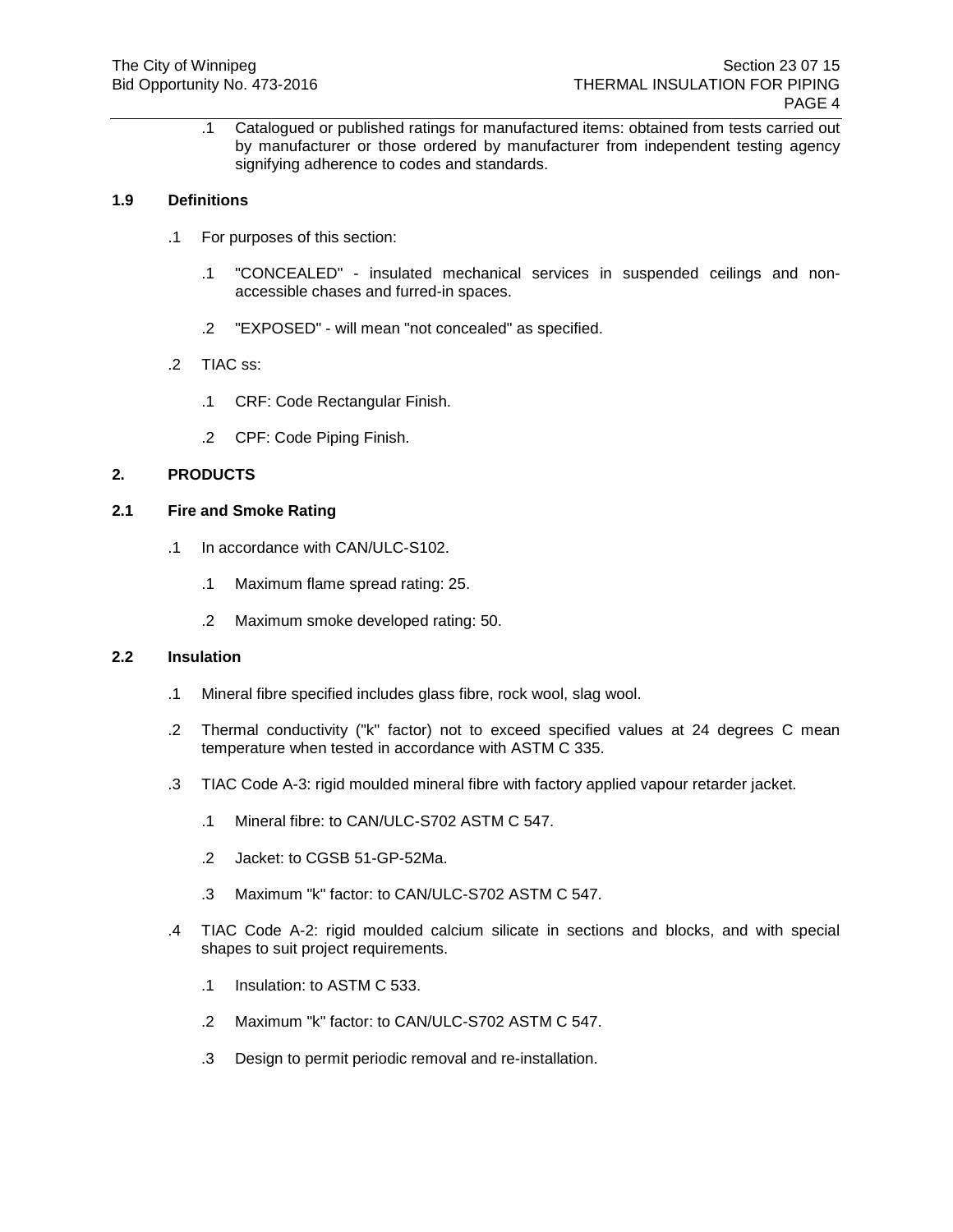.1 Catalogued or published ratings for manufactured items: obtained from tests carried out by manufacturer or those ordered by manufacturer from independent testing agency signifying adherence to codes and standards.

**1.9 Definitions**

.1 For purposes of this section:

.1 "CONCEALED" - insulated mechanical services in suspended ceilings and non-accessible chases and furred-in spaces.

.2 "EXPOSED" - will mean "not concealed" as specified.

.2 TIAC ss:

.1 CRF: Code Rectangular Finish.

.2 CPF: Code Piping Finish.

## 2. PRODUCTS

**2.1 Fire and Smoke Rating**

.1 In accordance with CAN/ULC-S102.

.1 Maximum flame spread rating: 25.

.2 Maximum smoke developed rating: 50.

**2.2 Insulation**

.1 Mineral fibre specified includes glass fibre, rock wool, slag wool.

.2 Thermal conductivity ("k" factor) not to exceed specified values at 24 degrees C mean temperature when tested in accordance with ASTM C 335.

.3 TIAC Code A-3: rigid moulded mineral fibre with factory applied vapour retarder jacket.

.1 Mineral fibre: to CAN/ULC-S702 ASTM C 547.

.2 Jacket: to CGSB 51-GP-52Ma.

.3 Maximum "k" factor: to CAN/ULC-S702 ASTM C 547.

.4 TIAC Code A-2: rigid moulded calcium silicate in sections and blocks, and with special shapes to suit project requirements.

.1 Insulation: to ASTM C 533.

.2 Maximum "k" factor: to CAN/ULC-S702 ASTM C 547.

.3 Design to permit periodic removal and re-installation.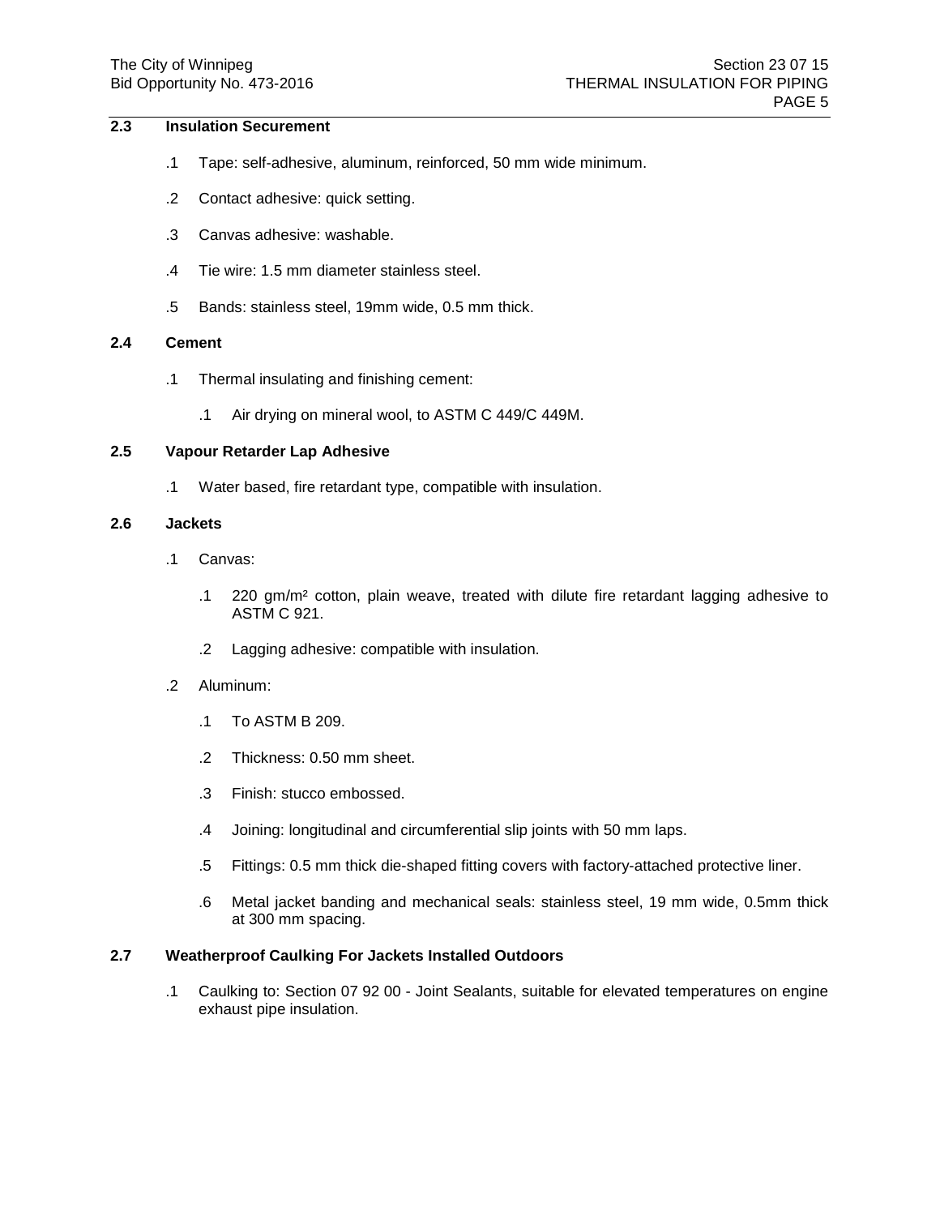## 2.3 Insulation Securement

.1 Tape: self-adhesive, aluminum, reinforced, 50 mm wide minimum.

.2 Contact adhesive: quick setting.

.3 Canvas adhesive: washable.

.4 Tie wire: 1.5 mm diameter stainless steel.

.5 Bands: stainless steel, 19mm wide, 0.5 mm thick.

## 2.4 Cement

.1 Thermal insulating and finishing cement:

  .1 Air drying on mineral wool, to ASTM C 449/C 449M.

## 2.5 Vapour Retarder Lap Adhesive

.1 Water based, fire retardant type, compatible with insulation.

## 2.6 Jackets

.1 Canvas:

  .1 220 gm/m² cotton, plain weave, treated with dilute fire retardant lagging adhesive to ASTM C 921.

  .2 Lagging adhesive: compatible with insulation.

.2 Aluminum:

  .1 To ASTM B 209.

  .2 Thickness: 0.50 mm sheet.

  .3 Finish: stucco embossed.

  .4 Joining: longitudinal and circumferential slip joints with 50 mm laps.

  .5 Fittings: 0.5 mm thick die-shaped fitting covers with factory-attached protective liner.

  .6 Metal jacket banding and mechanical seals: stainless steel, 19 mm wide, 0.5mm thick at 300 mm spacing.

## 2.7 Weatherproof Caulking For Jackets Installed Outdoors

.1 Caulking to: Section 07 92 00 - Joint Sealants, suitable for elevated temperatures on engine exhaust pipe insulation.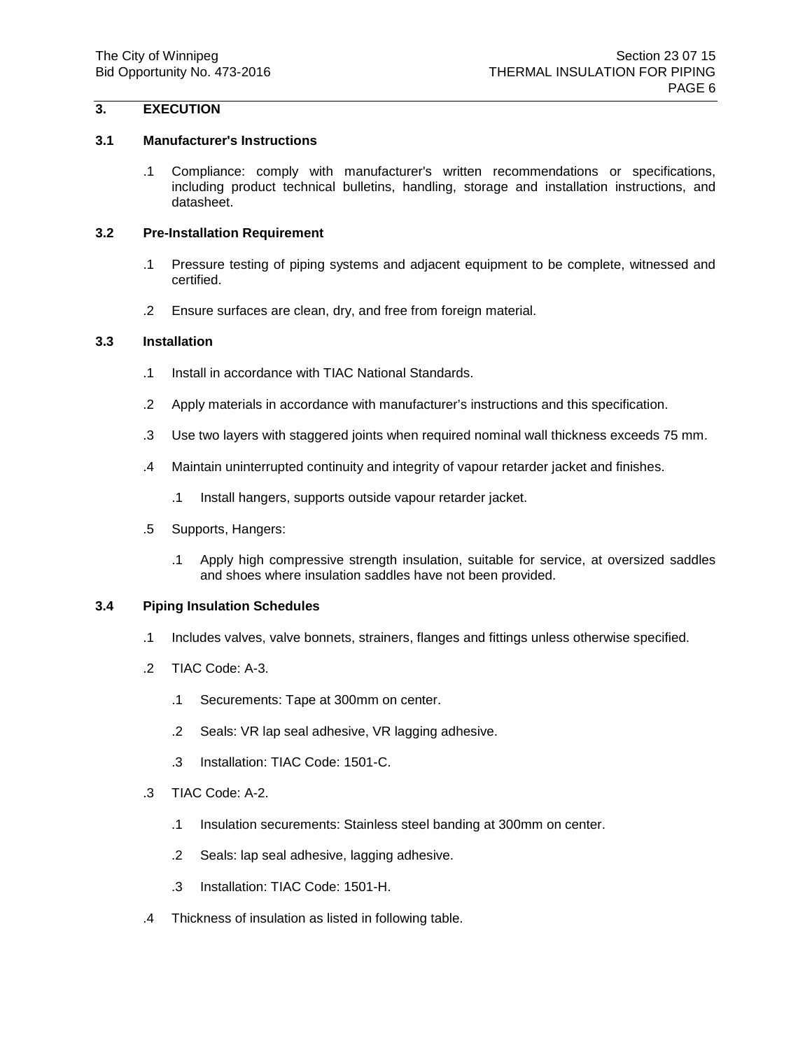## 3. EXECUTION

### 3.1 Manufacturer's Instructions

.1 Compliance: comply with manufacturer's written recommendations or specifications, including product technical bulletins, handling, storage and installation instructions, and datasheet.

### 3.2 Pre-Installation Requirement

.1 Pressure testing of piping systems and adjacent equipment to be complete, witnessed and certified.

.2 Ensure surfaces are clean, dry, and free from foreign material.

### 3.3 Installation

.1 Install in accordance with TIAC National Standards.

.2 Apply materials in accordance with manufacturer's instructions and this specification.

.3 Use two layers with staggered joints when required nominal wall thickness exceeds 75 mm.

.4 Maintain uninterrupted continuity and integrity of vapour retarder jacket and finishes.

  .1 Install hangers, supports outside vapour retarder jacket.

.5 Supports, Hangers:

  .1 Apply high compressive strength insulation, suitable for service, at oversized saddles and shoes where insulation saddles have not been provided.

### 3.4 Piping Insulation Schedules

.1 Includes valves, valve bonnets, strainers, flanges and fittings unless otherwise specified.

.2 TIAC Code: A-3.

  .1 Securements: Tape at 300mm on center.

  .2 Seals: VR lap seal adhesive, VR lagging adhesive.

  .3 Installation: TIAC Code: 1501-C.

.3 TIAC Code: A-2.

  .1 Insulation securements: Stainless steel banding at 300mm on center.

  .2 Seals: lap seal adhesive, lagging adhesive.

  .3 Installation: TIAC Code: 1501-H.

.4 Thickness of insulation as listed in following table.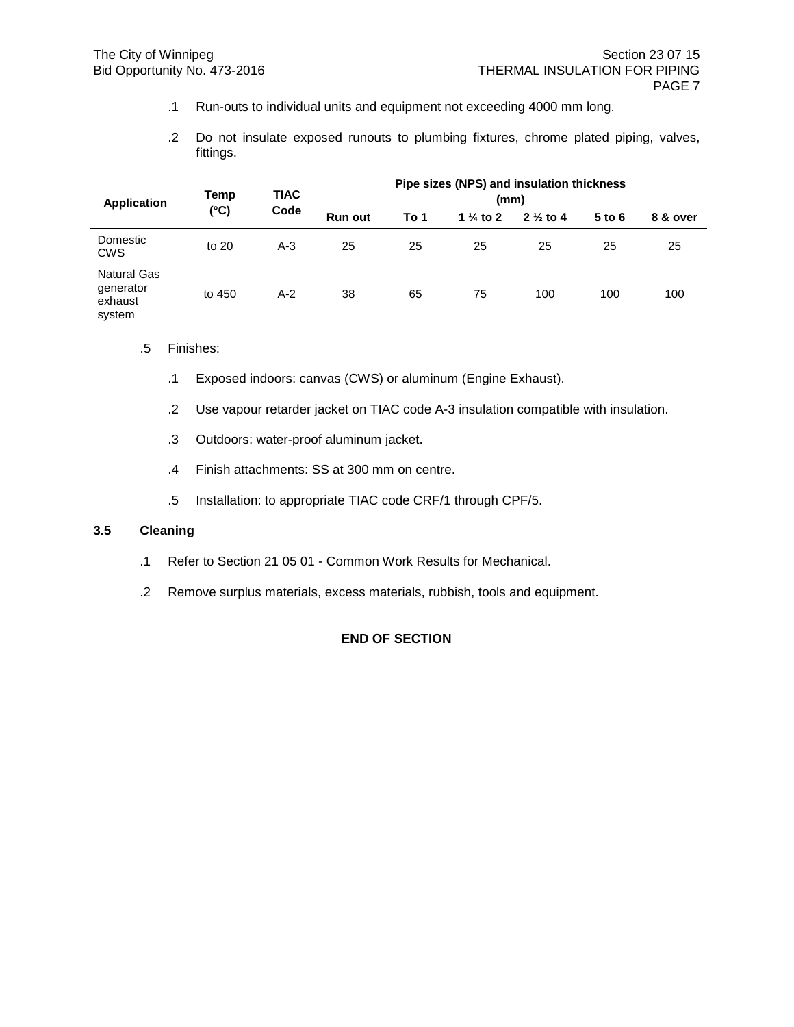.1 Run-outs to individual units and equipment not exceeding 4000 mm long.

.2 Do not insulate exposed runouts to plumbing fixtures, chrome plated piping, valves, fittings.

| Application | Temp (°C) | TIAC Code | Pipe sizes (NPS) and insulation thickness (mm) | | | | | |
|---|---|---|---|---|---|---|---|---|
| | | | Run out | To 1 | 1 ¼ to 2 | 2 ½ to 4 | 5 to 6 | 8 & over |
| Domestic CWS | to 20 | A-3 | 25 | 25 | 25 | 25 | 25 | 25 |
| Natural Gas generator exhaust system | to 450 | A-2 | 38 | 65 | 75 | 100 | 100 | 100 |

.5 Finishes:

.1 Exposed indoors: canvas (CWS) or aluminum (Engine Exhaust).

.2 Use vapour retarder jacket on TIAC code A-3 insulation compatible with insulation.

.3 Outdoors: water-proof aluminum jacket.

.4 Finish attachments: SS at 300 mm on centre.

.5 Installation: to appropriate TIAC code CRF/1 through CPF/5.

## 3.5 Cleaning

.1 Refer to Section 21 05 01 - Common Work Results for Mechanical.

.2 Remove surplus materials, excess materials, rubbish, tools and equipment.

**END OF SECTION**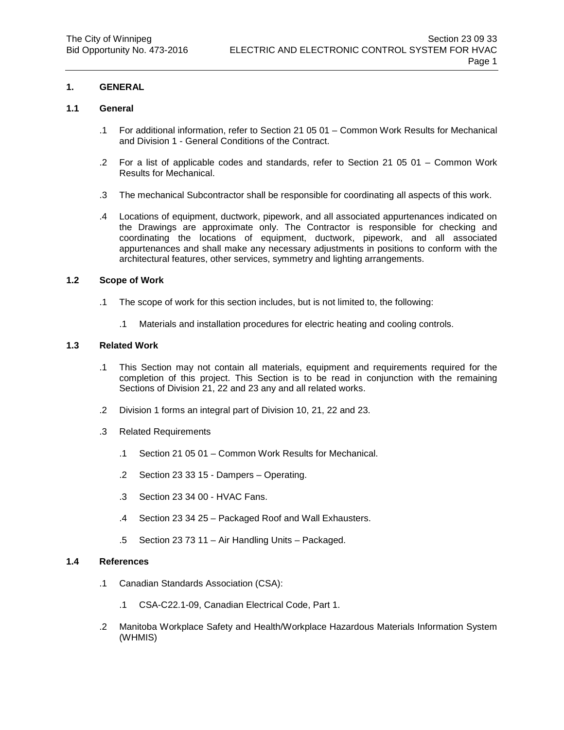## 1. GENERAL

### 1.1 General

.1 For additional information, refer to Section 21 05 01 – Common Work Results for Mechanical and Division 1 - General Conditions of the Contract.

.2 For a list of applicable codes and standards, refer to Section 21 05 01 – Common Work Results for Mechanical.

.3 The mechanical Subcontractor shall be responsible for coordinating all aspects of this work.

.4 Locations of equipment, ductwork, pipework, and all associated appurtenances indicated on the Drawings are approximate only. The Contractor is responsible for checking and coordinating the locations of equipment, ductwork, pipework, and all associated appurtenances and shall make any necessary adjustments in positions to conform with the architectural features, other services, symmetry and lighting arrangements.

### 1.2 Scope of Work

.1 The scope of work for this section includes, but is not limited to, the following:

  .1 Materials and installation procedures for electric heating and cooling controls.

### 1.3 Related Work

.1 This Section may not contain all materials, equipment and requirements required for the completion of this project. This Section is to be read in conjunction with the remaining Sections of Division 21, 22 and 23 any and all related works.

.2 Division 1 forms an integral part of Division 10, 21, 22 and 23.

.3 Related Requirements

  .1 Section 21 05 01 – Common Work Results for Mechanical.

  .2 Section 23 33 15 - Dampers – Operating.

  .3 Section 23 34 00 - HVAC Fans.

  .4 Section 23 34 25 – Packaged Roof and Wall Exhausters.

  .5 Section 23 73 11 – Air Handling Units – Packaged.

### 1.4 References

.1 Canadian Standards Association (CSA):

  .1 CSA-C22.1-09, Canadian Electrical Code, Part 1.

.2 Manitoba Workplace Safety and Health/Workplace Hazardous Materials Information System (WHMIS)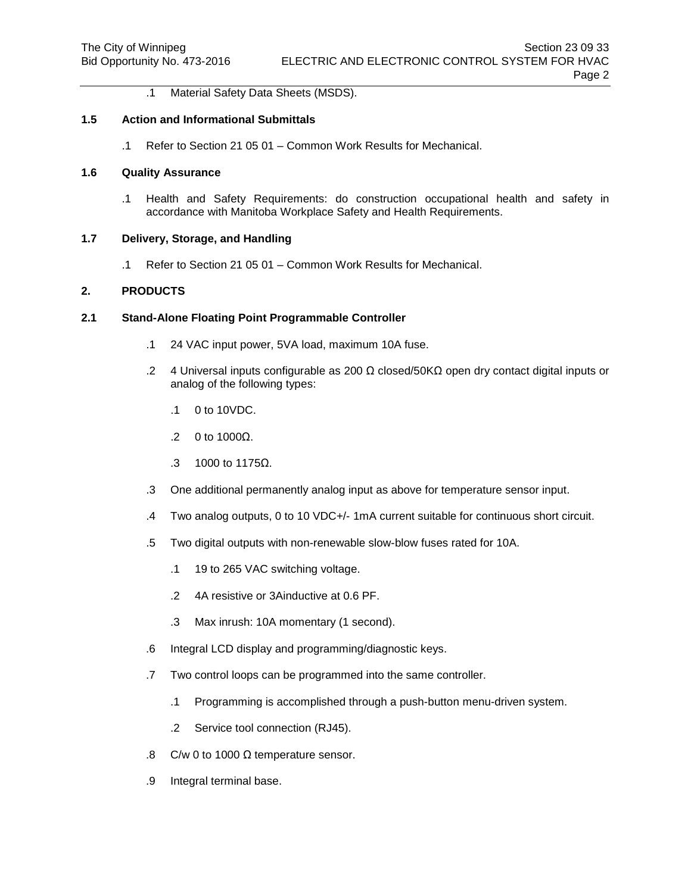.1 Material Safety Data Sheets (MSDS).

### 1.5 Action and Informational Submittals

.1 Refer to Section 21 05 01 – Common Work Results for Mechanical.

### 1.6 Quality Assurance

.1 Health and Safety Requirements: do construction occupational health and safety in accordance with Manitoba Workplace Safety and Health Requirements.

### 1.7 Delivery, Storage, and Handling

.1 Refer to Section 21 05 01 – Common Work Results for Mechanical.

## 2. PRODUCTS

### 2.1 Stand-Alone Floating Point Programmable Controller

.1 24 VAC input power, 5VA load, maximum 10A fuse.

.2 4 Universal inputs configurable as 200 Ω closed/50KΩ open dry contact digital inputs or analog of the following types:

.1 0 to 10VDC.

.2 0 to 1000Ω.

.3 1000 to 1175Ω.

.3 One additional permanently analog input as above for temperature sensor input.

.4 Two analog outputs, 0 to 10 VDC+/- 1mA current suitable for continuous short circuit.

.5 Two digital outputs with non-renewable slow-blow fuses rated for 10A.

.1 19 to 265 VAC switching voltage.

.2 4A resistive or 3Ainductive at 0.6 PF.

.3 Max inrush: 10A momentary (1 second).

.6 Integral LCD display and programming/diagnostic keys.

.7 Two control loops can be programmed into the same controller.

.1 Programming is accomplished through a push-button menu-driven system.

.2 Service tool connection (RJ45).

.8 C/w 0 to 1000 Ω temperature sensor.

.9 Integral terminal base.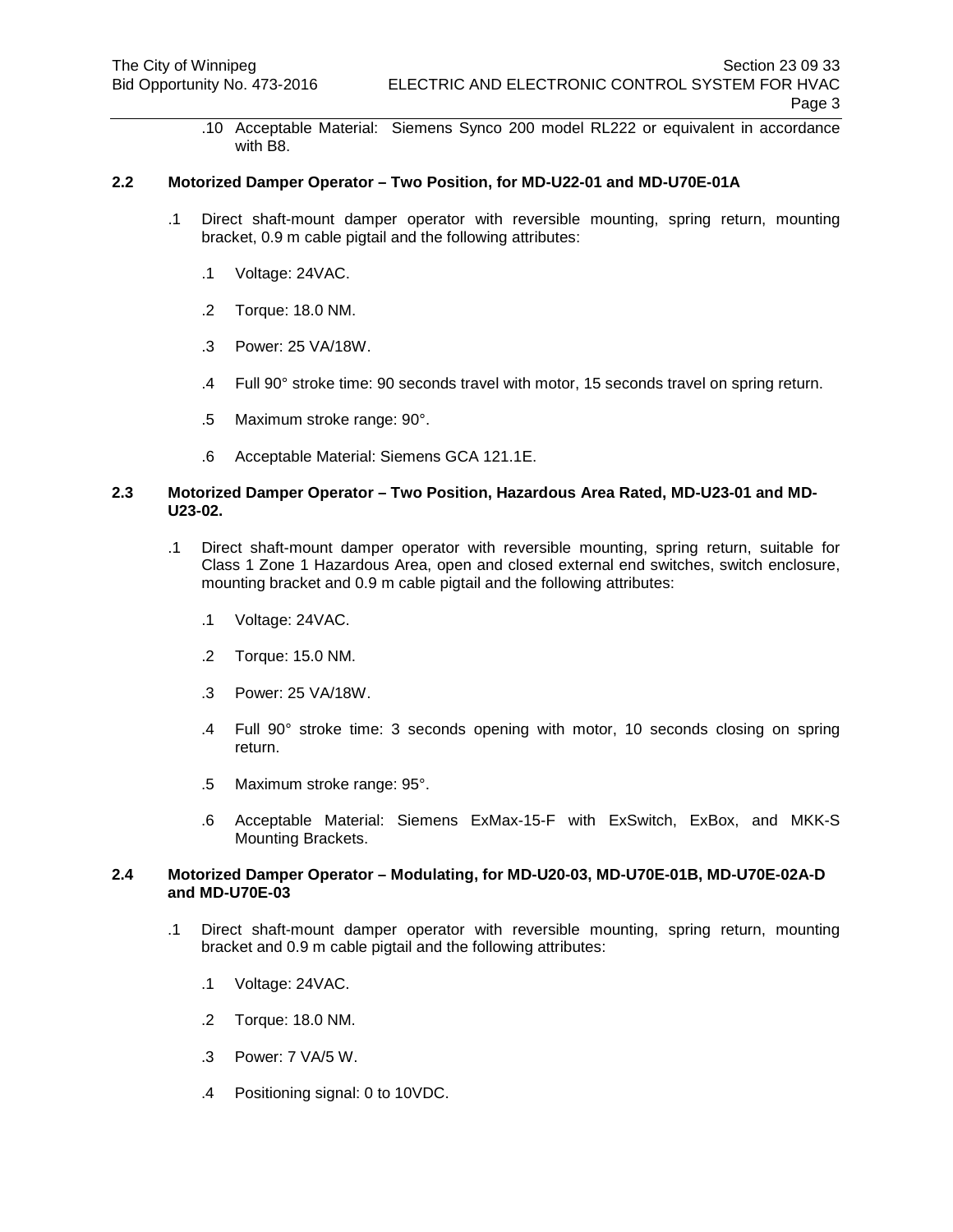.10 Acceptable Material: Siemens Synco 200 model RL222 or equivalent in accordance with B8.

**2.2 Motorized Damper Operator – Two Position, for MD-U22-01 and MD-U70E-01A**

.1 Direct shaft-mount damper operator with reversible mounting, spring return, mounting bracket, 0.9 m cable pigtail and the following attributes:

.1 Voltage: 24VAC.

.2 Torque: 18.0 NM.

.3 Power: 25 VA/18W.

.4 Full 90° stroke time: 90 seconds travel with motor, 15 seconds travel on spring return.

.5 Maximum stroke range: 90°.

.6 Acceptable Material: Siemens GCA 121.1E.

**2.3 Motorized Damper Operator – Two Position, Hazardous Area Rated, MD-U23-01 and MD-U23-02.**

.1 Direct shaft-mount damper operator with reversible mounting, spring return, suitable for Class 1 Zone 1 Hazardous Area, open and closed external end switches, switch enclosure, mounting bracket and 0.9 m cable pigtail and the following attributes:

.1 Voltage: 24VAC.

.2 Torque: 15.0 NM.

.3 Power: 25 VA/18W.

.4 Full 90° stroke time: 3 seconds opening with motor, 10 seconds closing on spring return.

.5 Maximum stroke range: 95°.

.6 Acceptable Material: Siemens ExMax-15-F with ExSwitch, ExBox, and MKK-S Mounting Brackets.

**2.4 Motorized Damper Operator – Modulating, for MD-U20-03, MD-U70E-01B, MD-U70E-02A-D and MD-U70E-03**

.1 Direct shaft-mount damper operator with reversible mounting, spring return, mounting bracket and 0.9 m cable pigtail and the following attributes:

.1 Voltage: 24VAC.

.2 Torque: 18.0 NM.

.3 Power: 7 VA/5 W.

.4 Positioning signal: 0 to 10VDC.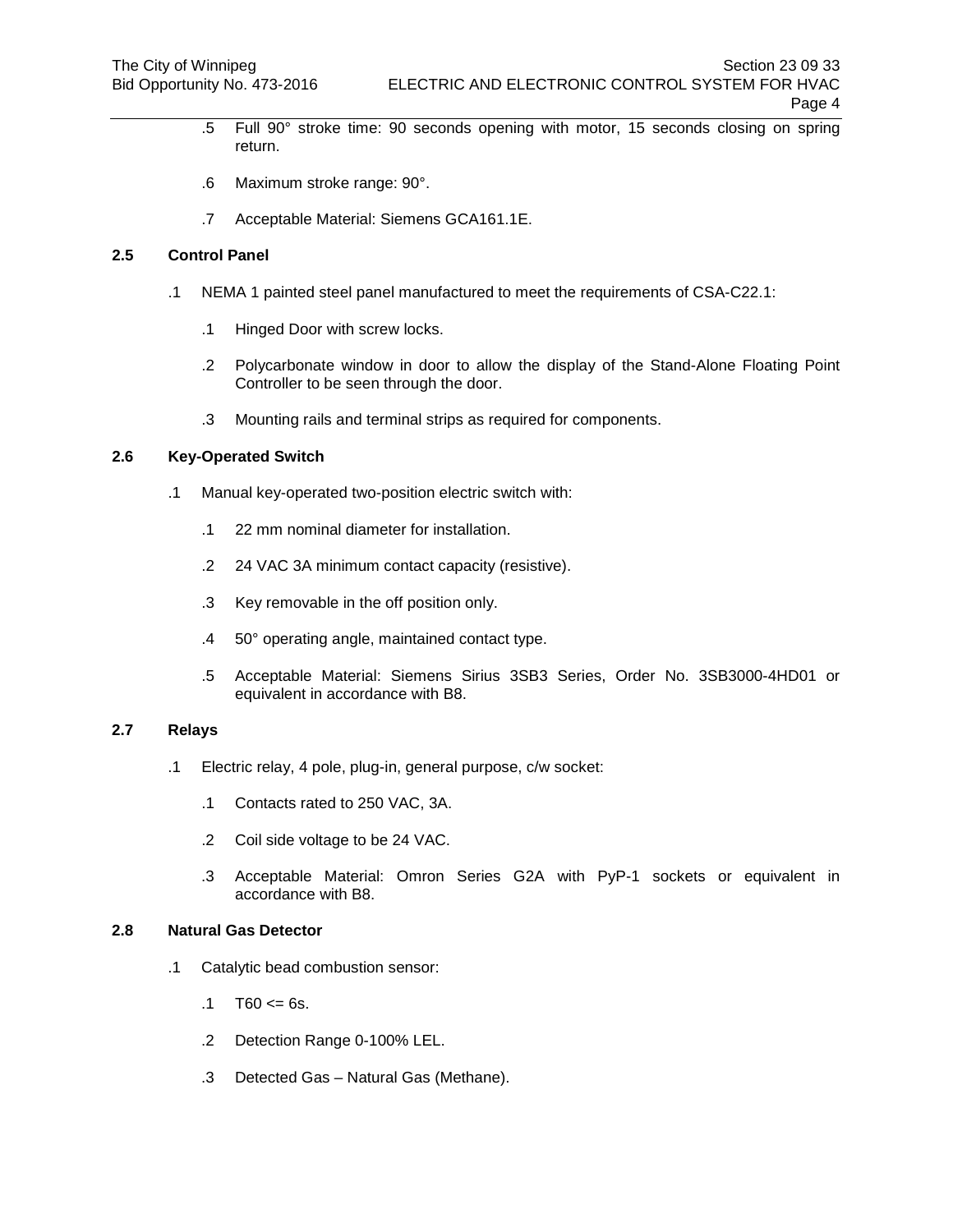.5 Full 90° stroke time: 90 seconds opening with motor, 15 seconds closing on spring return.

.6 Maximum stroke range: 90°.

.7 Acceptable Material: Siemens GCA161.1E.

### 2.5 Control Panel

.1 NEMA 1 painted steel panel manufactured to meet the requirements of CSA-C22.1:

.1 Hinged Door with screw locks.

.2 Polycarbonate window in door to allow the display of the Stand-Alone Floating Point Controller to be seen through the door.

.3 Mounting rails and terminal strips as required for components.

### 2.6 Key-Operated Switch

.1 Manual key-operated two-position electric switch with:

.1 22 mm nominal diameter for installation.

.2 24 VAC 3A minimum contact capacity (resistive).

.3 Key removable in the off position only.

.4 50° operating angle, maintained contact type.

.5 Acceptable Material: Siemens Sirius 3SB3 Series, Order No. 3SB3000-4HD01 or equivalent in accordance with B8.

### 2.7 Relays

.1 Electric relay, 4 pole, plug-in, general purpose, c/w socket:

.1 Contacts rated to 250 VAC, 3A.

.2 Coil side voltage to be 24 VAC.

.3 Acceptable Material: Omron Series G2A with PyP-1 sockets or equivalent in accordance with B8.

### 2.8 Natural Gas Detector

.1 Catalytic bead combustion sensor:

.1 T60 <= 6s.

.2 Detection Range 0-100% LEL.

.3 Detected Gas – Natural Gas (Methane).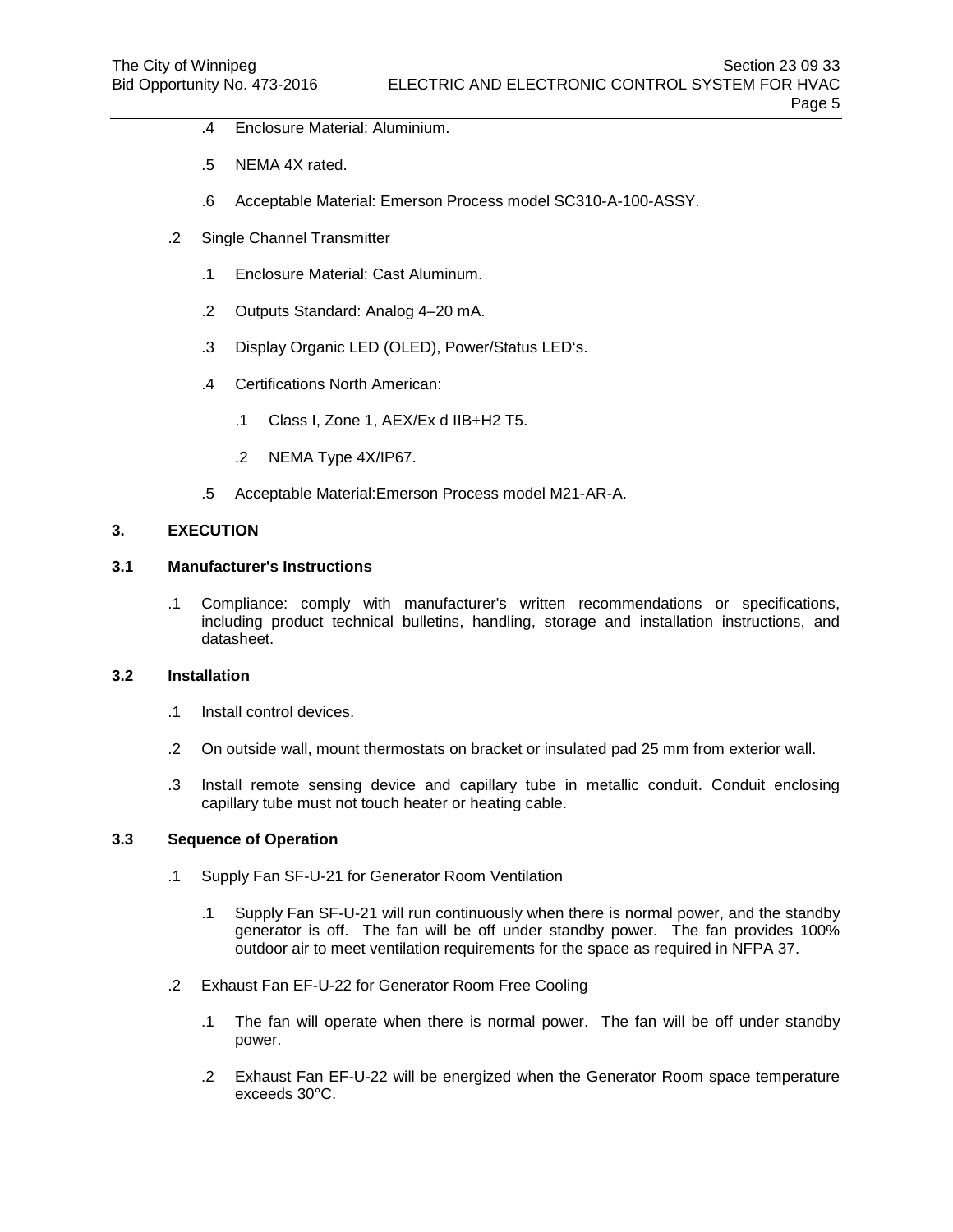.4 Enclosure Material: Aluminium.

.5 NEMA 4X rated.

.6 Acceptable Material: Emerson Process model SC310-A-100-ASSY.

.2 Single Channel Transmitter

.1 Enclosure Material: Cast Aluminum.

.2 Outputs Standard: Analog 4–20 mA.

.3 Display Organic LED (OLED), Power/Status LED's.

.4 Certifications North American:

.1 Class I, Zone 1, AEX/Ex d IIB+H2 T5.

.2 NEMA Type 4X/IP67.

.5 Acceptable Material:Emerson Process model M21-AR-A.

## 3. EXECUTION

### 3.1 Manufacturer's Instructions

.1 Compliance: comply with manufacturer's written recommendations or specifications, including product technical bulletins, handling, storage and installation instructions, and datasheet.

### 3.2 Installation

.1 Install control devices.

.2 On outside wall, mount thermostats on bracket or insulated pad 25 mm from exterior wall.

.3 Install remote sensing device and capillary tube in metallic conduit. Conduit enclosing capillary tube must not touch heater or heating cable.

### 3.3 Sequence of Operation

.1 Supply Fan SF-U-21 for Generator Room Ventilation

.1 Supply Fan SF-U-21 will run continuously when there is normal power, and the standby generator is off. The fan will be off under standby power. The fan provides 100% outdoor air to meet ventilation requirements for the space as required in NFPA 37.

.2 Exhaust Fan EF-U-22 for Generator Room Free Cooling

.1 The fan will operate when there is normal power. The fan will be off under standby power.

.2 Exhaust Fan EF-U-22 will be energized when the Generator Room space temperature exceeds 30°C.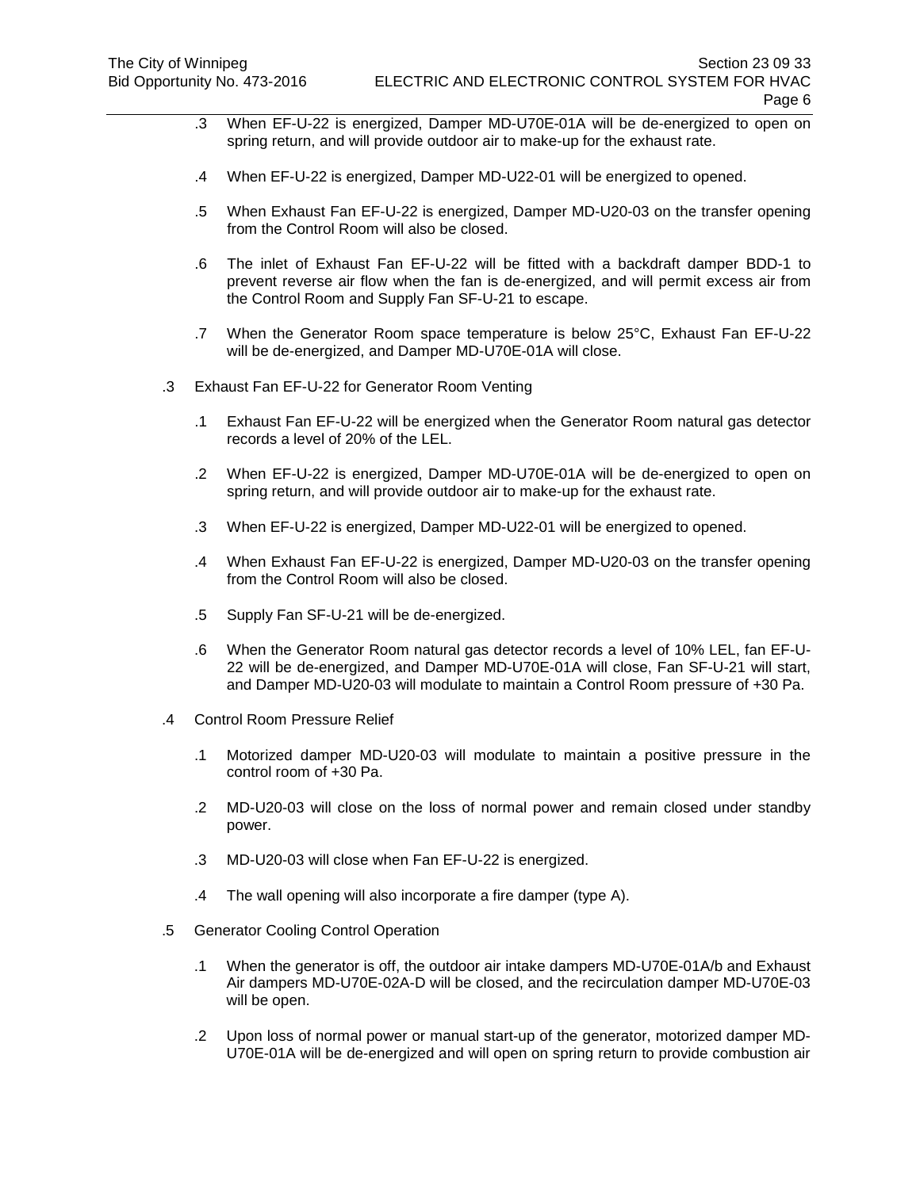.3 When EF-U-22 is energized, Damper MD-U70E-01A will be de-energized to open on spring return, and will provide outdoor air to make-up for the exhaust rate.

.4 When EF-U-22 is energized, Damper MD-U22-01 will be energized to opened.

.5 When Exhaust Fan EF-U-22 is energized, Damper MD-U20-03 on the transfer opening from the Control Room will also be closed.

.6 The inlet of Exhaust Fan EF-U-22 will be fitted with a backdraft damper BDD-1 to prevent reverse air flow when the fan is de-energized, and will permit excess air from the Control Room and Supply Fan SF-U-21 to escape.

.7 When the Generator Room space temperature is below 25°C, Exhaust Fan EF-U-22 will be de-energized, and Damper MD-U70E-01A will close.

.3 Exhaust Fan EF-U-22 for Generator Room Venting

.1 Exhaust Fan EF-U-22 will be energized when the Generator Room natural gas detector records a level of 20% of the LEL.

.2 When EF-U-22 is energized, Damper MD-U70E-01A will be de-energized to open on spring return, and will provide outdoor air to make-up for the exhaust rate.

.3 When EF-U-22 is energized, Damper MD-U22-01 will be energized to opened.

.4 When Exhaust Fan EF-U-22 is energized, Damper MD-U20-03 on the transfer opening from the Control Room will also be closed.

.5 Supply Fan SF-U-21 will be de-energized.

.6 When the Generator Room natural gas detector records a level of 10% LEL, fan EF-U-22 will be de-energized, and Damper MD-U70E-01A will close, Fan SF-U-21 will start, and Damper MD-U20-03 will modulate to maintain a Control Room pressure of +30 Pa.

.4 Control Room Pressure Relief

.1 Motorized damper MD-U20-03 will modulate to maintain a positive pressure in the control room of +30 Pa.

.2 MD-U20-03 will close on the loss of normal power and remain closed under standby power.

.3 MD-U20-03 will close when Fan EF-U-22 is energized.

.4 The wall opening will also incorporate a fire damper (type A).

.5 Generator Cooling Control Operation

.1 When the generator is off, the outdoor air intake dampers MD-U70E-01A/b and Exhaust Air dampers MD-U70E-02A-D will be closed, and the recirculation damper MD-U70E-03 will be open.

.2 Upon loss of normal power or manual start-up of the generator, motorized damper MD-U70E-01A will be de-energized and will open on spring return to provide combustion air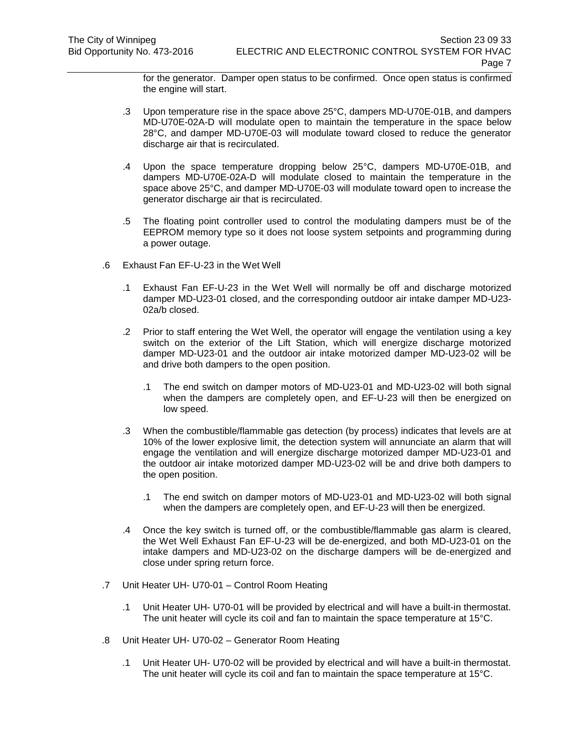for the generator. Damper open status to be confirmed. Once open status is confirmed the engine will start.

.3 Upon temperature rise in the space above 25°C, dampers MD-U70E-01B, and dampers MD-U70E-02A-D will modulate open to maintain the temperature in the space below 28°C, and damper MD-U70E-03 will modulate toward closed to reduce the generator discharge air that is recirculated.

.4 Upon the space temperature dropping below 25°C, dampers MD-U70E-01B, and dampers MD-U70E-02A-D will modulate closed to maintain the temperature in the space above 25°C, and damper MD-U70E-03 will modulate toward open to increase the generator discharge air that is recirculated.

.5 The floating point controller used to control the modulating dampers must be of the EEPROM memory type so it does not loose system setpoints and programming during a power outage.

.6 Exhaust Fan EF-U-23 in the Wet Well

.1 Exhaust Fan EF-U-23 in the Wet Well will normally be off and discharge motorized damper MD-U23-01 closed, and the corresponding outdoor air intake damper MD-U23-02a/b closed.

.2 Prior to staff entering the Wet Well, the operator will engage the ventilation using a key switch on the exterior of the Lift Station, which will energize discharge motorized damper MD-U23-01 and the outdoor air intake motorized damper MD-U23-02 will be and drive both dampers to the open position.

.1 The end switch on damper motors of MD-U23-01 and MD-U23-02 will both signal when the dampers are completely open, and EF-U-23 will then be energized on low speed.

.3 When the combustible/flammable gas detection (by process) indicates that levels are at 10% of the lower explosive limit, the detection system will annunciate an alarm that will engage the ventilation and will energize discharge motorized damper MD-U23-01 and the outdoor air intake motorized damper MD-U23-02 will be and drive both dampers to the open position.

.1 The end switch on damper motors of MD-U23-01 and MD-U23-02 will both signal when the dampers are completely open, and EF-U-23 will then be energized.

.4 Once the key switch is turned off, or the combustible/flammable gas alarm is cleared, the Wet Well Exhaust Fan EF-U-23 will be de-energized, and both MD-U23-01 on the intake dampers and MD-U23-02 on the discharge dampers will be de-energized and close under spring return force.

.7 Unit Heater UH- U70-01 – Control Room Heating

.1 Unit Heater UH- U70-01 will be provided by electrical and will have a built-in thermostat. The unit heater will cycle its coil and fan to maintain the space temperature at 15°C.

.8 Unit Heater UH- U70-02 – Generator Room Heating

.1 Unit Heater UH- U70-02 will be provided by electrical and will have a built-in thermostat. The unit heater will cycle its coil and fan to maintain the space temperature at 15°C.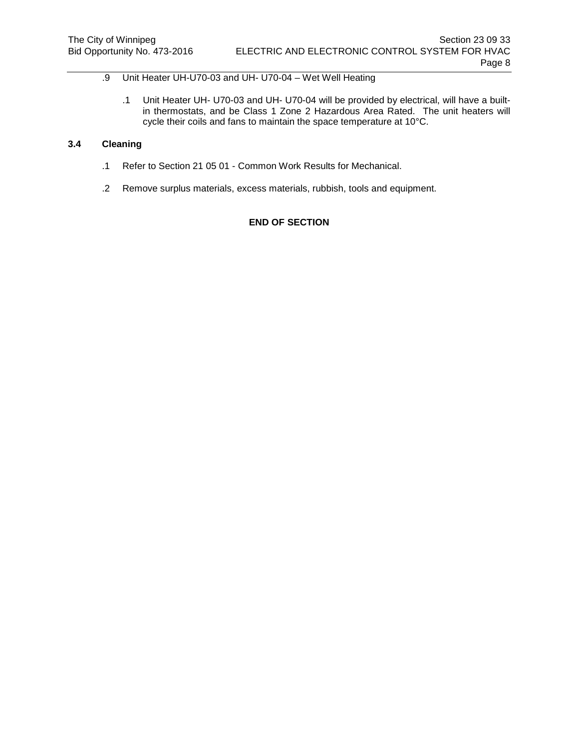.9 Unit Heater UH-U70-03 and UH- U70-04 – Wet Well Heating

.1 Unit Heater UH- U70-03 and UH- U70-04 will be provided by electrical, will have a built-in thermostats, and be Class 1 Zone 2 Hazardous Area Rated. The unit heaters will cycle their coils and fans to maintain the space temperature at 10°C.

### 3.4 Cleaning

.1 Refer to Section 21 05 01 - Common Work Results for Mechanical.

.2 Remove surplus materials, excess materials, rubbish, tools and equipment.

**END OF SECTION**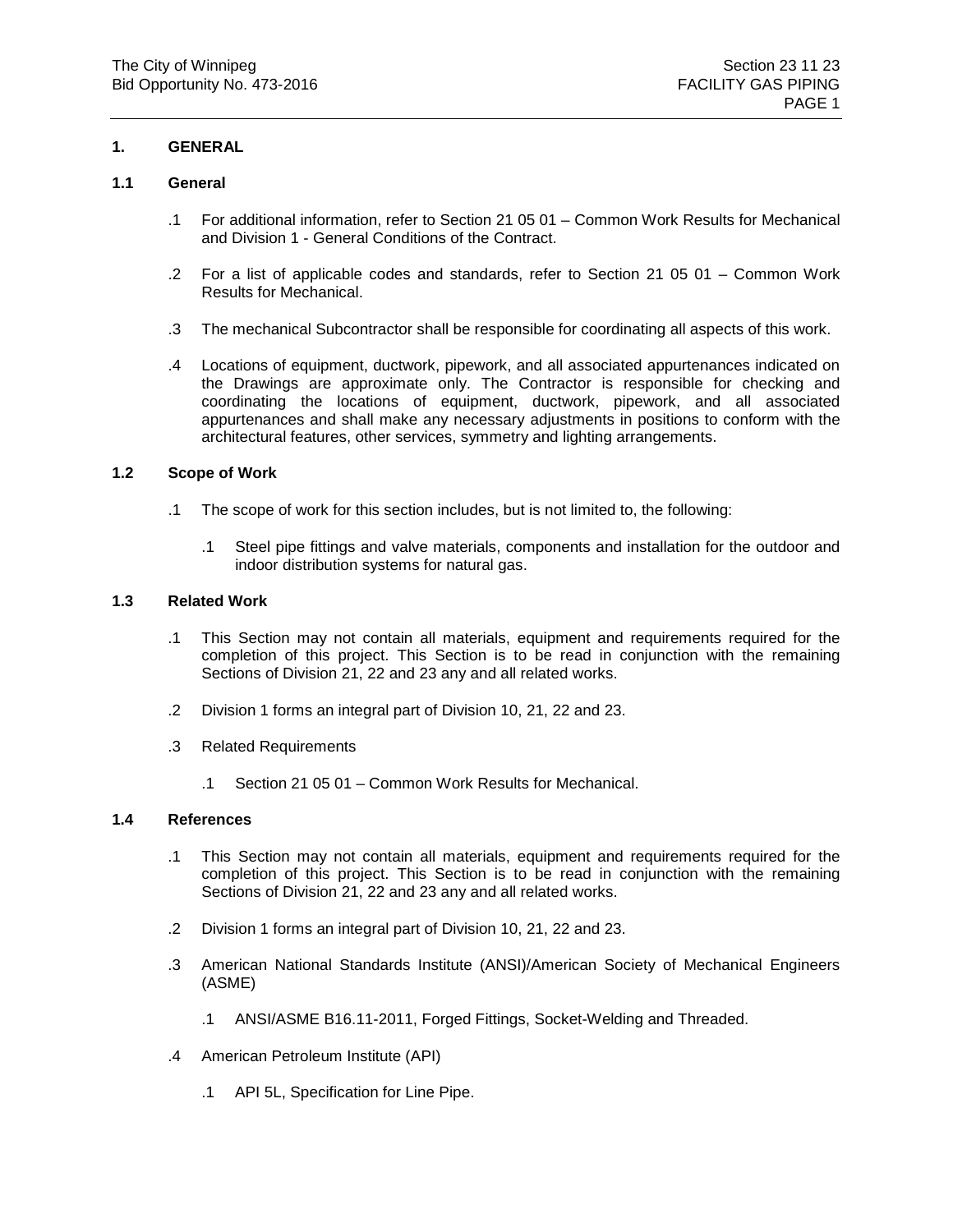## 1. GENERAL

### 1.1 General

.1 For additional information, refer to Section 21 05 01 – Common Work Results for Mechanical and Division 1 - General Conditions of the Contract.

.2 For a list of applicable codes and standards, refer to Section 21 05 01 – Common Work Results for Mechanical.

.3 The mechanical Subcontractor shall be responsible for coordinating all aspects of this work.

.4 Locations of equipment, ductwork, pipework, and all associated appurtenances indicated on the Drawings are approximate only. The Contractor is responsible for checking and coordinating the locations of equipment, ductwork, pipework, and all associated appurtenances and shall make any necessary adjustments in positions to conform with the architectural features, other services, symmetry and lighting arrangements.

### 1.2 Scope of Work

.1 The scope of work for this section includes, but is not limited to, the following:

.1 Steel pipe fittings and valve materials, components and installation for the outdoor and indoor distribution systems for natural gas.

### 1.3 Related Work

.1 This Section may not contain all materials, equipment and requirements required for the completion of this project. This Section is to be read in conjunction with the remaining Sections of Division 21, 22 and 23 any and all related works.

.2 Division 1 forms an integral part of Division 10, 21, 22 and 23.

.3 Related Requirements

.1 Section 21 05 01 – Common Work Results for Mechanical.

### 1.4 References

.1 This Section may not contain all materials, equipment and requirements required for the completion of this project. This Section is to be read in conjunction with the remaining Sections of Division 21, 22 and 23 any and all related works.

.2 Division 1 forms an integral part of Division 10, 21, 22 and 23.

.3 American National Standards Institute (ANSI)/American Society of Mechanical Engineers (ASME)

.1 ANSI/ASME B16.11-2011, Forged Fittings, Socket-Welding and Threaded.

.4 American Petroleum Institute (API)

.1 API 5L, Specification for Line Pipe.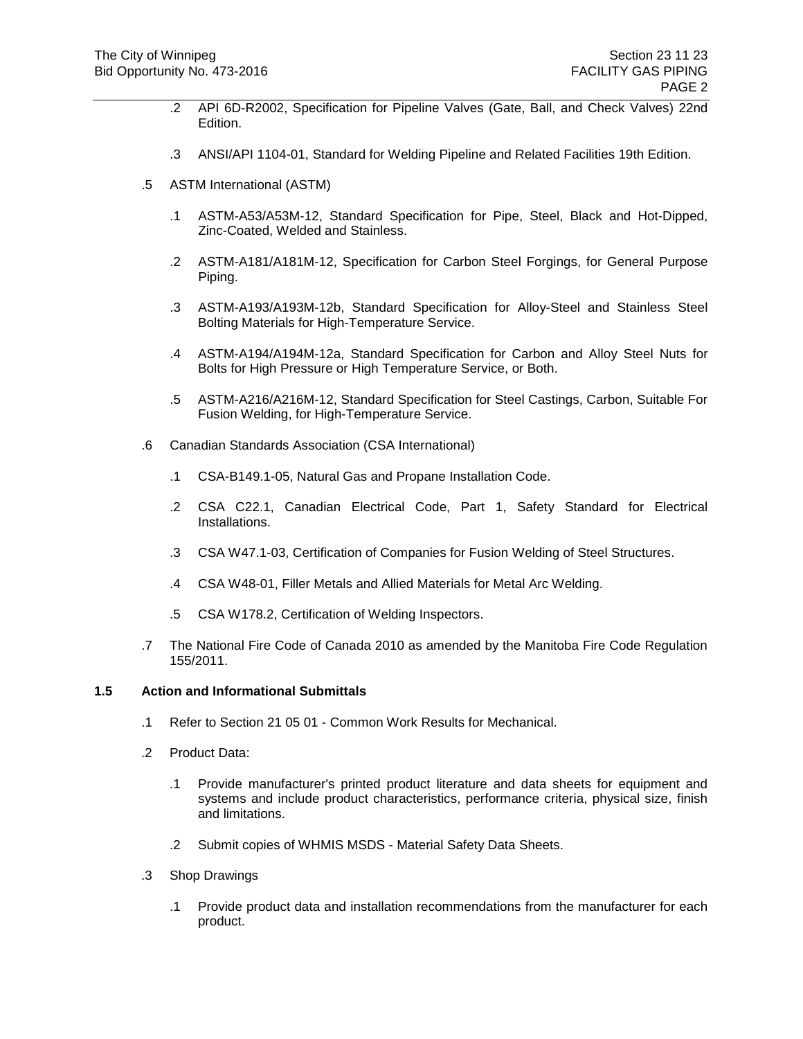.2 API 6D-R2002, Specification for Pipeline Valves (Gate, Ball, and Check Valves) 22nd Edition.

.3 ANSI/API 1104-01, Standard for Welding Pipeline and Related Facilities 19th Edition.

.5 ASTM International (ASTM)

.1 ASTM-A53/A53M-12, Standard Specification for Pipe, Steel, Black and Hot-Dipped, Zinc-Coated, Welded and Stainless.

.2 ASTM-A181/A181M-12, Specification for Carbon Steel Forgings, for General Purpose Piping.

.3 ASTM-A193/A193M-12b, Standard Specification for Alloy-Steel and Stainless Steel Bolting Materials for High-Temperature Service.

.4 ASTM-A194/A194M-12a, Standard Specification for Carbon and Alloy Steel Nuts for Bolts for High Pressure or High Temperature Service, or Both.

.5 ASTM-A216/A216M-12, Standard Specification for Steel Castings, Carbon, Suitable For Fusion Welding, for High-Temperature Service.

.6 Canadian Standards Association (CSA International)

.1 CSA-B149.1-05, Natural Gas and Propane Installation Code.

.2 CSA C22.1, Canadian Electrical Code, Part 1, Safety Standard for Electrical Installations.

.3 CSA W47.1-03, Certification of Companies for Fusion Welding of Steel Structures.

.4 CSA W48-01, Filler Metals and Allied Materials for Metal Arc Welding.

.5 CSA W178.2, Certification of Welding Inspectors.

.7 The National Fire Code of Canada 2010 as amended by the Manitoba Fire Code Regulation 155/2011.

### 1.5 Action and Informational Submittals

.1 Refer to Section 21 05 01 - Common Work Results for Mechanical.

.2 Product Data:

.1 Provide manufacturer's printed product literature and data sheets for equipment and systems and include product characteristics, performance criteria, physical size, finish and limitations.

.2 Submit copies of WHMIS MSDS - Material Safety Data Sheets.

.3 Shop Drawings

.1 Provide product data and installation recommendations from the manufacturer for each product.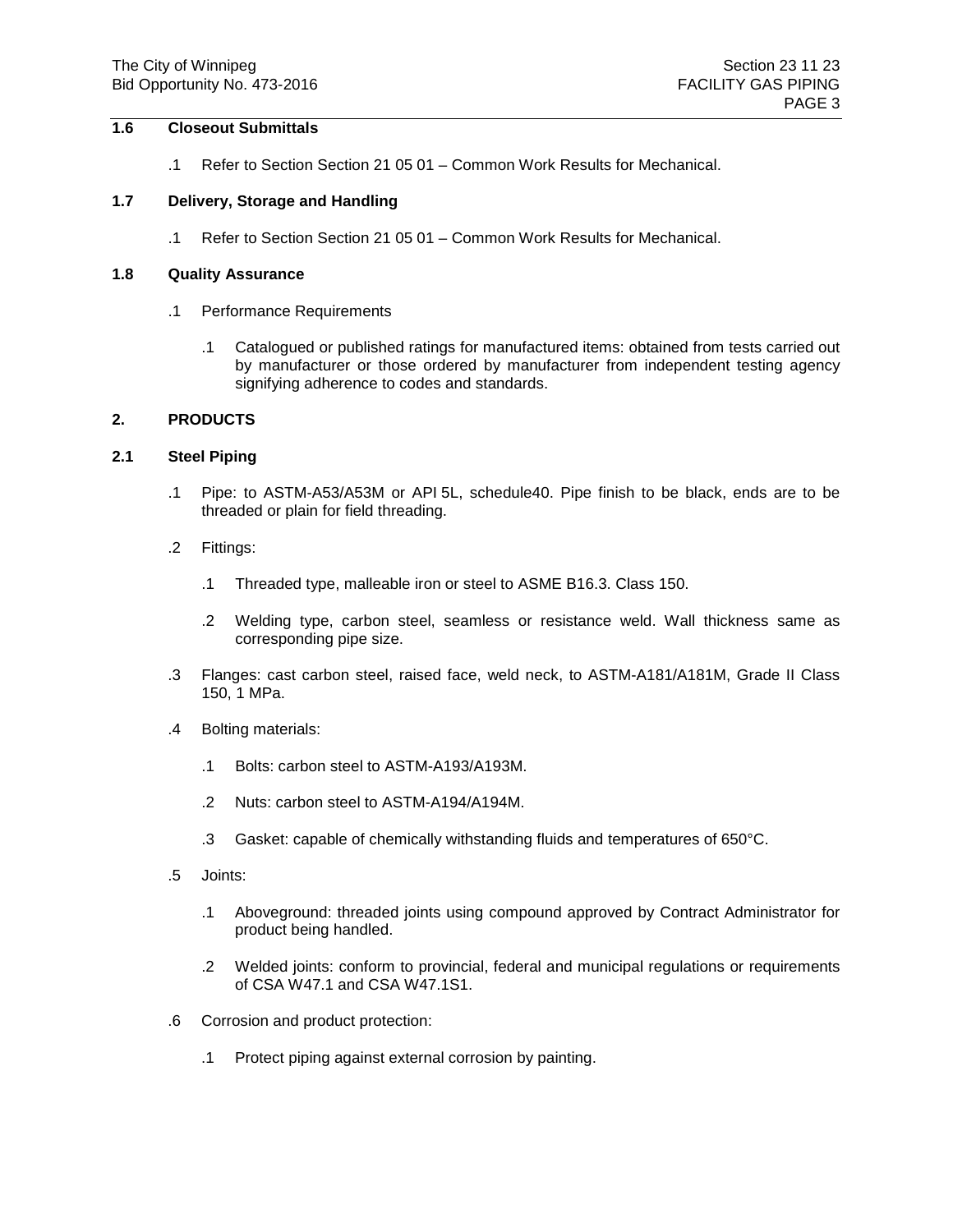## 1.6 Closeout Submittals

.1 Refer to Section Section 21 05 01 – Common Work Results for Mechanical.

## 1.7 Delivery, Storage and Handling

.1 Refer to Section Section 21 05 01 – Common Work Results for Mechanical.

## 1.8 Quality Assurance

.1 Performance Requirements

  .1 Catalogued or published ratings for manufactured items: obtained from tests carried out by manufacturer or those ordered by manufacturer from independent testing agency signifying adherence to codes and standards.

# 2. PRODUCTS

## 2.1 Steel Piping

.1 Pipe: to ASTM-A53/A53M or API 5L, schedule40. Pipe finish to be black, ends are to be threaded or plain for field threading.

.2 Fittings:

  .1 Threaded type, malleable iron or steel to ASME B16.3. Class 150.

  .2 Welding type, carbon steel, seamless or resistance weld. Wall thickness same as corresponding pipe size.

.3 Flanges: cast carbon steel, raised face, weld neck, to ASTM-A181/A181M, Grade II Class 150, 1 MPa.

.4 Bolting materials:

  .1 Bolts: carbon steel to ASTM-A193/A193M.

  .2 Nuts: carbon steel to ASTM-A194/A194M.

  .3 Gasket: capable of chemically withstanding fluids and temperatures of 650°C.

.5 Joints:

  .1 Aboveground: threaded joints using compound approved by Contract Administrator for product being handled.

  .2 Welded joints: conform to provincial, federal and municipal regulations or requirements of CSA W47.1 and CSA W47.1S1.

.6 Corrosion and product protection:

  .1 Protect piping against external corrosion by painting.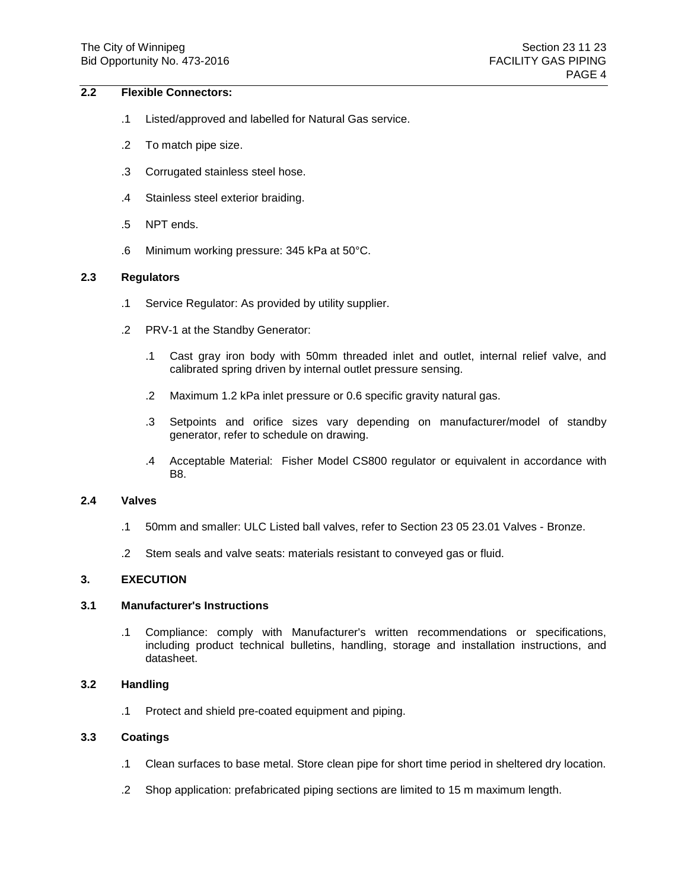## 2.2 Flexible Connectors:

.1 Listed/approved and labelled for Natural Gas service.

.2 To match pipe size.

.3 Corrugated stainless steel hose.

.4 Stainless steel exterior braiding.

.5 NPT ends.

.6 Minimum working pressure: 345 kPa at 50°C.

## 2.3 Regulators

.1 Service Regulator: As provided by utility supplier.

.2 PRV-1 at the Standby Generator:

  .1 Cast gray iron body with 50mm threaded inlet and outlet, internal relief valve, and calibrated spring driven by internal outlet pressure sensing.

  .2 Maximum 1.2 kPa inlet pressure or 0.6 specific gravity natural gas.

  .3 Setpoints and orifice sizes vary depending on manufacturer/model of standby generator, refer to schedule on drawing.

  .4 Acceptable Material: Fisher Model CS800 regulator or equivalent in accordance with B8.

## 2.4 Valves

.1 50mm and smaller: ULC Listed ball valves, refer to Section 23 05 23.01 Valves - Bronze.

.2 Stem seals and valve seats: materials resistant to conveyed gas or fluid.

# 3. EXECUTION

## 3.1 Manufacturer's Instructions

.1 Compliance: comply with Manufacturer's written recommendations or specifications, including product technical bulletins, handling, storage and installation instructions, and datasheet.

## 3.2 Handling

.1 Protect and shield pre-coated equipment and piping.

## 3.3 Coatings

.1 Clean surfaces to base metal. Store clean pipe for short time period in sheltered dry location.

.2 Shop application: prefabricated piping sections are limited to 15 m maximum length.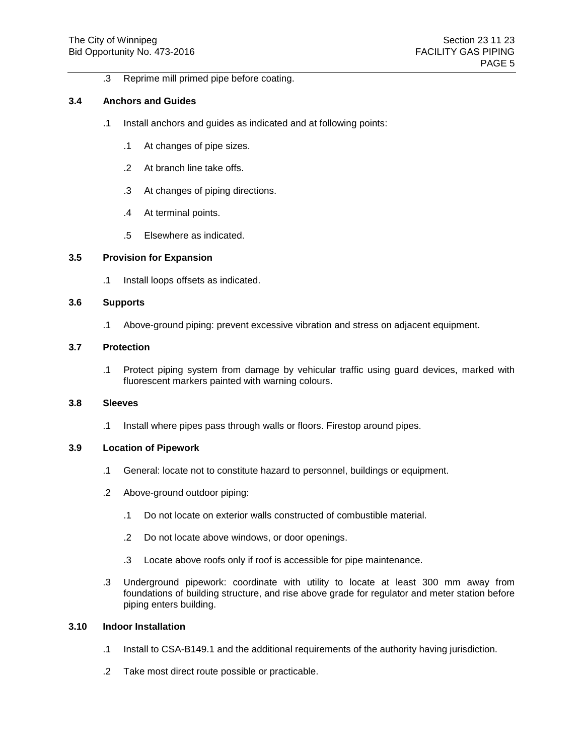.3 Reprime mill primed pipe before coating.

### 3.4 Anchors and Guides

.1 Install anchors and guides as indicated and at following points:

.1 At changes of pipe sizes.

.2 At branch line take offs.

.3 At changes of piping directions.

.4 At terminal points.

.5 Elsewhere as indicated.

### 3.5 Provision for Expansion

.1 Install loops offsets as indicated.

### 3.6 Supports

.1 Above-ground piping: prevent excessive vibration and stress on adjacent equipment.

### 3.7 Protection

.1 Protect piping system from damage by vehicular traffic using guard devices, marked with fluorescent markers painted with warning colours.

### 3.8 Sleeves

.1 Install where pipes pass through walls or floors. Firestop around pipes.

### 3.9 Location of Pipework

.1 General: locate not to constitute hazard to personnel, buildings or equipment.

.2 Above-ground outdoor piping:

.1 Do not locate on exterior walls constructed of combustible material.

.2 Do not locate above windows, or door openings.

.3 Locate above roofs only if roof is accessible for pipe maintenance.

.3 Underground pipework: coordinate with utility to locate at least 300 mm away from foundations of building structure, and rise above grade for regulator and meter station before piping enters building.

### 3.10 Indoor Installation

.1 Install to CSA-B149.1 and the additional requirements of the authority having jurisdiction.

.2 Take most direct route possible or practicable.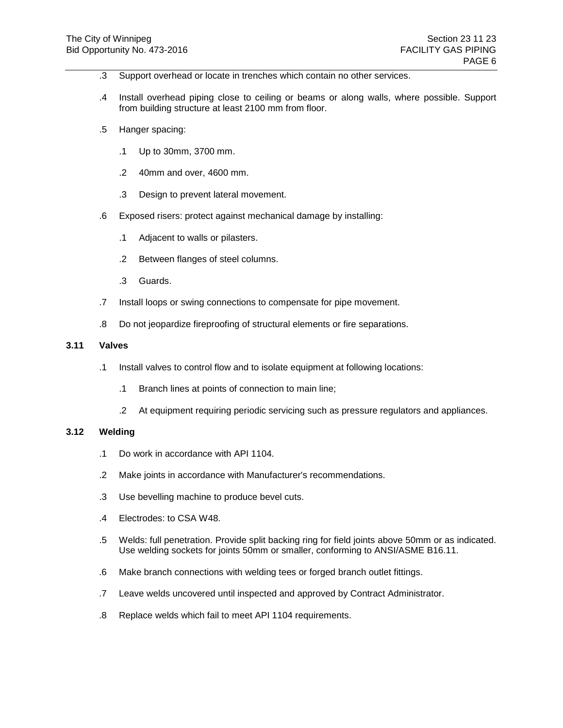.3 Support overhead or locate in trenches which contain no other services.

.4 Install overhead piping close to ceiling or beams or along walls, where possible. Support from building structure at least 2100 mm from floor.

.5 Hanger spacing:

  .1 Up to 30mm, 3700 mm.

  .2 40mm and over, 4600 mm.

  .3 Design to prevent lateral movement.

.6 Exposed risers: protect against mechanical damage by installing:

  .1 Adjacent to walls or pilasters.

  .2 Between flanges of steel columns.

  .3 Guards.

.7 Install loops or swing connections to compensate for pipe movement.

.8 Do not jeopardize fireproofing of structural elements or fire separations.

**3.11 Valves**

.1 Install valves to control flow and to isolate equipment at following locations:

  .1 Branch lines at points of connection to main line;

  .2 At equipment requiring periodic servicing such as pressure regulators and appliances.

**3.12 Welding**

.1 Do work in accordance with API 1104.

.2 Make joints in accordance with Manufacturer's recommendations.

.3 Use bevelling machine to produce bevel cuts.

.4 Electrodes: to CSA W48.

.5 Welds: full penetration. Provide split backing ring for field joints above 50mm or as indicated. Use welding sockets for joints 50mm or smaller, conforming to ANSI/ASME B16.11.

.6 Make branch connections with welding tees or forged branch outlet fittings.

.7 Leave welds uncovered until inspected and approved by Contract Administrator.

.8 Replace welds which fail to meet API 1104 requirements.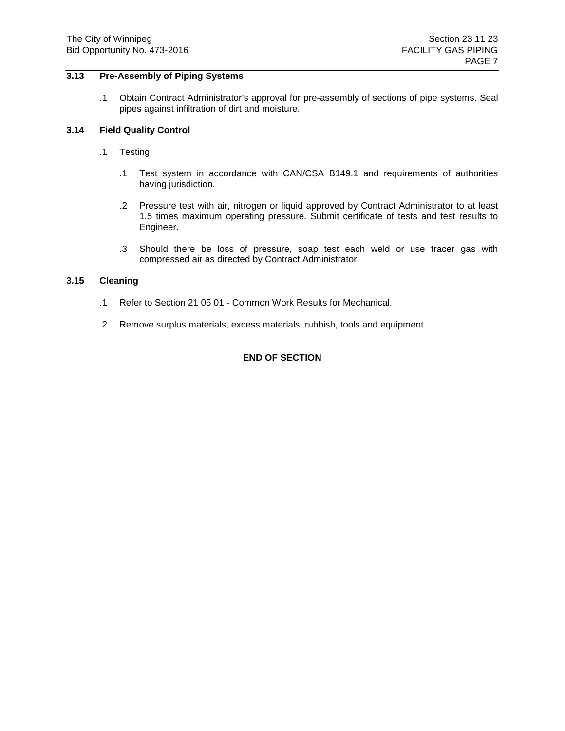## 3.13 Pre-Assembly of Piping Systems

.1 Obtain Contract Administrator's approval for pre-assembly of sections of pipe systems. Seal pipes against infiltration of dirt and moisture.

## 3.14 Field Quality Control

.1 Testing:

  .1 Test system in accordance with CAN/CSA B149.1 and requirements of authorities having jurisdiction.

  .2 Pressure test with air, nitrogen or liquid approved by Contract Administrator to at least 1.5 times maximum operating pressure. Submit certificate of tests and test results to Engineer.

  .3 Should there be loss of pressure, soap test each weld or use tracer gas with compressed air as directed by Contract Administrator.

## 3.15 Cleaning

.1 Refer to Section 21 05 01 - Common Work Results for Mechanical.

.2 Remove surplus materials, excess materials, rubbish, tools and equipment.

**END OF SECTION**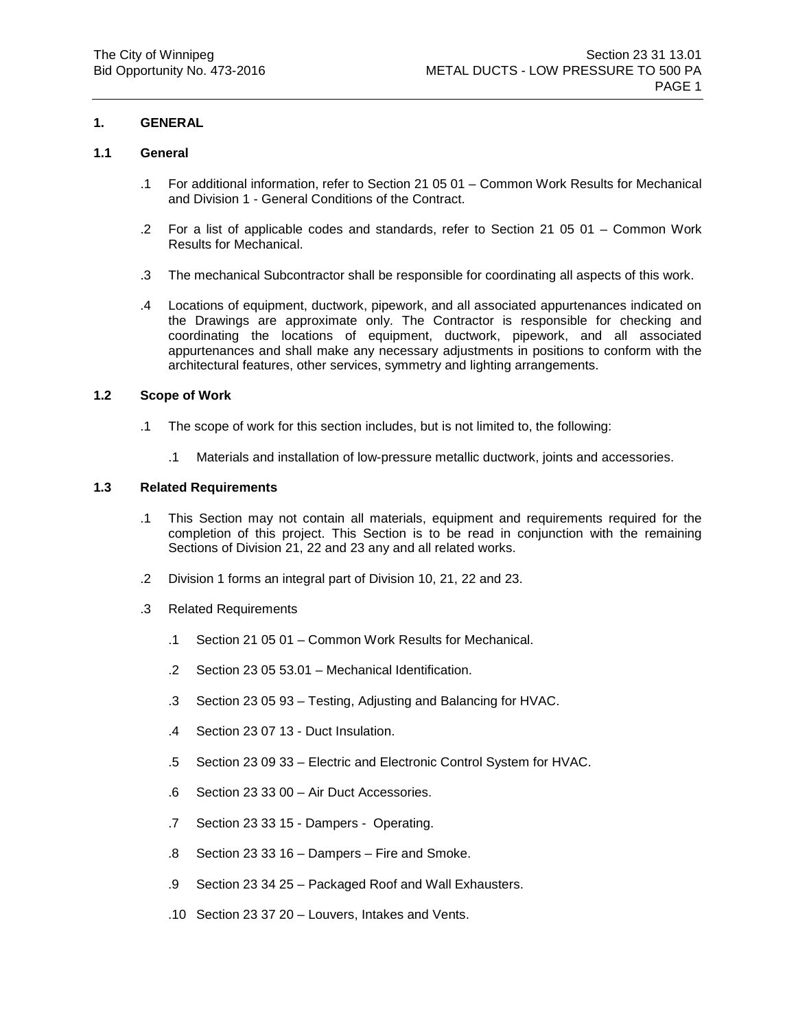## 1. GENERAL

### 1.1 General

.1 For additional information, refer to Section 21 05 01 – Common Work Results for Mechanical and Division 1 - General Conditions of the Contract.

.2 For a list of applicable codes and standards, refer to Section 21 05 01 – Common Work Results for Mechanical.

.3 The mechanical Subcontractor shall be responsible for coordinating all aspects of this work.

.4 Locations of equipment, ductwork, pipework, and all associated appurtenances indicated on the Drawings are approximate only. The Contractor is responsible for checking and coordinating the locations of equipment, ductwork, pipework, and all associated appurtenances and shall make any necessary adjustments in positions to conform with the architectural features, other services, symmetry and lighting arrangements.

### 1.2 Scope of Work

.1 The scope of work for this section includes, but is not limited to, the following:

  .1 Materials and installation of low-pressure metallic ductwork, joints and accessories.

### 1.3 Related Requirements

.1 This Section may not contain all materials, equipment and requirements required for the completion of this project. This Section is to be read in conjunction with the remaining Sections of Division 21, 22 and 23 any and all related works.

.2 Division 1 forms an integral part of Division 10, 21, 22 and 23.

.3 Related Requirements

  .1 Section 21 05 01 – Common Work Results for Mechanical.

  .2 Section 23 05 53.01 – Mechanical Identification.

  .3 Section 23 05 93 – Testing, Adjusting and Balancing for HVAC.

  .4 Section 23 07 13 - Duct Insulation.

  .5 Section 23 09 33 – Electric and Electronic Control System for HVAC.

  .6 Section 23 33 00 – Air Duct Accessories.

  .7 Section 23 33 15 - Dampers - Operating.

  .8 Section 23 33 16 – Dampers – Fire and Smoke.

  .9 Section 23 34 25 – Packaged Roof and Wall Exhausters.

  .10 Section 23 37 20 – Louvers, Intakes and Vents.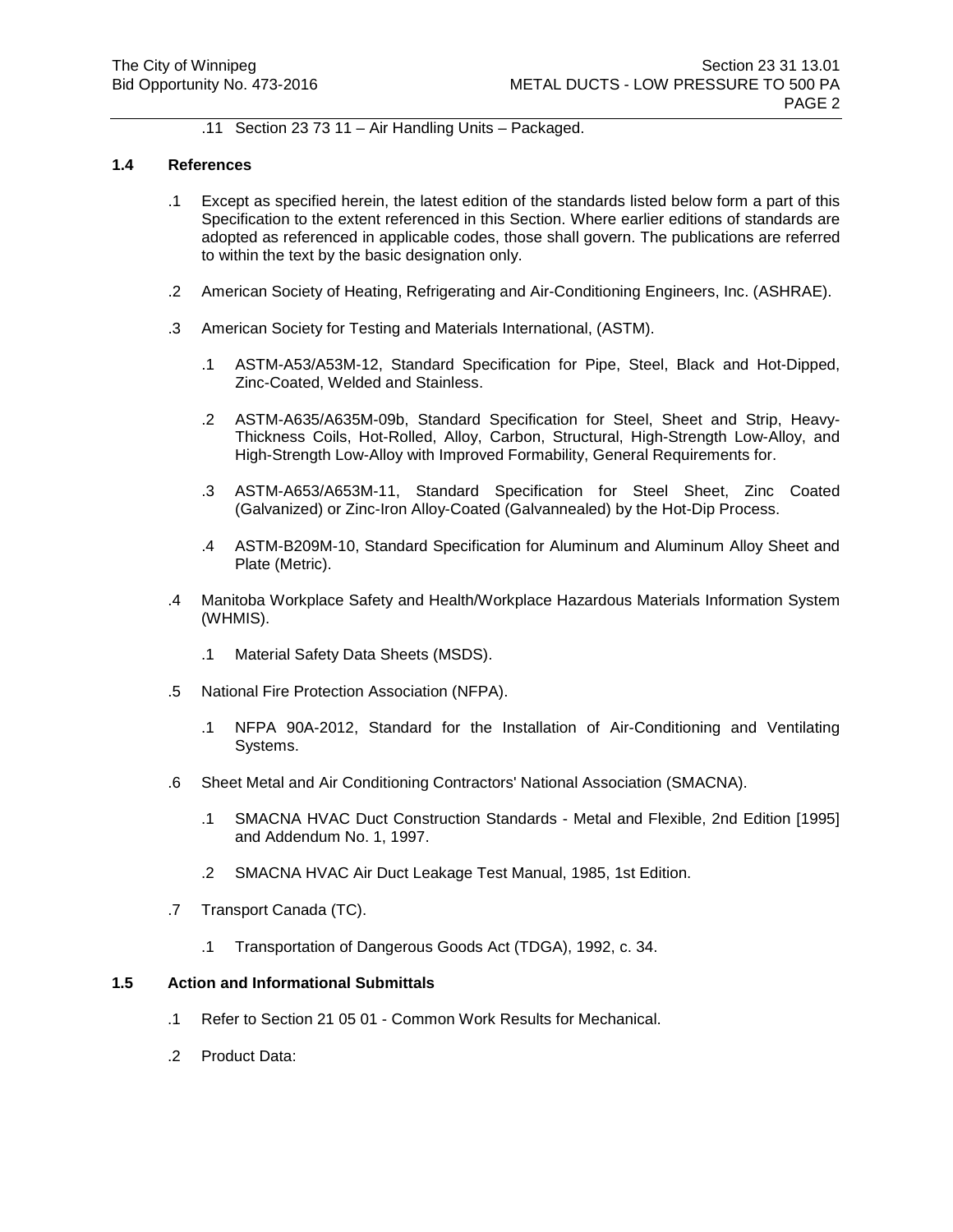.11 Section 23 73 11 – Air Handling Units – Packaged.

### 1.4 References

.1 Except as specified herein, the latest edition of the standards listed below form a part of this Specification to the extent referenced in this Section. Where earlier editions of standards are adopted as referenced in applicable codes, those shall govern. The publications are referred to within the text by the basic designation only.

.2 American Society of Heating, Refrigerating and Air-Conditioning Engineers, Inc. (ASHRAE).

.3 American Society for Testing and Materials International, (ASTM).

- .1 ASTM-A53/A53M-12, Standard Specification for Pipe, Steel, Black and Hot-Dipped, Zinc-Coated, Welded and Stainless.
- .2 ASTM-A635/A635M-09b, Standard Specification for Steel, Sheet and Strip, Heavy-Thickness Coils, Hot-Rolled, Alloy, Carbon, Structural, High-Strength Low-Alloy, and High-Strength Low-Alloy with Improved Formability, General Requirements for.
- .3 ASTM-A653/A653M-11, Standard Specification for Steel Sheet, Zinc Coated (Galvanized) or Zinc-Iron Alloy-Coated (Galvannealed) by the Hot-Dip Process.
- .4 ASTM-B209M-10, Standard Specification for Aluminum and Aluminum Alloy Sheet and Plate (Metric).

.4 Manitoba Workplace Safety and Health/Workplace Hazardous Materials Information System (WHMIS).

- .1 Material Safety Data Sheets (MSDS).

.5 National Fire Protection Association (NFPA).

- .1 NFPA 90A-2012, Standard for the Installation of Air-Conditioning and Ventilating Systems.

.6 Sheet Metal and Air Conditioning Contractors' National Association (SMACNA).

- .1 SMACNA HVAC Duct Construction Standards - Metal and Flexible, 2nd Edition [1995] and Addendum No. 1, 1997.
- .2 SMACNA HVAC Air Duct Leakage Test Manual, 1985, 1st Edition.

.7 Transport Canada (TC).

- .1 Transportation of Dangerous Goods Act (TDGA), 1992, c. 34.

### 1.5 Action and Informational Submittals

.1 Refer to Section 21 05 01 - Common Work Results for Mechanical.

.2 Product Data: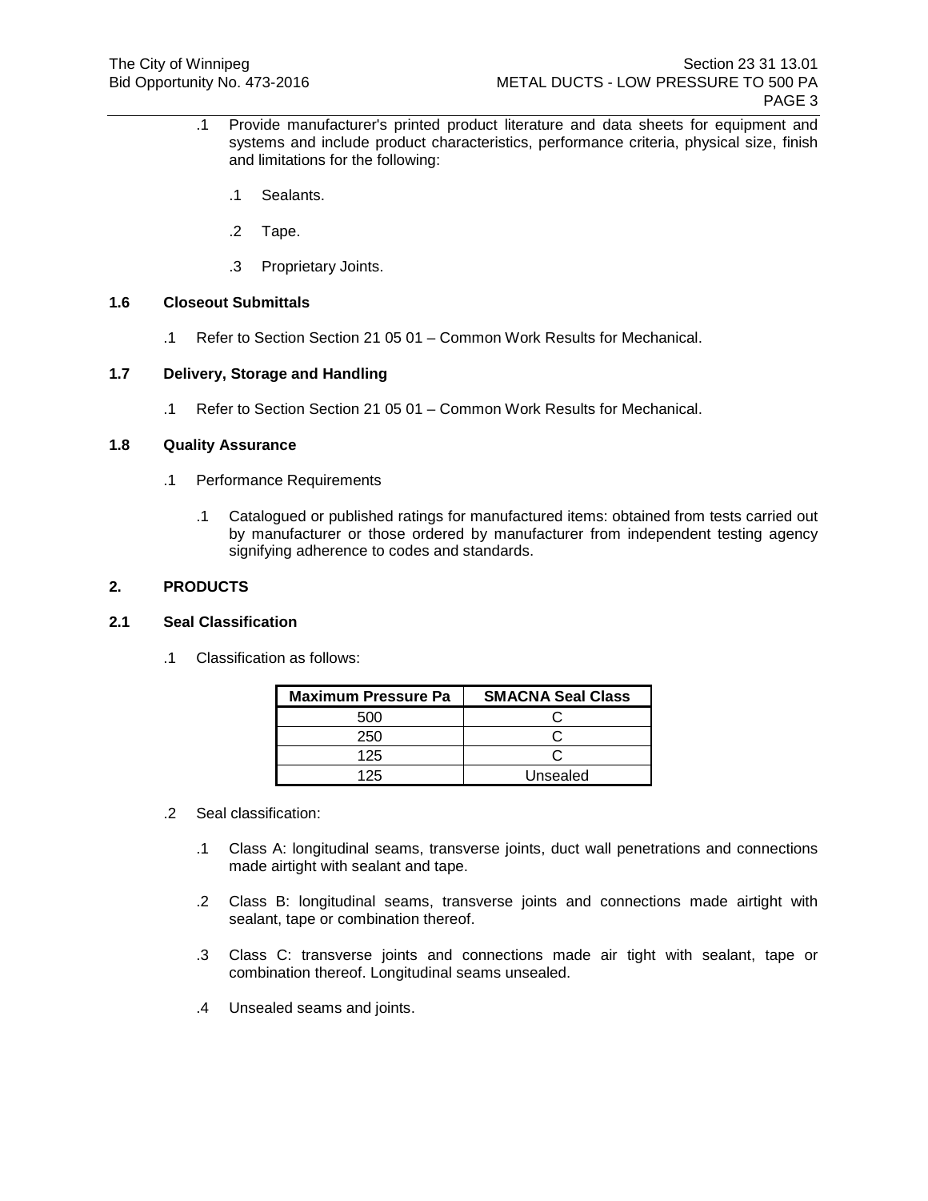.1 Provide manufacturer's printed product literature and data sheets for equipment and systems and include product characteristics, performance criteria, physical size, finish and limitations for the following:

.1 Sealants.

.2 Tape.

.3 Proprietary Joints.

**1.6 Closeout Submittals**

.1 Refer to Section Section 21 05 01 – Common Work Results for Mechanical.

**1.7 Delivery, Storage and Handling**

.1 Refer to Section Section 21 05 01 – Common Work Results for Mechanical.

**1.8 Quality Assurance**

.1 Performance Requirements

.1 Catalogued or published ratings for manufactured items: obtained from tests carried out by manufacturer or those ordered by manufacturer from independent testing agency signifying adherence to codes and standards.

## 2. PRODUCTS

**2.1 Seal Classification**

.1 Classification as follows:

| Maximum Pressure Pa | SMACNA Seal Class |
|---|---|
| 500 | C |
| 250 | C |
| 125 | C |
| 125 | Unsealed |

.2 Seal classification:

.1 Class A: longitudinal seams, transverse joints, duct wall penetrations and connections made airtight with sealant and tape.

.2 Class B: longitudinal seams, transverse joints and connections made airtight with sealant, tape or combination thereof.

.3 Class C: transverse joints and connections made air tight with sealant, tape or combination thereof. Longitudinal seams unsealed.

.4 Unsealed seams and joints.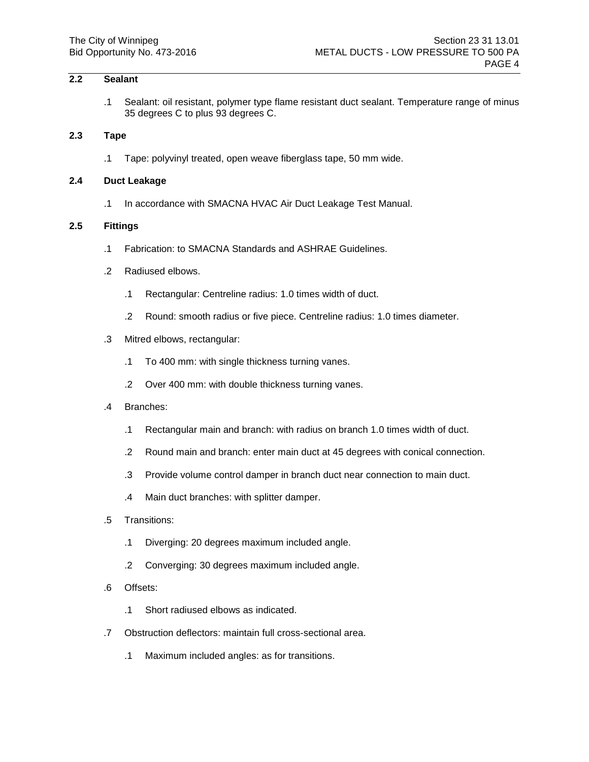## 2.2 Sealant

.1 Sealant: oil resistant, polymer type flame resistant duct sealant. Temperature range of minus 35 degrees C to plus 93 degrees C.

## 2.3 Tape

.1 Tape: polyvinyl treated, open weave fiberglass tape, 50 mm wide.

## 2.4 Duct Leakage

.1 In accordance with SMACNA HVAC Air Duct Leakage Test Manual.

## 2.5 Fittings

.1 Fabrication: to SMACNA Standards and ASHRAE Guidelines.

.2 Radiused elbows.

- .1 Rectangular: Centreline radius: 1.0 times width of duct.
- .2 Round: smooth radius or five piece. Centreline radius: 1.0 times diameter.

.3 Mitred elbows, rectangular:

- .1 To 400 mm: with single thickness turning vanes.
- .2 Over 400 mm: with double thickness turning vanes.

.4 Branches:

- .1 Rectangular main and branch: with radius on branch 1.0 times width of duct.
- .2 Round main and branch: enter main duct at 45 degrees with conical connection.
- .3 Provide volume control damper in branch duct near connection to main duct.
- .4 Main duct branches: with splitter damper.

.5 Transitions:

- .1 Diverging: 20 degrees maximum included angle.
- .2 Converging: 30 degrees maximum included angle.

.6 Offsets:

- .1 Short radiused elbows as indicated.

.7 Obstruction deflectors: maintain full cross-sectional area.

- .1 Maximum included angles: as for transitions.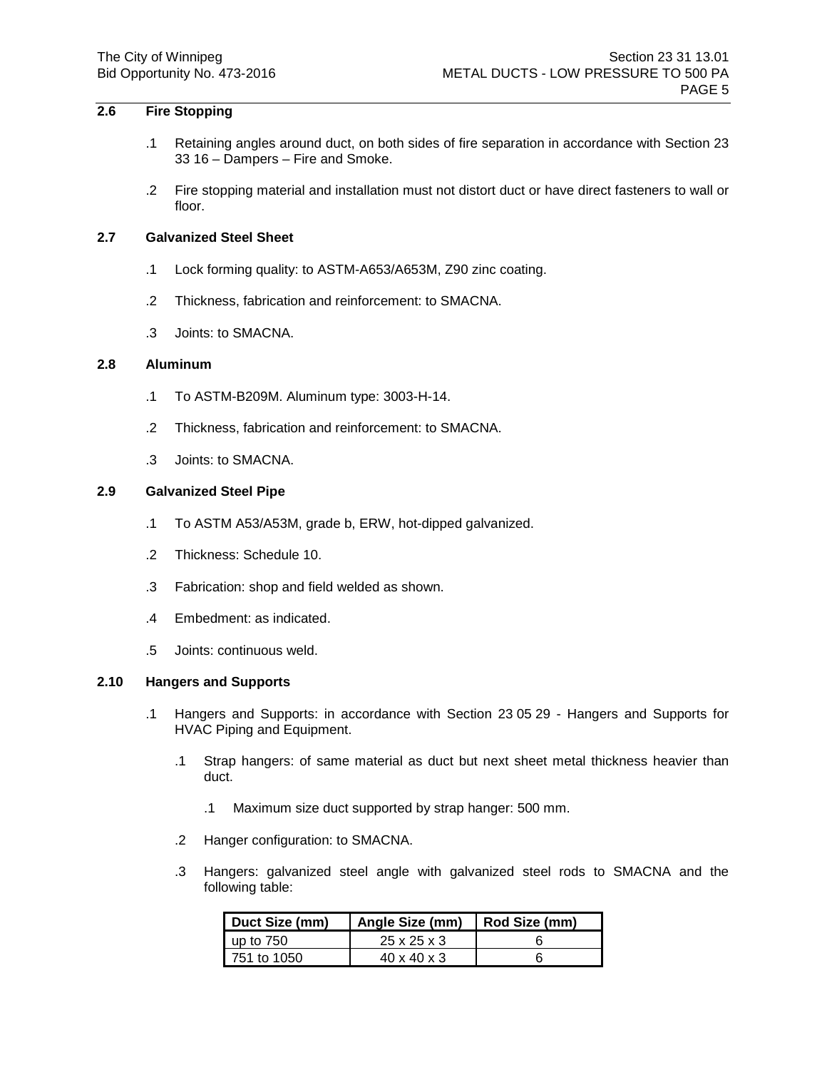### 2.6 Fire Stopping

.1 Retaining angles around duct, on both sides of fire separation in accordance with Section 23 33 16 – Dampers – Fire and Smoke.

.2 Fire stopping material and installation must not distort duct or have direct fasteners to wall or floor.

### 2.7 Galvanized Steel Sheet

.1 Lock forming quality: to ASTM-A653/A653M, Z90 zinc coating.

.2 Thickness, fabrication and reinforcement: to SMACNA.

.3 Joints: to SMACNA.

### 2.8 Aluminum

.1 To ASTM-B209M. Aluminum type: 3003-H-14.

.2 Thickness, fabrication and reinforcement: to SMACNA.

.3 Joints: to SMACNA.

### 2.9 Galvanized Steel Pipe

.1 To ASTM A53/A53M, grade b, ERW, hot-dipped galvanized.

.2 Thickness: Schedule 10.

.3 Fabrication: shop and field welded as shown.

.4 Embedment: as indicated.

.5 Joints: continuous weld.

### 2.10 Hangers and Supports

.1 Hangers and Supports: in accordance with Section 23 05 29 - Hangers and Supports for HVAC Piping and Equipment.

   .1 Strap hangers: of same material as duct but next sheet metal thickness heavier than duct.

      .1 Maximum size duct supported by strap hanger: 500 mm.

   .2 Hanger configuration: to SMACNA.

   .3 Hangers: galvanized steel angle with galvanized steel rods to SMACNA and the following table:

| Duct Size (mm) | Angle Size (mm) | Rod Size (mm) |
|---|---|---|
| up to 750 | 25 x 25 x 3 | 6 |
| 751 to 1050 | 40 x 40 x 3 | 6 |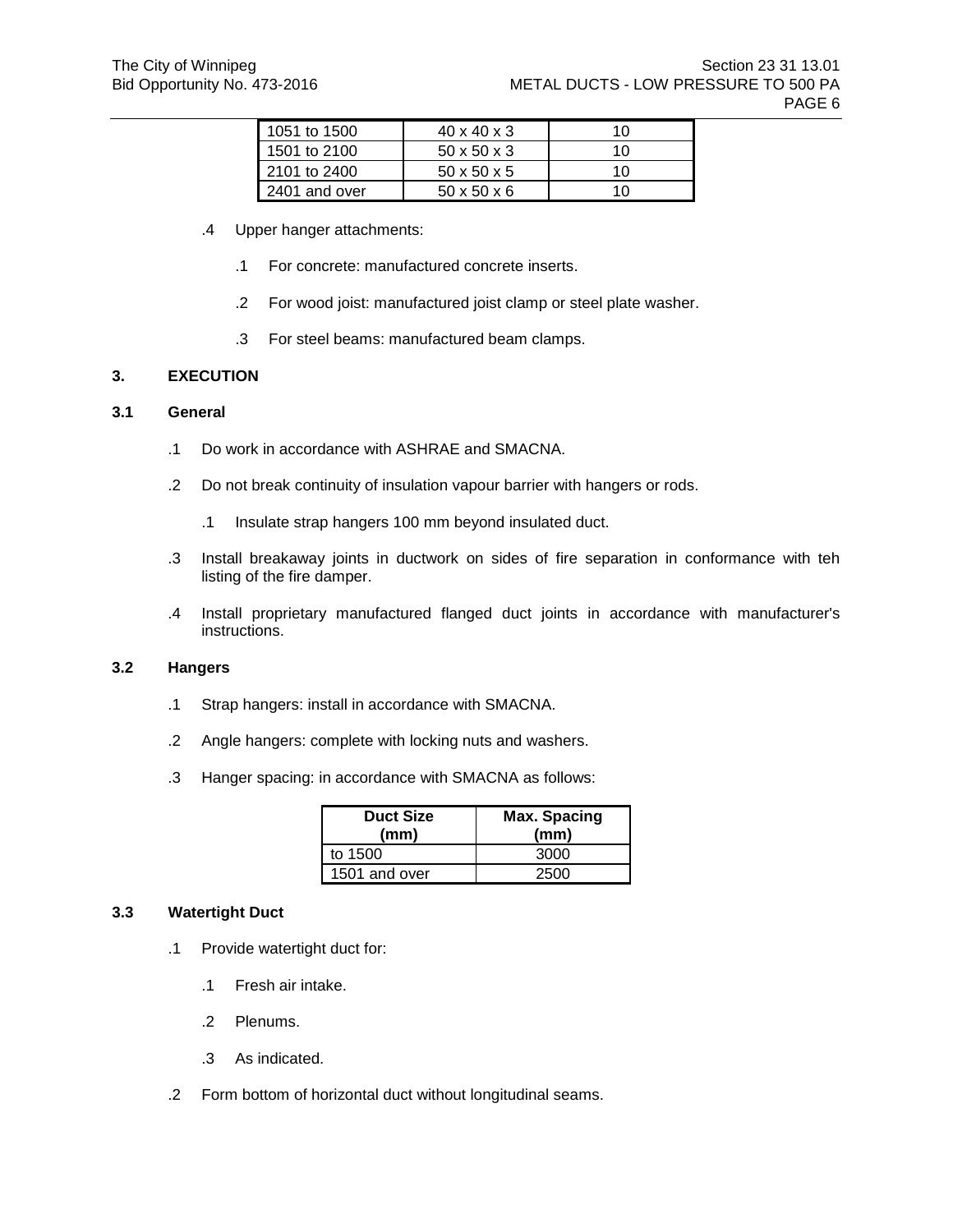| | | |
|---|---|---|
| 1051 to 1500 | 40 x 40 x 3 | 10 |
| 1501 to 2100 | 50 x 50 x 3 | 10 |
| 2101 to 2400 | 50 x 50 x 5 | 10 |
| 2401 and over | 50 x 50 x 6 | 10 |

.4 Upper hanger attachments:

.1 For concrete: manufactured concrete inserts.

.2 For wood joist: manufactured joist clamp or steel plate washer.

.3 For steel beams: manufactured beam clamps.

## 3. EXECUTION

### 3.1 General

.1 Do work in accordance with ASHRAE and SMACNA.

.2 Do not break continuity of insulation vapour barrier with hangers or rods.

.1 Insulate strap hangers 100 mm beyond insulated duct.

.3 Install breakaway joints in ductwork on sides of fire separation in conformance with teh listing of the fire damper.

.4 Install proprietary manufactured flanged duct joints in accordance with manufacturer's instructions.

### 3.2 Hangers

.1 Strap hangers: install in accordance with SMACNA.

.2 Angle hangers: complete with locking nuts and washers.

.3 Hanger spacing: in accordance with SMACNA as follows:

| Duct Size (mm) | Max. Spacing (mm) |
|---|---|
| to 1500 | 3000 |
| 1501 and over | 2500 |

### 3.3 Watertight Duct

.1 Provide watertight duct for:

.1 Fresh air intake.

.2 Plenums.

.3 As indicated.

.2 Form bottom of horizontal duct without longitudinal seams.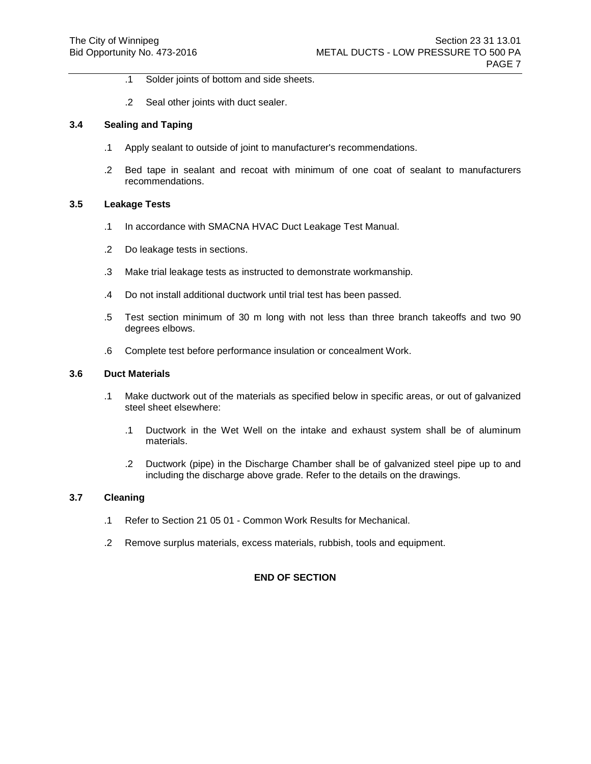.1 Solder joints of bottom and side sheets.

.2 Seal other joints with duct sealer.

### 3.4 Sealing and Taping

.1 Apply sealant to outside of joint to manufacturer's recommendations.

.2 Bed tape in sealant and recoat with minimum of one coat of sealant to manufacturers recommendations.

### 3.5 Leakage Tests

.1 In accordance with SMACNA HVAC Duct Leakage Test Manual.

.2 Do leakage tests in sections.

.3 Make trial leakage tests as instructed to demonstrate workmanship.

.4 Do not install additional ductwork until trial test has been passed.

.5 Test section minimum of 30 m long with not less than three branch takeoffs and two 90 degrees elbows.

.6 Complete test before performance insulation or concealment Work.

### 3.6 Duct Materials

.1 Make ductwork out of the materials as specified below in specific areas, or out of galvanized steel sheet elsewhere:

  .1 Ductwork in the Wet Well on the intake and exhaust system shall be of aluminum materials.

  .2 Ductwork (pipe) in the Discharge Chamber shall be of galvanized steel pipe up to and including the discharge above grade. Refer to the details on the drawings.

### 3.7 Cleaning

.1 Refer to Section 21 05 01 - Common Work Results for Mechanical.

.2 Remove surplus materials, excess materials, rubbish, tools and equipment.

**END OF SECTION**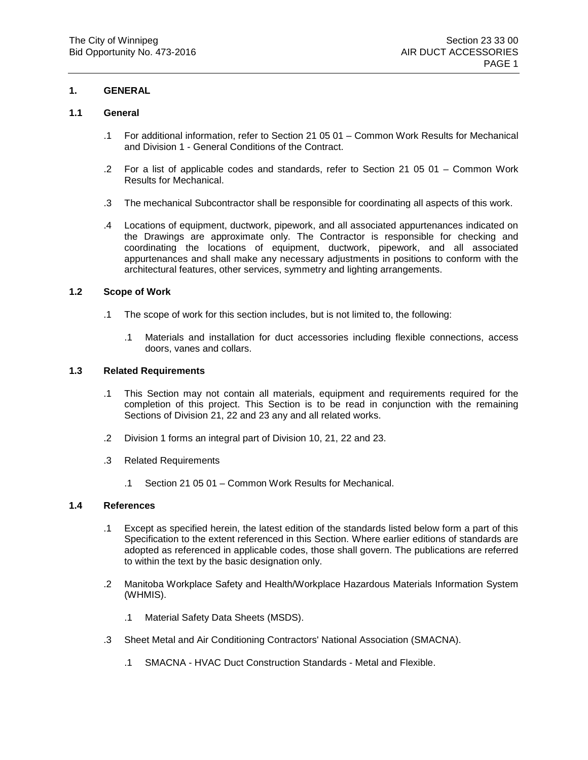## 1. GENERAL

### 1.1 General

.1 For additional information, refer to Section 21 05 01 – Common Work Results for Mechanical and Division 1 - General Conditions of the Contract.

.2 For a list of applicable codes and standards, refer to Section 21 05 01 – Common Work Results for Mechanical.

.3 The mechanical Subcontractor shall be responsible for coordinating all aspects of this work.

.4 Locations of equipment, ductwork, pipework, and all associated appurtenances indicated on the Drawings are approximate only. The Contractor is responsible for checking and coordinating the locations of equipment, ductwork, pipework, and all associated appurtenances and shall make any necessary adjustments in positions to conform with the architectural features, other services, symmetry and lighting arrangements.

### 1.2 Scope of Work

.1 The scope of work for this section includes, but is not limited to, the following:

  .1 Materials and installation for duct accessories including flexible connections, access doors, vanes and collars.

### 1.3 Related Requirements

.1 This Section may not contain all materials, equipment and requirements required for the completion of this project. This Section is to be read in conjunction with the remaining Sections of Division 21, 22 and 23 any and all related works.

.2 Division 1 forms an integral part of Division 10, 21, 22 and 23.

.3 Related Requirements

  .1 Section 21 05 01 – Common Work Results for Mechanical.

### 1.4 References

.1 Except as specified herein, the latest edition of the standards listed below form a part of this Specification to the extent referenced in this Section. Where earlier editions of standards are adopted as referenced in applicable codes, those shall govern. The publications are referred to within the text by the basic designation only.

.2 Manitoba Workplace Safety and Health/Workplace Hazardous Materials Information System (WHMIS).

  .1 Material Safety Data Sheets (MSDS).

.3 Sheet Metal and Air Conditioning Contractors' National Association (SMACNA).

  .1 SMACNA - HVAC Duct Construction Standards - Metal and Flexible.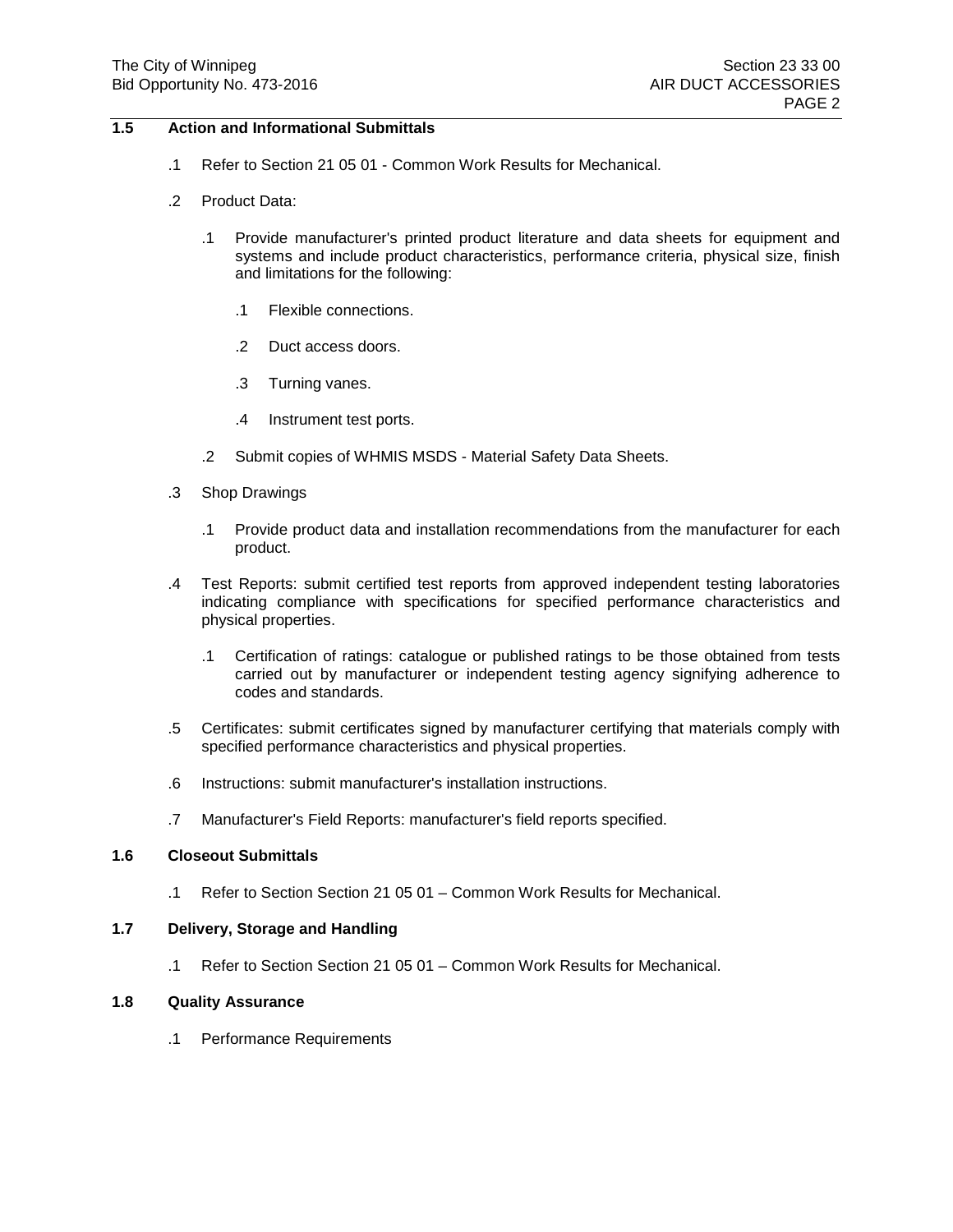## 1.5 Action and Informational Submittals

.1 Refer to Section 21 05 01 - Common Work Results for Mechanical.

.2 Product Data:

  .1 Provide manufacturer's printed product literature and data sheets for equipment and systems and include product characteristics, performance criteria, physical size, finish and limitations for the following:

    .1 Flexible connections.

    .2 Duct access doors.

    .3 Turning vanes.

    .4 Instrument test ports.

  .2 Submit copies of WHMIS MSDS - Material Safety Data Sheets.

.3 Shop Drawings

  .1 Provide product data and installation recommendations from the manufacturer for each product.

.4 Test Reports: submit certified test reports from approved independent testing laboratories indicating compliance with specifications for specified performance characteristics and physical properties.

  .1 Certification of ratings: catalogue or published ratings to be those obtained from tests carried out by manufacturer or independent testing agency signifying adherence to codes and standards.

.5 Certificates: submit certificates signed by manufacturer certifying that materials comply with specified performance characteristics and physical properties.

.6 Instructions: submit manufacturer's installation instructions.

.7 Manufacturer's Field Reports: manufacturer's field reports specified.

## 1.6 Closeout Submittals

.1 Refer to Section Section 21 05 01 – Common Work Results for Mechanical.

## 1.7 Delivery, Storage and Handling

.1 Refer to Section Section 21 05 01 – Common Work Results for Mechanical.

## 1.8 Quality Assurance

.1 Performance Requirements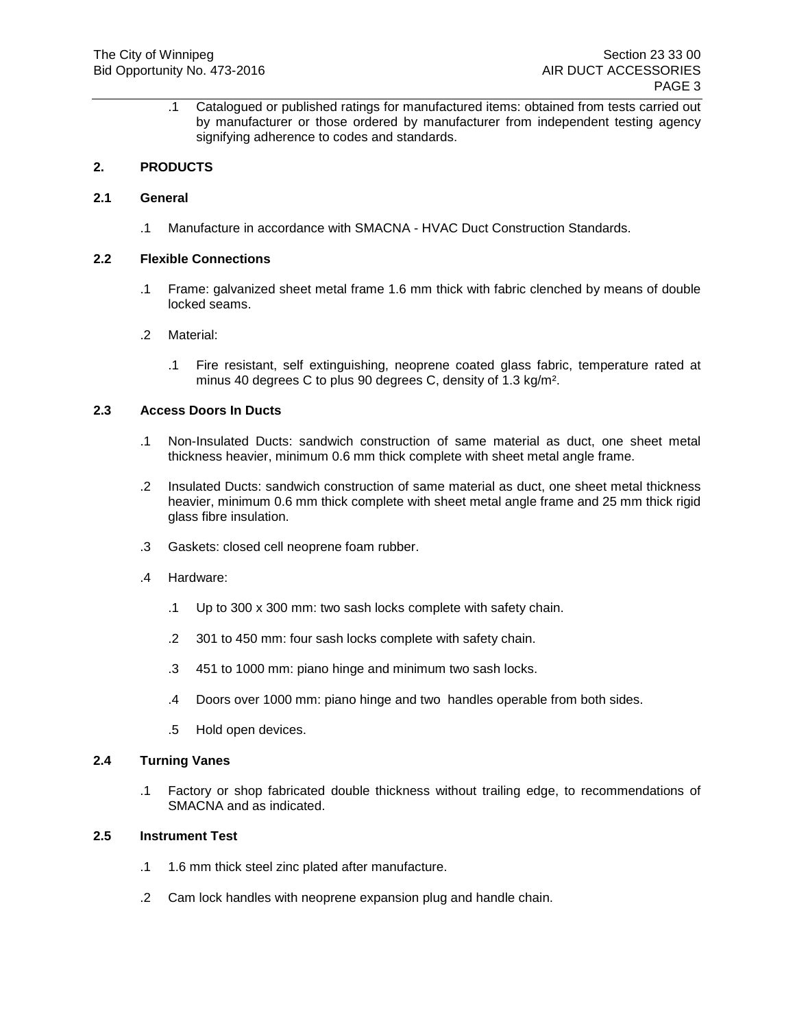.1 Catalogued or published ratings for manufactured items: obtained from tests carried out by manufacturer or those ordered by manufacturer from independent testing agency signifying adherence to codes and standards.

## 2. PRODUCTS

### 2.1 General

.1 Manufacture in accordance with SMACNA - HVAC Duct Construction Standards.

### 2.2 Flexible Connections

.1 Frame: galvanized sheet metal frame 1.6 mm thick with fabric clenched by means of double locked seams.

.2 Material:

- .1 Fire resistant, self extinguishing, neoprene coated glass fabric, temperature rated at minus 40 degrees C to plus 90 degrees C, density of 1.3 kg/m².

### 2.3 Access Doors In Ducts

.1 Non-Insulated Ducts: sandwich construction of same material as duct, one sheet metal thickness heavier, minimum 0.6 mm thick complete with sheet metal angle frame.

.2 Insulated Ducts: sandwich construction of same material as duct, one sheet metal thickness heavier, minimum 0.6 mm thick complete with sheet metal angle frame and 25 mm thick rigid glass fibre insulation.

.3 Gaskets: closed cell neoprene foam rubber.

.4 Hardware:

- .1 Up to 300 x 300 mm: two sash locks complete with safety chain.
- .2 301 to 450 mm: four sash locks complete with safety chain.
- .3 451 to 1000 mm: piano hinge and minimum two sash locks.
- .4 Doors over 1000 mm: piano hinge and two handles operable from both sides.
- .5 Hold open devices.

### 2.4 Turning Vanes

.1 Factory or shop fabricated double thickness without trailing edge, to recommendations of SMACNA and as indicated.

### 2.5 Instrument Test

.1 1.6 mm thick steel zinc plated after manufacture.

.2 Cam lock handles with neoprene expansion plug and handle chain.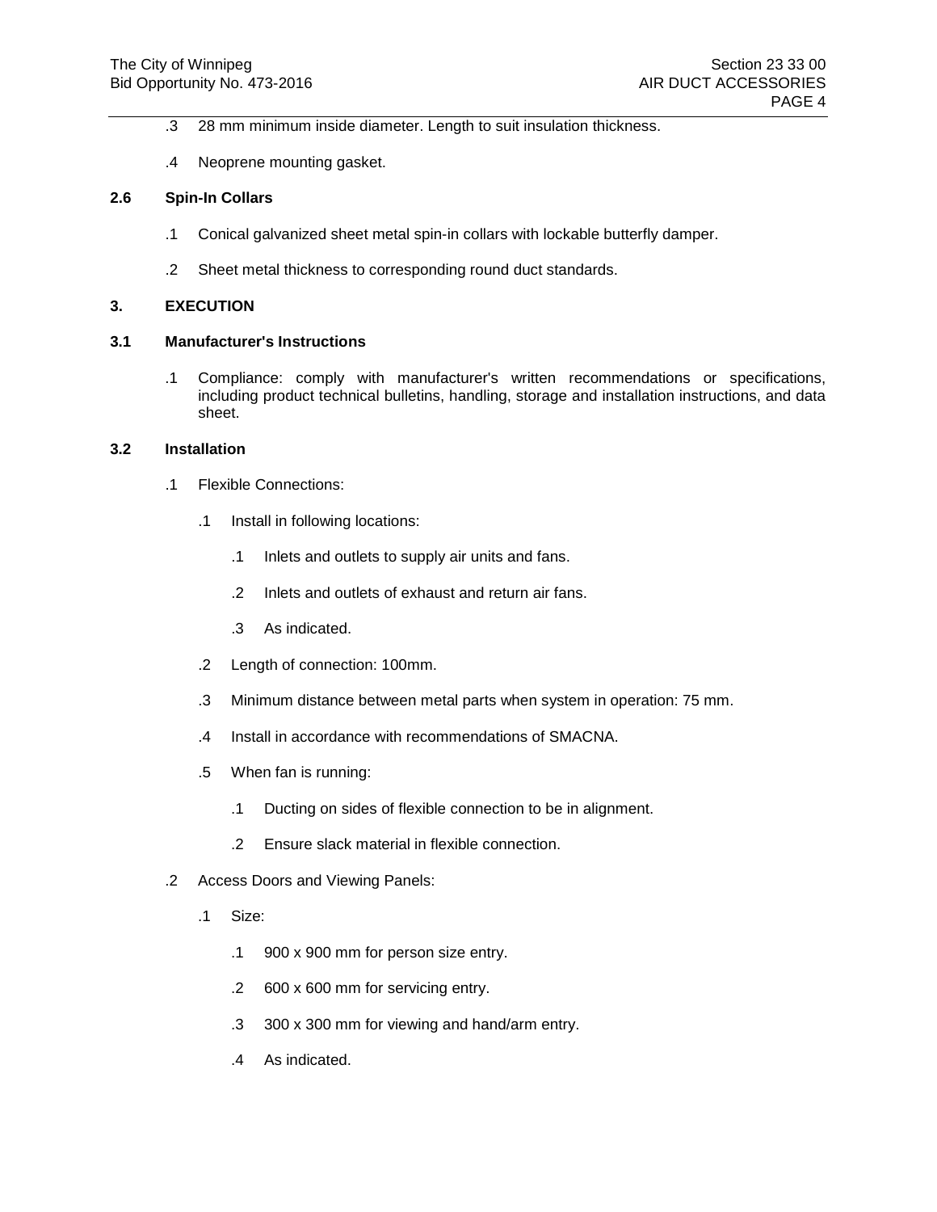.3 28 mm minimum inside diameter. Length to suit insulation thickness.

.4 Neoprene mounting gasket.

### 2.6 Spin-In Collars

.1 Conical galvanized sheet metal spin-in collars with lockable butterfly damper.

.2 Sheet metal thickness to corresponding round duct standards.

## 3. EXECUTION

### 3.1 Manufacturer's Instructions

.1 Compliance: comply with manufacturer's written recommendations or specifications, including product technical bulletins, handling, storage and installation instructions, and data sheet.

### 3.2 Installation

.1 Flexible Connections:

- .1 Install in following locations:
  - .1 Inlets and outlets to supply air units and fans.
  - .2 Inlets and outlets of exhaust and return air fans.
  - .3 As indicated.
- .2 Length of connection: 100mm.
- .3 Minimum distance between metal parts when system in operation: 75 mm.
- .4 Install in accordance with recommendations of SMACNA.
- .5 When fan is running:
  - .1 Ducting on sides of flexible connection to be in alignment.
  - .2 Ensure slack material in flexible connection.

.2 Access Doors and Viewing Panels:

- .1 Size:
  - .1 900 x 900 mm for person size entry.
  - .2 600 x 600 mm for servicing entry.
  - .3 300 x 300 mm for viewing and hand/arm entry.
  - .4 As indicated.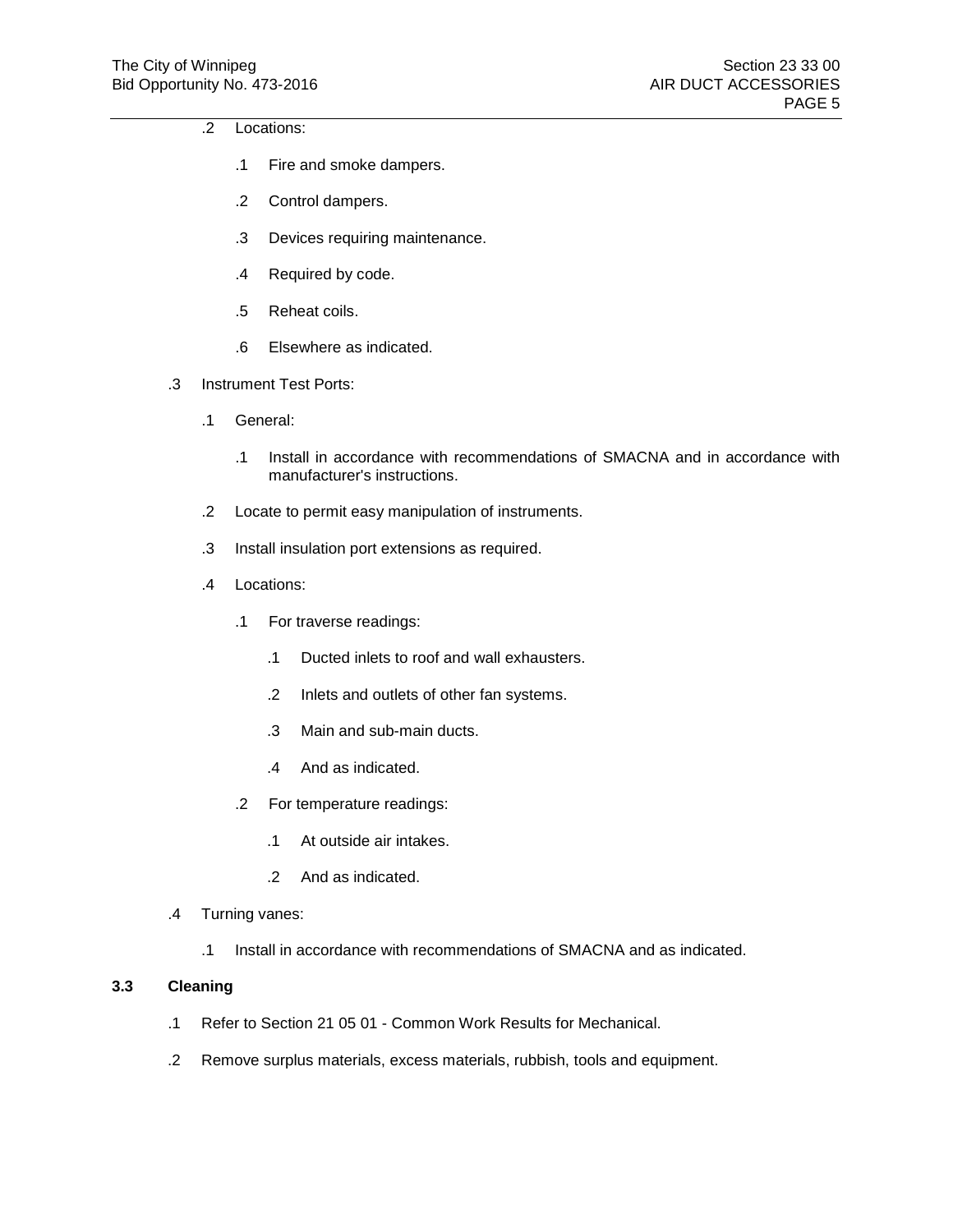.2 Locations:

.1 Fire and smoke dampers.

.2 Control dampers.

.3 Devices requiring maintenance.

.4 Required by code.

.5 Reheat coils.

.6 Elsewhere as indicated.

.3 Instrument Test Ports:

.1 General:

.1 Install in accordance with recommendations of SMACNA and in accordance with manufacturer's instructions.

.2 Locate to permit easy manipulation of instruments.

.3 Install insulation port extensions as required.

.4 Locations:

.1 For traverse readings:

.1 Ducted inlets to roof and wall exhausters.

.2 Inlets and outlets of other fan systems.

.3 Main and sub-main ducts.

.4 And as indicated.

.2 For temperature readings:

.1 At outside air intakes.

.2 And as indicated.

.4 Turning vanes:

.1 Install in accordance with recommendations of SMACNA and as indicated.

**3.3 Cleaning**

.1 Refer to Section 21 05 01 - Common Work Results for Mechanical.

.2 Remove surplus materials, excess materials, rubbish, tools and equipment.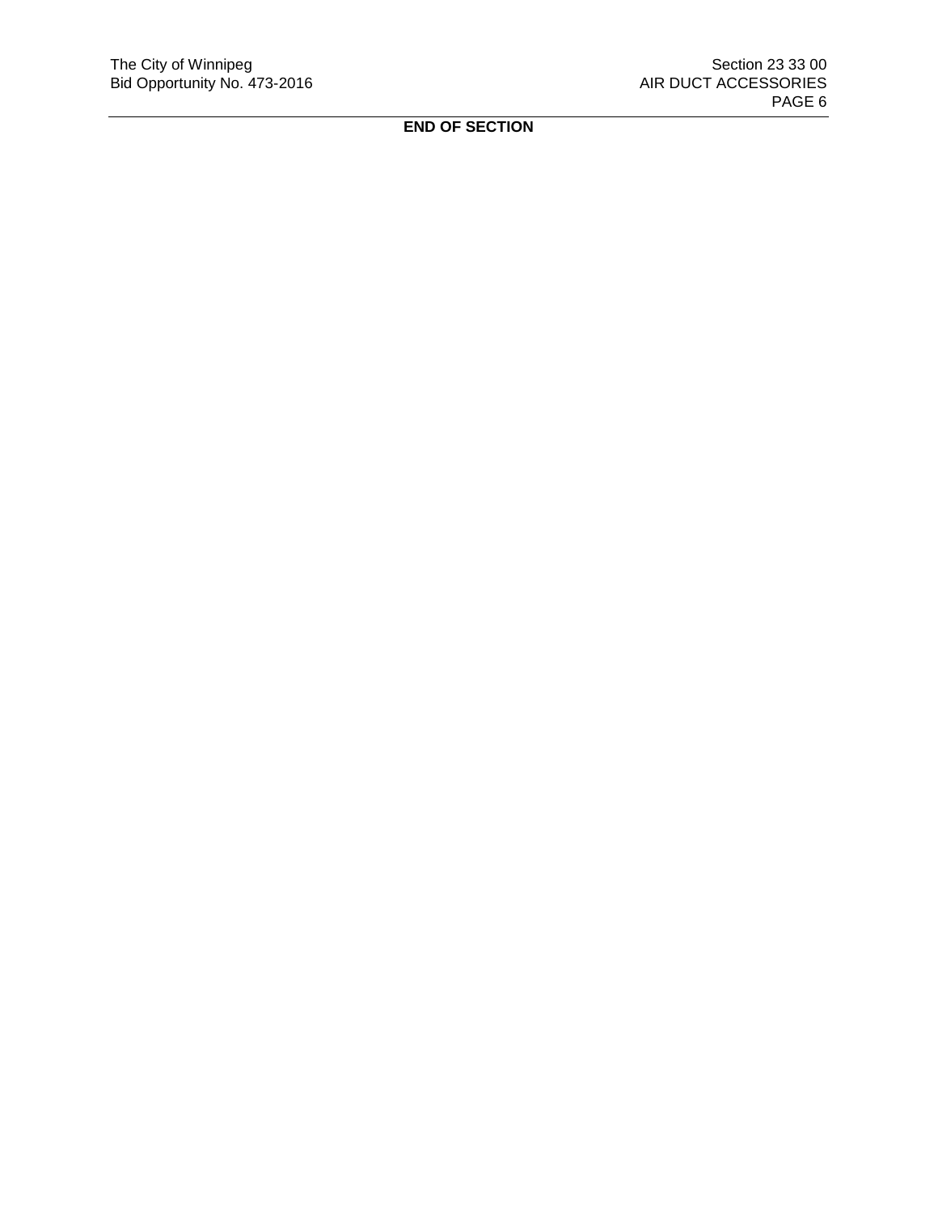**END OF SECTION**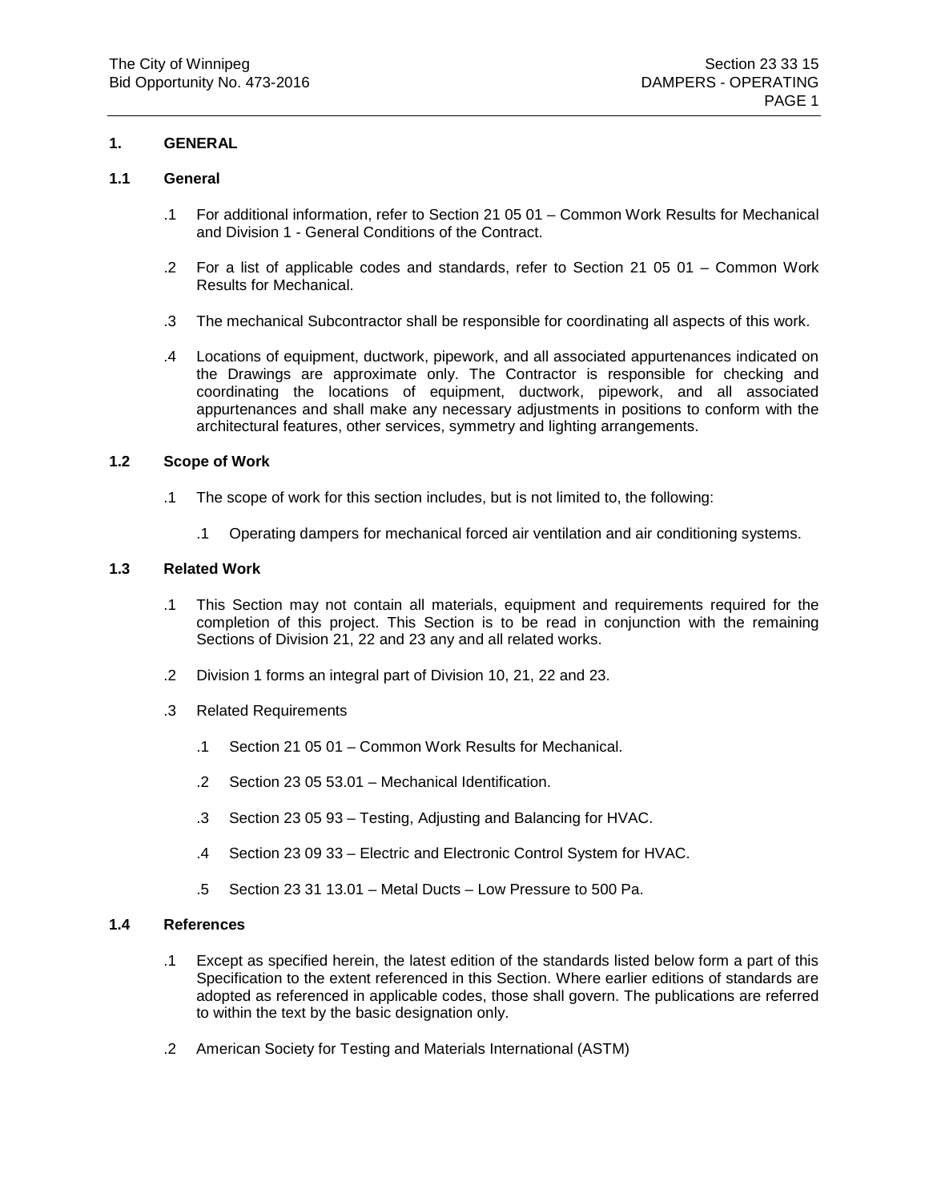## 1. GENERAL

### 1.1 General

.1 For additional information, refer to Section 21 05 01 – Common Work Results for Mechanical and Division 1 - General Conditions of the Contract.

.2 For a list of applicable codes and standards, refer to Section 21 05 01 – Common Work Results for Mechanical.

.3 The mechanical Subcontractor shall be responsible for coordinating all aspects of this work.

.4 Locations of equipment, ductwork, pipework, and all associated appurtenances indicated on the Drawings are approximate only. The Contractor is responsible for checking and coordinating the locations of equipment, ductwork, pipework, and all associated appurtenances and shall make any necessary adjustments in positions to conform with the architectural features, other services, symmetry and lighting arrangements.

### 1.2 Scope of Work

.1 The scope of work for this section includes, but is not limited to, the following:

  .1 Operating dampers for mechanical forced air ventilation and air conditioning systems.

### 1.3 Related Work

.1 This Section may not contain all materials, equipment and requirements required for the completion of this project. This Section is to be read in conjunction with the remaining Sections of Division 21, 22 and 23 any and all related works.

.2 Division 1 forms an integral part of Division 10, 21, 22 and 23.

.3 Related Requirements

  .1 Section 21 05 01 – Common Work Results for Mechanical.

  .2 Section 23 05 53.01 – Mechanical Identification.

  .3 Section 23 05 93 – Testing, Adjusting and Balancing for HVAC.

  .4 Section 23 09 33 – Electric and Electronic Control System for HVAC.

  .5 Section 23 31 13.01 – Metal Ducts – Low Pressure to 500 Pa.

### 1.4 References

.1 Except as specified herein, the latest edition of the standards listed below form a part of this Specification to the extent referenced in this Section. Where earlier editions of standards are adopted as referenced in applicable codes, those shall govern. The publications are referred to within the text by the basic designation only.

.2 American Society for Testing and Materials International (ASTM)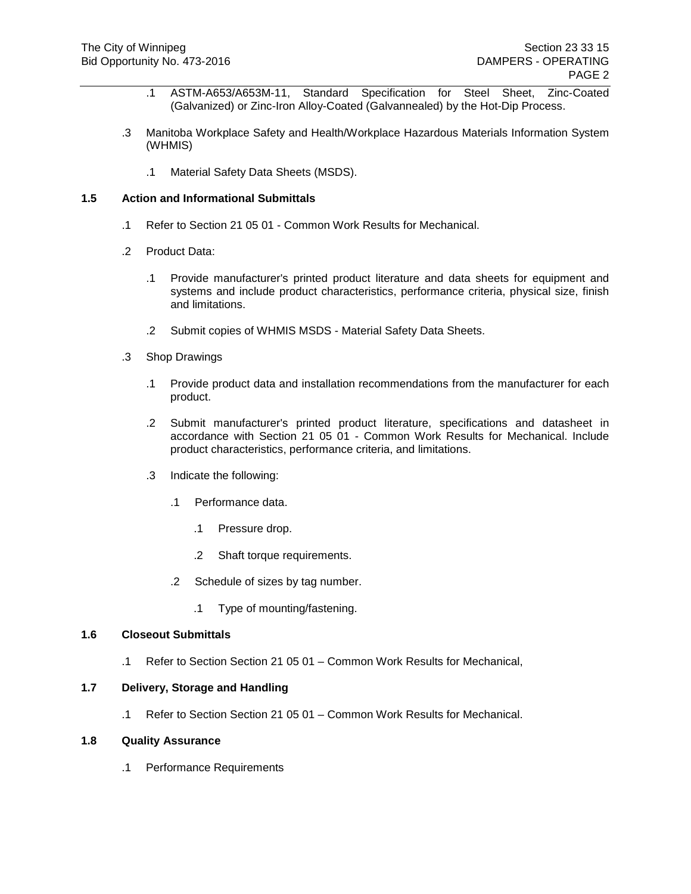.1 ASTM-A653/A653M-11, Standard Specification for Steel Sheet, Zinc-Coated (Galvanized) or Zinc-Iron Alloy-Coated (Galvannealed) by the Hot-Dip Process.

.3 Manitoba Workplace Safety and Health/Workplace Hazardous Materials Information System (WHMIS)

.1 Material Safety Data Sheets (MSDS).

**1.5 Action and Informational Submittals**

.1 Refer to Section 21 05 01 - Common Work Results for Mechanical.

.2 Product Data:

.1 Provide manufacturer's printed product literature and data sheets for equipment and systems and include product characteristics, performance criteria, physical size, finish and limitations.

.2 Submit copies of WHMIS MSDS - Material Safety Data Sheets.

.3 Shop Drawings

.1 Provide product data and installation recommendations from the manufacturer for each product.

.2 Submit manufacturer's printed product literature, specifications and datasheet in accordance with Section 21 05 01 - Common Work Results for Mechanical. Include product characteristics, performance criteria, and limitations.

.3 Indicate the following:

.1 Performance data.

.1 Pressure drop.

.2 Shaft torque requirements.

.2 Schedule of sizes by tag number.

.1 Type of mounting/fastening.

**1.6 Closeout Submittals**

.1 Refer to Section Section 21 05 01 – Common Work Results for Mechanical,

**1.7 Delivery, Storage and Handling**

.1 Refer to Section Section 21 05 01 – Common Work Results for Mechanical.

**1.8 Quality Assurance**

.1 Performance Requirements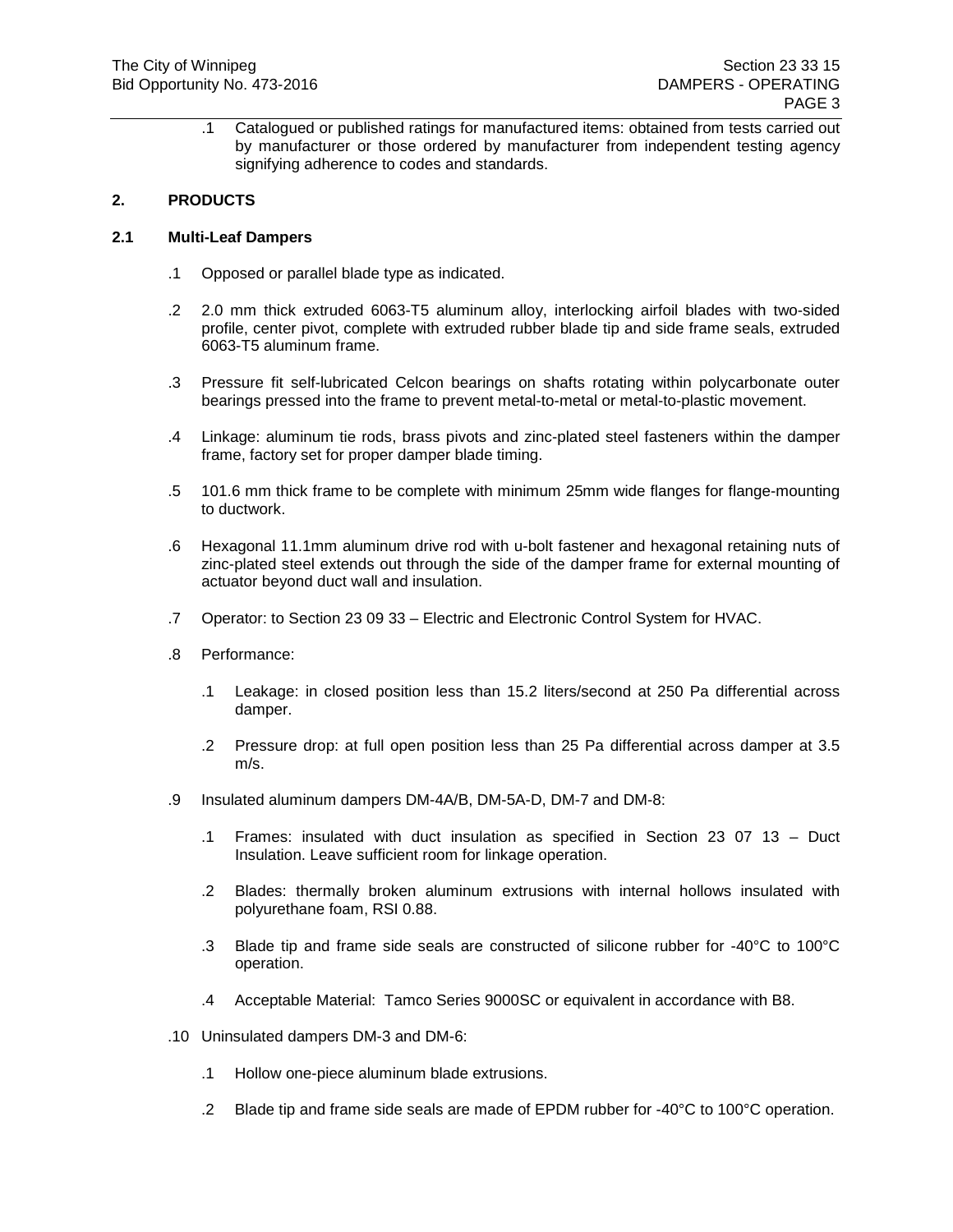.1 Catalogued or published ratings for manufactured items: obtained from tests carried out by manufacturer or those ordered by manufacturer from independent testing agency signifying adherence to codes and standards.

## 2. PRODUCTS

### 2.1 Multi-Leaf Dampers

.1 Opposed or parallel blade type as indicated.

.2 2.0 mm thick extruded 6063-T5 aluminum alloy, interlocking airfoil blades with two-sided profile, center pivot, complete with extruded rubber blade tip and side frame seals, extruded 6063-T5 aluminum frame.

.3 Pressure fit self-lubricated Celcon bearings on shafts rotating within polycarbonate outer bearings pressed into the frame to prevent metal-to-metal or metal-to-plastic movement.

.4 Linkage: aluminum tie rods, brass pivots and zinc-plated steel fasteners within the damper frame, factory set for proper damper blade timing.

.5 101.6 mm thick frame to be complete with minimum 25mm wide flanges for flange-mounting to ductwork.

.6 Hexagonal 11.1mm aluminum drive rod with u-bolt fastener and hexagonal retaining nuts of zinc-plated steel extends out through the side of the damper frame for external mounting of actuator beyond duct wall and insulation.

.7 Operator: to Section 23 09 33 – Electric and Electronic Control System for HVAC.

.8 Performance:

.1 Leakage: in closed position less than 15.2 liters/second at 250 Pa differential across damper.

.2 Pressure drop: at full open position less than 25 Pa differential across damper at 3.5 m/s.

.9 Insulated aluminum dampers DM-4A/B, DM-5A-D, DM-7 and DM-8:

.1 Frames: insulated with duct insulation as specified in Section 23 07 13 – Duct Insulation. Leave sufficient room for linkage operation.

.2 Blades: thermally broken aluminum extrusions with internal hollows insulated with polyurethane foam, RSI 0.88.

.3 Blade tip and frame side seals are constructed of silicone rubber for -40°C to 100°C operation.

.4 Acceptable Material: Tamco Series 9000SC or equivalent in accordance with B8.

.10 Uninsulated dampers DM-3 and DM-6:

.1 Hollow one-piece aluminum blade extrusions.

.2 Blade tip and frame side seals are made of EPDM rubber for -40°C to 100°C operation.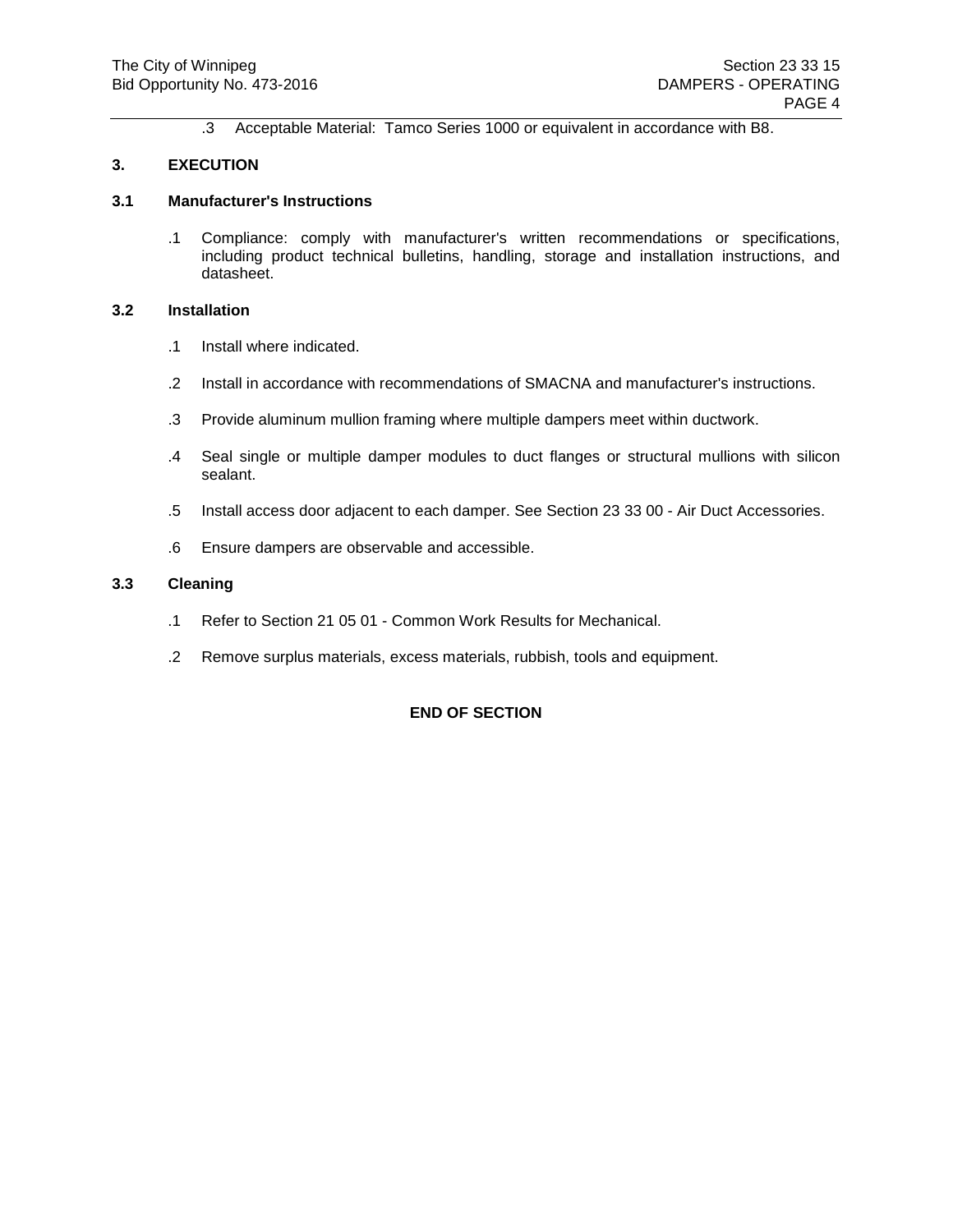.3 Acceptable Material: Tamco Series 1000 or equivalent in accordance with B8.

## 3. EXECUTION

### 3.1 Manufacturer's Instructions

.1 Compliance: comply with manufacturer's written recommendations or specifications, including product technical bulletins, handling, storage and installation instructions, and datasheet.

### 3.2 Installation

.1 Install where indicated.

.2 Install in accordance with recommendations of SMACNA and manufacturer's instructions.

.3 Provide aluminum mullion framing where multiple dampers meet within ductwork.

.4 Seal single or multiple damper modules to duct flanges or structural mullions with silicon sealant.

.5 Install access door adjacent to each damper. See Section 23 33 00 - Air Duct Accessories.

.6 Ensure dampers are observable and accessible.

### 3.3 Cleaning

.1 Refer to Section 21 05 01 - Common Work Results for Mechanical.

.2 Remove surplus materials, excess materials, rubbish, tools and equipment.

**END OF SECTION**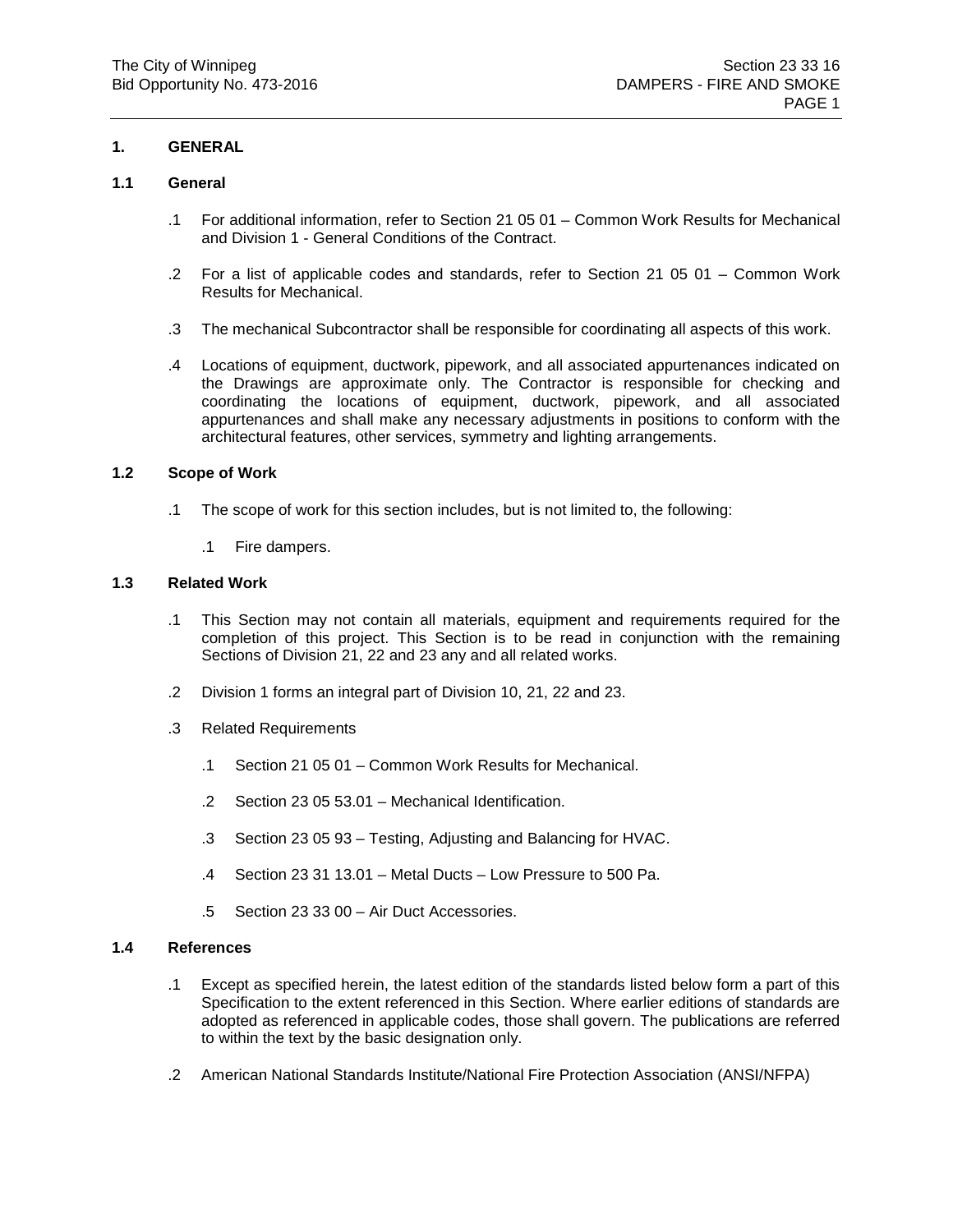## 1. GENERAL

### 1.1 General

.1 For additional information, refer to Section 21 05 01 – Common Work Results for Mechanical and Division 1 - General Conditions of the Contract.

.2 For a list of applicable codes and standards, refer to Section 21 05 01 – Common Work Results for Mechanical.

.3 The mechanical Subcontractor shall be responsible for coordinating all aspects of this work.

.4 Locations of equipment, ductwork, pipework, and all associated appurtenances indicated on the Drawings are approximate only. The Contractor is responsible for checking and coordinating the locations of equipment, ductwork, pipework, and all associated appurtenances and shall make any necessary adjustments in positions to conform with the architectural features, other services, symmetry and lighting arrangements.

### 1.2 Scope of Work

.1 The scope of work for this section includes, but is not limited to, the following:

  .1 Fire dampers.

### 1.3 Related Work

.1 This Section may not contain all materials, equipment and requirements required for the completion of this project. This Section is to be read in conjunction with the remaining Sections of Division 21, 22 and 23 any and all related works.

.2 Division 1 forms an integral part of Division 10, 21, 22 and 23.

.3 Related Requirements

  .1 Section 21 05 01 – Common Work Results for Mechanical.

  .2 Section 23 05 53.01 – Mechanical Identification.

  .3 Section 23 05 93 – Testing, Adjusting and Balancing for HVAC.

  .4 Section 23 31 13.01 – Metal Ducts – Low Pressure to 500 Pa.

  .5 Section 23 33 00 – Air Duct Accessories.

### 1.4 References

.1 Except as specified herein, the latest edition of the standards listed below form a part of this Specification to the extent referenced in this Section. Where earlier editions of standards are adopted as referenced in applicable codes, those shall govern. The publications are referred to within the text by the basic designation only.

.2 American National Standards Institute/National Fire Protection Association (ANSI/NFPA)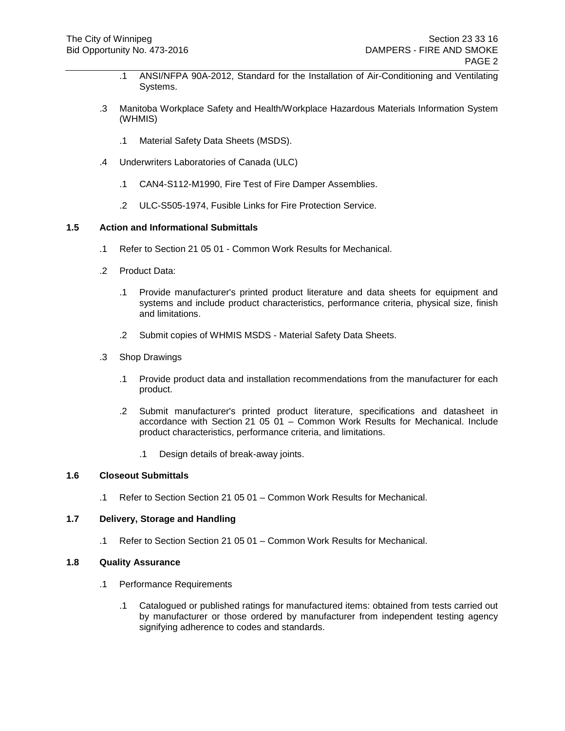.1 ANSI/NFPA 90A-2012, Standard for the Installation of Air-Conditioning and Ventilating Systems.

.3 Manitoba Workplace Safety and Health/Workplace Hazardous Materials Information System (WHMIS)

.1 Material Safety Data Sheets (MSDS).

.4 Underwriters Laboratories of Canada (ULC)

.1 CAN4-S112-M1990, Fire Test of Fire Damper Assemblies.

.2 ULC-S505-1974, Fusible Links for Fire Protection Service.

### 1.5 Action and Informational Submittals

.1 Refer to Section 21 05 01 - Common Work Results for Mechanical.

.2 Product Data:

.1 Provide manufacturer's printed product literature and data sheets for equipment and systems and include product characteristics, performance criteria, physical size, finish and limitations.

.2 Submit copies of WHMIS MSDS - Material Safety Data Sheets.

.3 Shop Drawings

.1 Provide product data and installation recommendations from the manufacturer for each product.

.2 Submit manufacturer's printed product literature, specifications and datasheet in accordance with Section 21 05 01 – Common Work Results for Mechanical. Include product characteristics, performance criteria, and limitations.

.1 Design details of break-away joints.

### 1.6 Closeout Submittals

.1 Refer to Section Section 21 05 01 – Common Work Results for Mechanical.

### 1.7 Delivery, Storage and Handling

.1 Refer to Section Section 21 05 01 – Common Work Results for Mechanical.

### 1.8 Quality Assurance

.1 Performance Requirements

.1 Catalogued or published ratings for manufactured items: obtained from tests carried out by manufacturer or those ordered by manufacturer from independent testing agency signifying adherence to codes and standards.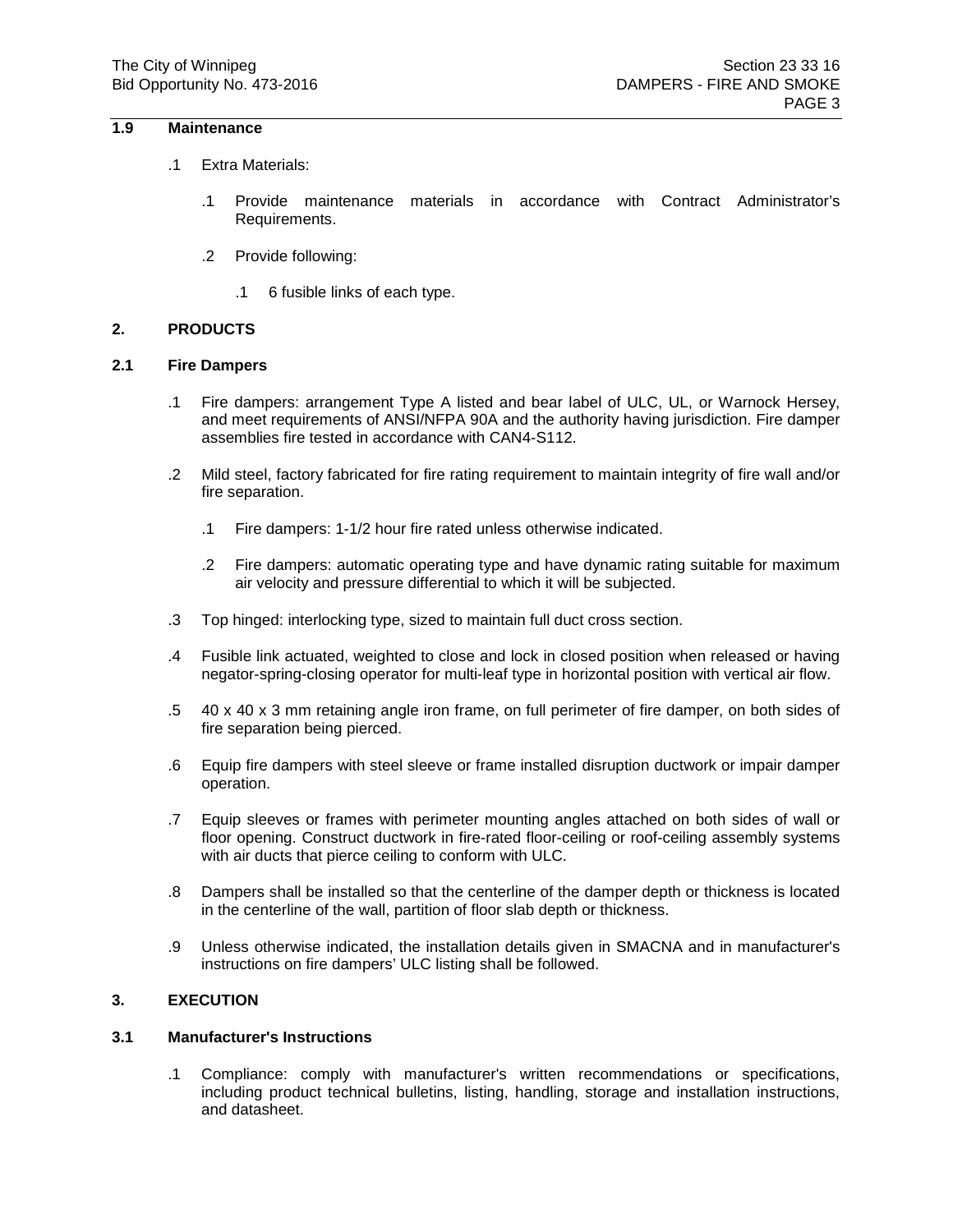## 1.9 Maintenance

.1 Extra Materials:

.1 Provide maintenance materials in accordance with Contract Administrator's Requirements.

.2 Provide following:

.1 6 fusible links of each type.

# 2. PRODUCTS

## 2.1 Fire Dampers

.1 Fire dampers: arrangement Type A listed and bear label of ULC, UL, or Warnock Hersey, and meet requirements of ANSI/NFPA 90A and the authority having jurisdiction. Fire damper assemblies fire tested in accordance with CAN4-S112.

.2 Mild steel, factory fabricated for fire rating requirement to maintain integrity of fire wall and/or fire separation.

.1 Fire dampers: 1-1/2 hour fire rated unless otherwise indicated.

.2 Fire dampers: automatic operating type and have dynamic rating suitable for maximum air velocity and pressure differential to which it will be subjected.

.3 Top hinged: interlocking type, sized to maintain full duct cross section.

.4 Fusible link actuated, weighted to close and lock in closed position when released or having negator-spring-closing operator for multi-leaf type in horizontal position with vertical air flow.

.5 40 x 40 x 3 mm retaining angle iron frame, on full perimeter of fire damper, on both sides of fire separation being pierced.

.6 Equip fire dampers with steel sleeve or frame installed disruption ductwork or impair damper operation.

.7 Equip sleeves or frames with perimeter mounting angles attached on both sides of wall or floor opening. Construct ductwork in fire-rated floor-ceiling or roof-ceiling assembly systems with air ducts that pierce ceiling to conform with ULC.

.8 Dampers shall be installed so that the centerline of the damper depth or thickness is located in the centerline of the wall, partition of floor slab depth or thickness.

.9 Unless otherwise indicated, the installation details given in SMACNA and in manufacturer's instructions on fire dampers' ULC listing shall be followed.

# 3. EXECUTION

## 3.1 Manufacturer's Instructions

.1 Compliance: comply with manufacturer's written recommendations or specifications, including product technical bulletins, listing, handling, storage and installation instructions, and datasheet.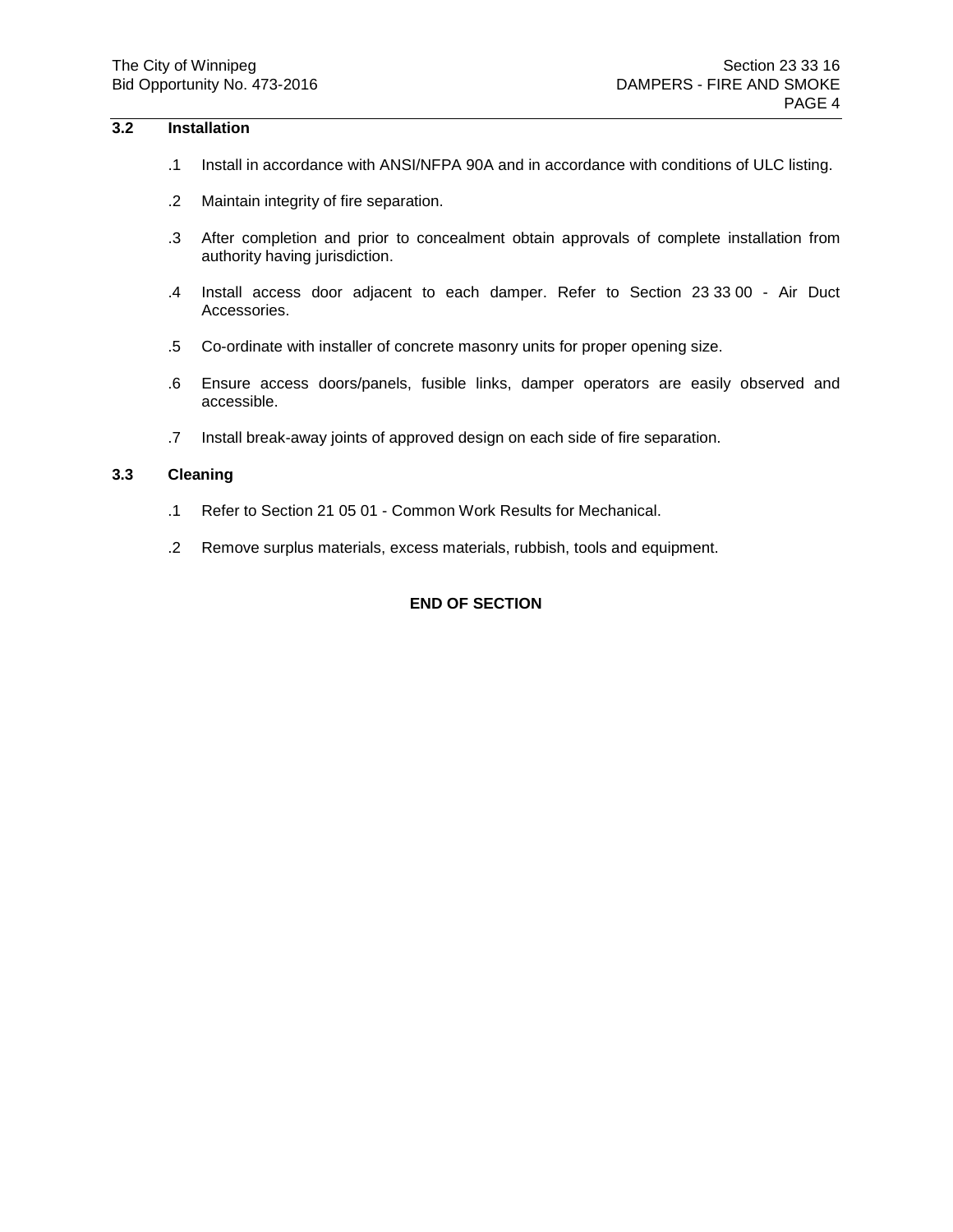## 3.2 Installation

.1 Install in accordance with ANSI/NFPA 90A and in accordance with conditions of ULC listing.

.2 Maintain integrity of fire separation.

.3 After completion and prior to concealment obtain approvals of complete installation from authority having jurisdiction.

.4 Install access door adjacent to each damper. Refer to Section 23 33 00 - Air Duct Accessories.

.5 Co-ordinate with installer of concrete masonry units for proper opening size.

.6 Ensure access doors/panels, fusible links, damper operators are easily observed and accessible.

.7 Install break-away joints of approved design on each side of fire separation.

## 3.3 Cleaning

.1 Refer to Section 21 05 01 - Common Work Results for Mechanical.

.2 Remove surplus materials, excess materials, rubbish, tools and equipment.

**END OF SECTION**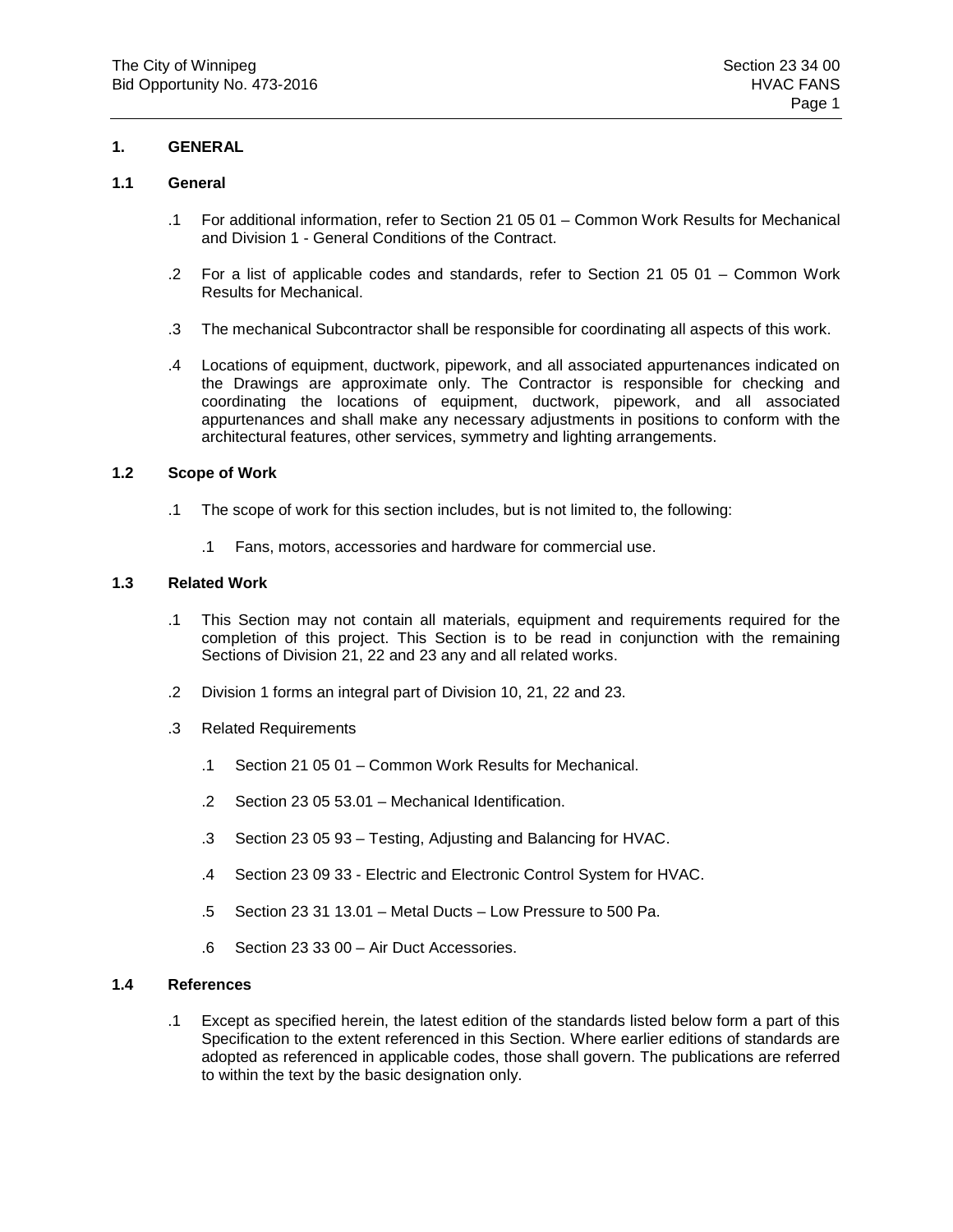## 1. GENERAL

### 1.1 General

.1 For additional information, refer to Section 21 05 01 – Common Work Results for Mechanical and Division 1 - General Conditions of the Contract.

.2 For a list of applicable codes and standards, refer to Section 21 05 01 – Common Work Results for Mechanical.

.3 The mechanical Subcontractor shall be responsible for coordinating all aspects of this work.

.4 Locations of equipment, ductwork, pipework, and all associated appurtenances indicated on the Drawings are approximate only. The Contractor is responsible for checking and coordinating the locations of equipment, ductwork, pipework, and all associated appurtenances and shall make any necessary adjustments in positions to conform with the architectural features, other services, symmetry and lighting arrangements.

### 1.2 Scope of Work

.1 The scope of work for this section includes, but is not limited to, the following:

  .1 Fans, motors, accessories and hardware for commercial use.

### 1.3 Related Work

.1 This Section may not contain all materials, equipment and requirements required for the completion of this project. This Section is to be read in conjunction with the remaining Sections of Division 21, 22 and 23 any and all related works.

.2 Division 1 forms an integral part of Division 10, 21, 22 and 23.

.3 Related Requirements

  .1 Section 21 05 01 – Common Work Results for Mechanical.

  .2 Section 23 05 53.01 – Mechanical Identification.

  .3 Section 23 05 93 – Testing, Adjusting and Balancing for HVAC.

  .4 Section 23 09 33 - Electric and Electronic Control System for HVAC.

  .5 Section 23 31 13.01 – Metal Ducts – Low Pressure to 500 Pa.

  .6 Section 23 33 00 – Air Duct Accessories.

### 1.4 References

.1 Except as specified herein, the latest edition of the standards listed below form a part of this Specification to the extent referenced in this Section. Where earlier editions of standards are adopted as referenced in applicable codes, those shall govern. The publications are referred to within the text by the basic designation only.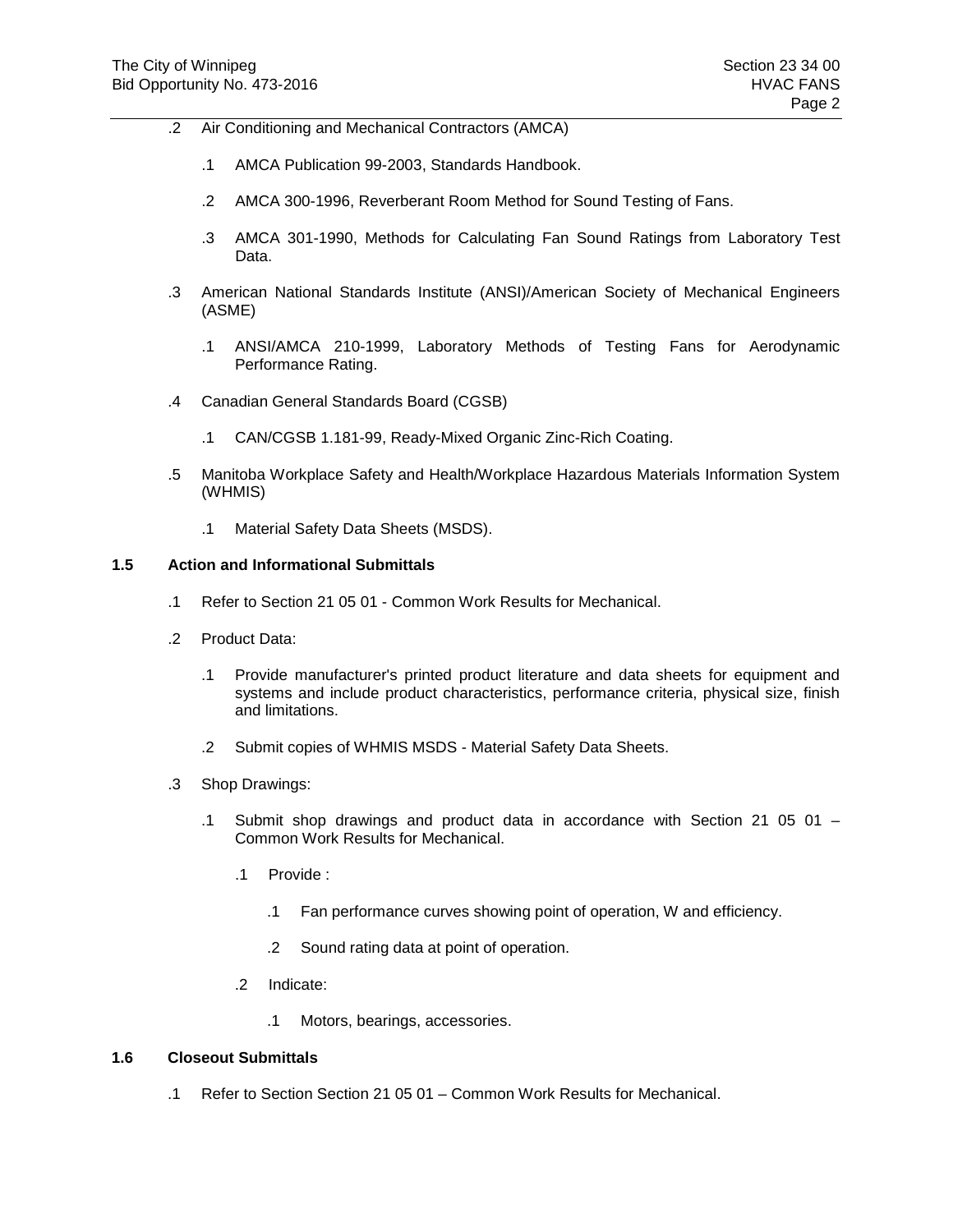.2 Air Conditioning and Mechanical Contractors (AMCA)

 .1 AMCA Publication 99-2003, Standards Handbook.

 .2 AMCA 300-1996, Reverberant Room Method for Sound Testing of Fans.

 .3 AMCA 301-1990, Methods for Calculating Fan Sound Ratings from Laboratory Test Data.

.3 American National Standards Institute (ANSI)/American Society of Mechanical Engineers (ASME)

 .1 ANSI/AMCA 210-1999, Laboratory Methods of Testing Fans for Aerodynamic Performance Rating.

.4 Canadian General Standards Board (CGSB)

 .1 CAN/CGSB 1.181-99, Ready-Mixed Organic Zinc-Rich Coating.

.5 Manitoba Workplace Safety and Health/Workplace Hazardous Materials Information System (WHMIS)

 .1 Material Safety Data Sheets (MSDS).

## 1.5 Action and Informational Submittals

.1 Refer to Section 21 05 01 - Common Work Results for Mechanical.

.2 Product Data:

 .1 Provide manufacturer's printed product literature and data sheets for equipment and systems and include product characteristics, performance criteria, physical size, finish and limitations.

 .2 Submit copies of WHMIS MSDS - Material Safety Data Sheets.

.3 Shop Drawings:

 .1 Submit shop drawings and product data in accordance with Section 21 05 01 – Common Work Results for Mechanical.

  .1 Provide :

   .1 Fan performance curves showing point of operation, W and efficiency.

   .2 Sound rating data at point of operation.

  .2 Indicate:

   .1 Motors, bearings, accessories.

## 1.6 Closeout Submittals

.1 Refer to Section Section 21 05 01 – Common Work Results for Mechanical.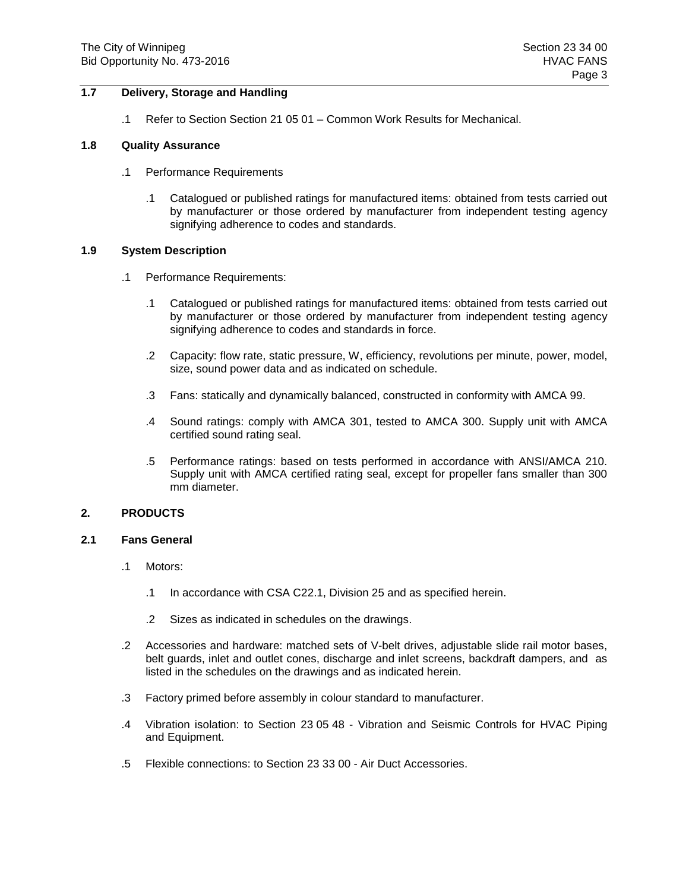## 1.7 Delivery, Storage and Handling

.1 Refer to Section Section 21 05 01 – Common Work Results for Mechanical.

## 1.8 Quality Assurance

.1 Performance Requirements

.1 Catalogued or published ratings for manufactured items: obtained from tests carried out by manufacturer or those ordered by manufacturer from independent testing agency signifying adherence to codes and standards.

## 1.9 System Description

.1 Performance Requirements:

.1 Catalogued or published ratings for manufactured items: obtained from tests carried out by manufacturer or those ordered by manufacturer from independent testing agency signifying adherence to codes and standards in force.

.2 Capacity: flow rate, static pressure, W, efficiency, revolutions per minute, power, model, size, sound power data and as indicated on schedule.

.3 Fans: statically and dynamically balanced, constructed in conformity with AMCA 99.

.4 Sound ratings: comply with AMCA 301, tested to AMCA 300. Supply unit with AMCA certified sound rating seal.

.5 Performance ratings: based on tests performed in accordance with ANSI/AMCA 210. Supply unit with AMCA certified rating seal, except for propeller fans smaller than 300 mm diameter.

# 2. PRODUCTS

## 2.1 Fans General

.1 Motors:

.1 In accordance with CSA C22.1, Division 25 and as specified herein.

.2 Sizes as indicated in schedules on the drawings.

.2 Accessories and hardware: matched sets of V-belt drives, adjustable slide rail motor bases, belt guards, inlet and outlet cones, discharge and inlet screens, backdraft dampers, and as listed in the schedules on the drawings and as indicated herein.

.3 Factory primed before assembly in colour standard to manufacturer.

.4 Vibration isolation: to Section 23 05 48 - Vibration and Seismic Controls for HVAC Piping and Equipment.

.5 Flexible connections: to Section 23 33 00 - Air Duct Accessories.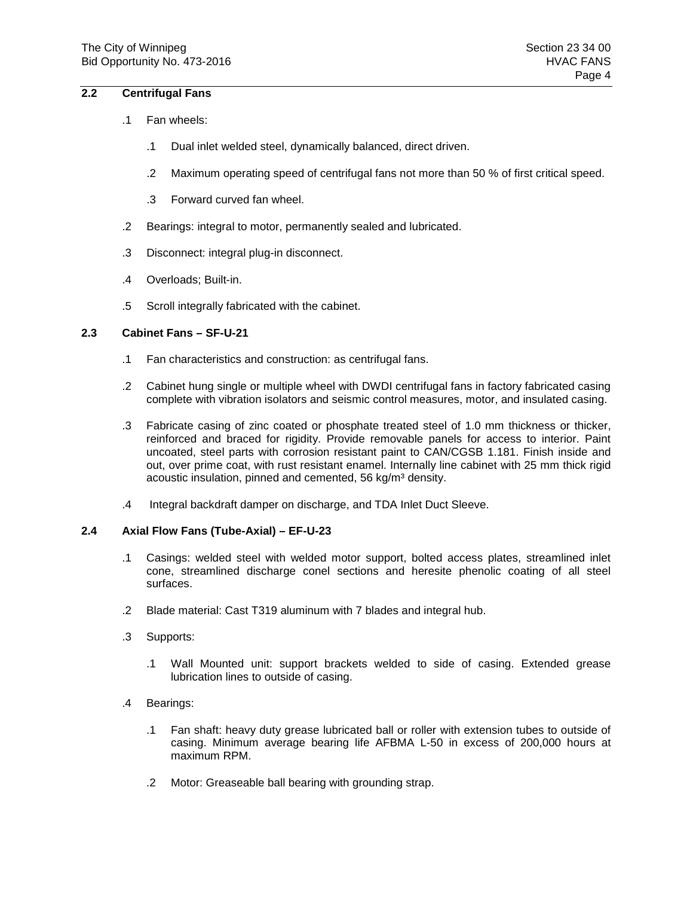## 2.2 Centrifugal Fans

.1 Fan wheels:

  .1 Dual inlet welded steel, dynamically balanced, direct driven.

  .2 Maximum operating speed of centrifugal fans not more than 50 % of first critical speed.

  .3 Forward curved fan wheel.

.2 Bearings: integral to motor, permanently sealed and lubricated.

.3 Disconnect: integral plug-in disconnect.

.4 Overloads; Built-in.

.5 Scroll integrally fabricated with the cabinet.

## 2.3 Cabinet Fans – SF-U-21

.1 Fan characteristics and construction: as centrifugal fans.

.2 Cabinet hung single or multiple wheel with DWDI centrifugal fans in factory fabricated casing complete with vibration isolators and seismic control measures, motor, and insulated casing.

.3 Fabricate casing of zinc coated or phosphate treated steel of 1.0 mm thickness or thicker, reinforced and braced for rigidity. Provide removable panels for access to interior. Paint uncoated, steel parts with corrosion resistant paint to CAN/CGSB 1.181. Finish inside and out, over prime coat, with rust resistant enamel. Internally line cabinet with 25 mm thick rigid acoustic insulation, pinned and cemented, 56 kg/m³ density.

.4 Integral backdraft damper on discharge, and TDA Inlet Duct Sleeve.

## 2.4 Axial Flow Fans (Tube-Axial) – EF-U-23

.1 Casings: welded steel with welded motor support, bolted access plates, streamlined inlet cone, streamlined discharge conel sections and heresite phenolic coating of all steel surfaces.

.2 Blade material: Cast T319 aluminum with 7 blades and integral hub.

.3 Supports:

  .1 Wall Mounted unit: support brackets welded to side of casing. Extended grease lubrication lines to outside of casing.

.4 Bearings:

  .1 Fan shaft: heavy duty grease lubricated ball or roller with extension tubes to outside of casing. Minimum average bearing life AFBMA L-50 in excess of 200,000 hours at maximum RPM.

  .2 Motor: Greaseable ball bearing with grounding strap.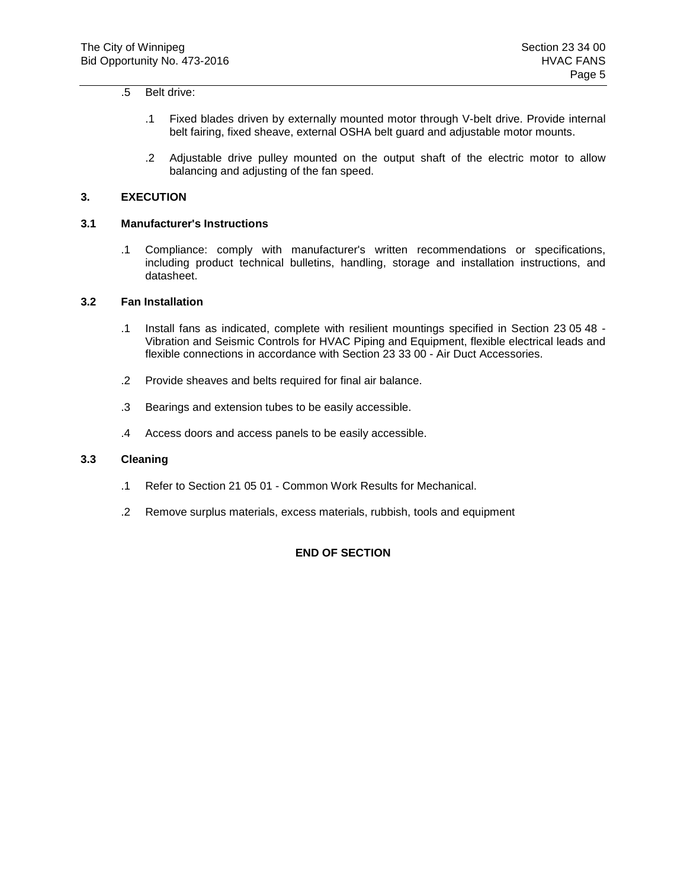.5 Belt drive:

   .1 Fixed blades driven by externally mounted motor through V-belt drive. Provide internal belt fairing, fixed sheave, external OSHA belt guard and adjustable motor mounts.

   .2 Adjustable drive pulley mounted on the output shaft of the electric motor to allow balancing and adjusting of the fan speed.

## 3. EXECUTION

### 3.1 Manufacturer's Instructions

.1 Compliance: comply with manufacturer's written recommendations or specifications, including product technical bulletins, handling, storage and installation instructions, and datasheet.

### 3.2 Fan Installation

.1 Install fans as indicated, complete with resilient mountings specified in Section 23 05 48 - Vibration and Seismic Controls for HVAC Piping and Equipment, flexible electrical leads and flexible connections in accordance with Section 23 33 00 - Air Duct Accessories.

.2 Provide sheaves and belts required for final air balance.

.3 Bearings and extension tubes to be easily accessible.

.4 Access doors and access panels to be easily accessible.

### 3.3 Cleaning

.1 Refer to Section 21 05 01 - Common Work Results for Mechanical.

.2 Remove surplus materials, excess materials, rubbish, tools and equipment

**END OF SECTION**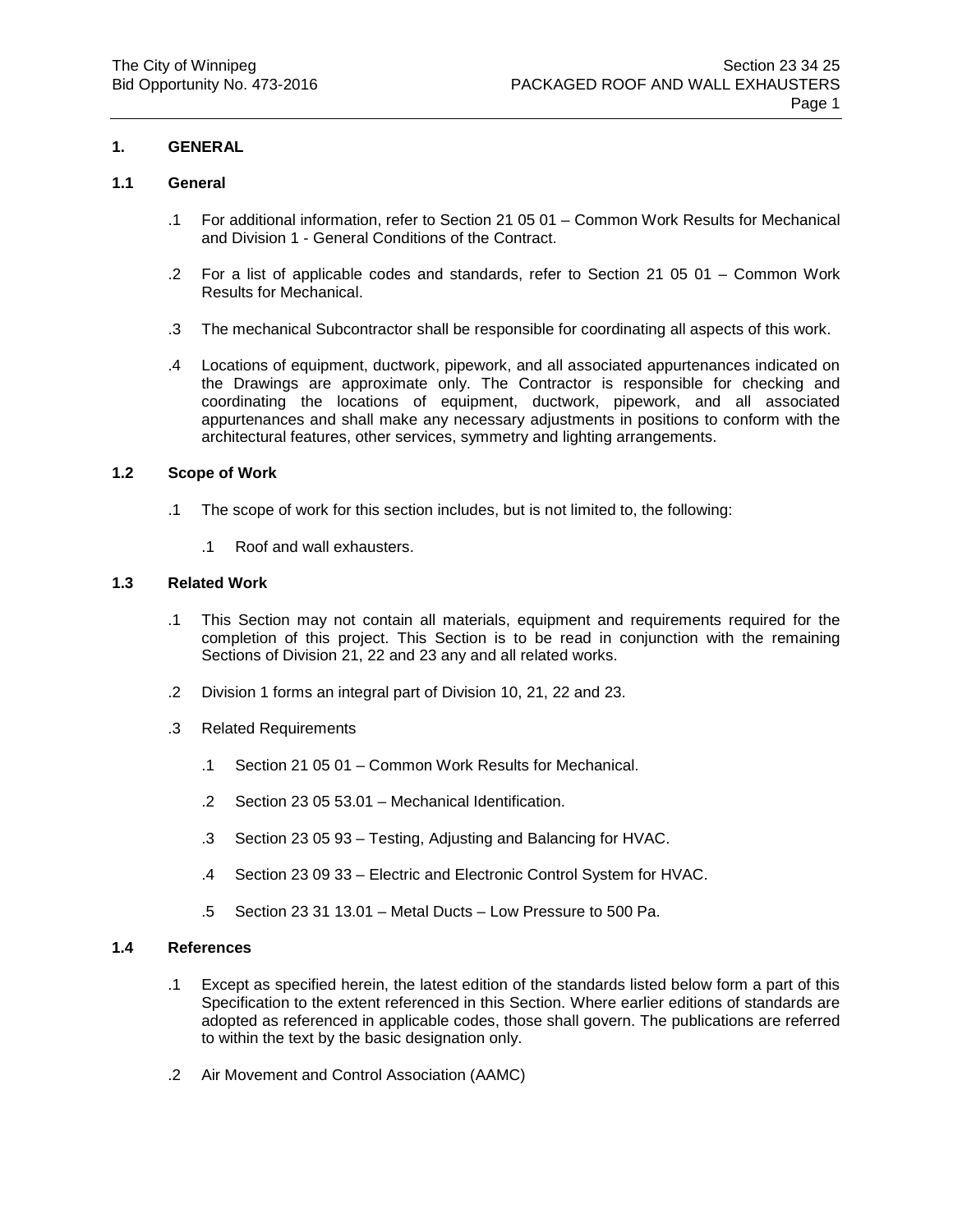## 1. GENERAL

### 1.1 General

.1 For additional information, refer to Section 21 05 01 – Common Work Results for Mechanical and Division 1 - General Conditions of the Contract.

.2 For a list of applicable codes and standards, refer to Section 21 05 01 – Common Work Results for Mechanical.

.3 The mechanical Subcontractor shall be responsible for coordinating all aspects of this work.

.4 Locations of equipment, ductwork, pipework, and all associated appurtenances indicated on the Drawings are approximate only. The Contractor is responsible for checking and coordinating the locations of equipment, ductwork, pipework, and all associated appurtenances and shall make any necessary adjustments in positions to conform with the architectural features, other services, symmetry and lighting arrangements.

### 1.2 Scope of Work

.1 The scope of work for this section includes, but is not limited to, the following:

- .1 Roof and wall exhausters.

### 1.3 Related Work

.1 This Section may not contain all materials, equipment and requirements required for the completion of this project. This Section is to be read in conjunction with the remaining Sections of Division 21, 22 and 23 any and all related works.

.2 Division 1 forms an integral part of Division 10, 21, 22 and 23.

.3 Related Requirements

- .1 Section 21 05 01 – Common Work Results for Mechanical.
- .2 Section 23 05 53.01 – Mechanical Identification.
- .3 Section 23 05 93 – Testing, Adjusting and Balancing for HVAC.
- .4 Section 23 09 33 – Electric and Electronic Control System for HVAC.
- .5 Section 23 31 13.01 – Metal Ducts – Low Pressure to 500 Pa.

### 1.4 References

.1 Except as specified herein, the latest edition of the standards listed below form a part of this Specification to the extent referenced in this Section. Where earlier editions of standards are adopted as referenced in applicable codes, those shall govern. The publications are referred to within the text by the basic designation only.

.2 Air Movement and Control Association (AAMC)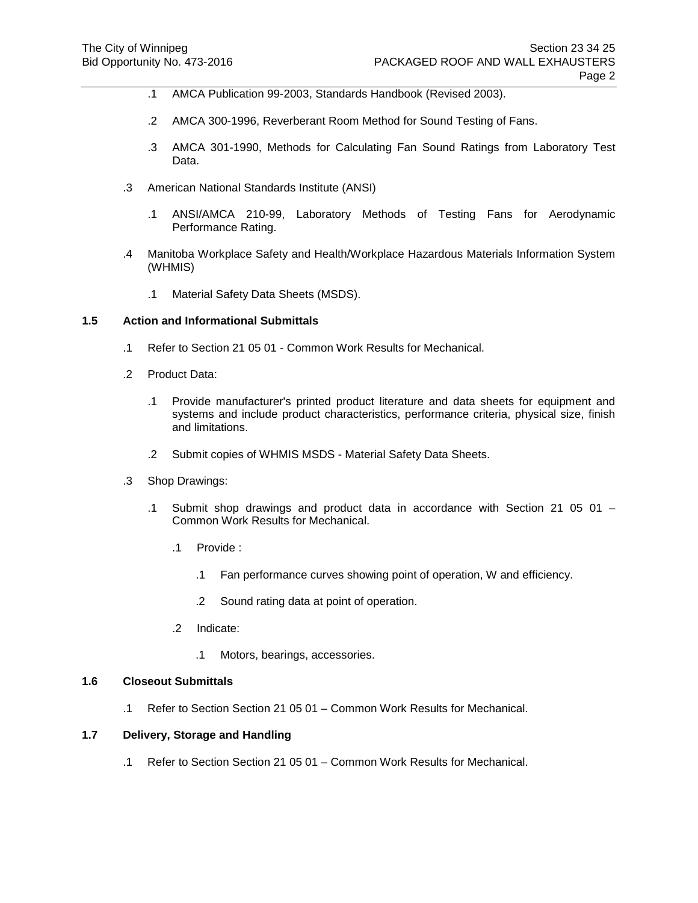.1 AMCA Publication 99-2003, Standards Handbook (Revised 2003).

.2 AMCA 300-1996, Reverberant Room Method for Sound Testing of Fans.

.3 AMCA 301-1990, Methods for Calculating Fan Sound Ratings from Laboratory Test Data.

.3 American National Standards Institute (ANSI)

.1 ANSI/AMCA 210-99, Laboratory Methods of Testing Fans for Aerodynamic Performance Rating.

.4 Manitoba Workplace Safety and Health/Workplace Hazardous Materials Information System (WHMIS)

.1 Material Safety Data Sheets (MSDS).

## 1.5 Action and Informational Submittals

.1 Refer to Section 21 05 01 - Common Work Results for Mechanical.

.2 Product Data:

.1 Provide manufacturer's printed product literature and data sheets for equipment and systems and include product characteristics, performance criteria, physical size, finish and limitations.

.2 Submit copies of WHMIS MSDS - Material Safety Data Sheets.

.3 Shop Drawings:

.1 Submit shop drawings and product data in accordance with Section 21 05 01 – Common Work Results for Mechanical.

.1 Provide :

.1 Fan performance curves showing point of operation, W and efficiency.

.2 Sound rating data at point of operation.

.2 Indicate:

.1 Motors, bearings, accessories.

## 1.6 Closeout Submittals

.1 Refer to Section Section 21 05 01 – Common Work Results for Mechanical.

## 1.7 Delivery, Storage and Handling

.1 Refer to Section Section 21 05 01 – Common Work Results for Mechanical.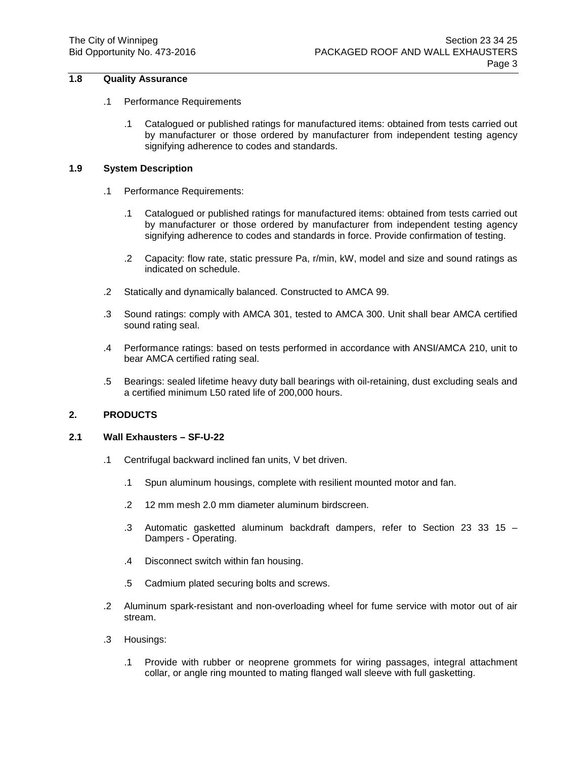## 1.8 Quality Assurance

.1 Performance Requirements

.1 Catalogued or published ratings for manufactured items: obtained from tests carried out by manufacturer or those ordered by manufacturer from independent testing agency signifying adherence to codes and standards.

## 1.9 System Description

.1 Performance Requirements:

.1 Catalogued or published ratings for manufactured items: obtained from tests carried out by manufacturer or those ordered by manufacturer from independent testing agency signifying adherence to codes and standards in force. Provide confirmation of testing.

.2 Capacity: flow rate, static pressure Pa, r/min, kW, model and size and sound ratings as indicated on schedule.

.2 Statically and dynamically balanced. Constructed to AMCA 99.

.3 Sound ratings: comply with AMCA 301, tested to AMCA 300. Unit shall bear AMCA certified sound rating seal.

.4 Performance ratings: based on tests performed in accordance with ANSI/AMCA 210, unit to bear AMCA certified rating seal.

.5 Bearings: sealed lifetime heavy duty ball bearings with oil-retaining, dust excluding seals and a certified minimum L50 rated life of 200,000 hours.

# 2. PRODUCTS

## 2.1 Wall Exhausters – SF-U-22

.1 Centrifugal backward inclined fan units, V bet driven.

.1 Spun aluminum housings, complete with resilient mounted motor and fan.

.2 12 mm mesh 2.0 mm diameter aluminum birdscreen.

.3 Automatic gasketted aluminum backdraft dampers, refer to Section 23 33 15 – Dampers - Operating.

.4 Disconnect switch within fan housing.

.5 Cadmium plated securing bolts and screws.

.2 Aluminum spark-resistant and non-overloading wheel for fume service with motor out of air stream.

.3 Housings:

.1 Provide with rubber or neoprene grommets for wiring passages, integral attachment collar, or angle ring mounted to mating flanged wall sleeve with full gasketting.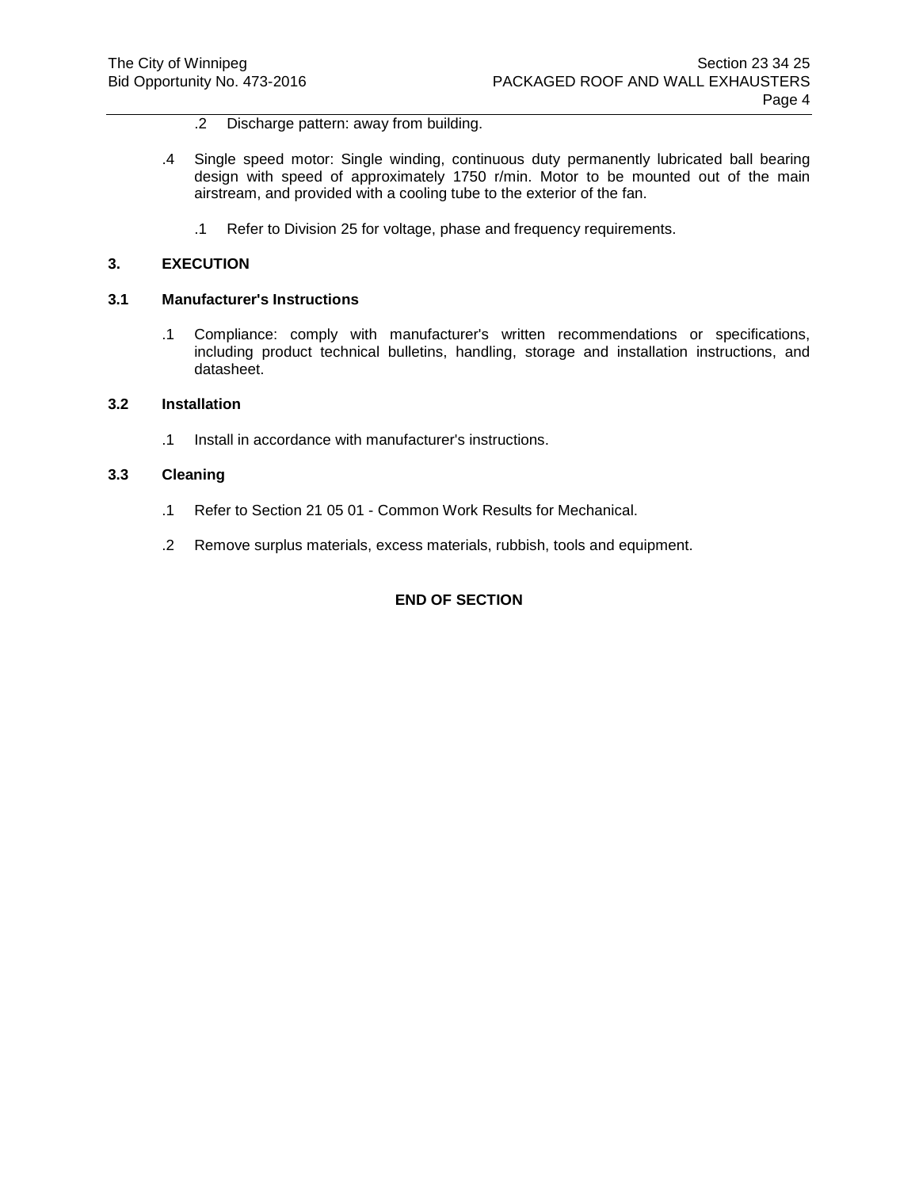.2 Discharge pattern: away from building.

.4 Single speed motor: Single winding, continuous duty permanently lubricated ball bearing design with speed of approximately 1750 r/min. Motor to be mounted out of the main airstream, and provided with a cooling tube to the exterior of the fan.

.1 Refer to Division 25 for voltage, phase and frequency requirements.

## 3. EXECUTION

### 3.1 Manufacturer's Instructions

.1 Compliance: comply with manufacturer's written recommendations or specifications, including product technical bulletins, handling, storage and installation instructions, and datasheet.

### 3.2 Installation

.1 Install in accordance with manufacturer's instructions.

### 3.3 Cleaning

.1 Refer to Section 21 05 01 - Common Work Results for Mechanical.

.2 Remove surplus materials, excess materials, rubbish, tools and equipment.

**END OF SECTION**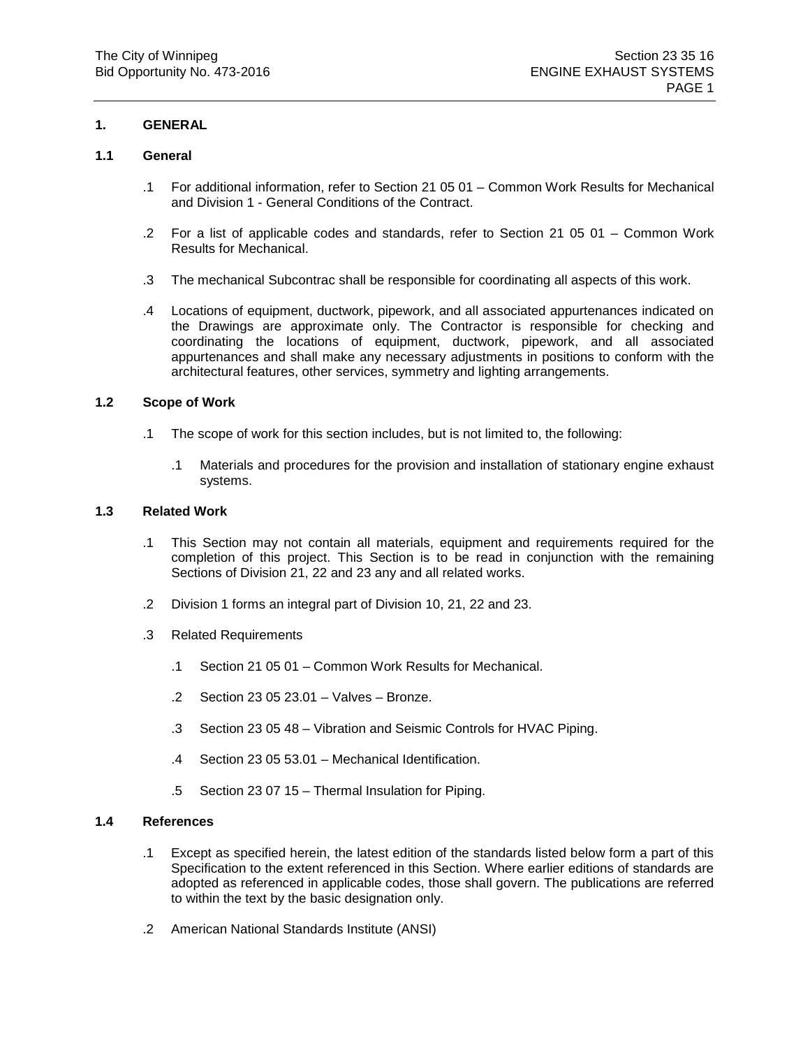## 1. GENERAL

### 1.1 General

.1 For additional information, refer to Section 21 05 01 – Common Work Results for Mechanical and Division 1 - General Conditions of the Contract.

.2 For a list of applicable codes and standards, refer to Section 21 05 01 – Common Work Results for Mechanical.

.3 The mechanical Subcontrac shall be responsible for coordinating all aspects of this work.

.4 Locations of equipment, ductwork, pipework, and all associated appurtenances indicated on the Drawings are approximate only. The Contractor is responsible for checking and coordinating the locations of equipment, ductwork, pipework, and all associated appurtenances and shall make any necessary adjustments in positions to conform with the architectural features, other services, symmetry and lighting arrangements.

### 1.2 Scope of Work

.1 The scope of work for this section includes, but is not limited to, the following:

  .1 Materials and procedures for the provision and installation of stationary engine exhaust systems.

### 1.3 Related Work

.1 This Section may not contain all materials, equipment and requirements required for the completion of this project. This Section is to be read in conjunction with the remaining Sections of Division 21, 22 and 23 any and all related works.

.2 Division 1 forms an integral part of Division 10, 21, 22 and 23.

.3 Related Requirements

  .1 Section 21 05 01 – Common Work Results for Mechanical.

  .2 Section 23 05 23.01 – Valves – Bronze.

  .3 Section 23 05 48 – Vibration and Seismic Controls for HVAC Piping.

  .4 Section 23 05 53.01 – Mechanical Identification.

  .5 Section 23 07 15 – Thermal Insulation for Piping.

### 1.4 References

.1 Except as specified herein, the latest edition of the standards listed below form a part of this Specification to the extent referenced in this Section. Where earlier editions of standards are adopted as referenced in applicable codes, those shall govern. The publications are referred to within the text by the basic designation only.

.2 American National Standards Institute (ANSI)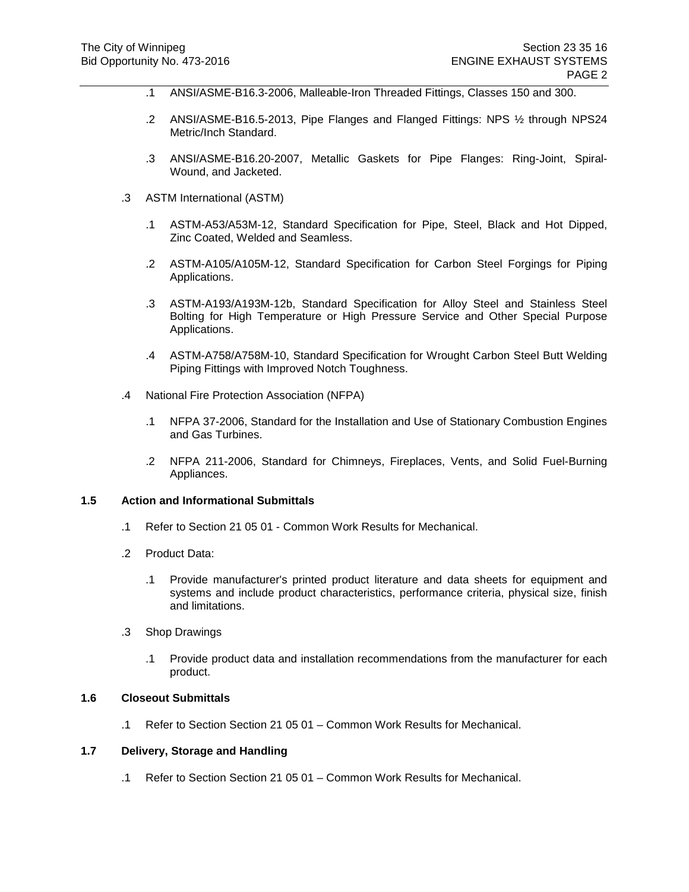.1 ANSI/ASME-B16.3-2006, Malleable-Iron Threaded Fittings, Classes 150 and 300.

.2 ANSI/ASME-B16.5-2013, Pipe Flanges and Flanged Fittings: NPS ½ through NPS24 Metric/Inch Standard.

.3 ANSI/ASME-B16.20-2007, Metallic Gaskets for Pipe Flanges: Ring-Joint, Spiral-Wound, and Jacketed.

.3 ASTM International (ASTM)

.1 ASTM-A53/A53M-12, Standard Specification for Pipe, Steel, Black and Hot Dipped, Zinc Coated, Welded and Seamless.

.2 ASTM-A105/A105M-12, Standard Specification for Carbon Steel Forgings for Piping Applications.

.3 ASTM-A193/A193M-12b, Standard Specification for Alloy Steel and Stainless Steel Bolting for High Temperature or High Pressure Service and Other Special Purpose Applications.

.4 ASTM-A758/A758M-10, Standard Specification for Wrought Carbon Steel Butt Welding Piping Fittings with Improved Notch Toughness.

.4 National Fire Protection Association (NFPA)

.1 NFPA 37-2006, Standard for the Installation and Use of Stationary Combustion Engines and Gas Turbines.

.2 NFPA 211-2006, Standard for Chimneys, Fireplaces, Vents, and Solid Fuel-Burning Appliances.

## 1.5 Action and Informational Submittals

.1 Refer to Section 21 05 01 - Common Work Results for Mechanical.

.2 Product Data:

.1 Provide manufacturer's printed product literature and data sheets for equipment and systems and include product characteristics, performance criteria, physical size, finish and limitations.

.3 Shop Drawings

.1 Provide product data and installation recommendations from the manufacturer for each product.

## 1.6 Closeout Submittals

.1 Refer to Section Section 21 05 01 – Common Work Results for Mechanical.

## 1.7 Delivery, Storage and Handling

.1 Refer to Section Section 21 05 01 – Common Work Results for Mechanical.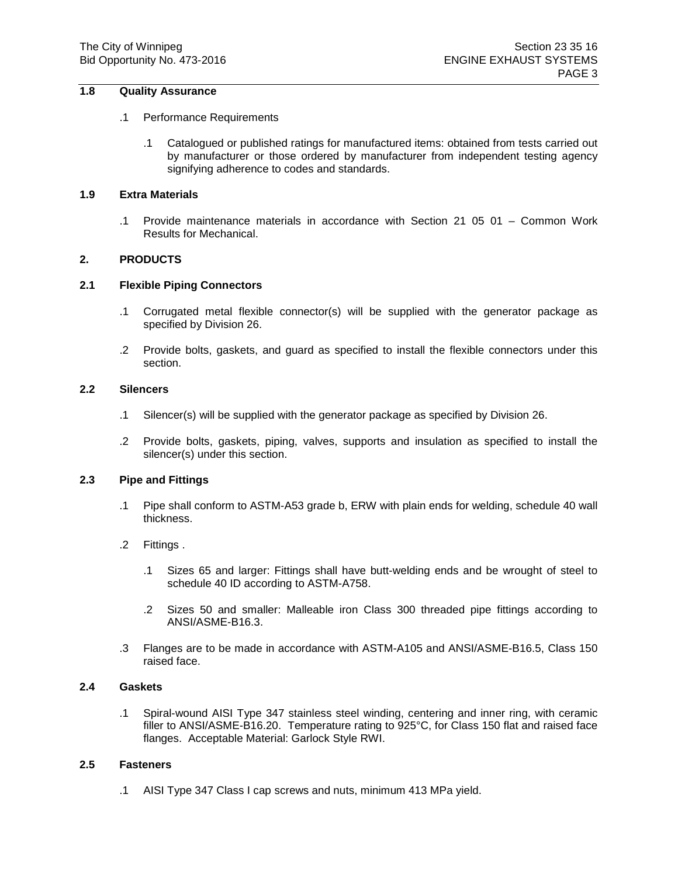## 1.8 Quality Assurance

.1 Performance Requirements

.1 Catalogued or published ratings for manufactured items: obtained from tests carried out by manufacturer or those ordered by manufacturer from independent testing agency signifying adherence to codes and standards.

## 1.9 Extra Materials

.1 Provide maintenance materials in accordance with Section 21 05 01 – Common Work Results for Mechanical.

# 2. PRODUCTS

## 2.1 Flexible Piping Connectors

.1 Corrugated metal flexible connector(s) will be supplied with the generator package as specified by Division 26.

.2 Provide bolts, gaskets, and guard as specified to install the flexible connectors under this section.

## 2.2 Silencers

.1 Silencer(s) will be supplied with the generator package as specified by Division 26.

.2 Provide bolts, gaskets, piping, valves, supports and insulation as specified to install the silencer(s) under this section.

## 2.3 Pipe and Fittings

.1 Pipe shall conform to ASTM-A53 grade b, ERW with plain ends for welding, schedule 40 wall thickness.

.2 Fittings .

.1 Sizes 65 and larger: Fittings shall have butt-welding ends and be wrought of steel to schedule 40 ID according to ASTM-A758.

.2 Sizes 50 and smaller: Malleable iron Class 300 threaded pipe fittings according to ANSI/ASME-B16.3.

.3 Flanges are to be made in accordance with ASTM-A105 and ANSI/ASME-B16.5, Class 150 raised face.

## 2.4 Gaskets

.1 Spiral-wound AISI Type 347 stainless steel winding, centering and inner ring, with ceramic filler to ANSI/ASME-B16.20. Temperature rating to 925°C, for Class 150 flat and raised face flanges. Acceptable Material: Garlock Style RWI.

## 2.5 Fasteners

.1 AISI Type 347 Class I cap screws and nuts, minimum 413 MPa yield.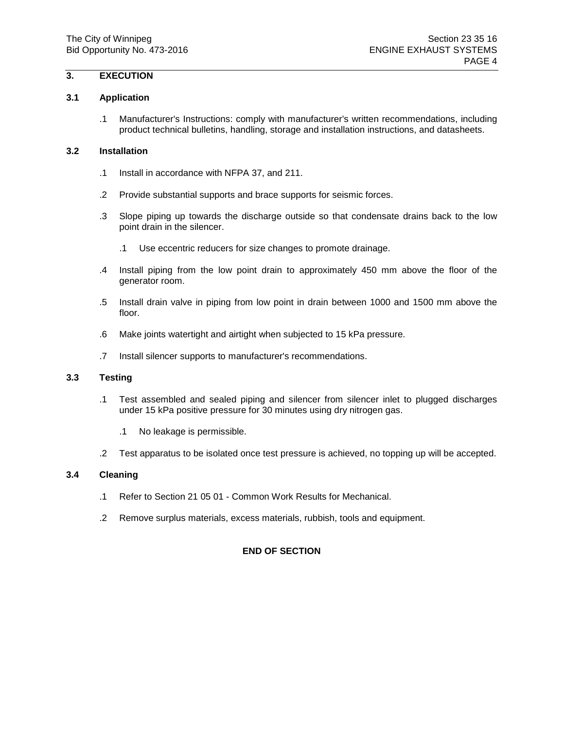## 3. EXECUTION

### 3.1 Application

.1 Manufacturer's Instructions: comply with manufacturer's written recommendations, including product technical bulletins, handling, storage and installation instructions, and datasheets.

### 3.2 Installation

.1 Install in accordance with NFPA 37, and 211.

.2 Provide substantial supports and brace supports for seismic forces.

.3 Slope piping up towards the discharge outside so that condensate drains back to the low point drain in the silencer.

  .1 Use eccentric reducers for size changes to promote drainage.

.4 Install piping from the low point drain to approximately 450 mm above the floor of the generator room.

.5 Install drain valve in piping from low point in drain between 1000 and 1500 mm above the floor.

.6 Make joints watertight and airtight when subjected to 15 kPa pressure.

.7 Install silencer supports to manufacturer's recommendations.

### 3.3 Testing

.1 Test assembled and sealed piping and silencer from silencer inlet to plugged discharges under 15 kPa positive pressure for 30 minutes using dry nitrogen gas.

  .1 No leakage is permissible.

.2 Test apparatus to be isolated once test pressure is achieved, no topping up will be accepted.

### 3.4 Cleaning

.1 Refer to Section 21 05 01 - Common Work Results for Mechanical.

.2 Remove surplus materials, excess materials, rubbish, tools and equipment.

**END OF SECTION**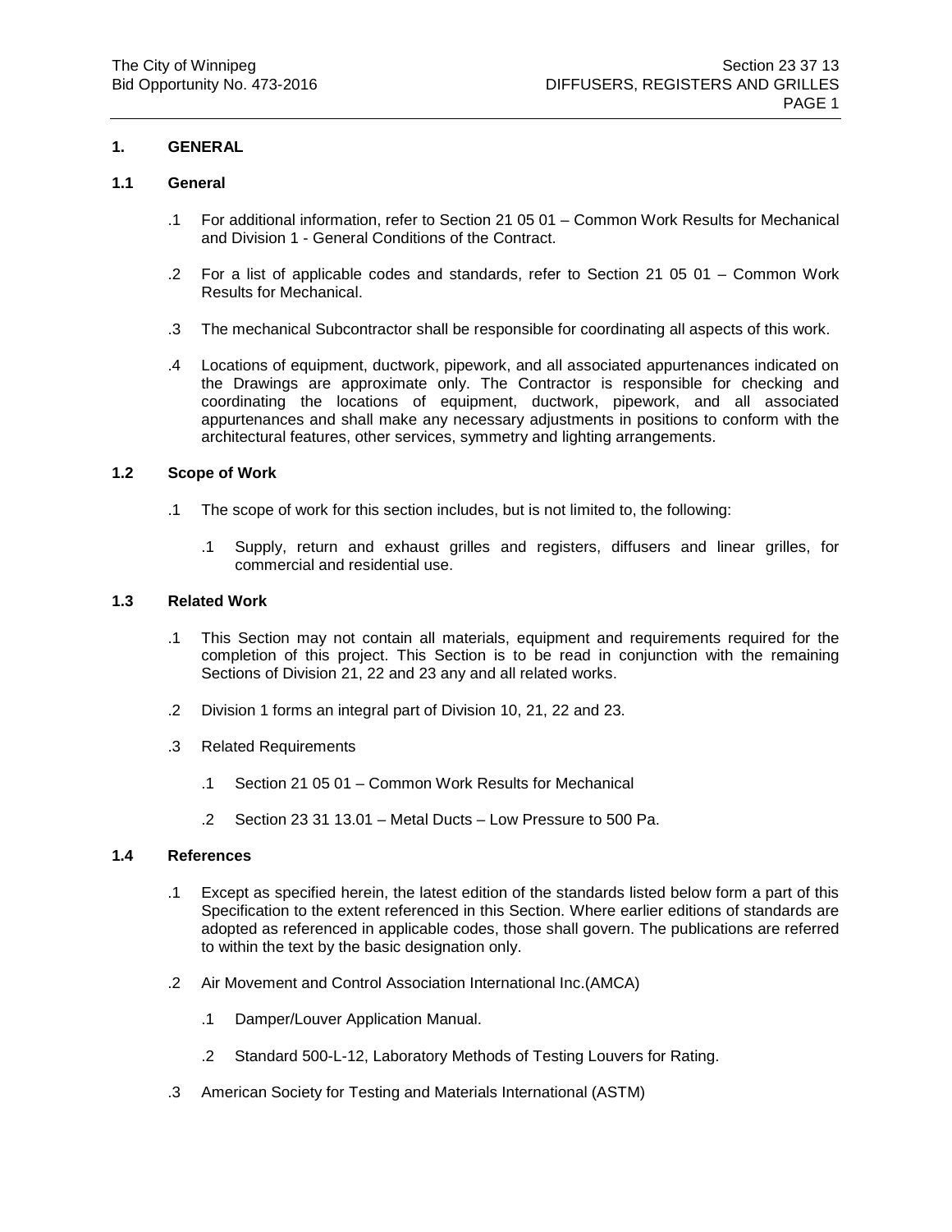## 1. GENERAL

### 1.1 General

.1 For additional information, refer to Section 21 05 01 – Common Work Results for Mechanical and Division 1 - General Conditions of the Contract.

.2 For a list of applicable codes and standards, refer to Section 21 05 01 – Common Work Results for Mechanical.

.3 The mechanical Subcontractor shall be responsible for coordinating all aspects of this work.

.4 Locations of equipment, ductwork, pipework, and all associated appurtenances indicated on the Drawings are approximate only. The Contractor is responsible for checking and coordinating the locations of equipment, ductwork, pipework, and all associated appurtenances and shall make any necessary adjustments in positions to conform with the architectural features, other services, symmetry and lighting arrangements.

### 1.2 Scope of Work

.1 The scope of work for this section includes, but is not limited to, the following:

- .1 Supply, return and exhaust grilles and registers, diffusers and linear grilles, for commercial and residential use.

### 1.3 Related Work

.1 This Section may not contain all materials, equipment and requirements required for the completion of this project. This Section is to be read in conjunction with the remaining Sections of Division 21, 22 and 23 any and all related works.

.2 Division 1 forms an integral part of Division 10, 21, 22 and 23.

.3 Related Requirements

- .1 Section 21 05 01 – Common Work Results for Mechanical
- .2 Section 23 31 13.01 – Metal Ducts – Low Pressure to 500 Pa.

### 1.4 References

.1 Except as specified herein, the latest edition of the standards listed below form a part of this Specification to the extent referenced in this Section. Where earlier editions of standards are adopted as referenced in applicable codes, those shall govern. The publications are referred to within the text by the basic designation only.

.2 Air Movement and Control Association International Inc.(AMCA)

- .1 Damper/Louver Application Manual.
- .2 Standard 500-L-12, Laboratory Methods of Testing Louvers for Rating.

.3 American Society for Testing and Materials International (ASTM)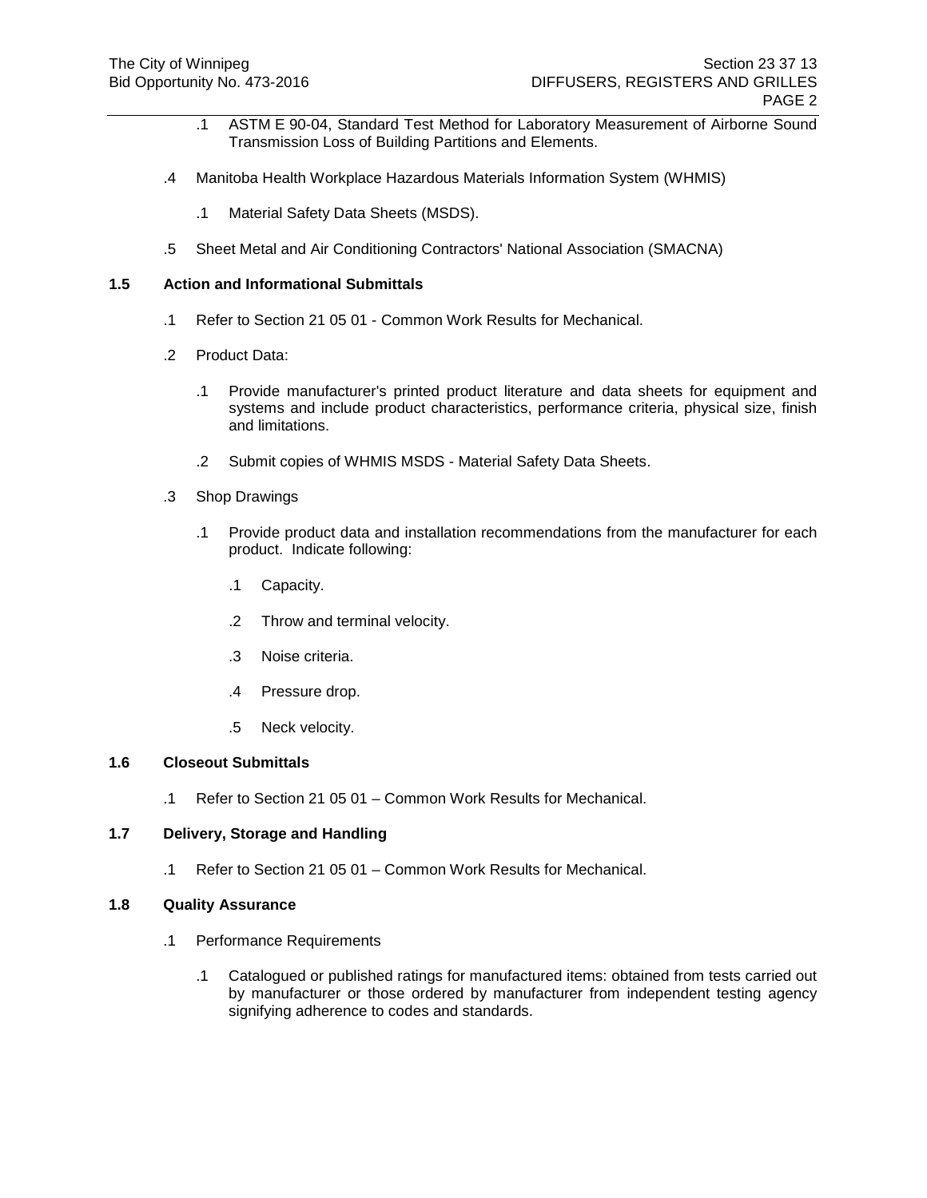.1 ASTM E 90-04, Standard Test Method for Laboratory Measurement of Airborne Sound Transmission Loss of Building Partitions and Elements.

.4 Manitoba Health Workplace Hazardous Materials Information System (WHMIS)

.1 Material Safety Data Sheets (MSDS).

.5 Sheet Metal and Air Conditioning Contractors' National Association (SMACNA)

### 1.5 Action and Informational Submittals

.1 Refer to Section 21 05 01 - Common Work Results for Mechanical.

.2 Product Data:

.1 Provide manufacturer's printed product literature and data sheets for equipment and systems and include product characteristics, performance criteria, physical size, finish and limitations.

.2 Submit copies of WHMIS MSDS - Material Safety Data Sheets.

.3 Shop Drawings

.1 Provide product data and installation recommendations from the manufacturer for each product. Indicate following:

.1 Capacity.

.2 Throw and terminal velocity.

.3 Noise criteria.

.4 Pressure drop.

.5 Neck velocity.

### 1.6 Closeout Submittals

.1 Refer to Section 21 05 01 – Common Work Results for Mechanical.

### 1.7 Delivery, Storage and Handling

.1 Refer to Section 21 05 01 – Common Work Results for Mechanical.

### 1.8 Quality Assurance

.1 Performance Requirements

.1 Catalogued or published ratings for manufactured items: obtained from tests carried out by manufacturer or those ordered by manufacturer from independent testing agency signifying adherence to codes and standards.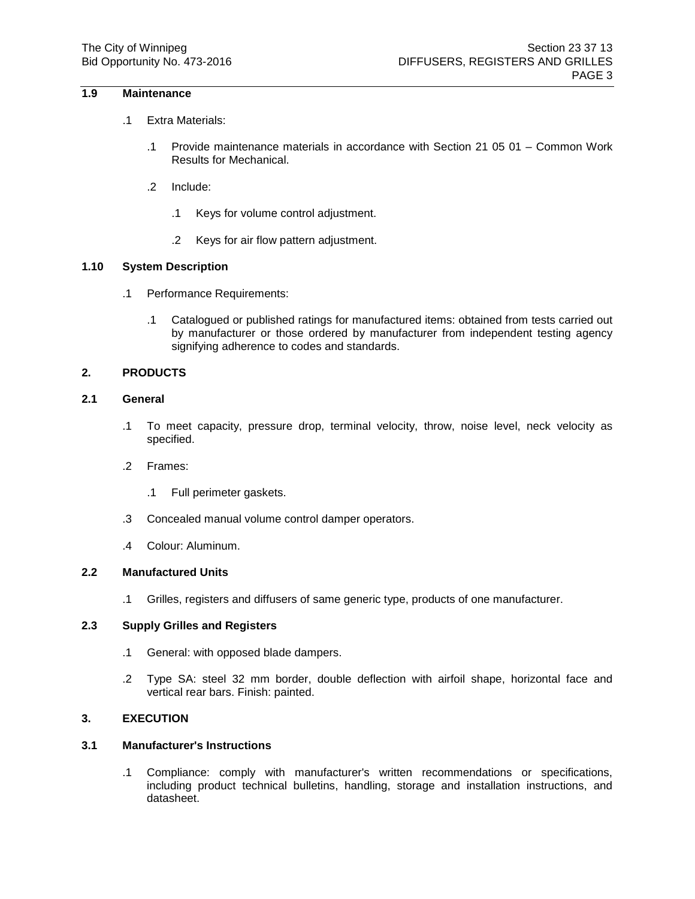### 1.9 Maintenance

.1 Extra Materials:

   .1 Provide maintenance materials in accordance with Section 21 05 01 – Common Work Results for Mechanical.

   .2 Include:

      .1 Keys for volume control adjustment.

      .2 Keys for air flow pattern adjustment.

### 1.10 System Description

.1 Performance Requirements:

   .1 Catalogued or published ratings for manufactured items: obtained from tests carried out by manufacturer or those ordered by manufacturer from independent testing agency signifying adherence to codes and standards.

## 2. PRODUCTS

### 2.1 General

.1 To meet capacity, pressure drop, terminal velocity, throw, noise level, neck velocity as specified.

.2 Frames:

   .1 Full perimeter gaskets.

.3 Concealed manual volume control damper operators.

.4 Colour: Aluminum.

### 2.2 Manufactured Units

.1 Grilles, registers and diffusers of same generic type, products of one manufacturer.

### 2.3 Supply Grilles and Registers

.1 General: with opposed blade dampers.

.2 Type SA: steel 32 mm border, double deflection with airfoil shape, horizontal face and vertical rear bars. Finish: painted.

## 3. EXECUTION

### 3.1 Manufacturer's Instructions

.1 Compliance: comply with manufacturer's written recommendations or specifications, including product technical bulletins, handling, storage and installation instructions, and datasheet.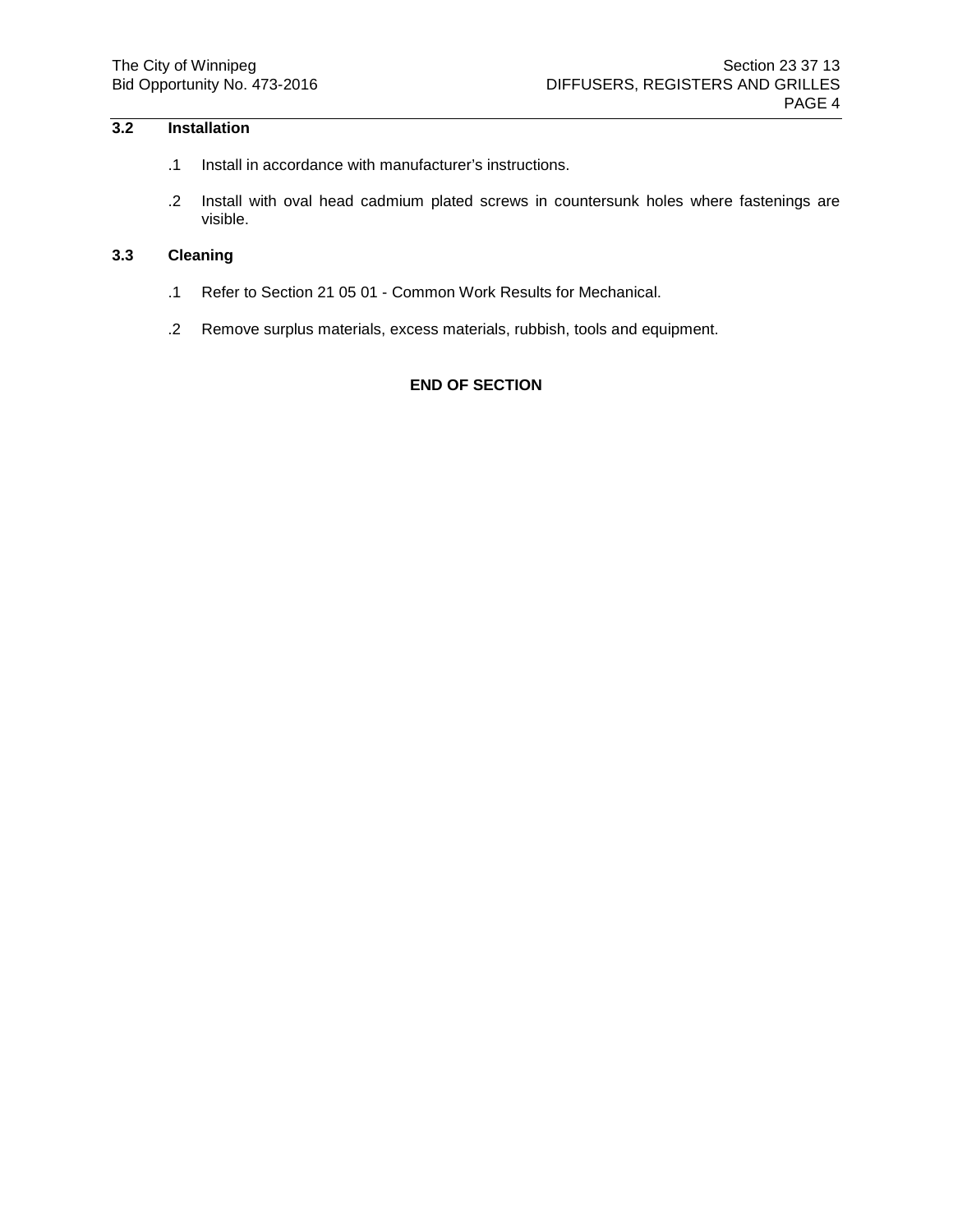### 3.2 Installation

.1 Install in accordance with manufacturer's instructions.

.2 Install with oval head cadmium plated screws in countersunk holes where fastenings are visible.

### 3.3 Cleaning

.1 Refer to Section 21 05 01 - Common Work Results for Mechanical.

.2 Remove surplus materials, excess materials, rubbish, tools and equipment.

**END OF SECTION**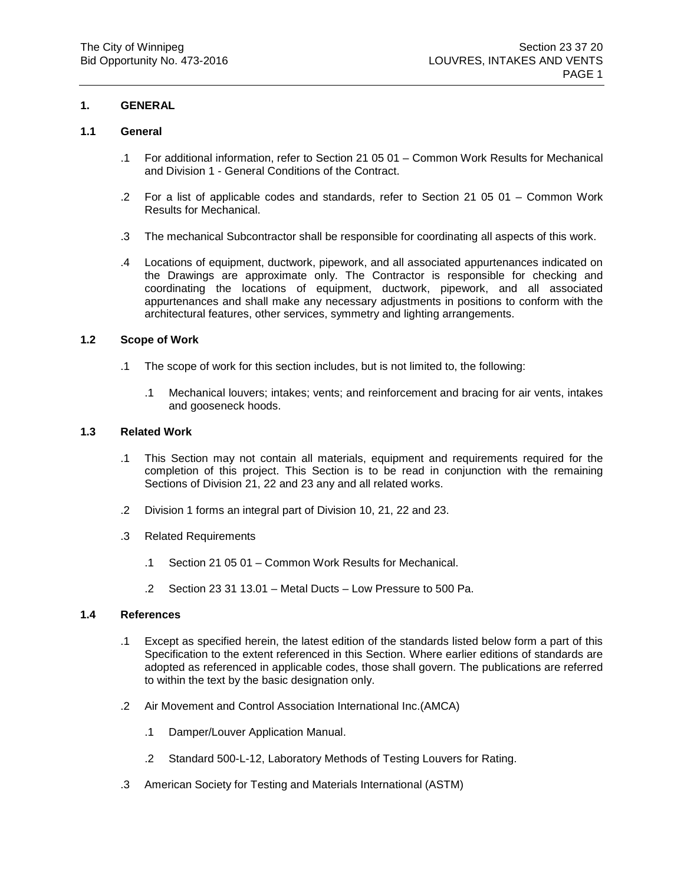## 1. GENERAL

### 1.1 General

.1 For additional information, refer to Section 21 05 01 – Common Work Results for Mechanical and Division 1 - General Conditions of the Contract.

.2 For a list of applicable codes and standards, refer to Section 21 05 01 – Common Work Results for Mechanical.

.3 The mechanical Subcontractor shall be responsible for coordinating all aspects of this work.

.4 Locations of equipment, ductwork, pipework, and all associated appurtenances indicated on the Drawings are approximate only. The Contractor is responsible for checking and coordinating the locations of equipment, ductwork, pipework, and all associated appurtenances and shall make any necessary adjustments in positions to conform with the architectural features, other services, symmetry and lighting arrangements.

### 1.2 Scope of Work

.1 The scope of work for this section includes, but is not limited to, the following:

   .1 Mechanical louvers; intakes; vents; and reinforcement and bracing for air vents, intakes and gooseneck hoods.

### 1.3 Related Work

.1 This Section may not contain all materials, equipment and requirements required for the completion of this project. This Section is to be read in conjunction with the remaining Sections of Division 21, 22 and 23 any and all related works.

.2 Division 1 forms an integral part of Division 10, 21, 22 and 23.

.3 Related Requirements

   .1 Section 21 05 01 – Common Work Results for Mechanical.

   .2 Section 23 31 13.01 – Metal Ducts – Low Pressure to 500 Pa.

### 1.4 References

.1 Except as specified herein, the latest edition of the standards listed below form a part of this Specification to the extent referenced in this Section. Where earlier editions of standards are adopted as referenced in applicable codes, those shall govern. The publications are referred to within the text by the basic designation only.

.2 Air Movement and Control Association International Inc.(AMCA)

   .1 Damper/Louver Application Manual.

   .2 Standard 500-L-12, Laboratory Methods of Testing Louvers for Rating.

.3 American Society for Testing and Materials International (ASTM)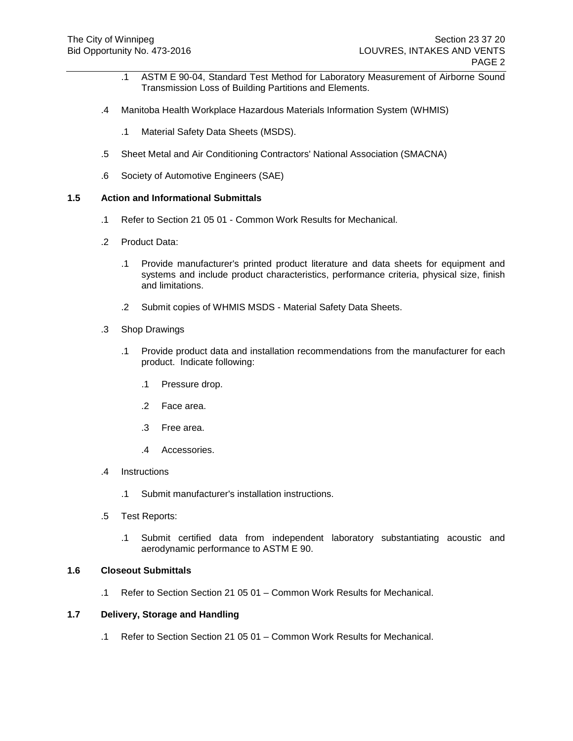.1 ASTM E 90-04, Standard Test Method for Laboratory Measurement of Airborne Sound Transmission Loss of Building Partitions and Elements.

.4 Manitoba Health Workplace Hazardous Materials Information System (WHMIS)

  .1 Material Safety Data Sheets (MSDS).

.5 Sheet Metal and Air Conditioning Contractors' National Association (SMACNA)

.6 Society of Automotive Engineers (SAE)

### 1.5 Action and Informational Submittals

.1 Refer to Section 21 05 01 - Common Work Results for Mechanical.

.2 Product Data:

  .1 Provide manufacturer's printed product literature and data sheets for equipment and systems and include product characteristics, performance criteria, physical size, finish and limitations.

  .2 Submit copies of WHMIS MSDS - Material Safety Data Sheets.

.3 Shop Drawings

  .1 Provide product data and installation recommendations from the manufacturer for each product. Indicate following:

    .1 Pressure drop.

    .2 Face area.

    .3 Free area.

    .4 Accessories.

.4 Instructions

  .1 Submit manufacturer's installation instructions.

.5 Test Reports:

  .1 Submit certified data from independent laboratory substantiating acoustic and aerodynamic performance to ASTM E 90.

### 1.6 Closeout Submittals

.1 Refer to Section Section 21 05 01 – Common Work Results for Mechanical.

### 1.7 Delivery, Storage and Handling

.1 Refer to Section Section 21 05 01 – Common Work Results for Mechanical.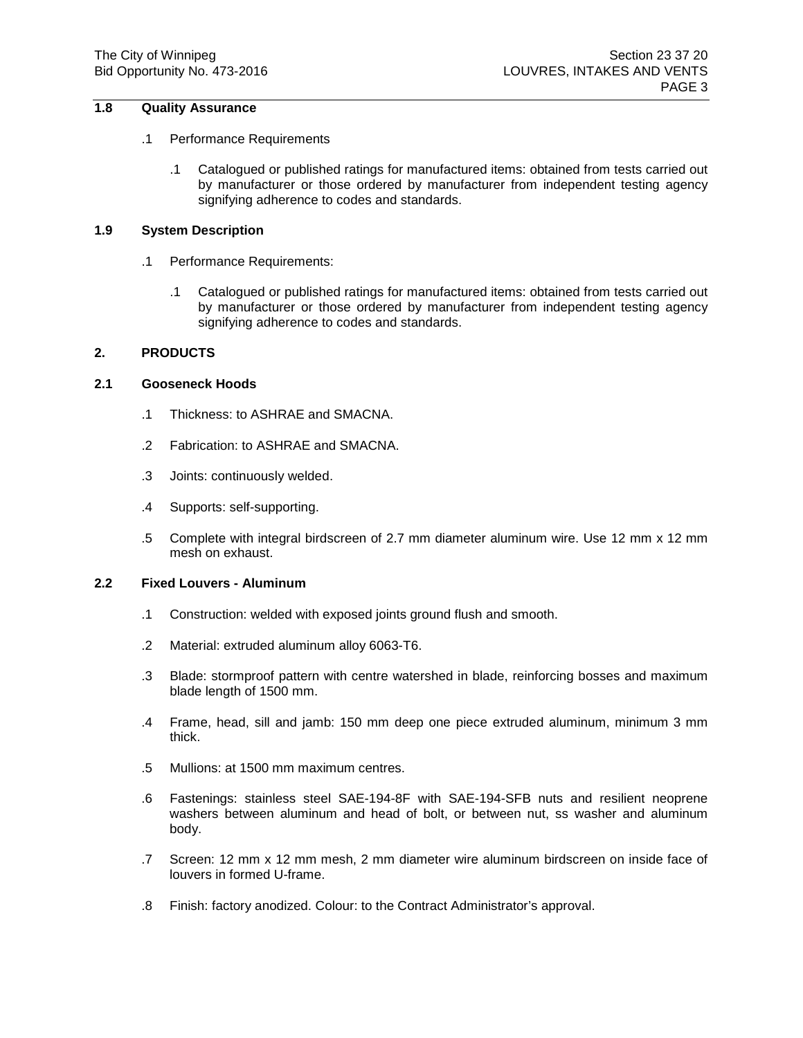## 1.8 Quality Assurance

.1 Performance Requirements

.1 Catalogued or published ratings for manufactured items: obtained from tests carried out by manufacturer or those ordered by manufacturer from independent testing agency signifying adherence to codes and standards.

## 1.9 System Description

.1 Performance Requirements:

.1 Catalogued or published ratings for manufactured items: obtained from tests carried out by manufacturer or those ordered by manufacturer from independent testing agency signifying adherence to codes and standards.

# 2. PRODUCTS

## 2.1 Gooseneck Hoods

.1 Thickness: to ASHRAE and SMACNA.

.2 Fabrication: to ASHRAE and SMACNA.

.3 Joints: continuously welded.

.4 Supports: self-supporting.

.5 Complete with integral birdscreen of 2.7 mm diameter aluminum wire. Use 12 mm x 12 mm mesh on exhaust.

## 2.2 Fixed Louvers - Aluminum

.1 Construction: welded with exposed joints ground flush and smooth.

.2 Material: extruded aluminum alloy 6063-T6.

.3 Blade: stormproof pattern with centre watershed in blade, reinforcing bosses and maximum blade length of 1500 mm.

.4 Frame, head, sill and jamb: 150 mm deep one piece extruded aluminum, minimum 3 mm thick.

.5 Mullions: at 1500 mm maximum centres.

.6 Fastenings: stainless steel SAE-194-8F with SAE-194-SFB nuts and resilient neoprene washers between aluminum and head of bolt, or between nut, ss washer and aluminum body.

.7 Screen: 12 mm x 12 mm mesh, 2 mm diameter wire aluminum birdscreen on inside face of louvers in formed U-frame.

.8 Finish: factory anodized. Colour: to the Contract Administrator’s approval.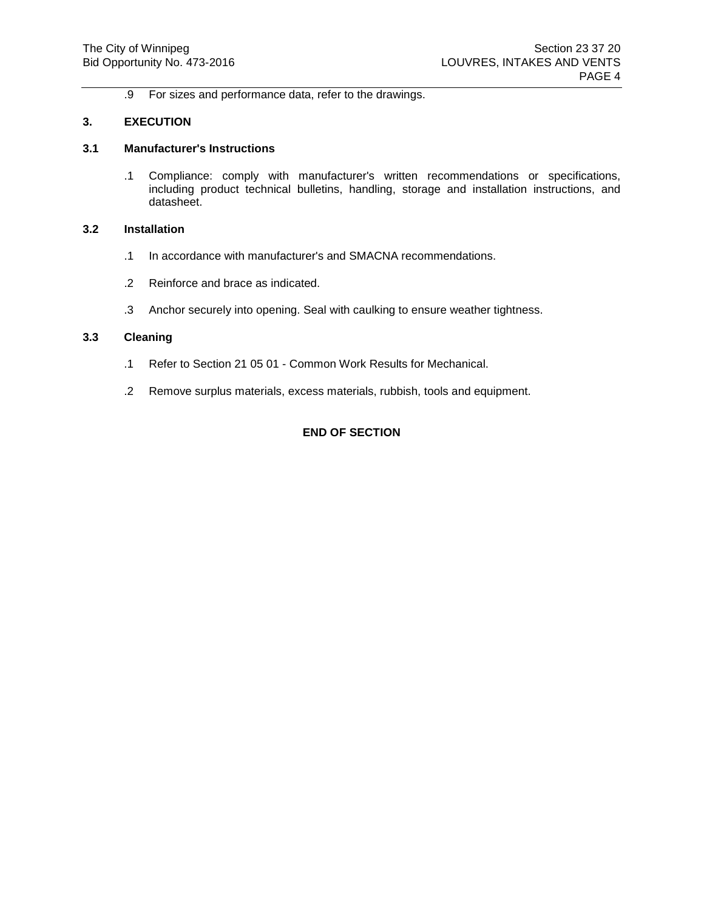.9 For sizes and performance data, refer to the drawings.

## 3. EXECUTION

### 3.1 Manufacturer's Instructions

.1 Compliance: comply with manufacturer's written recommendations or specifications, including product technical bulletins, handling, storage and installation instructions, and datasheet.

### 3.2 Installation

.1 In accordance with manufacturer's and SMACNA recommendations.

.2 Reinforce and brace as indicated.

.3 Anchor securely into opening. Seal with caulking to ensure weather tightness.

### 3.3 Cleaning

.1 Refer to Section 21 05 01 - Common Work Results for Mechanical.

.2 Remove surplus materials, excess materials, rubbish, tools and equipment.

**END OF SECTION**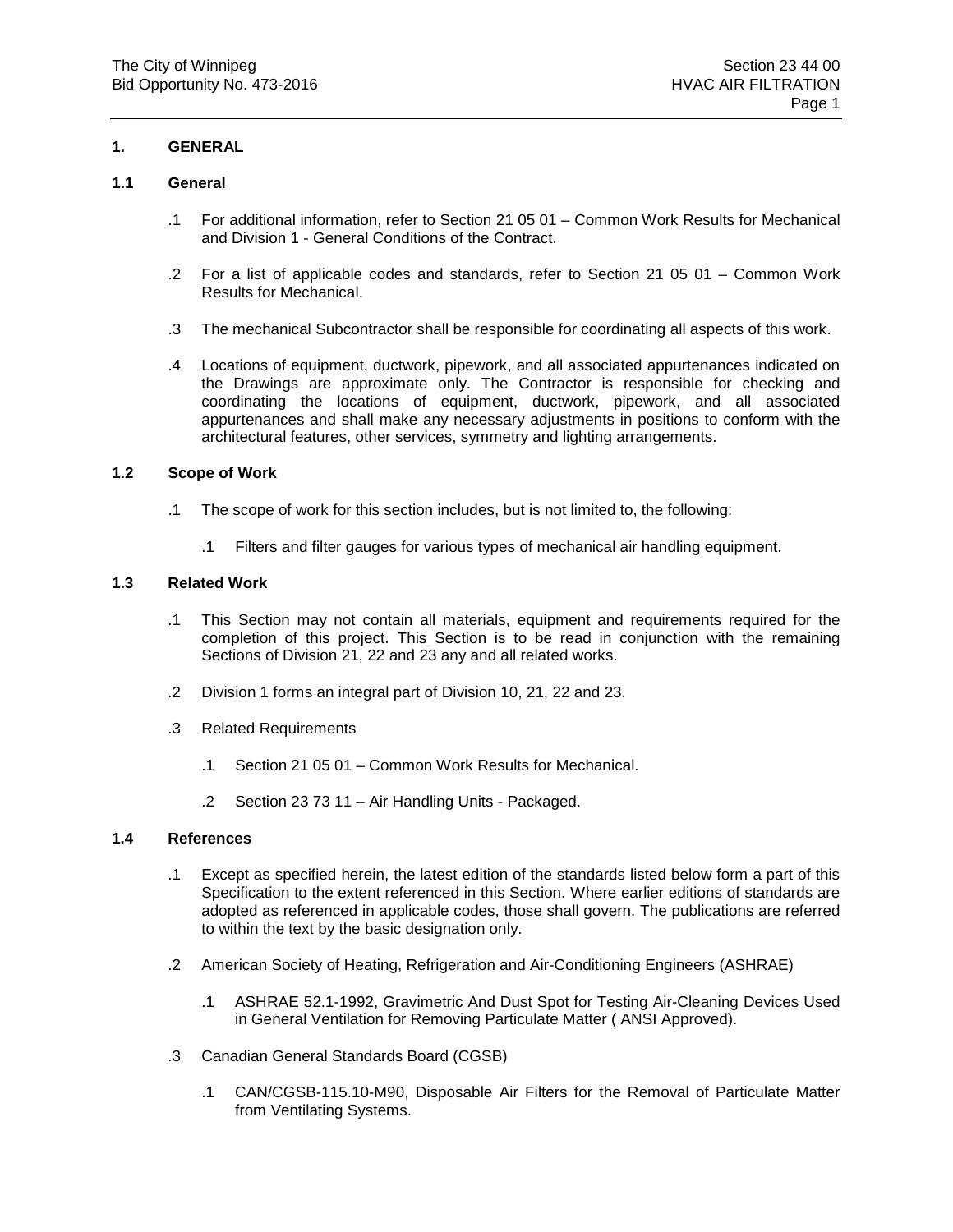## 1. GENERAL

### 1.1 General

.1 For additional information, refer to Section 21 05 01 – Common Work Results for Mechanical and Division 1 - General Conditions of the Contract.

.2 For a list of applicable codes and standards, refer to Section 21 05 01 – Common Work Results for Mechanical.

.3 The mechanical Subcontractor shall be responsible for coordinating all aspects of this work.

.4 Locations of equipment, ductwork, pipework, and all associated appurtenances indicated on the Drawings are approximate only. The Contractor is responsible for checking and coordinating the locations of equipment, ductwork, pipework, and all associated appurtenances and shall make any necessary adjustments in positions to conform with the architectural features, other services, symmetry and lighting arrangements.

### 1.2 Scope of Work

.1 The scope of work for this section includes, but is not limited to, the following:

   .1 Filters and filter gauges for various types of mechanical air handling equipment.

### 1.3 Related Work

.1 This Section may not contain all materials, equipment and requirements required for the completion of this project. This Section is to be read in conjunction with the remaining Sections of Division 21, 22 and 23 any and all related works.

.2 Division 1 forms an integral part of Division 10, 21, 22 and 23.

.3 Related Requirements

   .1 Section 21 05 01 – Common Work Results for Mechanical.

   .2 Section 23 73 11 – Air Handling Units - Packaged.

### 1.4 References

.1 Except as specified herein, the latest edition of the standards listed below form a part of this Specification to the extent referenced in this Section. Where earlier editions of standards are adopted as referenced in applicable codes, those shall govern. The publications are referred to within the text by the basic designation only.

.2 American Society of Heating, Refrigeration and Air-Conditioning Engineers (ASHRAE)

   .1 ASHRAE 52.1-1992, Gravimetric And Dust Spot for Testing Air-Cleaning Devices Used in General Ventilation for Removing Particulate Matter ( ANSI Approved).

.3 Canadian General Standards Board (CGSB)

   .1 CAN/CGSB-115.10-M90, Disposable Air Filters for the Removal of Particulate Matter from Ventilating Systems.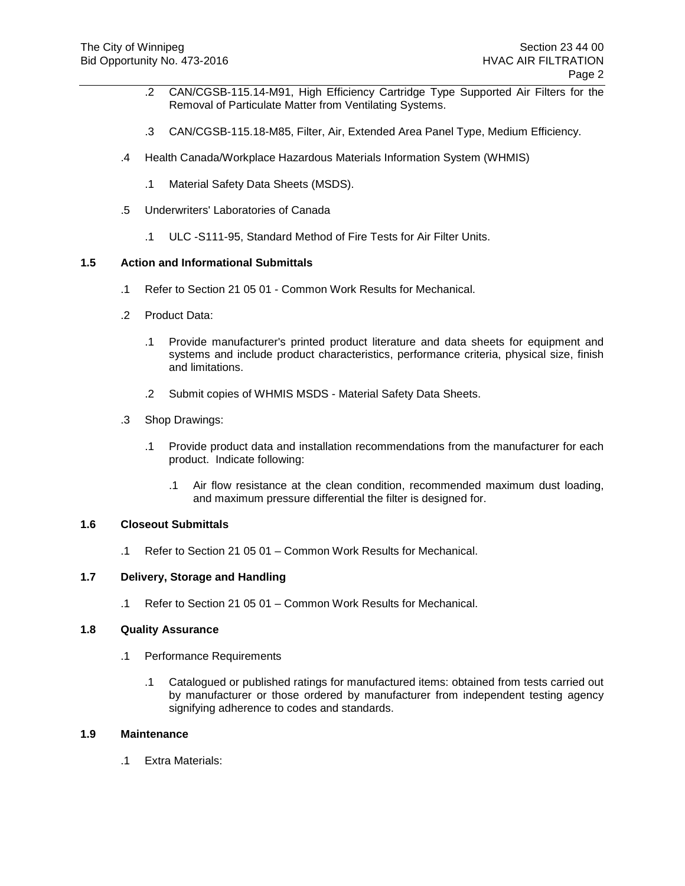.2 CAN/CGSB-115.14-M91, High Efficiency Cartridge Type Supported Air Filters for the Removal of Particulate Matter from Ventilating Systems.

.3 CAN/CGSB-115.18-M85, Filter, Air, Extended Area Panel Type, Medium Efficiency.

.4 Health Canada/Workplace Hazardous Materials Information System (WHMIS)

.1 Material Safety Data Sheets (MSDS).

.5 Underwriters' Laboratories of Canada

.1 ULC -S111-95, Standard Method of Fire Tests for Air Filter Units.

**1.5 Action and Informational Submittals**

.1 Refer to Section 21 05 01 - Common Work Results for Mechanical.

.2 Product Data:

.1 Provide manufacturer's printed product literature and data sheets for equipment and systems and include product characteristics, performance criteria, physical size, finish and limitations.

.2 Submit copies of WHMIS MSDS - Material Safety Data Sheets.

.3 Shop Drawings:

.1 Provide product data and installation recommendations from the manufacturer for each product. Indicate following:

.1 Air flow resistance at the clean condition, recommended maximum dust loading, and maximum pressure differential the filter is designed for.

**1.6 Closeout Submittals**

.1 Refer to Section 21 05 01 – Common Work Results for Mechanical.

**1.7 Delivery, Storage and Handling**

.1 Refer to Section 21 05 01 – Common Work Results for Mechanical.

**1.8 Quality Assurance**

.1 Performance Requirements

.1 Catalogued or published ratings for manufactured items: obtained from tests carried out by manufacturer or those ordered by manufacturer from independent testing agency signifying adherence to codes and standards.

**1.9 Maintenance**

.1 Extra Materials: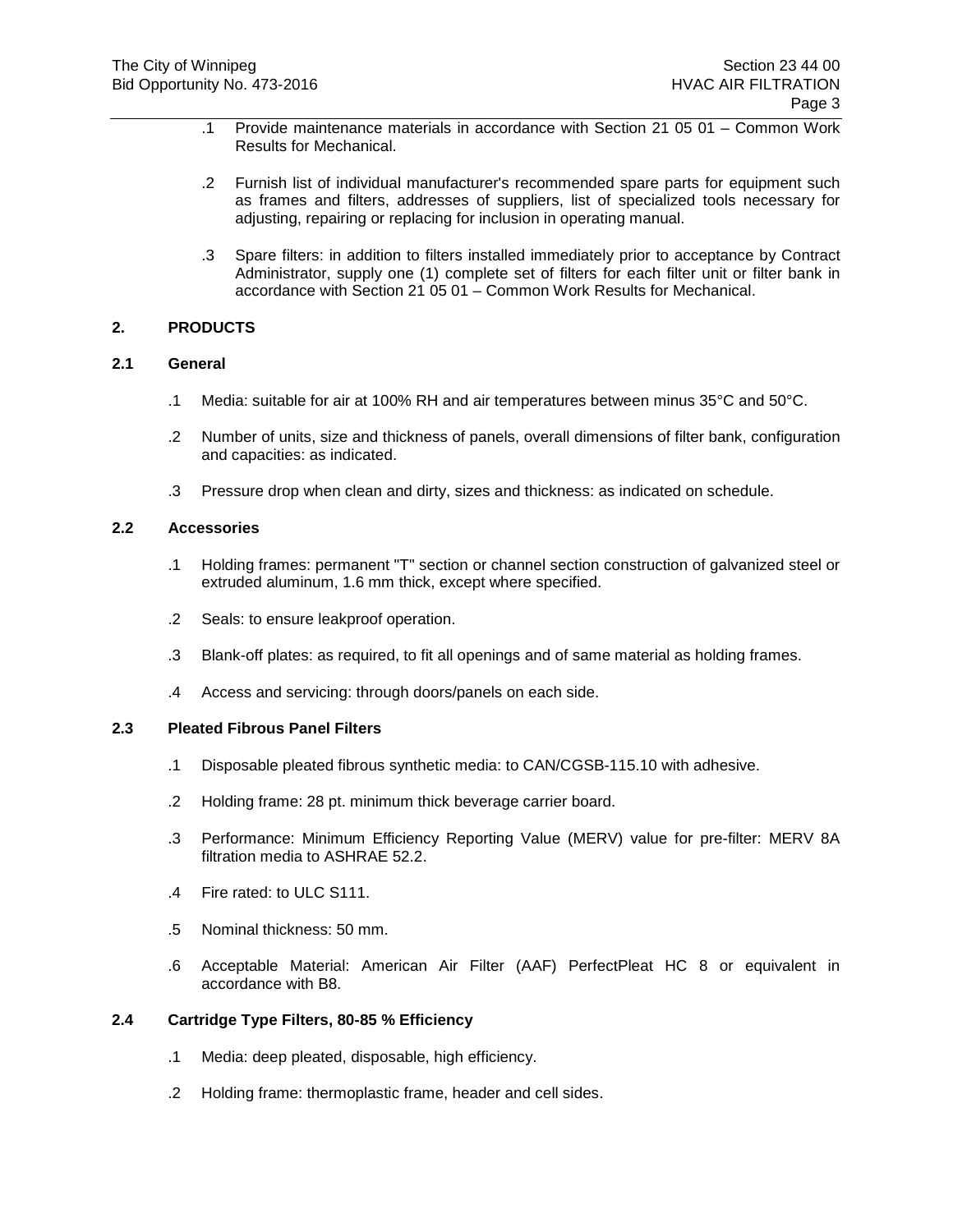.1 Provide maintenance materials in accordance with Section 21 05 01 – Common Work Results for Mechanical.

.2 Furnish list of individual manufacturer's recommended spare parts for equipment such as frames and filters, addresses of suppliers, list of specialized tools necessary for adjusting, repairing or replacing for inclusion in operating manual.

.3 Spare filters: in addition to filters installed immediately prior to acceptance by Contract Administrator, supply one (1) complete set of filters for each filter unit or filter bank in accordance with Section 21 05 01 – Common Work Results for Mechanical.

## 2. PRODUCTS

### 2.1 General

.1 Media: suitable for air at 100% RH and air temperatures between minus 35°C and 50°C.

.2 Number of units, size and thickness of panels, overall dimensions of filter bank, configuration and capacities: as indicated.

.3 Pressure drop when clean and dirty, sizes and thickness: as indicated on schedule.

### 2.2 Accessories

.1 Holding frames: permanent "T" section or channel section construction of galvanized steel or extruded aluminum, 1.6 mm thick, except where specified.

.2 Seals: to ensure leakproof operation.

.3 Blank-off plates: as required, to fit all openings and of same material as holding frames.

.4 Access and servicing: through doors/panels on each side.

### 2.3 Pleated Fibrous Panel Filters

.1 Disposable pleated fibrous synthetic media: to CAN/CGSB-115.10 with adhesive.

.2 Holding frame: 28 pt. minimum thick beverage carrier board.

.3 Performance: Minimum Efficiency Reporting Value (MERV) value for pre-filter: MERV 8A filtration media to ASHRAE 52.2.

.4 Fire rated: to ULC S111.

.5 Nominal thickness: 50 mm.

.6 Acceptable Material: American Air Filter (AAF) PerfectPleat HC 8 or equivalent in accordance with B8.

### 2.4 Cartridge Type Filters, 80-85 % Efficiency

.1 Media: deep pleated, disposable, high efficiency.

.2 Holding frame: thermoplastic frame, header and cell sides.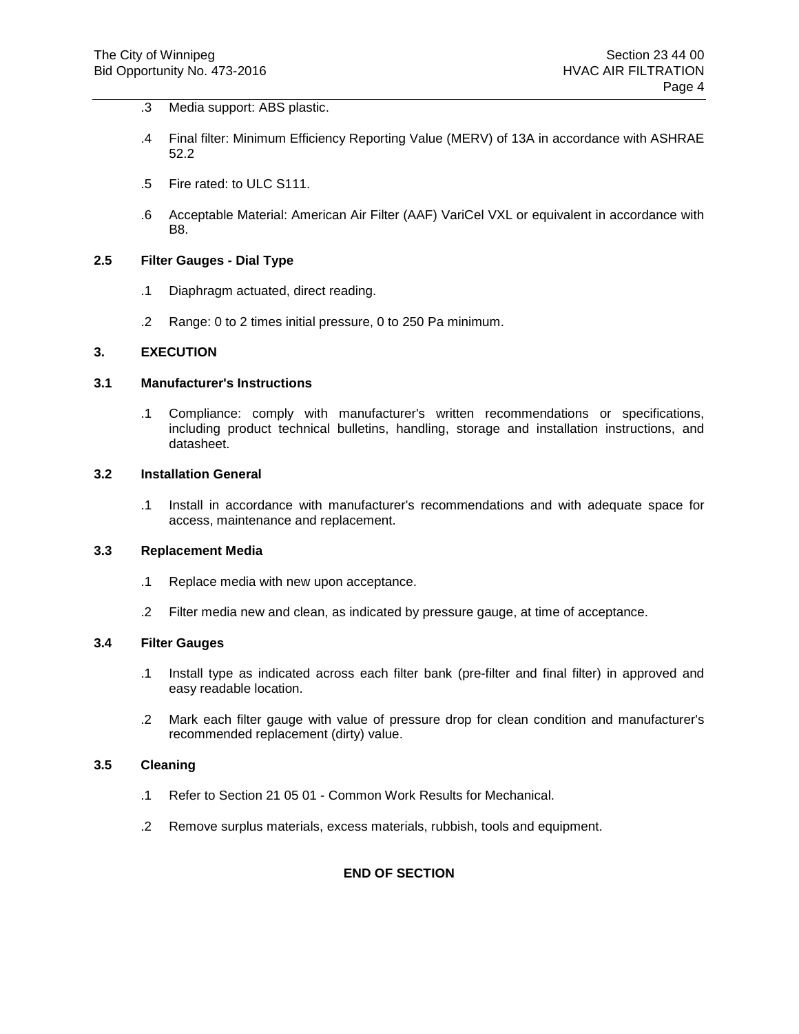.3 Media support: ABS plastic.

.4 Final filter: Minimum Efficiency Reporting Value (MERV) of 13A in accordance with ASHRAE 52.2

.5 Fire rated: to ULC S111.

.6 Acceptable Material: American Air Filter (AAF) VariCel VXL or equivalent in accordance with B8.

### 2.5 Filter Gauges - Dial Type

.1 Diaphragm actuated, direct reading.

.2 Range: 0 to 2 times initial pressure, 0 to 250 Pa minimum.

## 3. EXECUTION

### 3.1 Manufacturer's Instructions

.1 Compliance: comply with manufacturer's written recommendations or specifications, including product technical bulletins, handling, storage and installation instructions, and datasheet.

### 3.2 Installation General

.1 Install in accordance with manufacturer's recommendations and with adequate space for access, maintenance and replacement.

### 3.3 Replacement Media

.1 Replace media with new upon acceptance.

.2 Filter media new and clean, as indicated by pressure gauge, at time of acceptance.

### 3.4 Filter Gauges

.1 Install type as indicated across each filter bank (pre-filter and final filter) in approved and easy readable location.

.2 Mark each filter gauge with value of pressure drop for clean condition and manufacturer's recommended replacement (dirty) value.

### 3.5 Cleaning

.1 Refer to Section 21 05 01 - Common Work Results for Mechanical.

.2 Remove surplus materials, excess materials, rubbish, tools and equipment.

**END OF SECTION**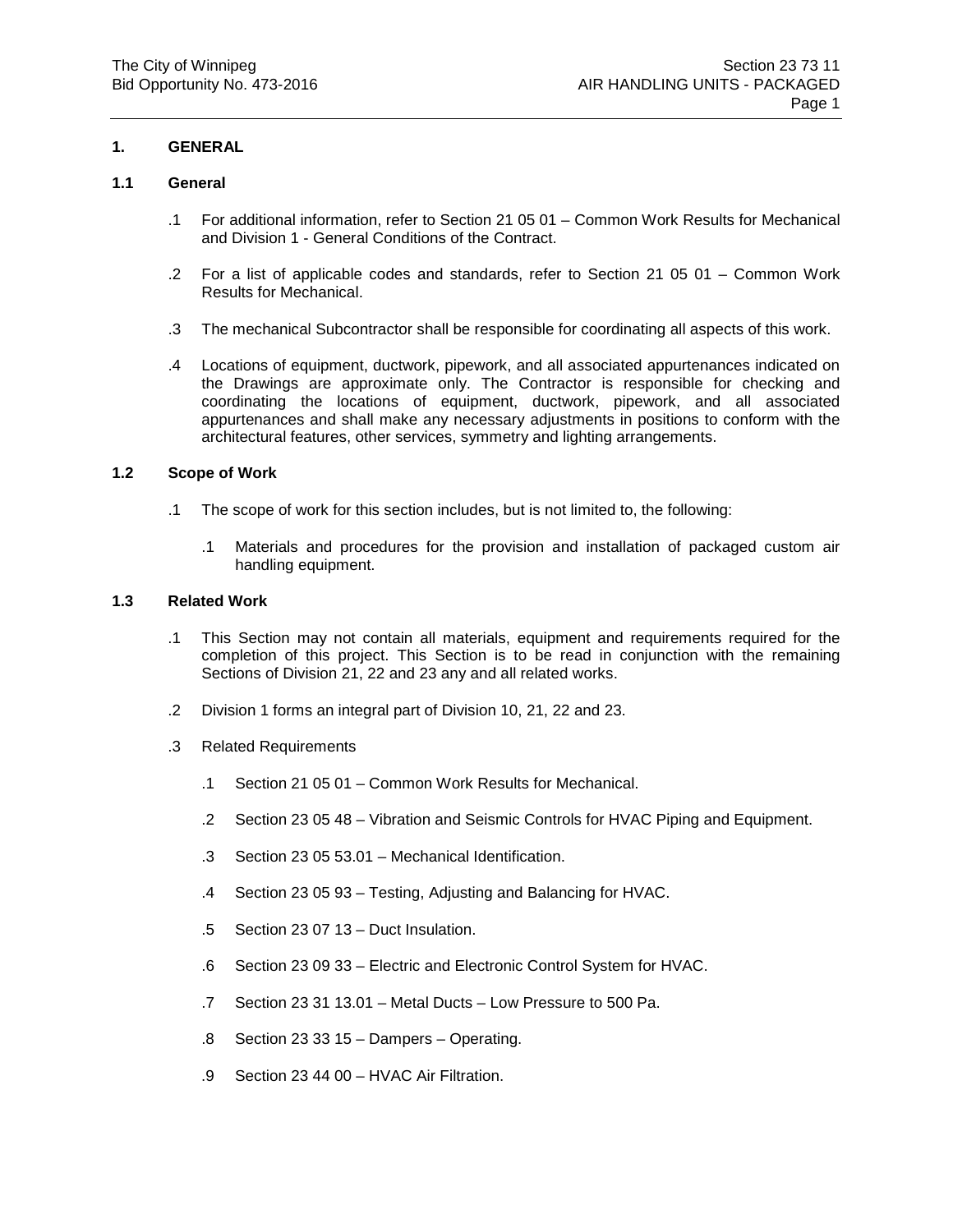## 1. GENERAL

### 1.1 General

.1 For additional information, refer to Section 21 05 01 – Common Work Results for Mechanical and Division 1 - General Conditions of the Contract.

.2 For a list of applicable codes and standards, refer to Section 21 05 01 – Common Work Results for Mechanical.

.3 The mechanical Subcontractor shall be responsible for coordinating all aspects of this work.

.4 Locations of equipment, ductwork, pipework, and all associated appurtenances indicated on the Drawings are approximate only. The Contractor is responsible for checking and coordinating the locations of equipment, ductwork, pipework, and all associated appurtenances and shall make any necessary adjustments in positions to conform with the architectural features, other services, symmetry and lighting arrangements.

### 1.2 Scope of Work

.1 The scope of work for this section includes, but is not limited to, the following:

  .1 Materials and procedures for the provision and installation of packaged custom air handling equipment.

### 1.3 Related Work

.1 This Section may not contain all materials, equipment and requirements required for the completion of this project. This Section is to be read in conjunction with the remaining Sections of Division 21, 22 and 23 any and all related works.

.2 Division 1 forms an integral part of Division 10, 21, 22 and 23.

.3 Related Requirements

  .1 Section 21 05 01 – Common Work Results for Mechanical.

  .2 Section 23 05 48 – Vibration and Seismic Controls for HVAC Piping and Equipment.

  .3 Section 23 05 53.01 – Mechanical Identification.

  .4 Section 23 05 93 – Testing, Adjusting and Balancing for HVAC.

  .5 Section 23 07 13 – Duct Insulation.

  .6 Section 23 09 33 – Electric and Electronic Control System for HVAC.

  .7 Section 23 31 13.01 – Metal Ducts – Low Pressure to 500 Pa.

  .8 Section 23 33 15 – Dampers – Operating.

  .9 Section 23 44 00 – HVAC Air Filtration.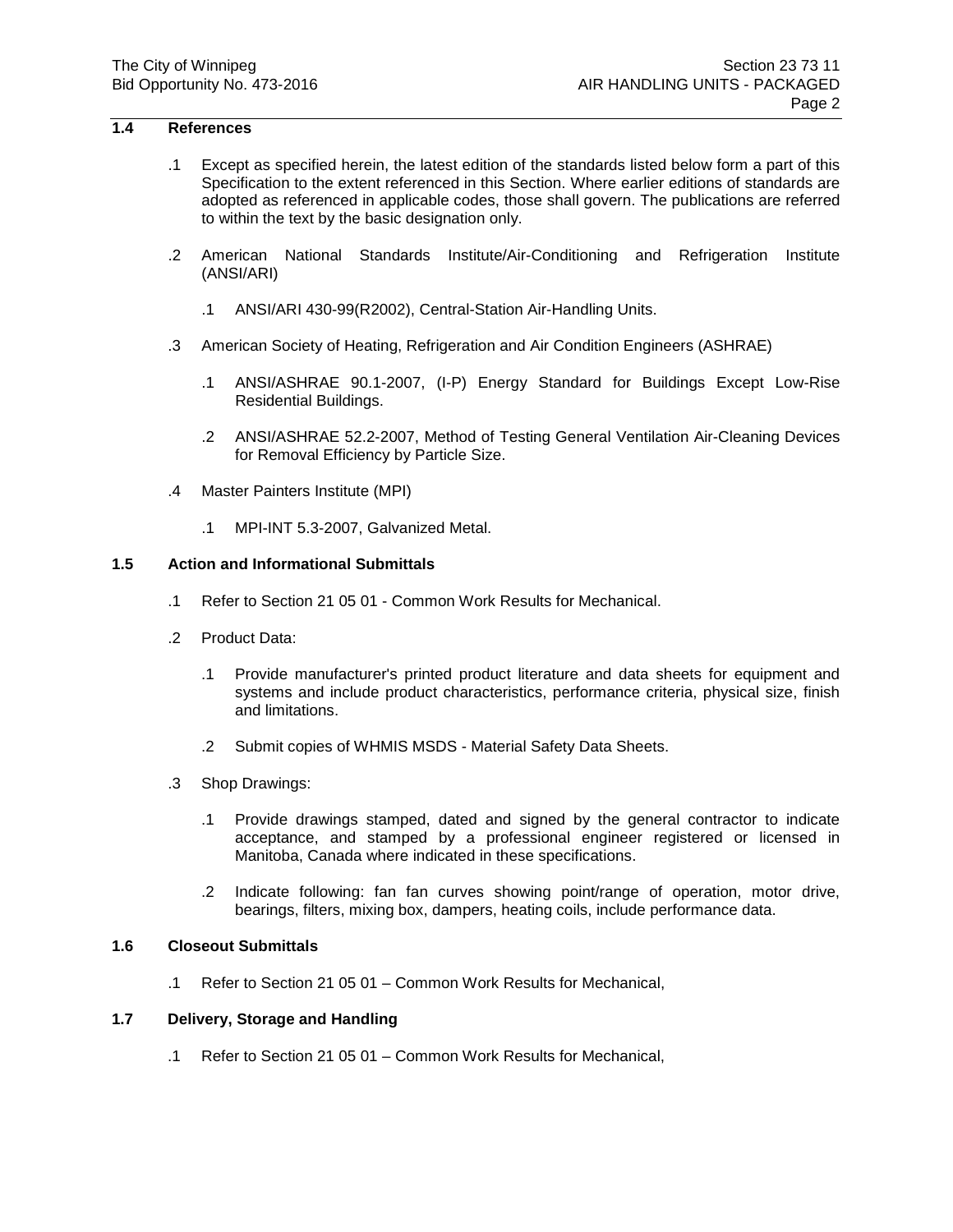## 1.4 References

.1 Except as specified herein, the latest edition of the standards listed below form a part of this Specification to the extent referenced in this Section. Where earlier editions of standards are adopted as referenced in applicable codes, those shall govern. The publications are referred to within the text by the basic designation only.

.2 American National Standards Institute/Air-Conditioning and Refrigeration Institute (ANSI/ARI)

   .1 ANSI/ARI 430-99(R2002), Central-Station Air-Handling Units.

.3 American Society of Heating, Refrigeration and Air Condition Engineers (ASHRAE)

   .1 ANSI/ASHRAE 90.1-2007, (I-P) Energy Standard for Buildings Except Low-Rise Residential Buildings.

   .2 ANSI/ASHRAE 52.2-2007, Method of Testing General Ventilation Air-Cleaning Devices for Removal Efficiency by Particle Size.

.4 Master Painters Institute (MPI)

   .1 MPI-INT 5.3-2007, Galvanized Metal.

## 1.5 Action and Informational Submittals

.1 Refer to Section 21 05 01 - Common Work Results for Mechanical.

.2 Product Data:

   .1 Provide manufacturer's printed product literature and data sheets for equipment and systems and include product characteristics, performance criteria, physical size, finish and limitations.

   .2 Submit copies of WHMIS MSDS - Material Safety Data Sheets.

.3 Shop Drawings:

   .1 Provide drawings stamped, dated and signed by the general contractor to indicate acceptance, and stamped by a professional engineer registered or licensed in Manitoba, Canada where indicated in these specifications.

   .2 Indicate following: fan fan curves showing point/range of operation, motor drive, bearings, filters, mixing box, dampers, heating coils, include performance data.

## 1.6 Closeout Submittals

.1 Refer to Section 21 05 01 – Common Work Results for Mechanical,

## 1.7 Delivery, Storage and Handling

.1 Refer to Section 21 05 01 – Common Work Results for Mechanical,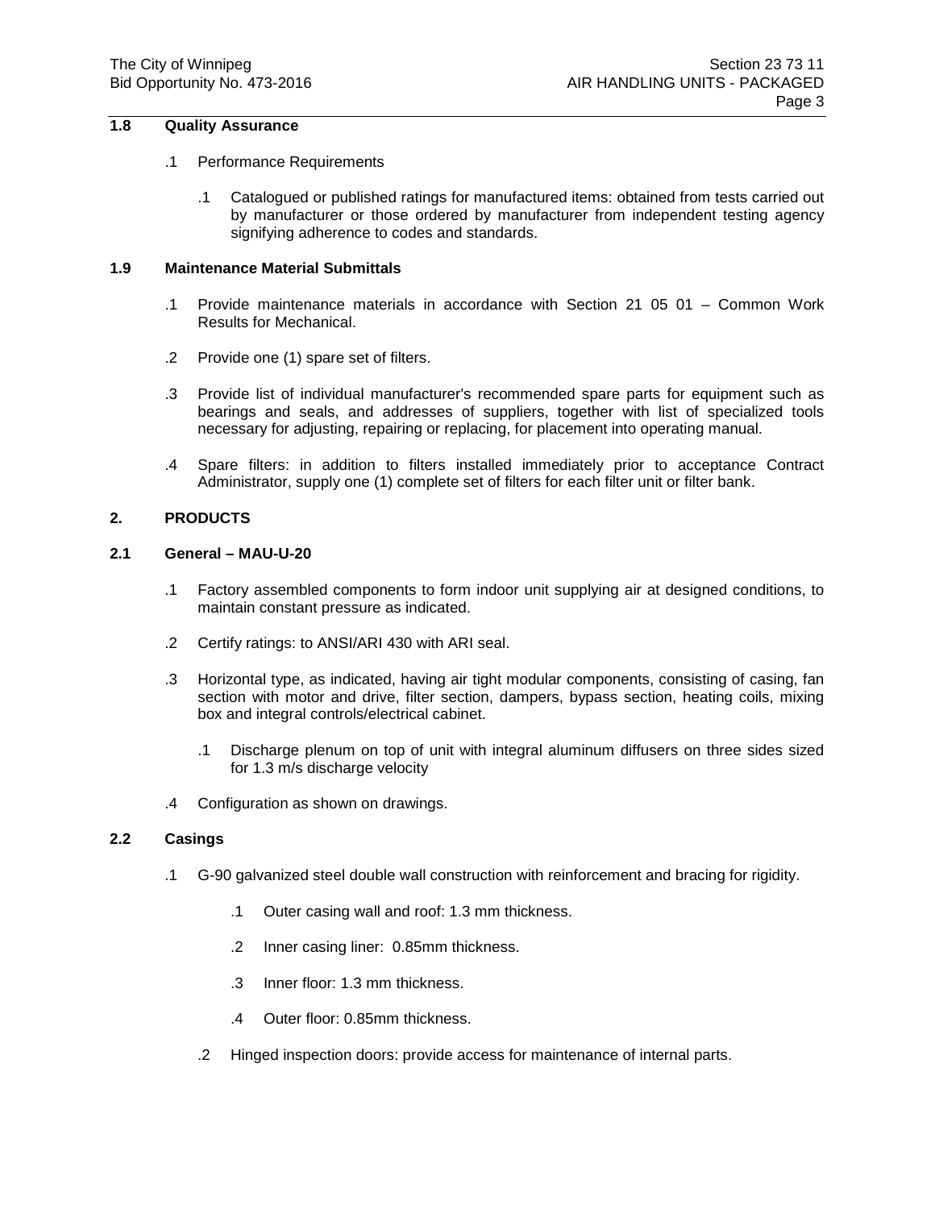## 1.8 Quality Assurance

.1 Performance Requirements

.1 Catalogued or published ratings for manufactured items: obtained from tests carried out by manufacturer or those ordered by manufacturer from independent testing agency signifying adherence to codes and standards.

## 1.9 Maintenance Material Submittals

.1 Provide maintenance materials in accordance with Section 21 05 01 – Common Work Results for Mechanical.

.2 Provide one (1) spare set of filters.

.3 Provide list of individual manufacturer's recommended spare parts for equipment such as bearings and seals, and addresses of suppliers, together with list of specialized tools necessary for adjusting, repairing or replacing, for placement into operating manual.

.4 Spare filters: in addition to filters installed immediately prior to acceptance Contract Administrator, supply one (1) complete set of filters for each filter unit or filter bank.

# 2. PRODUCTS

## 2.1 General – MAU-U-20

.1 Factory assembled components to form indoor unit supplying air at designed conditions, to maintain constant pressure as indicated.

.2 Certify ratings: to ANSI/ARI 430 with ARI seal.

.3 Horizontal type, as indicated, having air tight modular components, consisting of casing, fan section with motor and drive, filter section, dampers, bypass section, heating coils, mixing box and integral controls/electrical cabinet.

.1 Discharge plenum on top of unit with integral aluminum diffusers on three sides sized for 1.3 m/s discharge velocity

.4 Configuration as shown on drawings.

## 2.2 Casings

.1 G-90 galvanized steel double wall construction with reinforcement and bracing for rigidity.

.1 Outer casing wall and roof: 1.3 mm thickness.

.2 Inner casing liner: 0.85mm thickness.

.3 Inner floor: 1.3 mm thickness.

.4 Outer floor: 0.85mm thickness.

.2 Hinged inspection doors: provide access for maintenance of internal parts.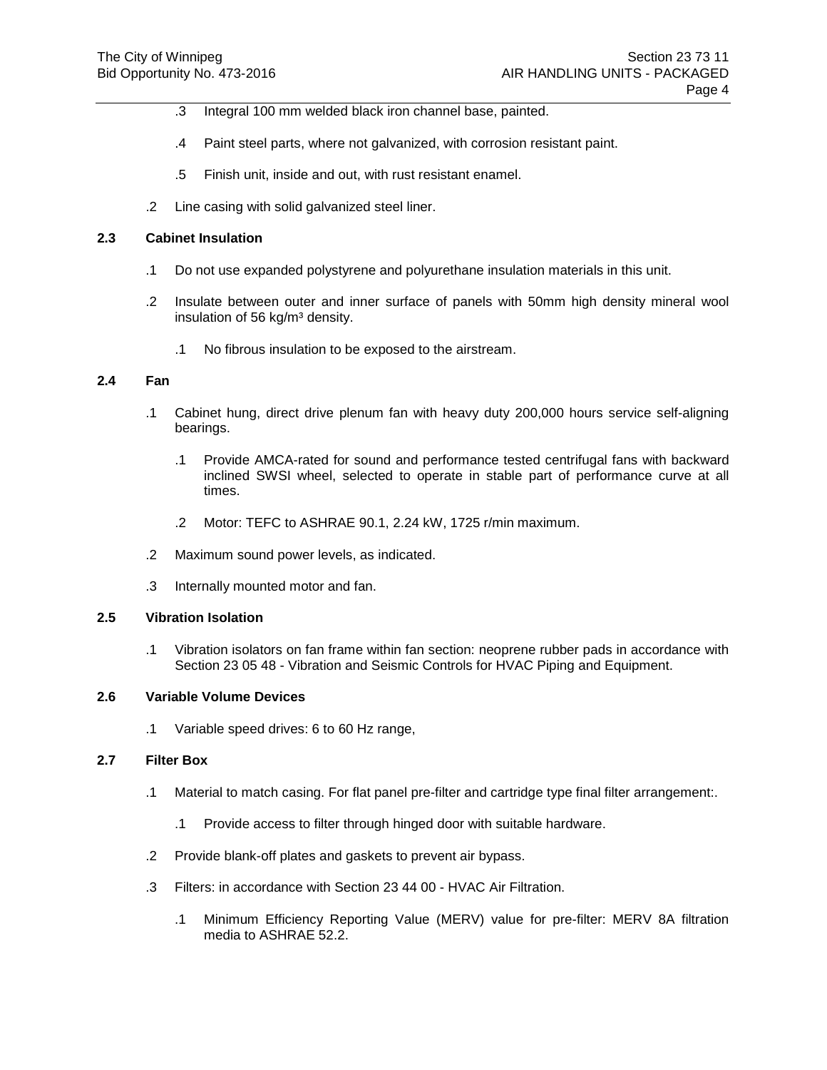.3 Integral 100 mm welded black iron channel base, painted.

.4 Paint steel parts, where not galvanized, with corrosion resistant paint.

.5 Finish unit, inside and out, with rust resistant enamel.

.2 Line casing with solid galvanized steel liner.

### 2.3 Cabinet Insulation

.1 Do not use expanded polystyrene and polyurethane insulation materials in this unit.

.2 Insulate between outer and inner surface of panels with 50mm high density mineral wool insulation of 56 kg/m³ density.

.1 No fibrous insulation to be exposed to the airstream.

### 2.4 Fan

.1 Cabinet hung, direct drive plenum fan with heavy duty 200,000 hours service self-aligning bearings.

.1 Provide AMCA-rated for sound and performance tested centrifugal fans with backward inclined SWSI wheel, selected to operate in stable part of performance curve at all times.

.2 Motor: TEFC to ASHRAE 90.1, 2.24 kW, 1725 r/min maximum.

.2 Maximum sound power levels, as indicated.

.3 Internally mounted motor and fan.

### 2.5 Vibration Isolation

.1 Vibration isolators on fan frame within fan section: neoprene rubber pads in accordance with Section 23 05 48 - Vibration and Seismic Controls for HVAC Piping and Equipment.

### 2.6 Variable Volume Devices

.1 Variable speed drives: 6 to 60 Hz range,

### 2.7 Filter Box

.1 Material to match casing. For flat panel pre-filter and cartridge type final filter arrangement:.

.1 Provide access to filter through hinged door with suitable hardware.

.2 Provide blank-off plates and gaskets to prevent air bypass.

.3 Filters: in accordance with Section 23 44 00 - HVAC Air Filtration.

.1 Minimum Efficiency Reporting Value (MERV) value for pre-filter: MERV 8A filtration media to ASHRAE 52.2.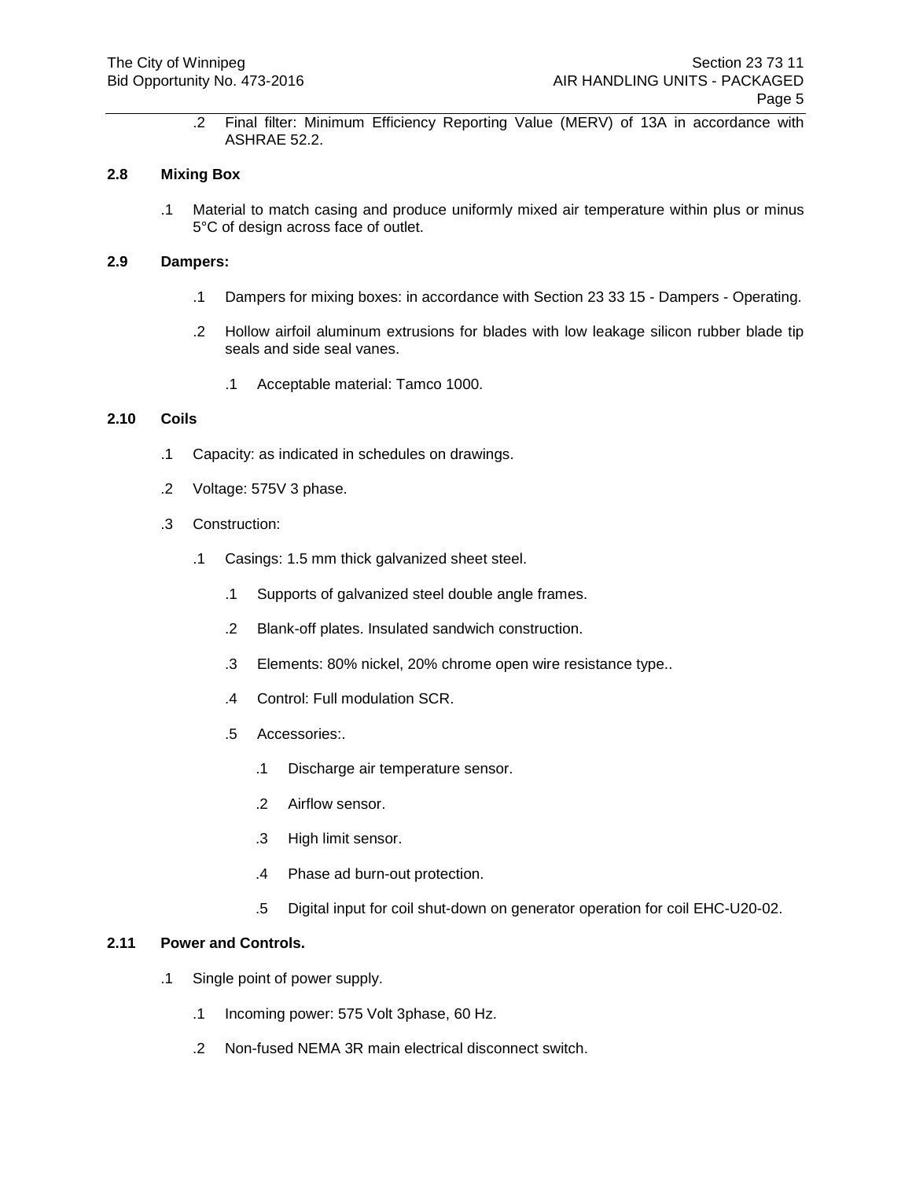.2 Final filter: Minimum Efficiency Reporting Value (MERV) of 13A in accordance with ASHRAE 52.2.

## 2.8 Mixing Box

.1 Material to match casing and produce uniformly mixed air temperature within plus or minus 5°C of design across face of outlet.

## 2.9 Dampers:

.1 Dampers for mixing boxes: in accordance with Section 23 33 15 - Dampers - Operating.

.2 Hollow airfoil aluminum extrusions for blades with low leakage silicon rubber blade tip seals and side seal vanes.

.1 Acceptable material: Tamco 1000.

## 2.10 Coils

.1 Capacity: as indicated in schedules on drawings.

.2 Voltage: 575V 3 phase.

.3 Construction:

.1 Casings: 1.5 mm thick galvanized sheet steel.

.1 Supports of galvanized steel double angle frames.

.2 Blank-off plates. Insulated sandwich construction.

.3 Elements: 80% nickel, 20% chrome open wire resistance type..

.4 Control: Full modulation SCR.

.5 Accessories:.

.1 Discharge air temperature sensor.

.2 Airflow sensor.

.3 High limit sensor.

.4 Phase ad burn-out protection.

.5 Digital input for coil shut-down on generator operation for coil EHC-U20-02.

## 2.11 Power and Controls.

.1 Single point of power supply.

.1 Incoming power: 575 Volt 3phase, 60 Hz.

.2 Non-fused NEMA 3R main electrical disconnect switch.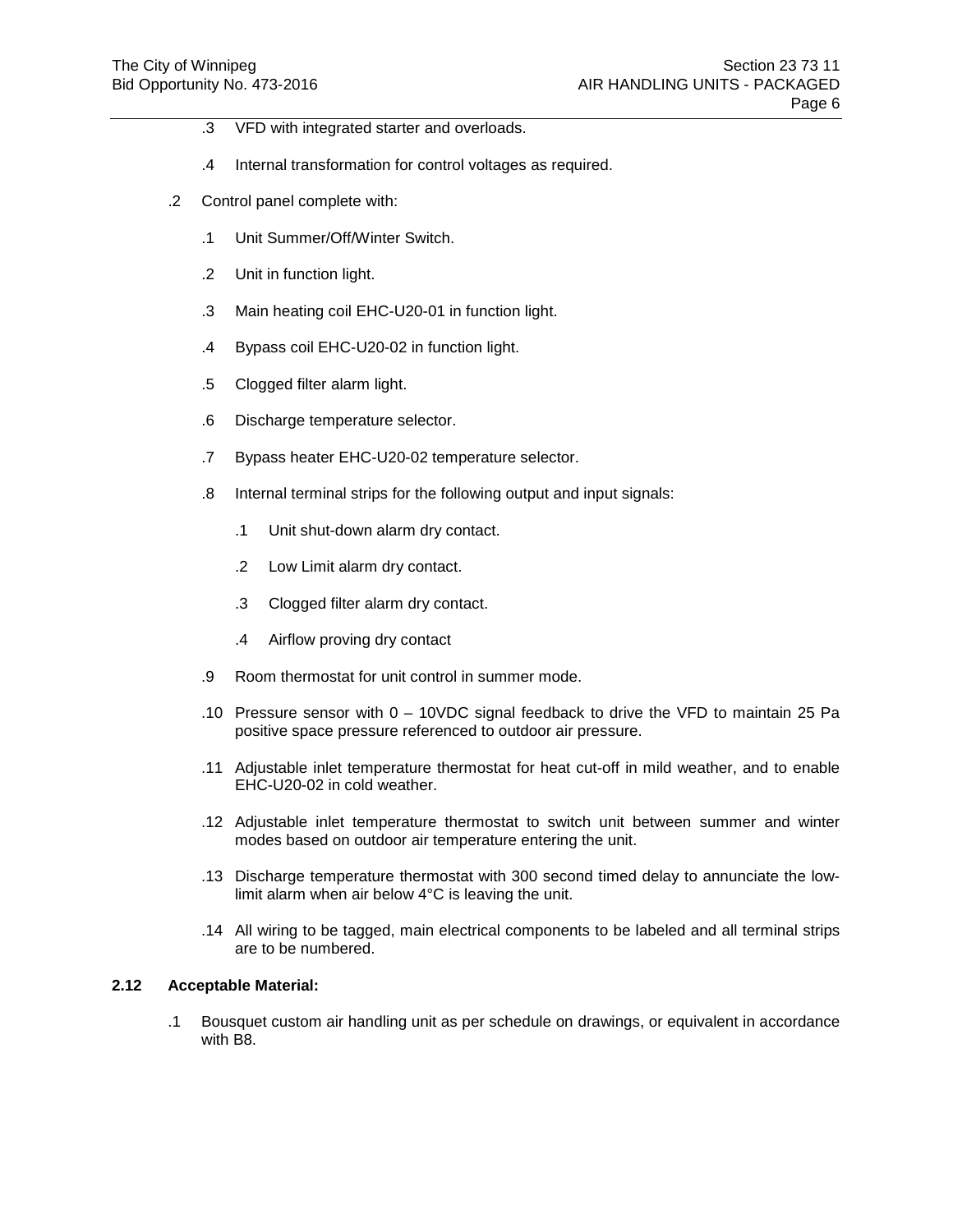.3 VFD with integrated starter and overloads.

.4 Internal transformation for control voltages as required.

.2 Control panel complete with:

.1 Unit Summer/Off/Winter Switch.

.2 Unit in function light.

.3 Main heating coil EHC-U20-01 in function light.

.4 Bypass coil EHC-U20-02 in function light.

.5 Clogged filter alarm light.

.6 Discharge temperature selector.

.7 Bypass heater EHC-U20-02 temperature selector.

.8 Internal terminal strips for the following output and input signals:

.1 Unit shut-down alarm dry contact.

.2 Low Limit alarm dry contact.

.3 Clogged filter alarm dry contact.

.4 Airflow proving dry contact

.9 Room thermostat for unit control in summer mode.

.10 Pressure sensor with 0 – 10VDC signal feedback to drive the VFD to maintain 25 Pa positive space pressure referenced to outdoor air pressure.

.11 Adjustable inlet temperature thermostat for heat cut-off in mild weather, and to enable EHC-U20-02 in cold weather.

.12 Adjustable inlet temperature thermostat to switch unit between summer and winter modes based on outdoor air temperature entering the unit.

.13 Discharge temperature thermostat with 300 second timed delay to annunciate the low-limit alarm when air below 4°C is leaving the unit.

.14 All wiring to be tagged, main electrical components to be labeled and all terminal strips are to be numbered.

**2.12 Acceptable Material:**

.1 Bousquet custom air handling unit as per schedule on drawings, or equivalent in accordance with B8.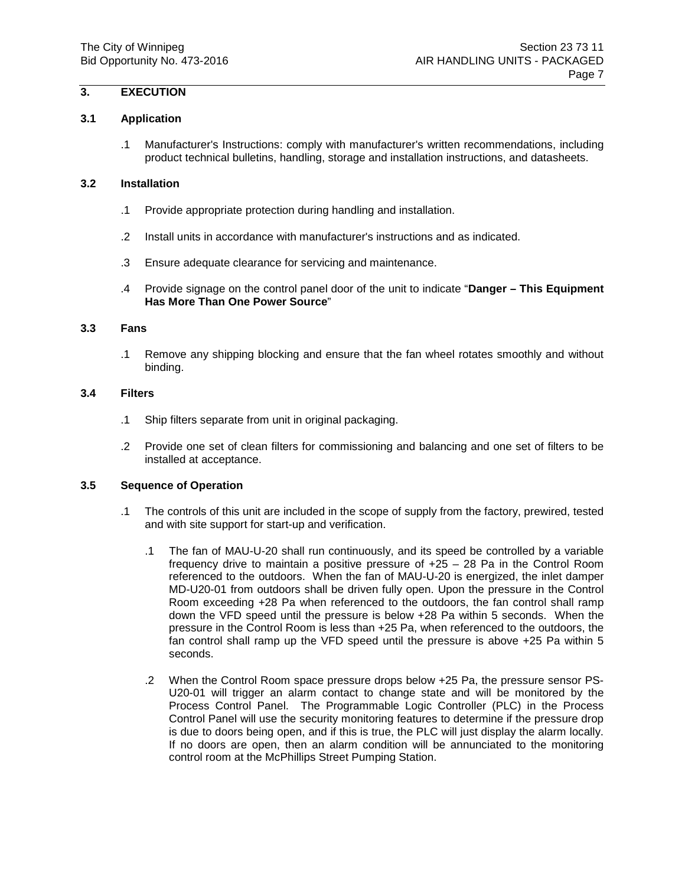## 3. EXECUTION

### 3.1 Application

.1 Manufacturer's Instructions: comply with manufacturer's written recommendations, including product technical bulletins, handling, storage and installation instructions, and datasheets.

### 3.2 Installation

.1 Provide appropriate protection during handling and installation.

.2 Install units in accordance with manufacturer's instructions and as indicated.

.3 Ensure adequate clearance for servicing and maintenance.

.4 Provide signage on the control panel door of the unit to indicate "**Danger – This Equipment Has More Than One Power Source**"

### 3.3 Fans

.1 Remove any shipping blocking and ensure that the fan wheel rotates smoothly and without binding.

### 3.4 Filters

.1 Ship filters separate from unit in original packaging.

.2 Provide one set of clean filters for commissioning and balancing and one set of filters to be installed at acceptance.

### 3.5 Sequence of Operation

.1 The controls of this unit are included in the scope of supply from the factory, prewired, tested and with site support for start-up and verification.

.1 The fan of MAU-U-20 shall run continuously, and its speed be controlled by a variable frequency drive to maintain a positive pressure of +25 – 28 Pa in the Control Room referenced to the outdoors. When the fan of MAU-U-20 is energized, the inlet damper MD-U20-01 from outdoors shall be driven fully open. Upon the pressure in the Control Room exceeding +28 Pa when referenced to the outdoors, the fan control shall ramp down the VFD speed until the pressure is below +28 Pa within 5 seconds. When the pressure in the Control Room is less than +25 Pa, when referenced to the outdoors, the fan control shall ramp up the VFD speed until the pressure is above +25 Pa within 5 seconds.

.2 When the Control Room space pressure drops below +25 Pa, the pressure sensor PS-U20-01 will trigger an alarm contact to change state and will be monitored by the Process Control Panel. The Programmable Logic Controller (PLC) in the Process Control Panel will use the security monitoring features to determine if the pressure drop is due to doors being open, and if this is true, the PLC will just display the alarm locally. If no doors are open, then an alarm condition will be annunciated to the monitoring control room at the McPhillips Street Pumping Station.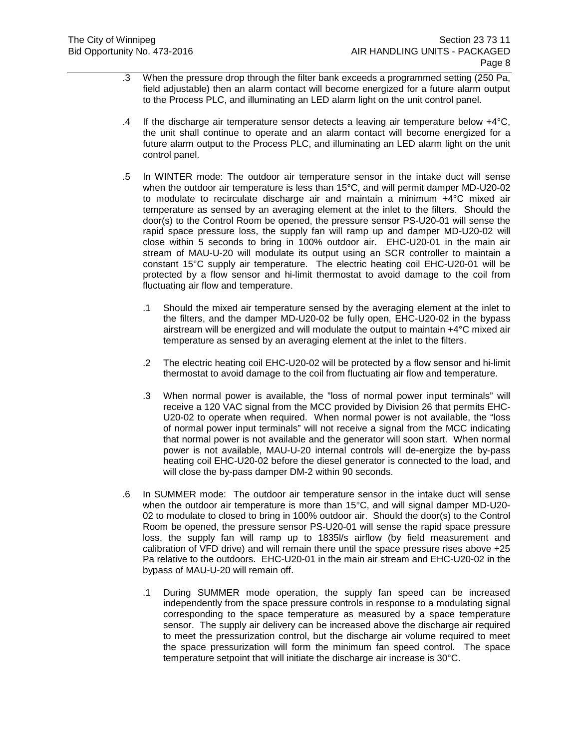.3 When the pressure drop through the filter bank exceeds a programmed setting (250 Pa, field adjustable) then an alarm contact will become energized for a future alarm output to the Process PLC, and illuminating an LED alarm light on the unit control panel.

.4 If the discharge air temperature sensor detects a leaving air temperature below +4°C, the unit shall continue to operate and an alarm contact will become energized for a future alarm output to the Process PLC, and illuminating an LED alarm light on the unit control panel.

.5 In WINTER mode: The outdoor air temperature sensor in the intake duct will sense when the outdoor air temperature is less than 15°C, and will permit damper MD-U20-02 to modulate to recirculate discharge air and maintain a minimum +4°C mixed air temperature as sensed by an averaging element at the inlet to the filters. Should the door(s) to the Control Room be opened, the pressure sensor PS-U20-01 will sense the rapid space pressure loss, the supply fan will ramp up and damper MD-U20-02 will close within 5 seconds to bring in 100% outdoor air. EHC-U20-01 in the main air stream of MAU-U-20 will modulate its output using an SCR controller to maintain a constant 15°C supply air temperature. The electric heating coil EHC-U20-01 will be protected by a flow sensor and hi-limit thermostat to avoid damage to the coil from fluctuating air flow and temperature.

   .1 Should the mixed air temperature sensed by the averaging element at the inlet to the filters, and the damper MD-U20-02 be fully open, EHC-U20-02 in the bypass airstream will be energized and will modulate the output to maintain +4°C mixed air temperature as sensed by an averaging element at the inlet to the filters.

   .2 The electric heating coil EHC-U20-02 will be protected by a flow sensor and hi-limit thermostat to avoid damage to the coil from fluctuating air flow and temperature.

   .3 When normal power is available, the "loss of normal power input terminals" will receive a 120 VAC signal from the MCC provided by Division 26 that permits EHC-U20-02 to operate when required. When normal power is not available, the "loss of normal power input terminals" will not receive a signal from the MCC indicating that normal power is not available and the generator will soon start. When normal power is not available, MAU-U-20 internal controls will de-energize the by-pass heating coil EHC-U20-02 before the diesel generator is connected to the load, and will close the by-pass damper DM-2 within 90 seconds.

.6 In SUMMER mode: The outdoor air temperature sensor in the intake duct will sense when the outdoor air temperature is more than 15°C, and will signal damper MD-U20-02 to modulate to closed to bring in 100% outdoor air. Should the door(s) to the Control Room be opened, the pressure sensor PS-U20-01 will sense the rapid space pressure loss, the supply fan will ramp up to 1835l/s airflow (by field measurement and calibration of VFD drive) and will remain there until the space pressure rises above +25 Pa relative to the outdoors. EHC-U20-01 in the main air stream and EHC-U20-02 in the bypass of MAU-U-20 will remain off.

   .1 During SUMMER mode operation, the supply fan speed can be increased independently from the space pressure controls in response to a modulating signal corresponding to the space temperature as measured by a space temperature sensor. The supply air delivery can be increased above the discharge air required to meet the pressurization control, but the discharge air volume required to meet the space pressurization will form the minimum fan speed control. The space temperature setpoint that will initiate the discharge air increase is 30°C.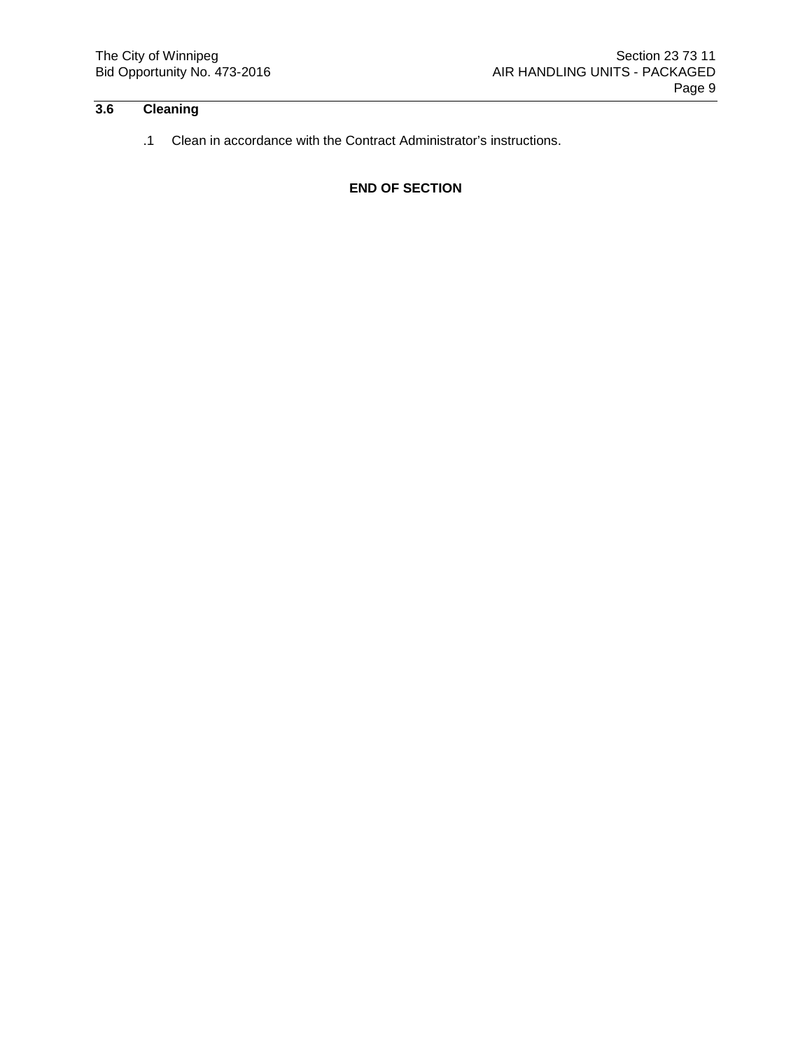### 3.6 Cleaning

.1 Clean in accordance with the Contract Administrator's instructions.

**END OF SECTION**